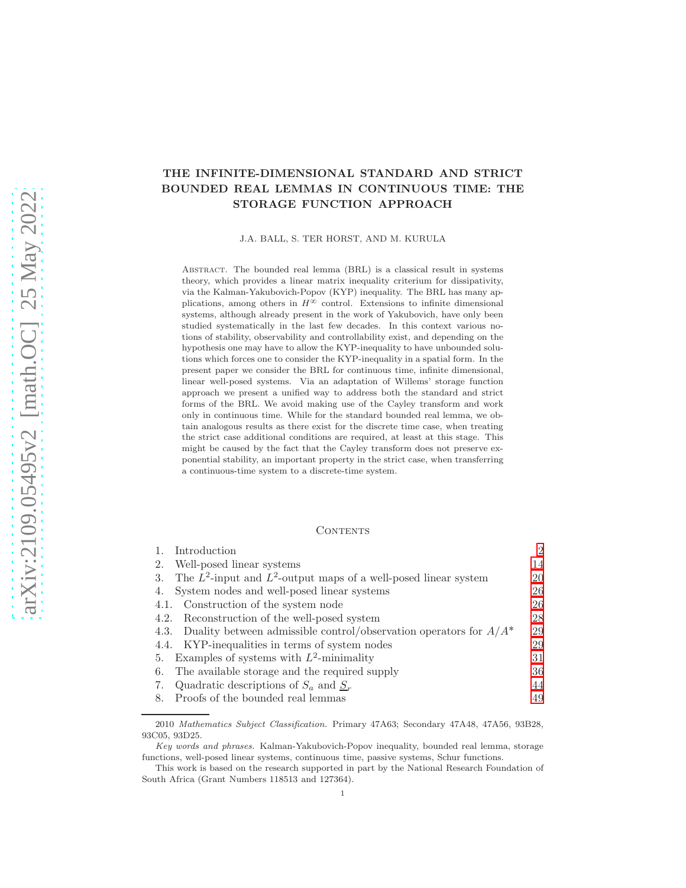# THE INFINITE-DIMENSIONAL STANDARD AND STRICT BOUNDED REAL LEMMAS IN CONTINUOUS TIME: THE STORAGE FUNCTION APPROACH

J.A. BALL, S. TER HORST, AND M. KURULA

Abstract. The bounded real lemma (BRL) is a classical result in systems theory, which provides a linear matrix inequality criterium for dissipativity, via the Kalman-Yakubovich-Popov (KYP) inequality. The BRL has many applications, among others in $H^\infty$ control. Extensions to infinite dimensional systems, although already present in the work of Yakubovich, have only been studied systematically in the last few decades. In this context various notions of stability, observability and controllability exist, and depending on the hypothesis one may have to allow the KYP-inequality to have unbounded solutions which forces one to consider the KYP-inequality in a spatial form. In the present paper we consider the BRL for continuous time, infinite dimensional, linear well-posed systems. Via an adaptation of Willems' storage function approach we present a unified way to address both the standard and strict forms of the BRL. We avoid making use of the Cayley transform and work only in continuous time. While for the standard bounded real lemma, we obtain analogous results as there exist for the discrete time case, when treating the strict case additional conditions are required, at least at this stage. This might be caused by the fact that the Cayley transform does not preserve exponential stability, an important property in the strict case, when transferring a continuous-time system to a discrete-time system.

## Contents

| | |
|---|---|
| 1. Introduction | 2 |
| 2. Well-posed linear systems | 14 |
| 3. The $L^2$-input and $L^2$-output maps of a well-posed linear system | 20 |
| 4. System nodes and well-posed linear systems | 26 |
| 4.1. Construction of the system node | 26 |
| 4.2. Reconstruction of the well-posed system | 28 |
| 4.3. Duality between admissible control/observation operators for $A/A^*$ | 29 |
| 4.4. KYP-inequalities in terms of system nodes | 29 |
| 5. Examples of systems with $L^2$-minimality | 31 |
| 6. The available storage and the required supply | 36 |
| 7. Quadratic descriptions of $S_a$ and $\underline{S}_r$ | 44 |
| 8. Proofs of the bounded real lemmas | 49 |

2010 *Mathematics Subject Classification.* Primary 47A63; Secondary 47A48, 47A56, 93B28, 93C05, 93D25.

*Key words and phrases.* Kalman-Yakubovich-Popov inequality, bounded real lemma, storage functions, well-posed linear systems, continuous time, passive systems, Schur functions.

This work is based on the research supported in part by the National Research Foundation of South Africa (Grant Numbers 118513 and 127364).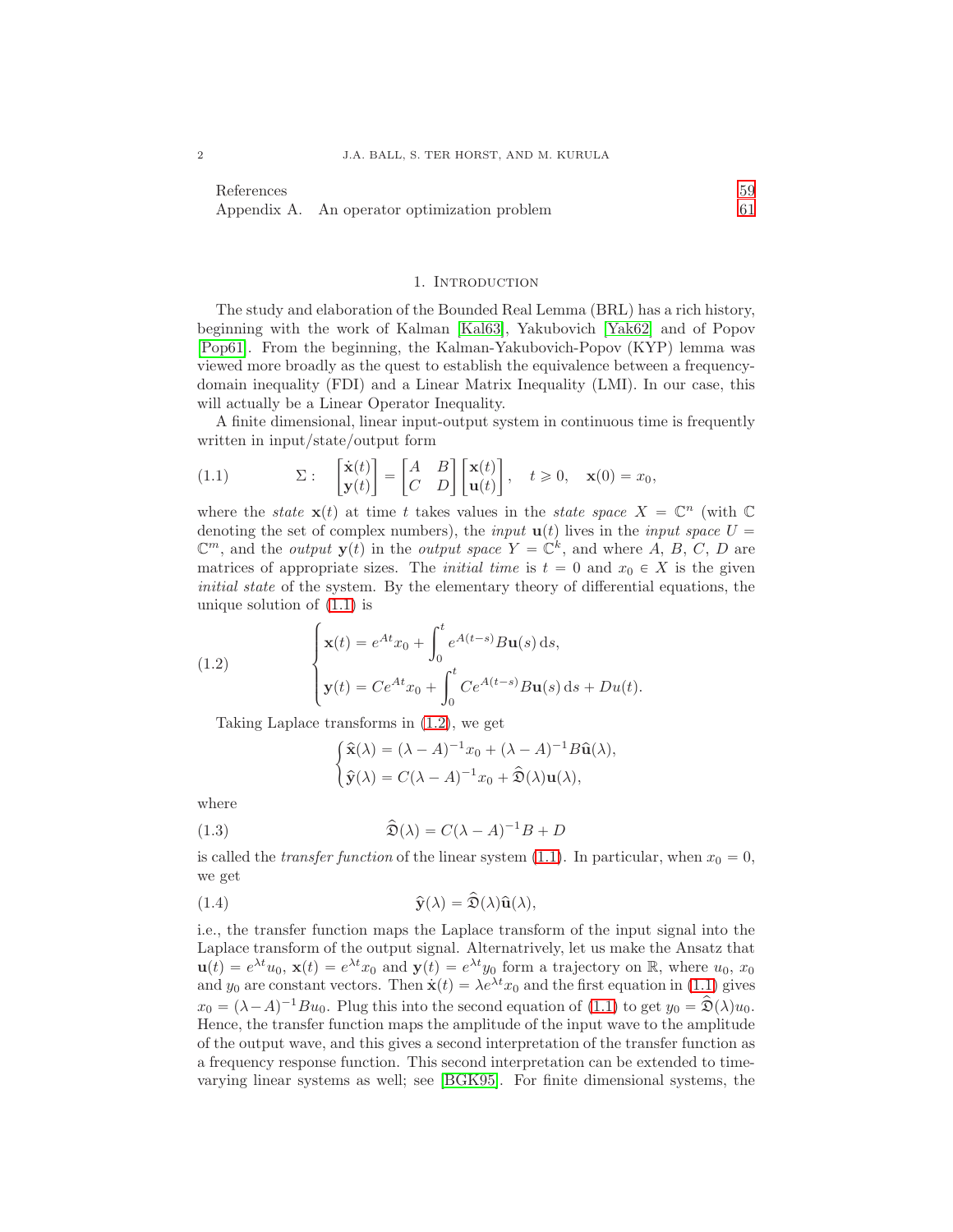References 59
Appendix A. An operator optimization problem 61

## 1. Introduction

The study and elaboration of the Bounded Real Lemma (BRL) has a rich history, beginning with the work of Kalman [Kal63], Yakubovich [Yak62] and of Popov [Pop61]. From the beginning, the Kalman-Yakubovich-Popov (KYP) lemma was viewed more broadly as the quest to establish the equivalence between a frequency-domain inequality (FDI) and a Linear Matrix Inequality (LMI). In our case, this will actually be a Linear Operator Inequality.

A finite dimensional, linear input-output system in continuous time is frequently written in input/state/output form

$$\Sigma : \quad \begin{bmatrix} \dot{\mathbf{x}}(t) \\ \mathbf{y}(t) \end{bmatrix} = \begin{bmatrix} A & B \\ C & D \end{bmatrix} \begin{bmatrix} \mathbf{x}(t) \\ \mathbf{u}(t) \end{bmatrix}, \quad t \geqslant 0, \quad \mathbf{x}(0) = x_0, \tag{1.1}$$

where the *state* $\mathbf{x}(t)$ at time $t$ takes values in the *state space* $X = \mathbb{C}^n$ (with $\mathbb{C}$ denoting the set of complex numbers), the *input* $\mathbf{u}(t)$ lives in the *input space* $U = \mathbb{C}^m$, and the *output* $\mathbf{y}(t)$ in the *output space* $Y = \mathbb{C}^k$, and where $A$, $B$, $C$, $D$ are matrices of appropriate sizes. The *initial time* is $t = 0$ and $x_0 \in X$ is the given *initial state* of the system. By the elementary theory of differential equations, the unique solution of (1.1) is

$$\begin{cases} \mathbf{x}(t) = e^{At}x_0 + \displaystyle\int_0^t e^{A(t-s)}B\mathbf{u}(s)\,\mathrm{d}s, \\ \mathbf{y}(t) = Ce^{At}x_0 + \displaystyle\int_0^t Ce^{A(t-s)}B\mathbf{u}(s)\,\mathrm{d}s + Du(t). \end{cases} \tag{1.2}$$

Taking Laplace transforms in (1.2), we get

$$\begin{cases} \widehat{\mathbf{x}}(\lambda) = (\lambda - A)^{-1}x_0 + (\lambda - A)^{-1}B\widehat{\mathbf{u}}(\lambda), \\ \widehat{\mathbf{y}}(\lambda) = C(\lambda - A)^{-1}x_0 + \widehat{\mathfrak{D}}(\lambda)\mathbf{u}(\lambda), \end{cases}$$

where

$$\widehat{\mathfrak{D}}(\lambda) = C(\lambda - A)^{-1}B + D \tag{1.3}$$

is called the *transfer function* of the linear system (1.1). In particular, when $x_0 = 0$, we get

$$\widehat{\mathbf{y}}(\lambda) = \widehat{\mathfrak{D}}(\lambda)\widehat{\mathbf{u}}(\lambda), \tag{1.4}$$

i.e., the transfer function maps the Laplace transform of the input signal into the Laplace transform of the output signal. Alternatively, let us make the Ansatz that $\mathbf{u}(t) = e^{\lambda t}u_0$, $\mathbf{x}(t) = e^{\lambda t}x_0$ and $\mathbf{y}(t) = e^{\lambda t}y_0$ form a trajectory on $\mathbb{R}$, where $u_0$, $x_0$ and $y_0$ are constant vectors. Then $\dot{\mathbf{x}}(t) = \lambda e^{\lambda t}x_0$ and the first equation in (1.1) gives $x_0 = (\lambda - A)^{-1}Bu_0$. Plug this into the second equation of (1.1) to get $y_0 = \widehat{\mathfrak{D}}(\lambda)u_0$. Hence, the transfer function maps the amplitude of the input wave to the amplitude of the output wave, and this gives a second interpretation of the transfer function as a frequency response function. This second interpretation can be extended to time-varying linear systems as well; see [BGK95]. For finite dimensional systems, the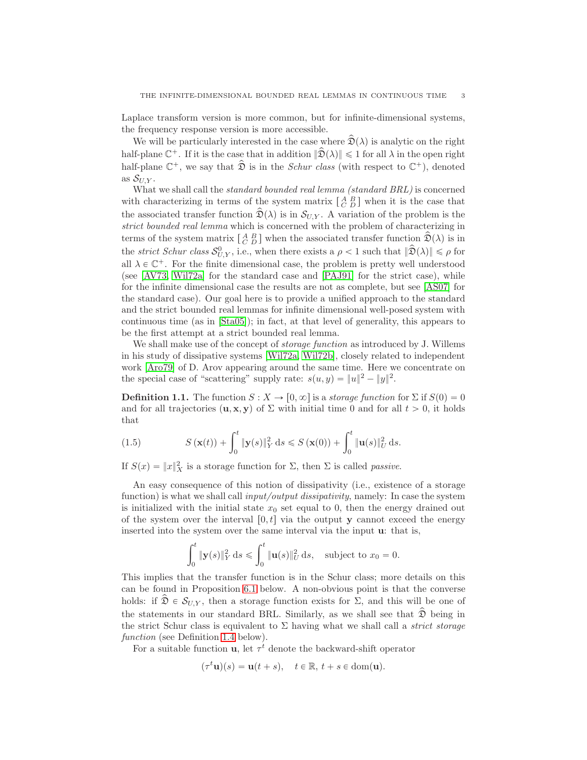Laplace transform version is more common, but for infinite-dimensional systems, the frequency response version is more accessible.

We will be particularly interested in the case where $\widehat{\mathfrak{D}}(\lambda)$ is analytic on the right half-plane $\mathbb{C}^+$. If it is the case that in addition $\|\widehat{\mathfrak{D}}(\lambda)\| \leqslant 1$ for all $\lambda$ in the open right half-plane $\mathbb{C}^+$, we say that $\widehat{\mathfrak{D}}$ is in the *Schur class* (with respect to $\mathbb{C}^+$), denoted as $\mathcal{S}_{U,Y}$.

What we shall call the *standard bounded real lemma (standard BRL)* is concerned with characterizing in terms of the system matrix $\left[\begin{smallmatrix} A & B \\ C & D \end{smallmatrix}\right]$ when it is the case that the associated transfer function $\widehat{\mathfrak{D}}(\lambda)$ is in $\mathcal{S}_{U,Y}$. A variation of the problem is the *strict bounded real lemma* which is concerned with the problem of characterizing in terms of the system matrix $\left[\begin{smallmatrix} A & B \\ C & D \end{smallmatrix}\right]$ when the associated transfer function $\widehat{\mathfrak{D}}(\lambda)$ is in the *strict Schur class* $\mathcal{S}^0_{U,Y}$, i.e., when there exists a $\rho < 1$ such that $\|\widehat{\mathfrak{D}}(\lambda)\| \leqslant \rho$ for all $\lambda \in \mathbb{C}^+$. For the finite dimensional case, the problem is pretty well understood (see [AV73, Wil72a] for the standard case and [PAJ91] for the strict case), while for the infinite dimensional case the results are not as complete, but see [AS07] for the standard case). Our goal here is to provide a unified approach to the standard and the strict bounded real lemmas for infinite dimensional well-posed system with continuous time (as in [Sta05]); in fact, at that level of generality, this appears to be the first attempt at a strict bounded real lemma.

We shall make use of the concept of *storage function* as introduced by J. Willems in his study of dissipative systems [Wil72a, Wil72b], closely related to independent work [Aro79] of D. Arov appearing around the same time. Here we concentrate on the special case of "scattering" supply rate: $s(u, y) = \|u\|^2 - \|y\|^2$.

**Definition 1.1.** The function $S : X \to [0, \infty]$ is a *storage function* for $\Sigma$ if $S(0) = 0$ and for all trajectories $(\mathbf{u}, \mathbf{x}, \mathbf{y})$ of $\Sigma$ with initial time 0 and for all $t > 0$, it holds that

$$S\left(\mathbf{x}(t)\right) + \int_0^t \|\mathbf{y}(s)\|_Y^2 \,\mathrm{d}s \leqslant S\left(\mathbf{x}(0)\right) + \int_0^t \|\mathbf{u}(s)\|_U^2 \,\mathrm{d}s. \tag{1.5}$$

If $S(x) = \|x\|_X^2$ is a storage function for $\Sigma$, then $\Sigma$ is called *passive*.

An easy consequence of this notion of dissipativity (i.e., existence of a storage function) is what we shall call *input/output dissipativity*, namely: In case the system is initialized with the initial state $x_0$ set equal to 0, then the energy drained out of the system over the interval $[0, t]$ via the output $\mathbf{y}$ cannot exceed the energy inserted into the system over the same interval via the input $\mathbf{u}$: that is,

$$\int_0^t \|\mathbf{y}(s)\|_Y^2 \,\mathrm{d}s \leqslant \int_0^t \|\mathbf{u}(s)\|_U^2 \,\mathrm{d}s, \quad \text{subject to } x_0 = 0.$$

This implies that the transfer function is in the Schur class; more details on this can be found in Proposition 6.1 below. A non-obvious point is that the converse holds: if $\widehat{\mathfrak{D}} \in \mathcal{S}_{U,Y}$, then a storage function exists for $\Sigma$, and this will be one of the statements in our standard BRL. Similarly, as we shall see that $\widehat{\mathfrak{D}}$ being in the strict Schur class is equivalent to $\Sigma$ having what we shall call a *strict storage function* (see Definition 1.4 below).

For a suitable function $\mathbf{u}$, let $\tau^t$ denote the backward-shift operator

$$(\tau^t \mathbf{u})(s) = \mathbf{u}(t + s), \quad t \in \mathbb{R},\ t + s \in \operatorname{dom}(\mathbf{u}).$$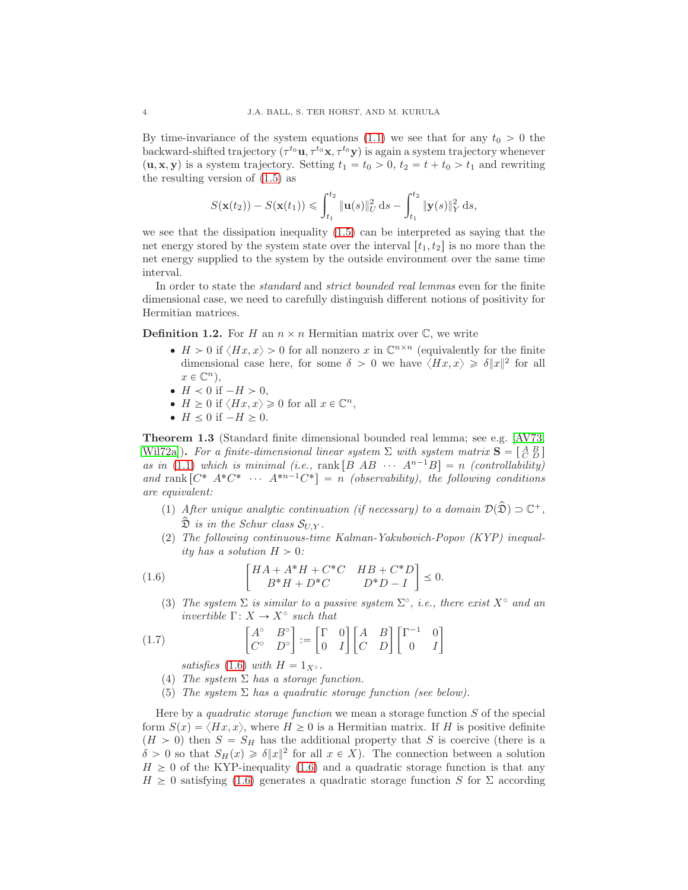By time-invariance of the system equations (1.1) we see that for any $t_0 > 0$ the backward-shifted trajectory $(\tau^{t_0}\mathbf{u}, \tau^{t_0}\mathbf{x}, \tau^{t_0}\mathbf{y})$ is again a system trajectory whenever $(\mathbf{u}, \mathbf{x}, \mathbf{y})$ is a system trajectory. Setting $t_1 = t_0 > 0$, $t_2 = t + t_0 > t_1$ and rewriting the resulting version of (1.5) as

$$S(\mathbf{x}(t_2)) - S(\mathbf{x}(t_1)) \leqslant \int_{t_1}^{t_2} \|\mathbf{u}(s)\|_U^2 \, \mathrm{d}s - \int_{t_1}^{t_2} \|\mathbf{y}(s)\|_Y^2 \, \mathrm{d}s,$$

we see that the dissipation inequality (1.5) can be interpreted as saying that the net energy stored by the system state over the interval $[t_1, t_2]$ is no more than the net energy supplied to the system by the outside environment over the same time interval.

In order to state the *standard* and *strict bounded real lemmas* even for the finite dimensional case, we need to carefully distinguish different notions of positivity for Hermitian matrices.

**Definition 1.2.** For $H$ an $n \times n$ Hermitian matrix over $\mathbb{C}$, we write

- $H \succ 0$ if $\langle Hx, x \rangle > 0$ for all nonzero $x$ in $\mathbb{C}^{n \times n}$ (equivalently for the finite dimensional case here, for some $\delta > 0$ we have $\langle Hx, x \rangle \geqslant \delta \|x\|^2$ for all $x \in \mathbb{C}^n$),
- $H \prec 0$ if $-H \succ 0$,
- $H \succeq 0$ if $\langle Hx, x \rangle \geqslant 0$ for all $x \in \mathbb{C}^n$,
- $H \preceq 0$ if $-H \succeq 0$.

**Theorem 1.3** (Standard finite dimensional bounded real lemma; see e.g. [AV73, Wil72a]). *For a finite-dimensional linear system $\Sigma$ with system matrix $\mathbf{S} = \left[\begin{smallmatrix} A & B \\ C & D \end{smallmatrix}\right]$ as in (1.1) which is minimal (i.e.,* $\operatorname{rank}[B \ AB \ \cdots \ A^{n-1}B] = n$ *(controllability) and* $\operatorname{rank}[C^* \ A^*C^* \ \cdots \ A^{*n-1}C^*] = n$ *(observability), the following conditions are equivalent:*

(1) *After unique analytic continuation (if necessary) to a domain $\mathcal{D}(\widehat{\mathfrak{D}}) \supset \mathbb{C}^+$, $\widehat{\mathfrak{D}}$ is in the Schur class $\mathcal{S}_{U,Y}$.*

(2) *The following continuous-time Kalman-Yakubovich-Popov (KYP) inequality has a solution $H \succ 0$:*

$$\begin{bmatrix} HA + A^*H + C^*C & HB + C^*D \\ B^*H + D^*C & D^*D - I \end{bmatrix} \preceq 0. \tag{1.6}$$

(3) *The system $\Sigma$ is similar to a passive system $\Sigma^\circ$, i.e., there exist $X^\circ$ and an invertible $\Gamma \colon X \to X^\circ$ such that*

$$\begin{bmatrix} A^\circ & B^\circ \\ C^\circ & D^\circ \end{bmatrix} := \begin{bmatrix} \Gamma & 0 \\ 0 & I \end{bmatrix} \begin{bmatrix} A & B \\ C & D \end{bmatrix} \begin{bmatrix} \Gamma^{-1} & 0 \\ 0 & I \end{bmatrix} \tag{1.7}$$

*satisfies (1.6) with $H = 1_{X^\circ}$.*

(4) *The system $\Sigma$ has a storage function.*

(5) *The system $\Sigma$ has a quadratic storage function (see below).*

Here by a *quadratic storage function* we mean a storage function $S$ of the special form $S(x) = \langle Hx, x \rangle$, where $H \succeq 0$ is a Hermitian matrix. If $H$ is positive definite ($H \succ 0$) then $S = S_H$ has the additional property that $S$ is coercive (there is a $\delta > 0$ so that $S_H(x) \geqslant \delta \|x\|^2$ for all $x \in X$). The connection between a solution $H \succeq 0$ of the KYP-inequality (1.6) and a quadratic storage function is that any $H \succeq 0$ satisfying (1.6) generates a quadratic storage function $S$ for $\Sigma$ according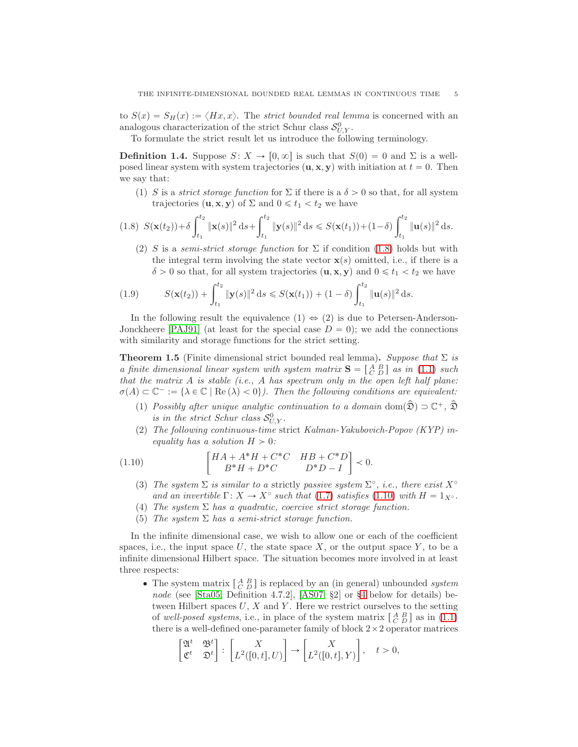to $S(x) = S_H(x) := \langle Hx, x\rangle$. The *strict bounded real lemma* is concerned with an analogous characterization of the strict Schur class $\mathcal{S}^0_{U,Y}$.

To formulate the strict result let us introduce the following terminology.

**Definition 1.4.** Suppose $S\colon X \to [0,\infty]$ is such that $S(0) = 0$ and $\Sigma$ is a well-posed linear system with system trajectories $(\mathbf{u}, \mathbf{x}, \mathbf{y})$ with initiation at $t = 0$. Then we say that:

(1) $S$ is a *strict storage function* for $\Sigma$ if there is a $\delta > 0$ so that, for all system trajectories $(\mathbf{u}, \mathbf{x}, \mathbf{y})$ of $\Sigma$ and $0 \leqslant t_1 < t_2$ we have

$$S(\mathbf{x}(t_2))+\delta\int_{t_1}^{t_2}\|\mathbf{x}(s)\|^2\,\mathrm{d}s+\int_{t_1}^{t_2}\|\mathbf{y}(s)\|^2\,\mathrm{d}s \leqslant S(\mathbf{x}(t_1))+(1-\delta)\int_{t_1}^{t_2}\|\mathbf{u}(s)\|^2\,\mathrm{d}s. \tag{1.8}$$

(2) $S$ is a *semi-strict storage function* for $\Sigma$ if condition (1.8) holds but with the integral term involving the state vector $\mathbf{x}(s)$ omitted, i.e., if there is a $\delta > 0$ so that, for all system trajectories $(\mathbf{u}, \mathbf{x}, \mathbf{y})$ and $0 \leqslant t_1 < t_2$ we have

$$S(\mathbf{x}(t_2)) + \int_{t_1}^{t_2}\|\mathbf{y}(s)\|^2\,\mathrm{d}s \leqslant S(\mathbf{x}(t_1)) + (1-\delta)\int_{t_1}^{t_2}\|\mathbf{u}(s)\|^2\,\mathrm{d}s. \tag{1.9}$$

In the following result the equivalence (1) $\Leftrightarrow$ (2) is due to Petersen-Anderson-Jonckheere [PAJ91] (at least for the special case $D = 0$); we add the connections with similarity and storage functions for the strict setting.

**Theorem 1.5** (Finite dimensional strict bounded real lemma)**.** *Suppose that $\Sigma$ is a finite dimensional linear system with system matrix $\mathbf{S} = \left[\begin{smallmatrix} A & B \\ C & D\end{smallmatrix}\right]$ as in (1.1) such that the matrix $A$ is stable (i.e., $A$ has spectrum only in the open left half plane: $\sigma(A) \subset \mathbb{C}^- := \{\lambda \in \mathbb{C} \mid \mathrm{Re}\,(\lambda) < 0\}$). Then the following conditions are equivalent:*

(1) *Possibly after unique analytic continuation to a domain $\mathrm{dom}(\widehat{\mathfrak{D}}) \supset \mathbb{C}^+$, $\widehat{\mathfrak{D}}$ is in the strict Schur class $\mathcal{S}^0_{U,Y}$.*

(2) *The following continuous-time* strict *Kalman-Yakubovich-Popov (KYP) inequality has a solution $H > 0$:*

$$\begin{bmatrix} HA + A^*H + C^*C & HB + C^*D \\ B^*H + D^*C & D^*D - I\end{bmatrix} \prec 0. \tag{1.10}$$

(3) *The system $\Sigma$ is similar to a* strictly *passive system $\Sigma^\circ$, i.e., there exist $X^\circ$ and an invertible $\Gamma\colon X \to X^\circ$ such that (1.7) satisfies (1.10) with $H = 1_{X^\circ}$.*

(4) *The system $\Sigma$ has a quadratic, coercive strict storage function.*

(5) *The system $\Sigma$ has a semi-strict storage function.*

In the infinite dimensional case, we wish to allow one or each of the coefficient spaces, i.e., the input space $U$, the state space $X$, or the output space $Y$, to be a infinite dimensional Hilbert space. The situation becomes more involved in at least three respects:

- The system matrix $\left[\begin{smallmatrix} A & B \\ C & D\end{smallmatrix}\right]$ is replaced by an (in general) unbounded *system node* (see [Sta05, Definition 4.7.2], [AS07, §2] or §4 below for details) between Hilbert spaces $U$, $X$ and $Y$. Here we restrict ourselves to the setting of *well-posed systems*, i.e., in place of the system matrix $\left[\begin{smallmatrix} A & B \\ C & D\end{smallmatrix}\right]$ as in (1.1) there is a well-defined one-parameter family of block $2\times 2$ operator matrices

$$\begin{bmatrix} \mathfrak{A}^t & \mathfrak{B}^t \\ \mathfrak{C}^t & \mathfrak{D}^t\end{bmatrix} : \begin{bmatrix} X \\ L^2([0,t],U)\end{bmatrix} \to \begin{bmatrix} X \\ L^2([0,t],Y)\end{bmatrix}, \quad t > 0,$$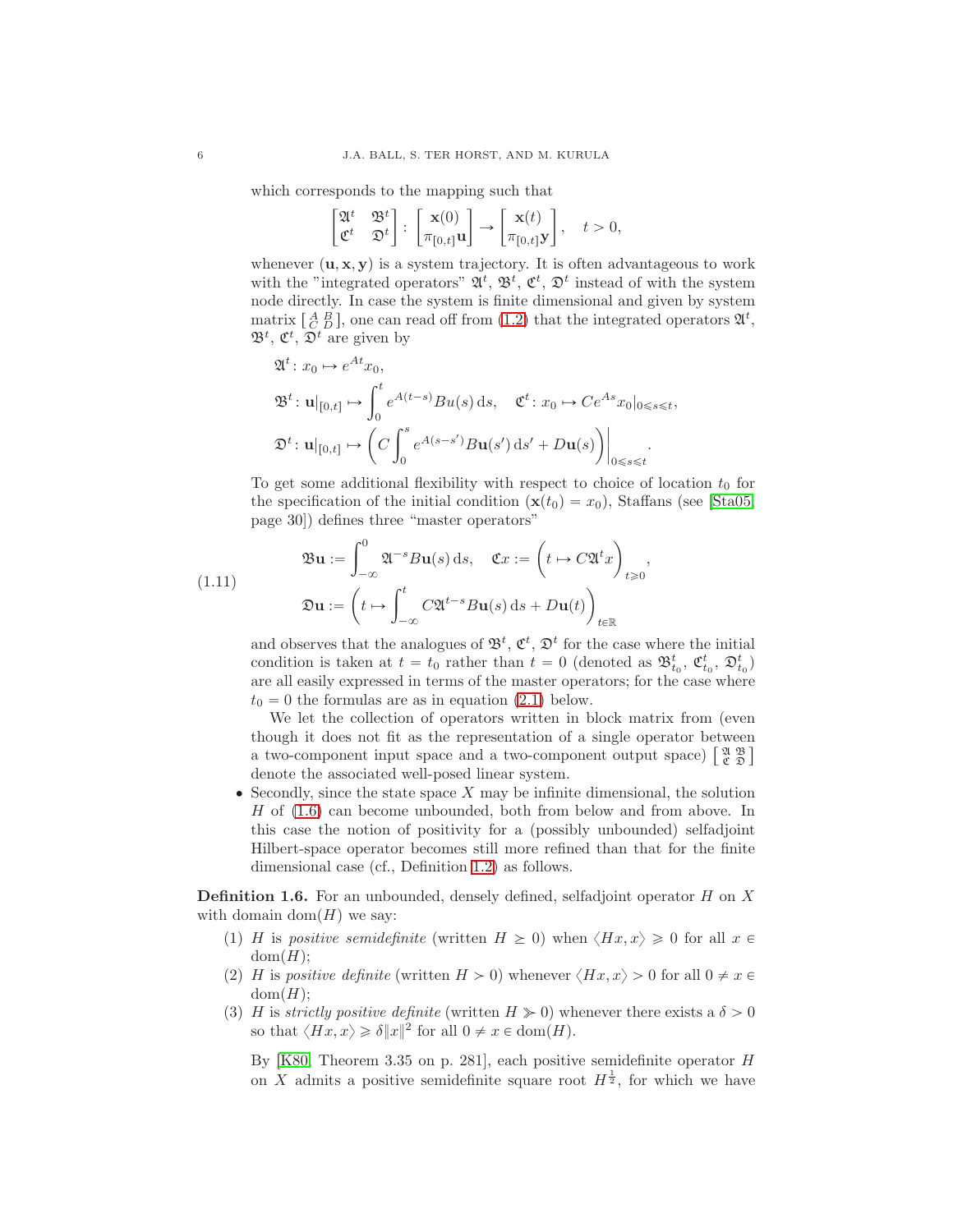which corresponds to the mapping such that

$$\begin{bmatrix} \mathfrak{A}^t & \mathfrak{B}^t \\ \mathfrak{C}^t & \mathfrak{D}^t \end{bmatrix} : \begin{bmatrix} \mathbf{x}(0) \\ \pi_{[0,t]}\mathbf{u} \end{bmatrix} \to \begin{bmatrix} \mathbf{x}(t) \\ \pi_{[0,t]}\mathbf{y} \end{bmatrix}, \quad t > 0,$$

whenever $(\mathbf{u}, \mathbf{x}, \mathbf{y})$ is a system trajectory. It is often advantageous to work with the "integrated operators" $\mathfrak{A}^t$, $\mathfrak{B}^t$, $\mathfrak{C}^t$, $\mathfrak{D}^t$ instead of with the system node directly. In case the system is finite dimensional and given by system matrix $\left[\begin{smallmatrix} A & B \\ C & D \end{smallmatrix}\right]$, one can read off from (1.2) that the integrated operators $\mathfrak{A}^t$, $\mathfrak{B}^t$, $\mathfrak{C}^t$, $\mathfrak{D}^t$ are given by

$$\mathfrak{A}^t \colon x_0 \mapsto e^{At}x_0,$$

$$\mathfrak{B}^t \colon \mathbf{u}|_{[0,t]} \mapsto \int_0^t e^{A(t-s)}Bu(s)\,\mathrm{d}s, \quad \mathfrak{C}^t \colon x_0 \mapsto Ce^{As}x_0|_{0 \leqslant s \leqslant t},$$

$$\mathfrak{D}^t \colon \mathbf{u}|_{[0,t]} \mapsto \left( C\int_0^s e^{A(s-s')}B\mathbf{u}(s')\,\mathrm{d}s' + D\mathbf{u}(s) \right)\Big|_{0 \leqslant s \leqslant t}.$$

To get some additional flexibility with respect to choice of location $t_0$ for the specification of the initial condition ($\mathbf{x}(t_0) = x_0$), Staffans (see [Sta05, page 30]) defines three "master operators"

$$\mathfrak{B}\mathbf{u} := \int_{-\infty}^0 \mathfrak{A}^{-s}B\mathbf{u}(s)\,\mathrm{d}s, \quad \mathfrak{C}x := \left( t \mapsto C\mathfrak{A}^t x \right)_{t \geqslant 0},$$
$$\mathfrak{D}\mathbf{u} := \left( t \mapsto \int_{-\infty}^t C\mathfrak{A}^{t-s}B\mathbf{u}(s)\,\mathrm{d}s + D\mathbf{u}(t) \right)_{t \in \mathbb{R}} \tag{1.11}$$

and observes that the analogues of $\mathfrak{B}^t$, $\mathfrak{C}^t$, $\mathfrak{D}^t$ for the case where the initial condition is taken at $t = t_0$ rather than $t = 0$ (denoted as $\mathfrak{B}^t_{t_0}$, $\mathfrak{C}^t_{t_0}$, $\mathfrak{D}^t_{t_0}$) are all easily expressed in terms of the master operators; for the case where $t_0 = 0$ the formulas are as in equation (2.1) below.

We let the collection of operators written in block matrix from (even though it does not fit as the representation of a single operator between a two-component input space and a two-component output space) $\left[\begin{smallmatrix} \mathfrak{A} & \mathfrak{B} \\ \mathfrak{C} & \mathfrak{D} \end{smallmatrix}\right]$ denote the associated well-posed linear system.

- Secondly, since the state space $X$ may be infinite dimensional, the solution $H$ of (1.6) can become unbounded, both from below and from above. In this case the notion of positivity for a (possibly unbounded) selfadjoint Hilbert-space operator becomes still more refined than that for the finite dimensional case (cf., Definition 1.2) as follows.

**Definition 1.6.** For an unbounded, densely defined, selfadjoint operator $H$ on $X$ with domain $\mathrm{dom}(H)$ we say:

1. $H$ is *positive semidefinite* (written $H \succeq 0$) when $\langle Hx, x\rangle \geqslant 0$ for all $x \in \mathrm{dom}(H)$;
2. $H$ is *positive definite* (written $H \succ 0$) whenever $\langle Hx, x\rangle > 0$ for all $0 \neq x \in \mathrm{dom}(H)$;
3. $H$ is *strictly positive definite* (written $H \gg 0$) whenever there exists a $\delta > 0$ so that $\langle Hx, x\rangle \geqslant \delta\|x\|^2$ for all $0 \neq x \in \mathrm{dom}(H)$.

By [K80, Theorem 3.35 on p. 281], each positive semidefinite operator $H$ on $X$ admits a positive semidefinite square root $H^{\frac{1}{2}}$, for which we have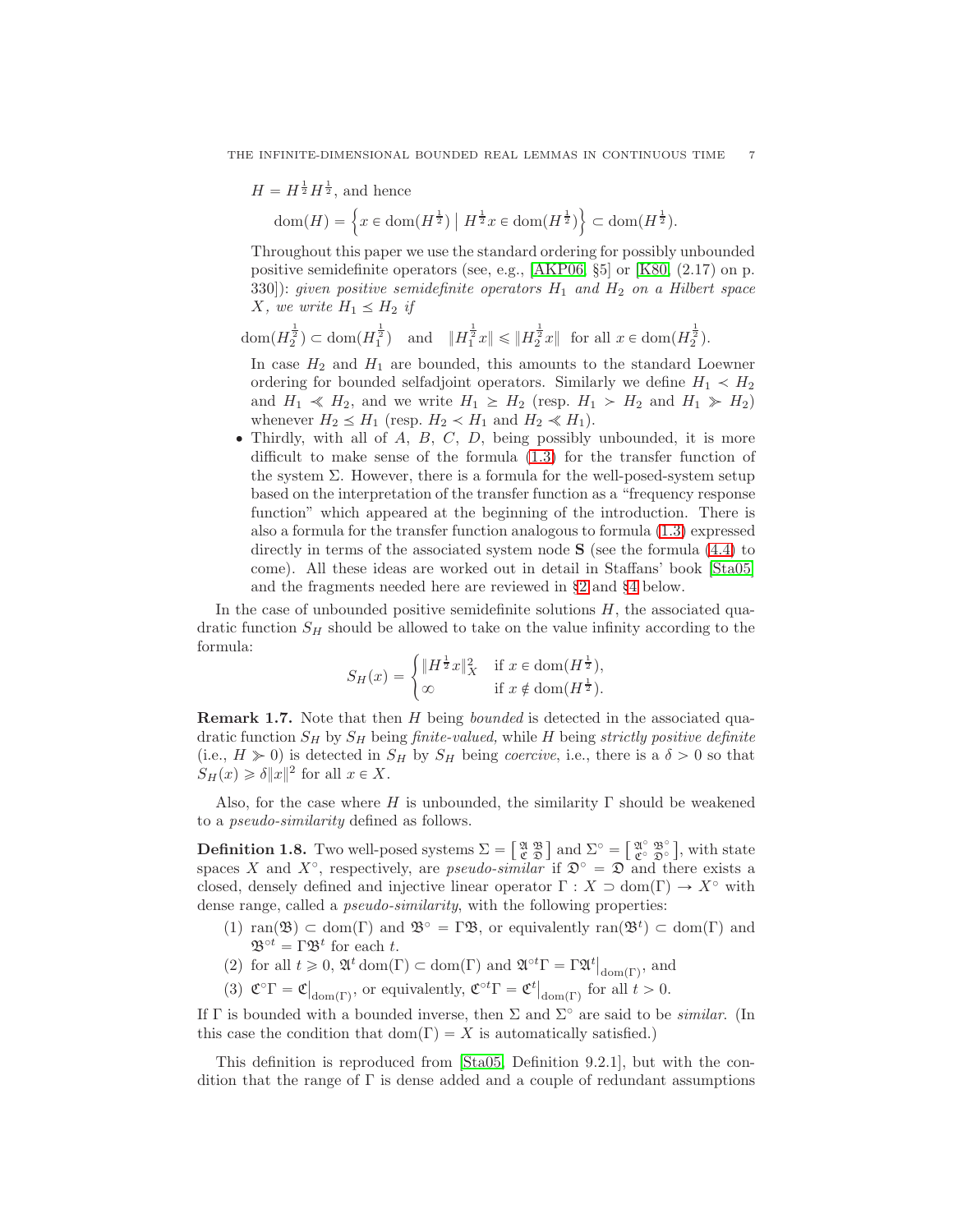$H = H^{\frac{1}{2}} H^{\frac{1}{2}}$, and hence

$$\operatorname{dom}(H) = \left\{ x \in \operatorname{dom}(H^{\frac{1}{2}}) \;\middle|\; H^{\frac{1}{2}} x \in \operatorname{dom}(H^{\frac{1}{2}}) \right\} \subset \operatorname{dom}(H^{\frac{1}{2}}).$$

Throughout this paper we use the standard ordering for possibly unbounded positive semidefinite operators (see, e.g., [AKP06, §5] or [K80, (2.17) on p. 330]): *given positive semidefinite operators $H_1$ and $H_2$ on a Hilbert space $X$, we write $H_1 \preceq H_2$ if*

$$\operatorname{dom}(H_2^{\frac{1}{2}}) \subset \operatorname{dom}(H_1^{\frac{1}{2}}) \quad \text{and} \quad \|H_1^{\frac{1}{2}} x\| \leqslant \|H_2^{\frac{1}{2}} x\| \;\text{ for all } x \in \operatorname{dom}(H_2^{\frac{1}{2}}).$$

In case $H_2$ and $H_1$ are bounded, this amounts to the standard Loewner ordering for bounded selfadjoint operators. Similarly we define $H_1 \prec H_2$ and $H_1 \lll H_2$, and we write $H_1 \succeq H_2$ (resp. $H_1 \succ H_2$ and $H_1 \ggg H_2$) whenever $H_2 \preceq H_1$ (resp. $H_2 \prec H_1$ and $H_2 \lll H_1$).

- Thirdly, with all of $A$, $B$, $C$, $D$, being possibly unbounded, it is more difficult to make sense of the formula (1.3) for the transfer function of the system $\Sigma$. However, there is a formula for the well-posed-system setup based on the interpretation of the transfer function as a "frequency response function" which appeared at the beginning of the introduction. There is also a formula for the transfer function analogous to formula (1.3) expressed directly in terms of the associated system node $\mathbf{S}$ (see the formula (4.4) to come). All these ideas are worked out in detail in Staffans' book [Sta05] and the fragments needed here are reviewed in §2 and §4 below.

In the case of unbounded positive semidefinite solutions $H$, the associated quadratic function $S_H$ should be allowed to take on the value infinity according to the formula:

$$S_H(x) = \begin{cases} \|H^{\frac{1}{2}} x\|_X^2 & \text{if } x \in \operatorname{dom}(H^{\frac{1}{2}}), \\ \infty & \text{if } x \notin \operatorname{dom}(H^{\frac{1}{2}}). \end{cases}$$

**Remark 1.7.** Note that then $H$ being *bounded* is detected in the associated quadratic function $S_H$ by $S_H$ being *finite-valued,* while $H$ being *strictly positive definite* (i.e., $H \ggg 0$) is detected in $S_H$ by $S_H$ being *coercive*, i.e., there is a $\delta > 0$ so that $S_H(x) \geqslant \delta \|x\|^2$ for all $x \in X$.

Also, for the case where $H$ is unbounded, the similarity $\Gamma$ should be weakened to a *pseudo-similarity* defined as follows.

**Definition 1.8.** Two well-posed systems $\Sigma = \left[\begin{smallmatrix} \mathfrak{A} & \mathfrak{B} \\ \mathfrak{C} & \mathfrak{D} \end{smallmatrix}\right]$ and $\Sigma^\circ = \left[\begin{smallmatrix} \mathfrak{A}^\circ & \mathfrak{B}^\circ \\ \mathfrak{C}^\circ & \mathfrak{D}^\circ \end{smallmatrix}\right]$, with state spaces $X$ and $X^\circ$, respectively, are *pseudo-similar* if $\mathfrak{D}^\circ = \mathfrak{D}$ and there exists a closed, densely defined and injective linear operator $\Gamma : X \supset \operatorname{dom}(\Gamma) \to X^\circ$ with dense range, called a *pseudo-similarity*, with the following properties:

1. $\operatorname{ran}(\mathfrak{B}) \subset \operatorname{dom}(\Gamma)$ and $\mathfrak{B}^\circ = \Gamma \mathfrak{B}$, or equivalently $\operatorname{ran}(\mathfrak{B}^t) \subset \operatorname{dom}(\Gamma)$ and $\mathfrak{B}^{\circ t} = \Gamma \mathfrak{B}^t$ for each $t$.
2. for all $t \geqslant 0$, $\mathfrak{A}^t \operatorname{dom}(\Gamma) \subset \operatorname{dom}(\Gamma)$ and $\mathfrak{A}^{\circ t} \Gamma = \Gamma \mathfrak{A}^t\big|_{\operatorname{dom}(\Gamma)}$, and
3. $\mathfrak{C}^\circ \Gamma = \mathfrak{C}\big|_{\operatorname{dom}(\Gamma)}$, or equivalently, $\mathfrak{C}^{\circ t} \Gamma = \mathfrak{C}^t\big|_{\operatorname{dom}(\Gamma)}$ for all $t > 0$.

If $\Gamma$ is bounded with a bounded inverse, then $\Sigma$ and $\Sigma^\circ$ are said to be *similar*. (In this case the condition that $\operatorname{dom}(\Gamma) = X$ is automatically satisfied.)

This definition is reproduced from [Sta05, Definition 9.2.1], but with the condition that the range of $\Gamma$ is dense added and a couple of redundant assumptions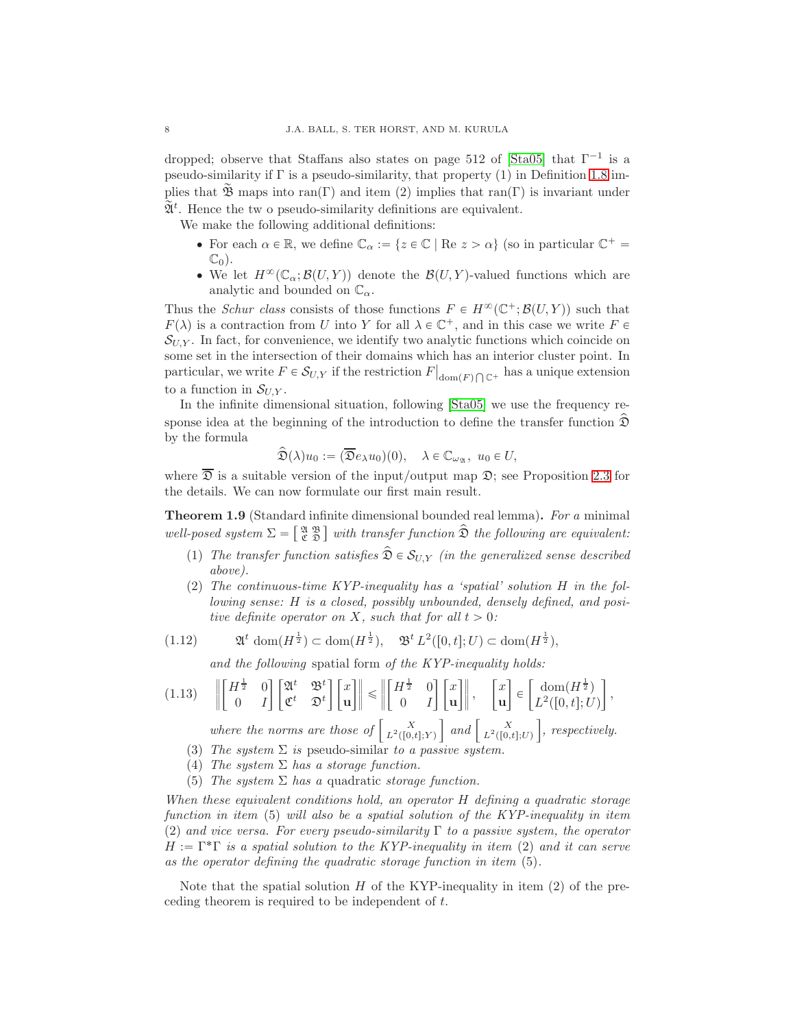dropped; observe that Staffans also states on page 512 of [Sta05] that $\Gamma^{-1}$ is a pseudo-similarity if $\Gamma$ is a pseudo-similarity, that property (1) in Definition 1.8 implies that $\widetilde{\mathfrak{B}}$ maps into $\operatorname{ran}(\Gamma)$ and item (2) implies that $\operatorname{ran}(\Gamma)$ is invariant under $\widetilde{\mathfrak{A}}^t$. Hence the tw o pseudo-similarity definitions are equivalent.

We make the following additional definitions:

- For each $\alpha \in \mathbb{R}$, we define $\mathbb{C}_\alpha := \{z \in \mathbb{C} \mid \operatorname{Re} z > \alpha\}$ (so in particular $\mathbb{C}^+ = \mathbb{C}_0$).
- We let $H^\infty(\mathbb{C}_\alpha; \mathcal{B}(U,Y))$ denote the $\mathcal{B}(U,Y)$-valued functions which are analytic and bounded on $\mathbb{C}_\alpha$.

Thus the *Schur class* consists of those functions $F \in H^\infty(\mathbb{C}^+; \mathcal{B}(U,Y))$ such that $F(\lambda)$ is a contraction from $U$ into $Y$ for all $\lambda \in \mathbb{C}^+$, and in this case we write $F \in \mathcal{S}_{U,Y}$. In fact, for convenience, we identify two analytic functions which coincide on some set in the intersection of their domains which has an interior cluster point. In particular, we write $F \in \mathcal{S}_{U,Y}$ if the restriction $F\big|_{\operatorname{dom}(F) \bigcap \mathbb{C}^+}$ has a unique extension to a function in $\mathcal{S}_{U,Y}$.

In the infinite dimensional situation, following [Sta05] we use the frequency response idea at the beginning of the introduction to define the transfer function $\widehat{\mathfrak{D}}$ by the formula

$$\widehat{\mathfrak{D}}(\lambda)u_0 := (\overline{\mathfrak{D}} e_\lambda u_0)(0), \quad \lambda \in \mathbb{C}_{\omega_{\mathfrak{A}}},\ u_0 \in U,$$

where $\overline{\mathfrak{D}}$ is a suitable version of the input/output map $\mathfrak{D}$; see Proposition 2.3 for the details. We can now formulate our first main result.

**Theorem 1.9** (Standard infinite dimensional bounded real lemma)**.** *For a* minimal *well-posed system* $\Sigma = \left[\begin{smallmatrix} \mathfrak{A} & \mathfrak{B} \\ \mathfrak{C} & \mathfrak{D} \end{smallmatrix}\right]$ *with transfer function* $\widehat{\mathfrak{D}}$ *the following are equivalent:*

1. *The transfer function satisfies* $\widehat{\mathfrak{D}} \in \mathcal{S}_{U,Y}$ *(in the generalized sense described above).*
2. *The continuous-time KYP-inequality has a 'spatial' solution $H$ in the following sense: $H$ is a closed, possibly unbounded, densely defined, and positive definite operator on $X$, such that for all $t > 0$:*

$$\mathfrak{A}^t \operatorname{dom}(H^{\frac{1}{2}}) \subset \operatorname{dom}(H^{\frac{1}{2}}), \quad \mathfrak{B}^t L^2([0,t];U) \subset \operatorname{dom}(H^{\frac{1}{2}}), \tag{1.12}$$

*and the following* spatial form *of the KYP-inequality holds:*

$$\left\| \begin{bmatrix} H^{\frac{1}{2}} & 0 \\ 0 & I \end{bmatrix} \begin{bmatrix} \mathfrak{A}^t & \mathfrak{B}^t \\ \mathfrak{C}^t & \mathfrak{D}^t \end{bmatrix} \begin{bmatrix} x \\ \mathbf{u} \end{bmatrix} \right\| \leqslant \left\| \begin{bmatrix} H^{\frac{1}{2}} & 0 \\ 0 & I \end{bmatrix} \begin{bmatrix} x \\ \mathbf{u} \end{bmatrix} \right\|, \quad \begin{bmatrix} x \\ \mathbf{u} \end{bmatrix} \in \begin{bmatrix} \operatorname{dom}(H^{\frac{1}{2}}) \\ L^2([0,t];U) \end{bmatrix}, \tag{1.13}$$

*where the norms are those of* $\left[\begin{smallmatrix} X \\ L^2([0,t];Y) \end{smallmatrix}\right]$ *and* $\left[\begin{smallmatrix} X \\ L^2([0,t];U) \end{smallmatrix}\right]$*, respectively.*

3. *The system $\Sigma$ is* pseudo-similar *to a passive system.*
4. *The system $\Sigma$ has a storage function.*
5. *The system $\Sigma$ has a* quadratic *storage function.*

*When these equivalent conditions hold, an operator $H$ defining a quadratic storage function in item* (5) *will also be a spatial solution of the KYP-inequality in item* (2) *and vice versa. For every pseudo-similarity $\Gamma$ to a passive system, the operator $H := \Gamma^*\Gamma$ is a spatial solution to the KYP-inequality in item* (2) *and it can serve as the operator defining the quadratic storage function in item* (5)*.*

Note that the spatial solution $H$ of the KYP-inequality in item (2) of the preceding theorem is required to be independent of $t$.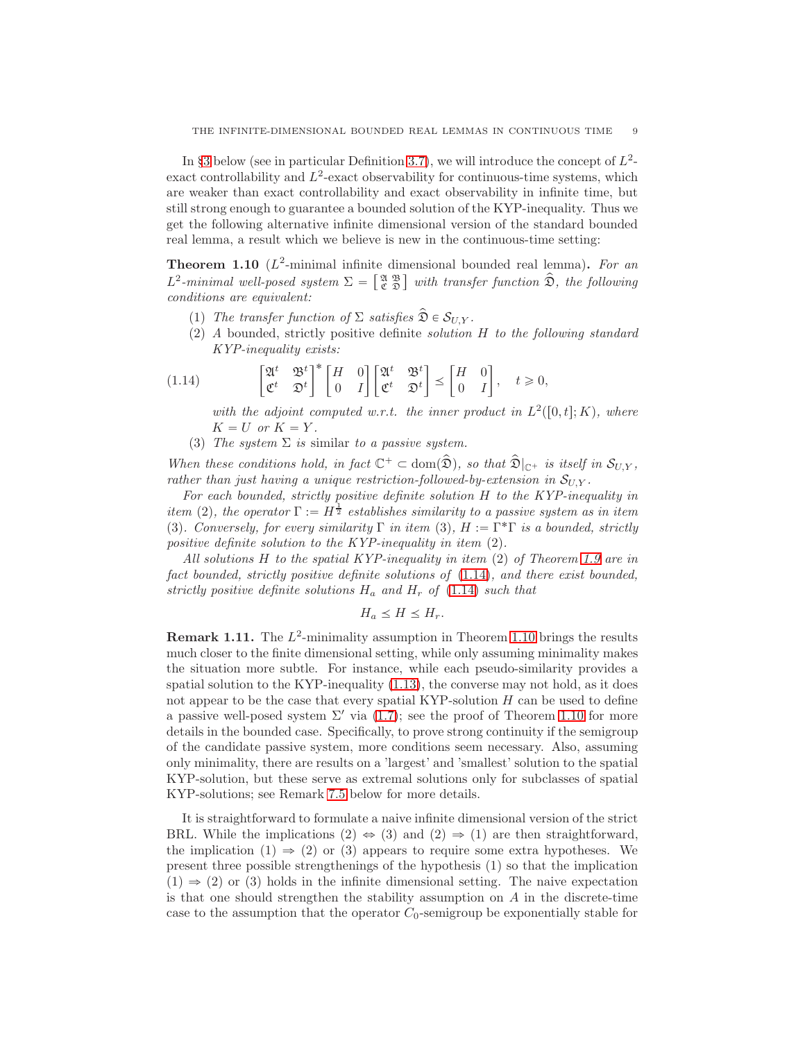In §3 below (see in particular Definition 3.7), we will introduce the concept of $L^2$-exact controllability and $L^2$-exact observability for continuous-time systems, which are weaker than exact controllability and exact observability in infinite time, but still strong enough to guarantee a bounded solution of the KYP-inequality. Thus we get the following alternative infinite dimensional version of the standard bounded real lemma, a result which we believe is new in the continuous-time setting:

**Theorem 1.10** ($L^2$-minimal infinite dimensional bounded real lemma). *For an $L^2$-minimal well-posed system $\Sigma = \left[\begin{smallmatrix} \mathfrak{A} & \mathfrak{B} \\ \mathfrak{C} & \mathfrak{D} \end{smallmatrix}\right]$ with transfer function $\widehat{\mathfrak{D}}$, the following conditions are equivalent:*

1. *The transfer function of $\Sigma$ satisfies $\widehat{\mathfrak{D}} \in \mathcal{S}_{U,Y}$.*
2. *A* bounded, strictly positive definite *solution $H$ to the following standard KYP-inequality exists:*

$$
\begin{bmatrix} \mathfrak{A}^t & \mathfrak{B}^t \\ \mathfrak{C}^t & \mathfrak{D}^t \end{bmatrix}^* \begin{bmatrix} H & 0 \\ 0 & I \end{bmatrix} \begin{bmatrix} \mathfrak{A}^t & \mathfrak{B}^t \\ \mathfrak{C}^t & \mathfrak{D}^t \end{bmatrix} \preceq \begin{bmatrix} H & 0 \\ 0 & I \end{bmatrix}, \quad t \geqslant 0, \tag{1.14}
$$

   *with the adjoint computed w.r.t. the inner product in $L^2([0,t];K)$, where $K = U$ or $K = Y$.*
3. *The system $\Sigma$ is* similar *to a passive system.*

*When these conditions hold, in fact $\mathbb{C}^+ \subset \operatorname{dom}(\widehat{\mathfrak{D}})$, so that $\widehat{\mathfrak{D}}|_{\mathbb{C}^+}$ is itself in $\mathcal{S}_{U,Y}$, rather than just having a unique restriction-followed-by-extension in $\mathcal{S}_{U,Y}$.*

*For each bounded, strictly positive definite solution $H$ to the KYP-inequality in item (2), the operator $\Gamma := H^{\frac{1}{2}}$ establishes similarity to a passive system as in item (3). Conversely, for every similarity $\Gamma$ in item (3), $H := \Gamma^*\Gamma$ is a bounded, strictly positive definite solution to the KYP-inequality in item (2).*

*All solutions $H$ to the spatial KYP-inequality in item (2) of Theorem 1.9 are in fact bounded, strictly positive definite solutions of (1.14), and there exist bounded, strictly positive definite solutions $H_a$ and $H_r$ of (1.14) such that*

$$
H_a \preceq H \preceq H_r.
$$

**Remark 1.11.** The $L^2$-minimality assumption in Theorem 1.10 brings the results much closer to the finite dimensional setting, while only assuming minimality makes the situation more subtle. For instance, while each pseudo-similarity provides a spatial solution to the KYP-inequality (1.13), the converse may not hold, as it does not appear to be the case that every spatial KYP-solution $H$ can be used to define a passive well-posed system $\Sigma'$ via (1.7); see the proof of Theorem 1.10 for more details in the bounded case. Specifically, to prove strong continuity if the semigroup of the candidate passive system, more conditions seem necessary. Also, assuming only minimality, there are results on a 'largest' and 'smallest' solution to the spatial KYP-solution, but these serve as extremal solutions only for subclasses of spatial KYP-solutions; see Remark 7.5 below for more details.

It is straightforward to formulate a naive infinite dimensional version of the strict BRL. While the implications (2) ⇔ (3) and (2) ⇒ (1) are then straightforward, the implication (1) ⇒ (2) or (3) appears to require some extra hypotheses. We present three possible strengthenings of the hypothesis (1) so that the implication (1) ⇒ (2) or (3) holds in the infinite dimensional setting. The naive expectation is that one should strengthen the stability assumption on $A$ in the discrete-time case to the assumption that the operator $C_0$-semigroup be exponentially stable for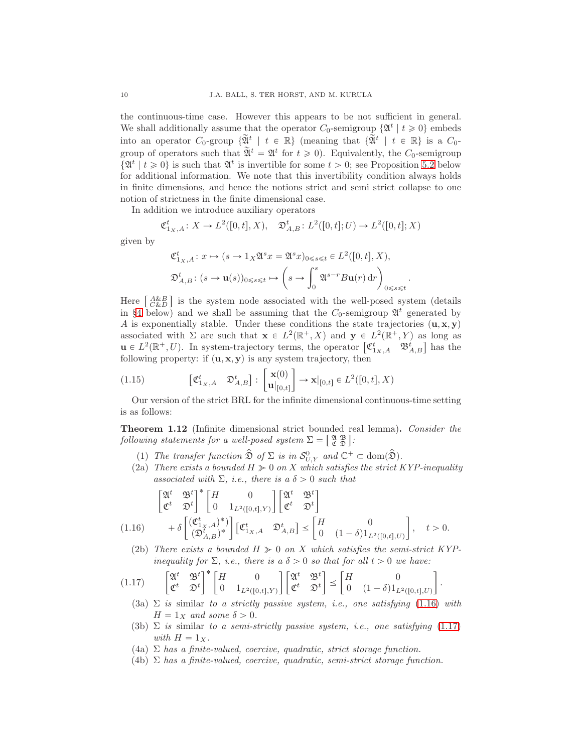the continuous-time case. However this appears to be not sufficient in general. We shall additionally assume that the operator $C_0$-semigroup $\{\mathfrak{A}^t \mid t \geqslant 0\}$ embeds into an operator $C_0$-group $\{\widetilde{\mathfrak{A}}^t \mid t \in \mathbb{R}\}$ (meaning that $\{\widetilde{\mathfrak{A}}^t \mid t \in \mathbb{R}\}$ is a $C_0$-group of operators such that $\widetilde{\mathfrak{A}}^t = \mathfrak{A}^t$ for $t \geqslant 0$). Equivalently, the $C_0$-semigroup $\{\mathfrak{A}^t \mid t \geqslant 0\}$ is such that $\mathfrak{A}^t$ is invertible for some $t > 0$; see Proposition 5.2 below for additional information. We note that this invertibility condition always holds in finite dimensions, and hence the notions strict and semi strict collapse to one notion of strictness in the finite dimensional case.

In addition we introduce auxiliary operators

$$\mathfrak{C}^t_{1_X,A} \colon X \to L^2([0,t],X), \quad \mathfrak{D}^t_{A,B} \colon L^2([0,t];U) \to L^2([0,t];X)$$

given by

$$\mathfrak{C}^t_{1_X,A} \colon x \mapsto (s \to 1_X \mathfrak{A}^s x = \mathfrak{A}^s x)_{0 \leqslant s \leqslant t} \in L^2([0,t],X),$$
$$\mathfrak{D}^t_{A,B} \colon (s \to \mathbf{u}(s))_{0 \leqslant s \leqslant t} \mapsto \left(s \to \int_0^s \mathfrak{A}^{s-r} B \mathbf{u}(r)\, \mathrm{d}r\right)_{0 \leqslant s \leqslant t}.$$

Here $\left[\begin{smallmatrix} A\&B \\ C\&D \end{smallmatrix}\right]$ is the system node associated with the well-posed system (details in §4 below) and we shall be assuming that the $C_0$-semigroup $\mathfrak{A}^t$ generated by $A$ is exponentially stable. Under these conditions the state trajectories $(\mathbf{u}, \mathbf{x}, \mathbf{y})$ associated with $\Sigma$ are such that $\mathbf{x} \in L^2(\mathbb{R}^+, X)$ and $\mathbf{y} \in L^2(\mathbb{R}^+, Y)$ as long as $\mathbf{u} \in L^2(\mathbb{R}^+, U)$. In system-trajectory terms, the operator $\begin{bmatrix} \mathfrak{C}^t_{1_X,A} & \mathfrak{B}^t_{A,B} \end{bmatrix}$ has the following property: if $(\mathbf{u}, \mathbf{x}, \mathbf{y})$ is any system trajectory, then

$$\begin{bmatrix} \mathfrak{C}^t_{1_X,A} & \mathfrak{D}^t_{A,B} \end{bmatrix} \colon \begin{bmatrix} \mathbf{x}(0) \\ \mathbf{u}|_{[0,t]} \end{bmatrix} \to \mathbf{x}|_{[0,t]} \in L^2([0,t],X) \tag{1.15}$$

Our version of the strict BRL for the infinite dimensional continuous-time setting is as follows:

**Theorem 1.12** (Infinite dimensional strict bounded real lemma)**.** *Consider the following statements for a well-posed system $\Sigma = \left[\begin{smallmatrix} \mathfrak{A} & \mathfrak{B} \\ \mathfrak{C} & \mathfrak{D} \end{smallmatrix}\right]$:*

(1) *The transfer function $\widehat{\mathfrak{D}}$ of $\Sigma$ is in $\mathcal{S}^0_{U,Y}$ and $\mathbb{C}^+ \subset \mathrm{dom}(\widehat{\mathfrak{D}})$.*

(2a) *There exists a bounded $H \gg 0$ on $X$ which satisfies the strict KYP-inequality associated with $\Sigma$, i.e., there is a $\delta > 0$ such that*

$$\begin{aligned} &\begin{bmatrix} \mathfrak{A}^t & \mathfrak{B}^t \\ \mathfrak{C}^t & \mathfrak{D}^t \end{bmatrix}^* \begin{bmatrix} H & 0 \\ 0 & 1_{L^2([0,t],Y)} \end{bmatrix} \begin{bmatrix} \mathfrak{A}^t & \mathfrak{B}^t \\ \mathfrak{C}^t & \mathfrak{D}^t \end{bmatrix} \\ &\quad + \delta \begin{bmatrix} (\mathfrak{C}^t_{1_X,A})^* \\ (\mathfrak{D}^t_{A,B})^* \end{bmatrix} \begin{bmatrix} \mathfrak{C}^t_{1_X,A} & \mathfrak{D}^t_{A,B} \end{bmatrix} \preceq \begin{bmatrix} H & 0 \\ 0 & (1-\delta) 1_{L^2([0,t],U)} \end{bmatrix}, \quad t > 0. \end{aligned} \tag{1.16}$$

(2b) *There exists a bounded $H \gg 0$ on $X$ which satisfies the semi-strict KYP-inequality for $\Sigma$, i.e., there is a $\delta > 0$ so that for all $t > 0$ we have:*

$$\begin{bmatrix} \mathfrak{A}^t & \mathfrak{B}^t \\ \mathfrak{C}^t & \mathfrak{D}^t \end{bmatrix}^* \begin{bmatrix} H & 0 \\ 0 & 1_{L^2([0,t],Y)} \end{bmatrix} \begin{bmatrix} \mathfrak{A}^t & \mathfrak{B}^t \\ \mathfrak{C}^t & \mathfrak{D}^t \end{bmatrix} \preceq \begin{bmatrix} H & 0 \\ 0 & (1-\delta) 1_{L^2([0,t],U)} \end{bmatrix}. \tag{1.17}$$

(3a) *$\Sigma$ is* similar *to a strictly passive system, i.e., one satisfying (1.16) with $H = 1_X$ and some $\delta > 0$.*

(3b) *$\Sigma$ is* similar *to a semi-strictly passive system, i.e., one satisfying (1.17) with $H = 1_X$.*

(4a) *$\Sigma$ has a finite-valued, coercive, quadratic, strict storage function.*

(4b) *$\Sigma$ has a finite-valued, coercive, quadratic, semi-strict storage function.*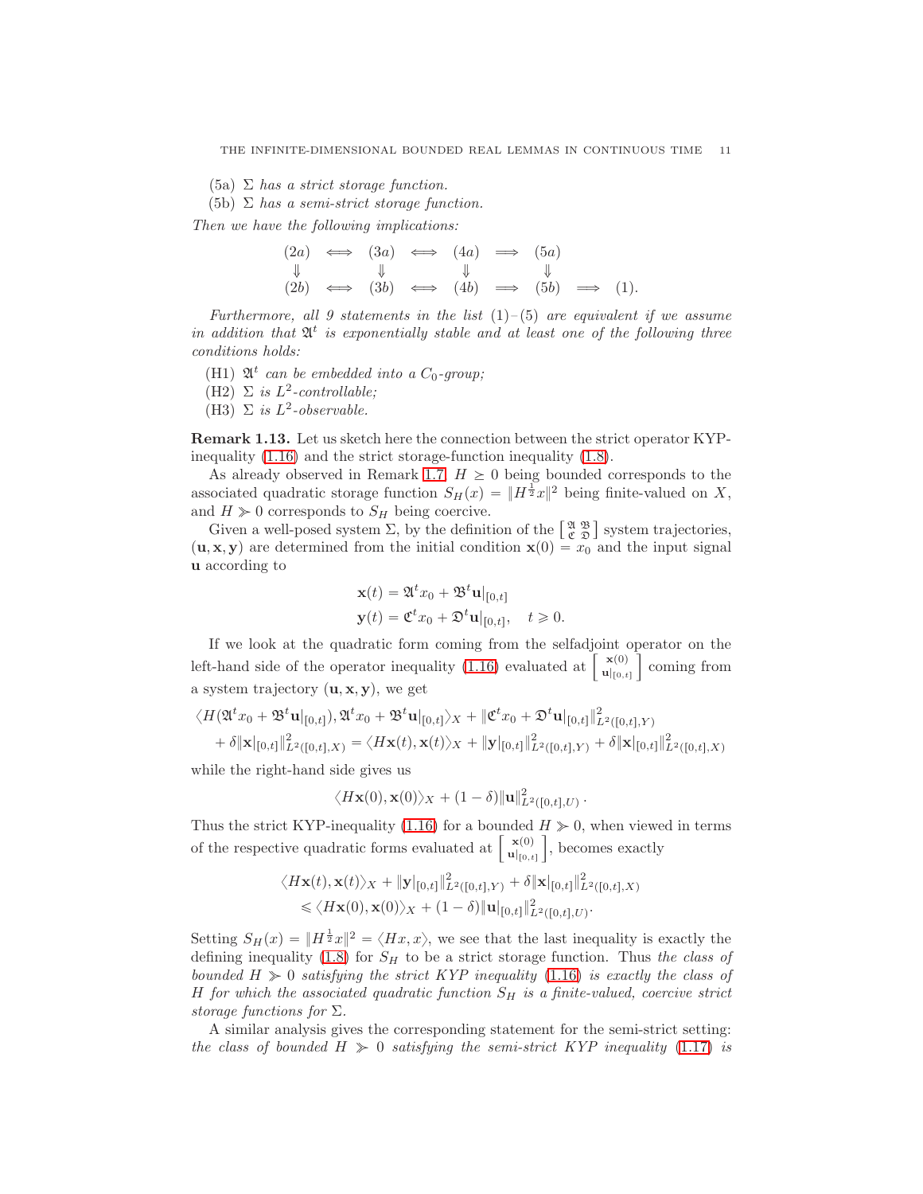(5a) $\Sigma$ *has a strict storage function.*

(5b) $\Sigma$ *has a semi-strict storage function.*

*Then we have the following implications:*

$$
\begin{array}{ccccccccc}
(2a) & \Longleftrightarrow & (3a) & \Longleftrightarrow & (4a) & \Longrightarrow & (5a) & & \\
\Downarrow & & \Downarrow & & \Downarrow & & \Downarrow & & \\
(2b) & \Longleftrightarrow & (3b) & \Longleftrightarrow & (4b) & \Longrightarrow & (5b) & \Longrightarrow & (1).
\end{array}
$$

*Furthermore, all 9 statements in the list (1)–(5) are equivalent if we assume in addition that $\mathfrak{A}^t$ is exponentially stable and at least one of the following three conditions holds:*

(H1) $\mathfrak{A}^t$ *can be embedded into a $C_0$-group;*

(H2) $\Sigma$ *is $L^2$-controllable;*

(H3) $\Sigma$ *is $L^2$-observable.*

**Remark 1.13.** Let us sketch here the connection between the strict operator KYP-inequality (1.16) and the strict storage-function inequality (1.8).

As already observed in Remark 1.7, $H \geq 0$ being bounded corresponds to the associated quadratic storage function $S_H(x) = \|H^{\frac{1}{2}}x\|^2$ being finite-valued on $X$, and $H \gg 0$ corresponds to $S_H$ being coercive.

Given a well-posed system $\Sigma$, by the definition of the $\left[\begin{smallmatrix} \mathfrak{A} & \mathfrak{B} \\ \mathfrak{C} & \mathfrak{D} \end{smallmatrix}\right]$ system trajectories, $(\mathbf{u}, \mathbf{x}, \mathbf{y})$ are determined from the initial condition $\mathbf{x}(0) = x_0$ and the input signal $\mathbf{u}$ according to

$$
\begin{aligned}
\mathbf{x}(t) &= \mathfrak{A}^t x_0 + \mathfrak{B}^t \mathbf{u}|_{[0,t]} \\
\mathbf{y}(t) &= \mathfrak{C}^t x_0 + \mathfrak{D}^t \mathbf{u}|_{[0,t]}, \quad t \geqslant 0.
\end{aligned}
$$

If we look at the quadratic form coming from the selfadjoint operator on the left-hand side of the operator inequality (1.16) evaluated at $\left[\begin{smallmatrix} \mathbf{x}(0) \\ \mathbf{u}|_{[0,t]} \end{smallmatrix}\right]$ coming from a system trajectory $(\mathbf{u}, \mathbf{x}, \mathbf{y})$, we get

$$
\begin{aligned}
&\langle H(\mathfrak{A}^t x_0 + \mathfrak{B}^t \mathbf{u}|_{[0,t]}), \mathfrak{A}^t x_0 + \mathfrak{B}^t \mathbf{u}|_{[0,t]} \rangle_X + \|\mathfrak{C}^t x_0 + \mathfrak{D}^t \mathbf{u}|_{[0,t]}\|^2_{L^2([0,t],Y)} \\
&\quad + \delta \|\mathbf{x}|_{[0,t]}\|^2_{L^2([0,t],X)} = \langle H\mathbf{x}(t), \mathbf{x}(t) \rangle_X + \|\mathbf{y}|_{[0,t]}\|^2_{L^2([0,t],Y)} + \delta \|\mathbf{x}|_{[0,t]}\|^2_{L^2([0,t],X)}
\end{aligned}
$$

while the right-hand side gives us

$$
\langle H\mathbf{x}(0), \mathbf{x}(0) \rangle_X + (1 - \delta)\|\mathbf{u}\|^2_{L^2([0,t],U)}\,.
$$

Thus the strict KYP-inequality (1.16) for a bounded $H \gg 0$, when viewed in terms of the respective quadratic forms evaluated at $\left[\begin{smallmatrix} \mathbf{x}(0) \\ \mathbf{u}|_{[0,t]} \end{smallmatrix}\right]$, becomes exactly

$$
\begin{aligned}
&\langle H\mathbf{x}(t), \mathbf{x}(t) \rangle_X + \|\mathbf{y}|_{[0,t]}\|^2_{L^2([0,t],Y)} + \delta \|\mathbf{x}|_{[0,t]}\|^2_{L^2([0,t],X)} \\
&\quad \leqslant \langle H\mathbf{x}(0), \mathbf{x}(0) \rangle_X + (1 - \delta)\|\mathbf{u}|_{[0,t]}\|^2_{L^2([0,t],U)}.
\end{aligned}
$$

Setting $S_H(x) = \|H^{\frac{1}{2}}x\|^2 = \langle Hx, x \rangle$, we see that the last inequality is exactly the defining inequality (1.8) for $S_H$ to be a strict storage function. Thus *the class of bounded $H \gg 0$ satisfying the strict KYP inequality (1.16) is exactly the class of $H$ for which the associated quadratic function $S_H$ is a finite-valued, coercive strict storage functions for $\Sigma$.*

A similar analysis gives the corresponding statement for the semi-strict setting: *the class of bounded $H \gg 0$ satisfying the semi-strict KYP inequality (1.17) is*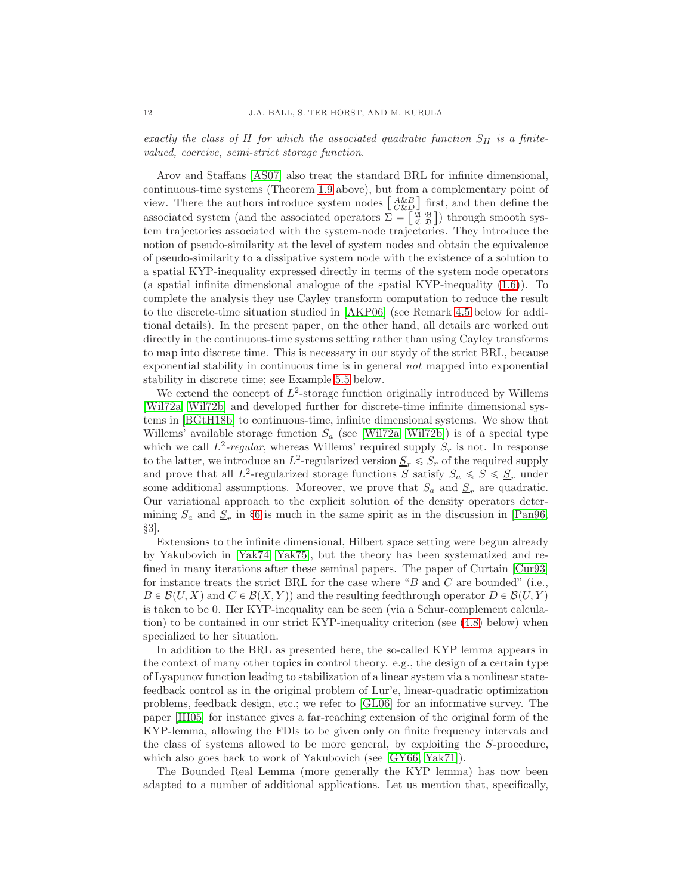*exactly the class of $H$ for which the associated quadratic function $S_H$ is a finite-valued, coercive, semi-strict storage function.*

Arov and Staffans [AS07] also treat the standard BRL for infinite dimensional, continuous-time systems (Theorem 1.9 above), but from a complementary point of view. There the authors introduce system nodes $\left[\begin{smallmatrix} A\&B \\ C\&D \end{smallmatrix}\right]$ first, and then define the associated system (and the associated operators $\Sigma = \left[\begin{smallmatrix} \mathfrak{A} & \mathfrak{B} \\ \mathfrak{C} & \mathfrak{D} \end{smallmatrix}\right]$) through smooth system trajectories associated with the system-node trajectories. They introduce the notion of pseudo-similarity at the level of system nodes and obtain the equivalence of pseudo-similarity to a dissipative system node with the existence of a solution to a spatial KYP-inequality expressed directly in terms of the system node operators (a spatial infinite dimensional analogue of the spatial KYP-inequality (1.6)). To complete the analysis they use Cayley transform computation to reduce the result to the discrete-time situation studied in [AKP06] (see Remark 4.5 below for additional details). In the present paper, on the other hand, all details are worked out directly in the continuous-time systems setting rather than using Cayley transforms to map into discrete time. This is necessary in our stydy of the strict BRL, because exponential stability in continuous time is in general *not* mapped into exponential stability in discrete time; see Example 5.5 below.

We extend the concept of $L^2$-storage function originally introduced by Willems [Wil72a, Wil72b] and developed further for discrete-time infinite dimensional systems in [BGtH18b] to continuous-time, infinite dimensional systems. We show that Willems' available storage function $S_a$ (see [Wil72a, Wil72b]) is of a special type which we call *$L^2$-regular*, whereas Willems' required supply $S_r$ is not. In response to the latter, we introduce an $L^2$-regularized version $\underline{S}_r \leqslant S_r$ of the required supply and prove that all $L^2$-regularized storage functions $S$ satisfy $S_a \leqslant S \leqslant \underline{S}_r$ under some additional assumptions. Moreover, we prove that $S_a$ and $\underline{S}_r$ are quadratic. Our variational approach to the explicit solution of the density operators determining $S_a$ and $\underline{S}_r$ in §6 is much in the same spirit as in the discussion in [Pan96, §3].

Extensions to the infinite dimensional, Hilbert space setting were begun already by Yakubovich in [Yak74, Yak75], but the theory has been systematized and refined in many iterations after these seminal papers. The paper of Curtain [Cur93] for instance treats the strict BRL for the case where "$B$ and $C$ are bounded" (i.e., $B \in \mathcal{B}(U, X)$ and $C \in \mathcal{B}(X, Y)$) and the resulting feedthrough operator $D \in \mathcal{B}(U, Y)$ is taken to be 0. Her KYP-inequality can be seen (via a Schur-complement calculation) to be contained in our strict KYP-inequality criterion (see (4.8) below) when specialized to her situation.

In addition to the BRL as presented here, the so-called KYP lemma appears in the context of many other topics in control theory. e.g., the design of a certain type of Lyapunov function leading to stabilization of a linear system via a nonlinear state-feedback control as in the original problem of Lur'e, linear-quadratic optimization problems, feedback design, etc.; we refer to [GL06] for an informative survey. The paper [IH05] for instance gives a far-reaching extension of the original form of the KYP-lemma, allowing the FDIs to be given only on finite frequency intervals and the class of systems allowed to be more general, by exploiting the $S$-procedure, which also goes back to work of Yakubovich (see [GY66, Yak71]).

The Bounded Real Lemma (more generally the KYP lemma) has now been adapted to a number of additional applications. Let us mention that, specifically,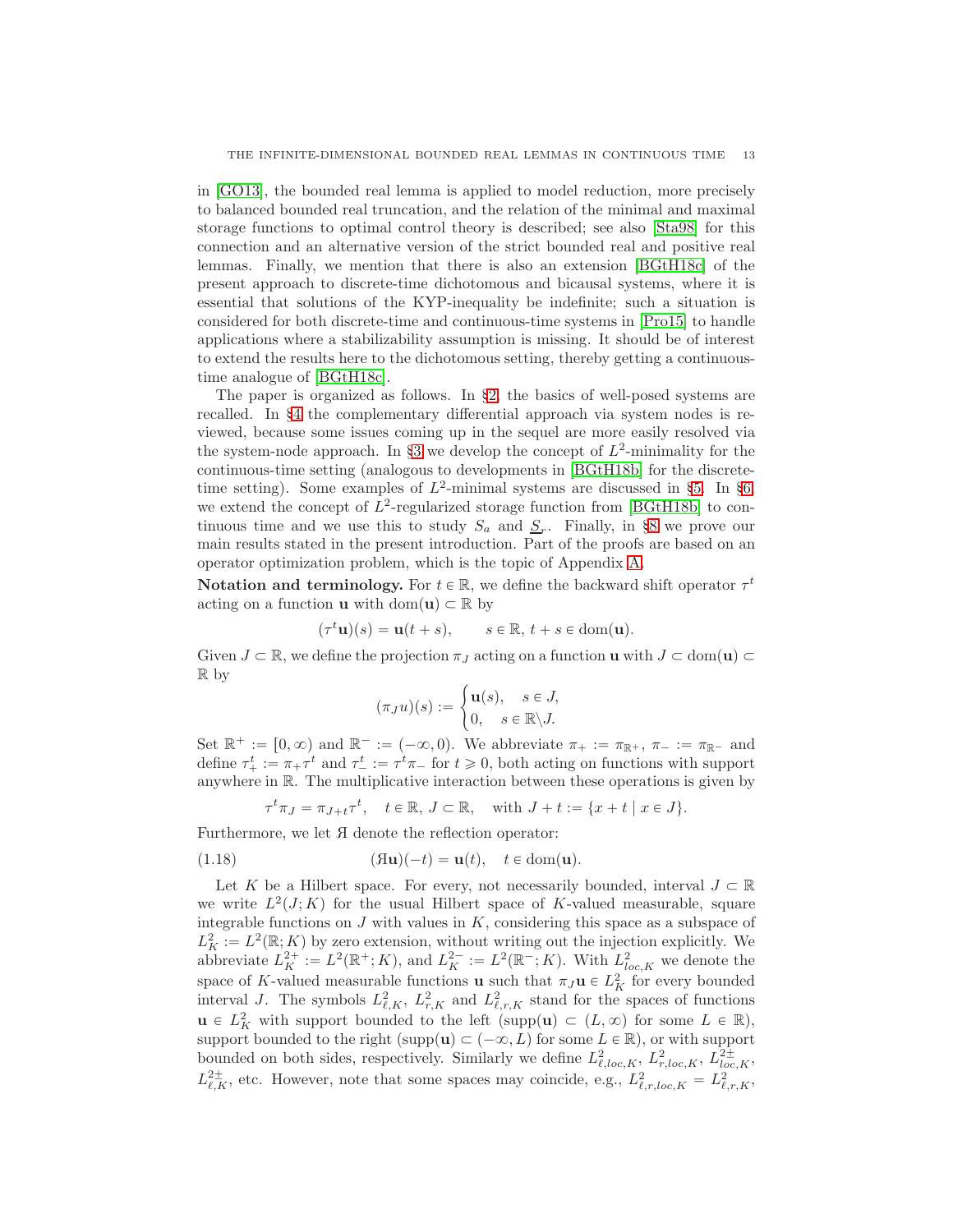in [GO13], the bounded real lemma is applied to model reduction, more precisely to balanced bounded real truncation, and the relation of the minimal and maximal storage functions to optimal control theory is described; see also [Sta98] for this connection and an alternative version of the strict bounded real and positive real lemmas. Finally, we mention that there is also an extension [BGtH18c] of the present approach to discrete-time dichotomous and bicausal systems, where it is essential that solutions of the KYP-inequality be indefinite; such a situation is considered for both discrete-time and continuous-time systems in [Pro15] to handle applications where a stabilizability assumption is missing. It should be of interest to extend the results here to the dichotomous setting, thereby getting a continuous-time analogue of [BGtH18c].

The paper is organized as follows. In §2, the basics of well-posed systems are recalled. In §4 the complementary differential approach via system nodes is reviewed, because some issues coming up in the sequel are more easily resolved via the system-node approach. In §3 we develop the concept of $L^2$-minimality for the continuous-time setting (analogous to developments in [BGtH18b] for the discrete-time setting). Some examples of $L^2$-minimal systems are discussed in §5. In §6 we extend the concept of $L^2$-regularized storage function from [BGtH18b] to continuous time and we use this to study $S_a$ and $\underline{S}_r$. Finally, in §8 we prove our main results stated in the present introduction. Part of the proofs are based on an operator optimization problem, which is the topic of Appendix A.

**Notation and terminology.** For $t \in \mathbb{R}$, we define the backward shift operator $\tau^t$ acting on a function $\mathbf{u}$ with $\mathrm{dom}(\mathbf{u}) \subset \mathbb{R}$ by

$$(\tau^t \mathbf{u})(s) = \mathbf{u}(t+s), \qquad s \in \mathbb{R},\ t+s \in \mathrm{dom}(\mathbf{u}).$$

Given $J \subset \mathbb{R}$, we define the projection $\pi_J$ acting on a function $\mathbf{u}$ with $J \subset \mathrm{dom}(\mathbf{u}) \subset \mathbb{R}$ by

$$(\pi_J u)(s) := \begin{cases} \mathbf{u}(s), & s \in J, \\ 0, & s \in \mathbb{R} \backslash J. \end{cases}$$

Set $\mathbb{R}^+ := [0, \infty)$ and $\mathbb{R}^- := (-\infty, 0)$. We abbreviate $\pi_+ := \pi_{\mathbb{R}^+}$, $\pi_- := \pi_{\mathbb{R}^-}$ and define $\tau_+^t := \pi_+ \tau^t$ and $\tau_-^t := \tau^t \pi_-$ for $t \geqslant 0$, both acting on functions with support anywhere in $\mathbb{R}$. The multiplicative interaction between these operations is given by

$$\tau^t \pi_J = \pi_{J+t} \tau^t, \quad t \in \mathbb{R},\ J \subset \mathbb{R}, \quad \text{with } J + t := \{x + t \mid x \in J\}.$$

Furthermore, we let Я denote the reflection operator:

$$(Я\mathbf{u})(-t) = \mathbf{u}(t), \quad t \in \mathrm{dom}(\mathbf{u}). \tag{1.18}$$

Let $K$ be a Hilbert space. For every, not necessarily bounded, interval $J \subset \mathbb{R}$ we write $L^2(J; K)$ for the usual Hilbert space of $K$-valued measurable, square integrable functions on $J$ with values in $K$, considering this space as a subspace of $L^2_K := L^2(\mathbb{R}; K)$ by zero extension, without writing out the injection explicitly. We abbreviate $L^{2+}_K := L^2(\mathbb{R}^+; K)$, and $L^{2-}_K := L^2(\mathbb{R}^-; K)$. With $L^2_{loc,K}$ we denote the space of $K$-valued measurable functions $\mathbf{u}$ such that $\pi_J \mathbf{u} \in L^2_K$ for every bounded interval $J$. The symbols $L^2_{\ell,K}$, $L^2_{r,K}$ and $L^2_{\ell,r,K}$ stand for the spaces of functions $\mathbf{u} \in L^2_K$ with support bounded to the left ($\mathrm{supp}(\mathbf{u}) \subset (L, \infty)$ for some $L \in \mathbb{R}$), support bounded to the right ($\mathrm{supp}(\mathbf{u}) \subset (-\infty, L)$ for some $L \in \mathbb{R}$), or with support bounded on both sides, respectively. Similarly we define $L^2_{\ell,loc,K}$, $L^2_{r,loc,K}$, $L^{2\pm}_{loc,K}$, $L^{2\pm}_{\ell,K}$, etc. However, note that some spaces may coincide, e.g., $L^2_{\ell,r,loc,K} = L^2_{\ell,r,K}$,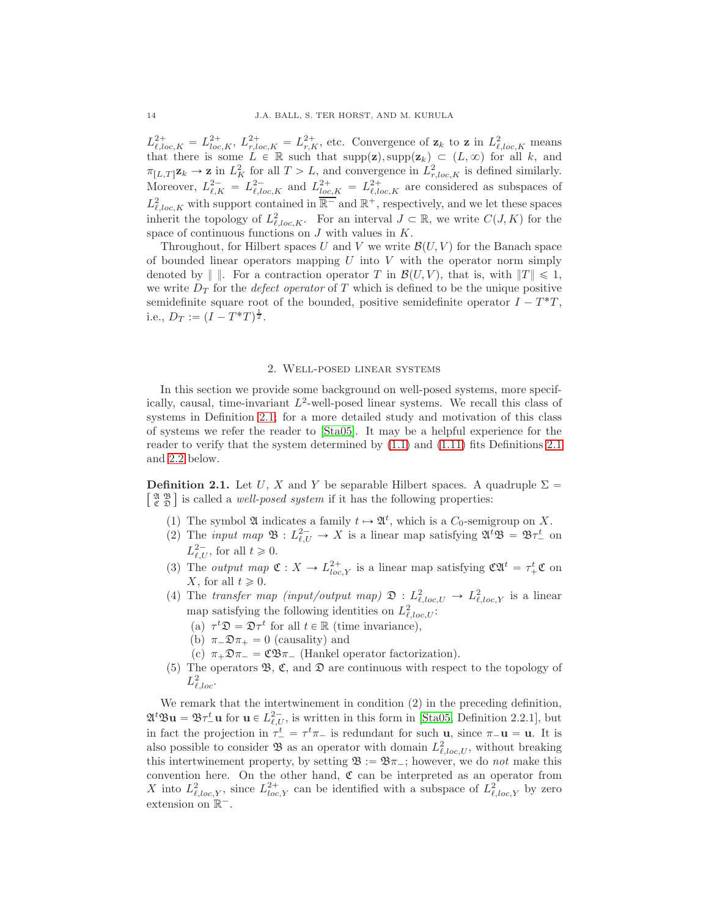$L^{2+}_{\ell,loc,K} = L^{2+}_{loc,K}$, $L^{2+}_{r,loc,K} = L^{2+}_{r,K}$, etc. Convergence of $\mathbf{z}_k$ to $\mathbf{z}$ in $L^2_{\ell,loc,K}$ means that there is some $L \in \mathbb{R}$ such that $\mathrm{supp}(\mathbf{z}), \mathrm{supp}(\mathbf{z}_k) \subset (L, \infty)$ for all $k$, and $\pi_{[L,T]}\mathbf{z}_k \to \mathbf{z}$ in $L^2_K$ for all $T > L$, and convergence in $L^2_{r,loc,K}$ is defined similarly. Moreover, $L^{2-}_{\ell,K} = L^{2-}_{\ell,loc,K}$ and $L^{2+}_{loc,K} = L^{2+}_{\ell,loc,K}$ are considered as subspaces of $L^2_{\ell,loc,K}$ with support contained in $\overline{\mathbb{R}^-}$ and $\mathbb{R}^+$, respectively, and we let these spaces inherit the topology of $L^2_{\ell,loc,K}$. For an interval $J \subset \mathbb{R}$, we write $C(J, K)$ for the space of continuous functions on $J$ with values in $K$.

Throughout, for Hilbert spaces $U$ and $V$ we write $\mathcal{B}(U, V)$ for the Banach space of bounded linear operators mapping $U$ into $V$ with the operator norm simply denoted by $\| \ \|$. For a contraction operator $T$ in $\mathcal{B}(U, V)$, that is, with $\|T\| \leqslant 1$, we write $D_T$ for the *defect operator* of $T$ which is defined to be the unique positive semidefinite square root of the bounded, positive semidefinite operator $I - T^*T$, i.e., $D_T := (I - T^*T)^{\frac{1}{2}}$.

## 2. Well-posed linear systems

In this section we provide some background on well-posed systems, more specifically, causal, time-invariant $L^2$-well-posed linear systems. We recall this class of systems in Definition 2.1; for a more detailed study and motivation of this class of systems we refer the reader to [Sta05]. It may be a helpful experience for the reader to verify that the system determined by (1.1) and (1.11) fits Definitions 2.1 and 2.2 below.

**Definition 2.1.** Let $U$, $X$ and $Y$ be separable Hilbert spaces. A quadruple $\Sigma = \left[\begin{smallmatrix} \mathfrak{A} & \mathfrak{B} \\ \mathfrak{C} & \mathfrak{D} \end{smallmatrix}\right]$ is called a *well-posed system* if it has the following properties:

1. The symbol $\mathfrak{A}$ indicates a family $t \mapsto \mathfrak{A}^t$, which is a $C_0$-semigroup on $X$.
2. The *input map* $\mathfrak{B} : L^{2-}_{\ell,U} \to X$ is a linear map satisfying $\mathfrak{A}^t\mathfrak{B} = \mathfrak{B}\tau^t_-$ on $L^{2-}_{\ell,U}$, for all $t \geqslant 0$.
3. The *output map* $\mathfrak{C} : X \to L^{2+}_{loc,Y}$ is a linear map satisfying $\mathfrak{C}\mathfrak{A}^t = \tau^t_+\mathfrak{C}$ on $X$, for all $t \geqslant 0$.
4. The *transfer map (input/output map)* $\mathfrak{D} : L^2_{\ell,loc,U} \to L^2_{\ell,loc,Y}$ is a linear map satisfying the following identities on $L^2_{\ell,loc,U}$:
   (a) $\tau^t\mathfrak{D} = \mathfrak{D}\tau^t$ for all $t \in \mathbb{R}$ (time invariance),
   (b) $\pi_-\mathfrak{D}\pi_+ = 0$ (causality) and
   (c) $\pi_+\mathfrak{D}\pi_- = \mathfrak{C}\mathfrak{B}\pi_-$ (Hankel operator factorization).
5. The operators $\mathfrak{B}$, $\mathfrak{C}$, and $\mathfrak{D}$ are continuous with respect to the topology of $L^2_{\ell,loc}$.

We remark that the intertwinement in condition (2) in the preceding definition, $\mathfrak{A}^t\mathfrak{B}\mathbf{u} = \mathfrak{B}\tau^t_-\mathbf{u}$ for $\mathbf{u} \in L^{2-}_{\ell,U}$, is written in this form in [Sta05, Definition 2.2.1], but in fact the projection in $\tau^t_- = \tau^t\pi_-$ is redundant for such $\mathbf{u}$, since $\pi_-\mathbf{u} = \mathbf{u}$. It is also possible to consider $\mathfrak{B}$ as an operator with domain $L^2_{\ell,loc,U}$, without breaking this intertwinement property, by setting $\mathfrak{B} := \mathfrak{B}\pi_-$; however, we do *not* make this convention here. On the other hand, $\mathfrak{C}$ can be interpreted as an operator from $X$ into $L^2_{\ell,loc,Y}$, since $L^{2+}_{loc,Y}$ can be identified with a subspace of $L^2_{\ell,loc,Y}$ by zero extension on $\mathbb{R}^-$.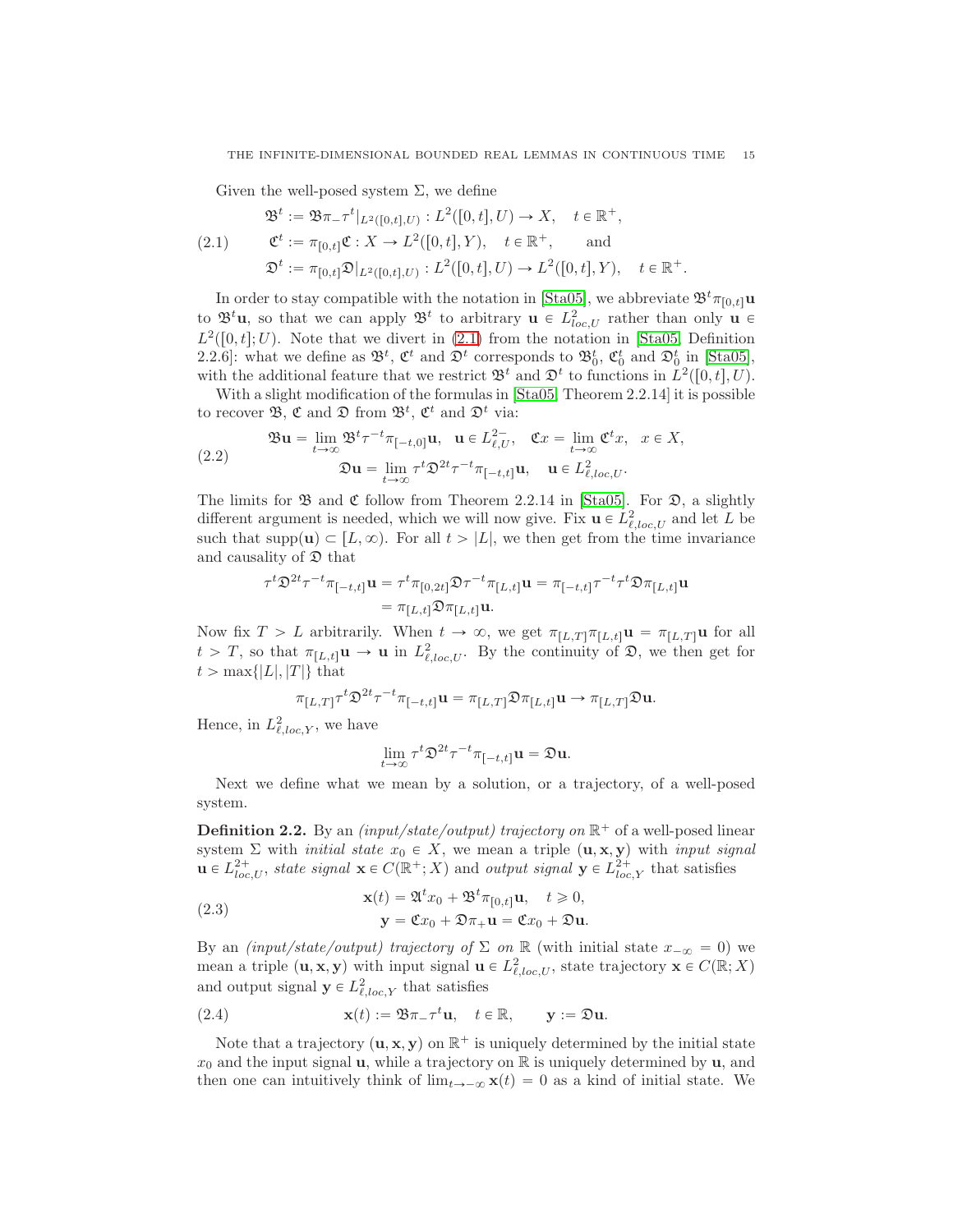Given the well-posed system $\Sigma$, we define

$$
\begin{aligned}
\mathfrak{B}^t &:= \mathfrak{B}\pi_- \tau^t|_{L^2([0,t],U)} : L^2([0,t],U) \to X, \quad t \in \mathbb{R}^+, \\
\mathfrak{C}^t &:= \pi_{[0,t]}\mathfrak{C} : X \to L^2([0,t],Y), \quad t \in \mathbb{R}^+, \qquad \text{and} \\
\mathfrak{D}^t &:= \pi_{[0,t]}\mathfrak{D}|_{L^2([0,t],U)} : L^2([0,t],U) \to L^2([0,t],Y), \quad t \in \mathbb{R}^+.
\end{aligned} \tag{2.1}
$$

In order to stay compatible with the notation in [Sta05], we abbreviate $\mathfrak{B}^t \pi_{[0,t]}\mathbf{u}$ to $\mathfrak{B}^t\mathbf{u}$, so that we can apply $\mathfrak{B}^t$ to arbitrary $\mathbf{u} \in L^2_{loc,U}$ rather than only $\mathbf{u} \in L^2([0,t];U)$. Note that we divert in (2.1) from the notation in [Sta05, Definition 2.2.6]: what we define as $\mathfrak{B}^t$, $\mathfrak{C}^t$ and $\mathfrak{D}^t$ corresponds to $\mathfrak{B}^t_0$, $\mathfrak{C}^t_0$ and $\mathfrak{D}^t_0$ in [Sta05], with the additional feature that we restrict $\mathfrak{B}^t$ and $\mathfrak{D}^t$ to functions in $L^2([0,t],U)$.

With a slight modification of the formulas in [Sta05, Theorem 2.2.14] it is possible to recover $\mathfrak{B}$, $\mathfrak{C}$ and $\mathfrak{D}$ from $\mathfrak{B}^t$, $\mathfrak{C}^t$ and $\mathfrak{D}^t$ via:

$$
\begin{aligned}
\mathfrak{B}\mathbf{u} &= \lim_{t\to\infty} \mathfrak{B}^t \tau^{-t}\pi_{[-t,0]}\mathbf{u}, \quad \mathbf{u} \in L^{2-}_{\ell,U}, \quad \mathfrak{C}x = \lim_{t\to\infty} \mathfrak{C}^t x, \quad x \in X, \\
\mathfrak{D}\mathbf{u} &= \lim_{t\to\infty} \tau^t \mathfrak{D}^{2t}\tau^{-t}\pi_{[-t,t]}\mathbf{u}, \quad \mathbf{u} \in L^2_{\ell,loc,U}.
\end{aligned} \tag{2.2}
$$

The limits for $\mathfrak{B}$ and $\mathfrak{C}$ follow from Theorem 2.2.14 in [Sta05]. For $\mathfrak{D}$, a slightly different argument is needed, which we will now give. Fix $\mathbf{u} \in L^2_{\ell,loc,U}$ and let $L$ be such that $\mathrm{supp}(\mathbf{u}) \subset [L,\infty)$. For all $t > |L|$, we then get from the time invariance and causality of $\mathfrak{D}$ that

$$
\begin{aligned}
\tau^t \mathfrak{D}^{2t}\tau^{-t}\pi_{[-t,t]}\mathbf{u} &= \tau^t \pi_{[0,2t]}\mathfrak{D}\tau^{-t}\pi_{[L,t]}\mathbf{u} = \pi_{[-t,t]}\tau^{-t}\tau^t\mathfrak{D}\pi_{[L,t]}\mathbf{u} \\
&= \pi_{[L,t]}\mathfrak{D}\pi_{[L,t]}\mathbf{u}.
\end{aligned}
$$

Now fix $T > L$ arbitrarily. When $t \to \infty$, we get $\pi_{[L,T]}\pi_{[L,t]}\mathbf{u} = \pi_{[L,T]}\mathbf{u}$ for all $t > T$, so that $\pi_{[L,t]}\mathbf{u} \to \mathbf{u}$ in $L^2_{\ell,loc,U}$. By the continuity of $\mathfrak{D}$, we then get for $t > \max\{|L|,|T|\}$ that

$$
\pi_{[L,T]}\tau^t \mathfrak{D}^{2t}\tau^{-t}\pi_{[-t,t]}\mathbf{u} = \pi_{[L,T]}\mathfrak{D}\pi_{[L,t]}\mathbf{u} \to \pi_{[L,T]}\mathfrak{D}\mathbf{u}.
$$

Hence, in $L^2_{\ell,loc,Y}$, we have

$$
\lim_{t\to\infty} \tau^t \mathfrak{D}^{2t}\tau^{-t}\pi_{[-t,t]}\mathbf{u} = \mathfrak{D}\mathbf{u}.
$$

Next we define what we mean by a solution, or a trajectory, of a well-posed system.

**Definition 2.2.** By an *(input/state/output) trajectory on* $\mathbb{R}^+$ of a well-posed linear system $\Sigma$ with *initial state* $x_0 \in X$, we mean a triple $(\mathbf{u},\mathbf{x},\mathbf{y})$ with *input signal* $\mathbf{u} \in L^{2+}_{loc,U}$, *state signal* $\mathbf{x} \in C(\mathbb{R}^+;X)$ and *output signal* $\mathbf{y} \in L^{2+}_{loc,Y}$ that satisfies

$$
\begin{aligned}
\mathbf{x}(t) &= \mathfrak{A}^t x_0 + \mathfrak{B}^t \pi_{[0,t]}\mathbf{u}, \quad t \geqslant 0, \\
\mathbf{y} &= \mathfrak{C}x_0 + \mathfrak{D}\pi_+\mathbf{u} = \mathfrak{C}x_0 + \mathfrak{D}\mathbf{u}.
\end{aligned} \tag{2.3}
$$

By an *(input/state/output) trajectory of* $\Sigma$ *on* $\mathbb{R}$ (with initial state $x_{-\infty} = 0$) we mean a triple $(\mathbf{u},\mathbf{x},\mathbf{y})$ with input signal $\mathbf{u} \in L^2_{\ell,loc,U}$, state trajectory $\mathbf{x} \in C(\mathbb{R};X)$ and output signal $\mathbf{y} \in L^2_{\ell,loc,Y}$ that satisfies

$$
\mathbf{x}(t) := \mathfrak{B}\pi_-\tau^t\mathbf{u}, \quad t \in \mathbb{R}, \qquad \mathbf{y} := \mathfrak{D}\mathbf{u}. \tag{2.4}
$$

Note that a trajectory $(\mathbf{u},\mathbf{x},\mathbf{y})$ on $\mathbb{R}^+$ is uniquely determined by the initial state $x_0$ and the input signal $\mathbf{u}$, while a trajectory on $\mathbb{R}$ is uniquely determined by $\mathbf{u}$, and then one can intuitively think of $\lim_{t\to-\infty}\mathbf{x}(t) = 0$ as a kind of initial state. We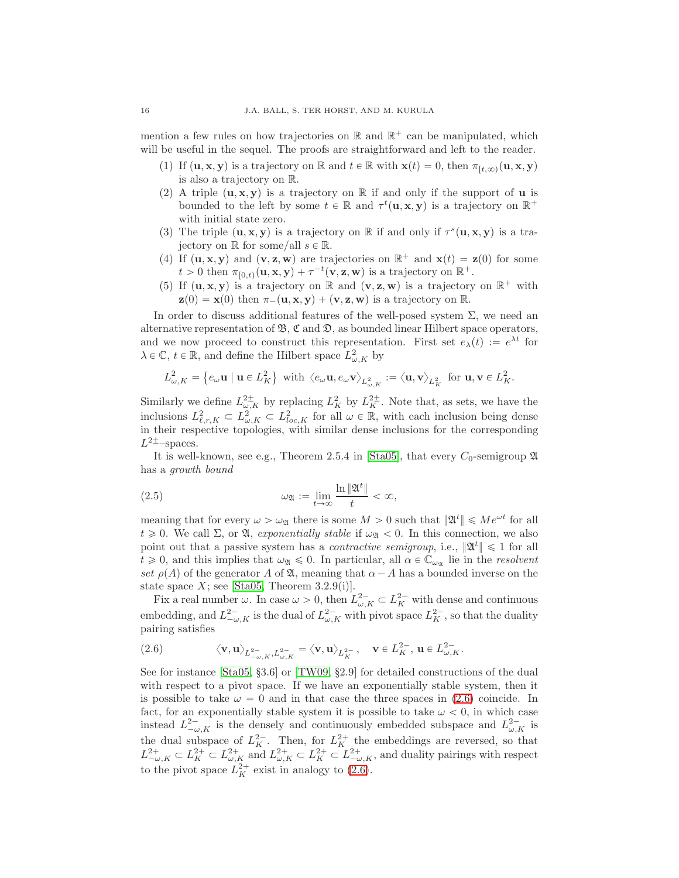mention a few rules on how trajectories on $\mathbb{R}$ and $\mathbb{R}^+$ can be manipulated, which will be useful in the sequel. The proofs are straightforward and left to the reader.

1. If $(\mathbf{u},\mathbf{x},\mathbf{y})$ is a trajectory on $\mathbb{R}$ and $t\in\mathbb{R}$ with $\mathbf{x}(t)=0$, then $\pi_{[t,\infty)}(\mathbf{u},\mathbf{x},\mathbf{y})$ is also a trajectory on $\mathbb{R}$.
2. A triple $(\mathbf{u},\mathbf{x},\mathbf{y})$ is a trajectory on $\mathbb{R}$ if and only if the support of $\mathbf{u}$ is bounded to the left by some $t\in\mathbb{R}$ and $\tau^t(\mathbf{u},\mathbf{x},\mathbf{y})$ is a trajectory on $\mathbb{R}^+$ with initial state zero.
3. The triple $(\mathbf{u},\mathbf{x},\mathbf{y})$ is a trajectory on $\mathbb{R}$ if and only if $\tau^s(\mathbf{u},\mathbf{x},\mathbf{y})$ is a trajectory on $\mathbb{R}$ for some/all $s\in\mathbb{R}$.
4. If $(\mathbf{u},\mathbf{x},\mathbf{y})$ and $(\mathbf{v},\mathbf{z},\mathbf{w})$ are trajectories on $\mathbb{R}^+$ and $\mathbf{x}(t)=\mathbf{z}(0)$ for some $t>0$ then $\pi_{[0,t)}(\mathbf{u},\mathbf{x},\mathbf{y})+\tau^{-t}(\mathbf{v},\mathbf{z},\mathbf{w})$ is a trajectory on $\mathbb{R}^+$.
5. If $(\mathbf{u},\mathbf{x},\mathbf{y})$ is a trajectory on $\mathbb{R}$ and $(\mathbf{v},\mathbf{z},\mathbf{w})$ is a trajectory on $\mathbb{R}^+$ with $\mathbf{z}(0)=\mathbf{x}(0)$ then $\pi_-(\mathbf{u},\mathbf{x},\mathbf{y})+(\mathbf{v},\mathbf{z},\mathbf{w})$ is a trajectory on $\mathbb{R}$.

In order to discuss additional features of the well-posed system $\Sigma$, we need an alternative representation of $\mathfrak{B}$, $\mathfrak{C}$ and $\mathfrak{D}$, as bounded linear Hilbert space operators, and we now proceed to construct this representation. First set $e_\lambda(t):=e^{\lambda t}$ for $\lambda\in\mathbb{C}$, $t\in\mathbb{R}$, and define the Hilbert space $L^2_{\omega,K}$ by

$$L^2_{\omega,K}=\left\{e_\omega\mathbf{u}\mid\mathbf{u}\in L^2_K\right\}\ \text{ with }\ \langle e_\omega\mathbf{u},e_\omega\mathbf{v}\rangle_{L^2_{\omega,K}}:=\langle\mathbf{u},\mathbf{v}\rangle_{L^2_K}\ \text{ for }\mathbf{u},\mathbf{v}\in L^2_K.$$

Similarly we define $L^{2\pm}_{\omega,K}$ by replacing $L^2_K$ by $L^{2\pm}_K$. Note that, as sets, we have the inclusions $L^2_{\ell,r,K}\subset L^2_{\omega,K}\subset L^2_{loc,K}$ for all $\omega\in\mathbb{R}$, with each inclusion being dense in their respective topologies, with similar dense inclusions for the corresponding $L^{2\pm}$–spaces.

It is well-known, see e.g., Theorem 2.5.4 in [Sta05], that every $C_0$-semigroup $\mathfrak{A}$ has a *growth bound*

$$\omega_{\mathfrak{A}}:=\lim_{t\to\infty}\frac{\ln\|\mathfrak{A}^t\|}{t}<\infty,\tag{2.5}$$

meaning that for every $\omega>\omega_{\mathfrak{A}}$ there is some $M>0$ such that $\|\mathfrak{A}^t\|\leqslant Me^{\omega t}$ for all $t\geqslant 0$. We call $\Sigma$, or $\mathfrak{A}$, *exponentially stable* if $\omega_{\mathfrak{A}}<0$. In this connection, we also point out that a passive system has a *contractive semigroup*, i.e., $\|\mathfrak{A}^t\|\leqslant 1$ for all $t\geqslant 0$, and this implies that $\omega_{\mathfrak{A}}\leqslant 0$. In particular, all $\alpha\in\mathbb{C}_{\omega_{\mathfrak{A}}}$ lie in the *resolvent set* $\rho(A)$ of the generator $A$ of $\mathfrak{A}$, meaning that $\alpha-A$ has a bounded inverse on the state space $X$; see [Sta05, Theorem 3.2.9(i)].

Fix a real number $\omega$. In case $\omega>0$, then $L^{2-}_{\omega,K}\subset L^{2-}_K$ with dense and continuous embedding, and $L^{2-}_{-\omega,K}$ is the dual of $L^{2-}_{\omega,K}$ with pivot space $L^{2-}_K$, so that the duality pairing satisfies

$$\langle\mathbf{v},\mathbf{u}\rangle_{L^{2-}_{-\omega,K},L^{2-}_{\omega,K}}=\langle\mathbf{v},\mathbf{u}\rangle_{L^{2-}_K},\quad \mathbf{v}\in L^{2-}_K,\ \mathbf{u}\in L^{2-}_{\omega,K}.\tag{2.6}$$

See for instance [Sta05, §3.6] or [TW09, §2.9] for detailed constructions of the dual with respect to a pivot space. If we have an exponentially stable system, then it is possible to take $\omega=0$ and in that case the three spaces in (2.6) coincide. In fact, for an exponentially stable system it is possible to take $\omega<0$, in which case instead $L^{2-}_{-\omega,K}$ is the densely and continuously embedded subspace and $L^{2-}_{\omega,K}$ is the dual subspace of $L^{2-}_K$. Then, for $L^{2+}_K$ the embeddings are reversed, so that $L^{2+}_{-\omega,K}\subset L^{2+}_K\subset L^{2+}_{\omega,K}$ and $L^{2+}_{\omega,K}\subset L^{2+}_K\subset L^{2+}_{-\omega,K}$, and duality pairings with respect to the pivot space $L^{2+}_K$ exist in analogy to (2.6).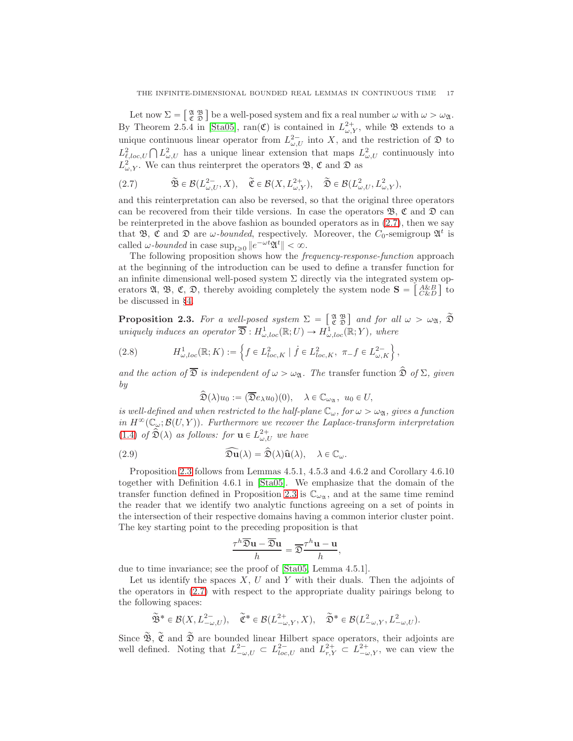Let now $\Sigma = \left[\begin{smallmatrix} \mathfrak{A} & \mathfrak{B} \\ \mathfrak{C} & \mathfrak{D} \end{smallmatrix}\right]$ be a well-posed system and fix a real number $\omega$ with $\omega > \omega_{\mathfrak{A}}$. By Theorem 2.5.4 in [Sta05], $\mathrm{ran}(\mathfrak{C})$ is contained in $L^{2+}_{\omega,Y}$, while $\mathfrak{B}$ extends to a unique continuous linear operator from $L^{2-}_{\omega,U}$ into $X$, and the restriction of $\mathfrak{D}$ to $L^2_{\ell,loc,U} \bigcap L^2_{\omega,U}$ has a unique linear extension that maps $L^2_{\omega,U}$ continuously into $L^2_{\omega,Y}$. We can thus reinterpret the operators $\mathfrak{B}$, $\mathfrak{C}$ and $\mathfrak{D}$ as

$$
\widetilde{\mathfrak{B}} \in \mathcal{B}(L^{2-}_{\omega,U}, X), \quad \widetilde{\mathfrak{C}} \in \mathcal{B}(X, L^{2+}_{\omega,Y}), \quad \widetilde{\mathfrak{D}} \in \mathcal{B}(L^2_{\omega,U}, L^2_{\omega,Y}), \tag{2.7}
$$

and this reinterpretation can also be reversed, so that the original three operators can be recovered from their tilde versions. In case the operators $\mathfrak{B}$, $\mathfrak{C}$ and $\mathfrak{D}$ can be reinterpreted in the above fashion as bounded operators as in (2.7), then we say that $\mathfrak{B}$, $\mathfrak{C}$ and $\mathfrak{D}$ are *$\omega$-bounded*, respectively. Moreover, the $C_0$-semigroup $\mathfrak{A}^t$ is called *$\omega$-bounded* in case $\sup_{t\geqslant 0} \|e^{-\omega t}\mathfrak{A}^t\| < \infty$.

The following proposition shows how the *frequency-response-function* approach at the beginning of the introduction can be used to define a transfer function for an infinite dimensional well-posed system $\Sigma$ directly via the integrated system operators $\mathfrak{A}$, $\mathfrak{B}$, $\mathfrak{C}$, $\mathfrak{D}$, thereby avoiding completely the system node $\mathbf{S} = \left[\begin{smallmatrix} A\&B \\ C\&D \end{smallmatrix}\right]$ to be discussed in §4.

**Proposition 2.3.** *For a well-posed system $\Sigma = \left[\begin{smallmatrix} \mathfrak{A} & \mathfrak{B} \\ \mathfrak{C} & \mathfrak{D} \end{smallmatrix}\right]$ and for all $\omega > \omega_{\mathfrak{A}}$, $\widetilde{\mathfrak{D}}$ uniquely induces an operator $\overline{\mathfrak{D}} : H^1_{\omega,loc}(\mathbb{R}; U) \to H^1_{\omega,loc}(\mathbb{R}; Y)$, where*

$$
H^1_{\omega,loc}(\mathbb{R}; K) := \left\{ f \in L^2_{loc,K} \mid \dot{f} \in L^2_{loc,K},\ \pi_- f \in L^{2-}_{\omega,K} \right\}, \tag{2.8}
$$

*and the action of $\overline{\mathfrak{D}}$ is independent of $\omega > \omega_{\mathfrak{A}}$. The* transfer function $\widehat{\mathfrak{D}}$ *of $\Sigma$, given by*

$$
\widehat{\mathfrak{D}}(\lambda) u_0 := (\overline{\mathfrak{D}} e_\lambda u_0)(0), \quad \lambda \in \mathbb{C}_{\omega_{\mathfrak{A}}},\ u_0 \in U,
$$

*is well-defined and when restricted to the half-plane $\mathbb{C}_\omega$, for $\omega > \omega_{\mathfrak{A}}$, gives a function in $H^\infty(\mathbb{C}_\omega; \mathcal{B}(U, Y))$. Furthermore we recover the Laplace-transform interpretation (1.4) of $\widehat{\mathfrak{D}}(\lambda)$ as follows: for $\mathbf{u} \in L^{2+}_{\omega,U}$ we have*

$$
\widehat{\mathfrak{D}\mathbf{u}}(\lambda) = \widehat{\mathfrak{D}}(\lambda)\widehat{\mathbf{u}}(\lambda), \quad \lambda \in \mathbb{C}_\omega. \tag{2.9}
$$

Proposition 2.3 follows from Lemmas 4.5.1, 4.5.3 and 4.6.2 and Corollary 4.6.10 together with Definition 4.6.1 in [Sta05]. We emphasize that the domain of the transfer function defined in Proposition 2.3 is $\mathbb{C}_{\omega_{\mathfrak{A}}}$, and at the same time remind the reader that we identify two analytic functions agreeing on a set of points in the intersection of their respective domains having a common interior cluster point. The key starting point to the preceding proposition is that

$$
\frac{\tau^h \overline{\mathfrak{D}}\mathbf{u} - \overline{\mathfrak{D}}\mathbf{u}}{h} = \overline{\mathfrak{D}} \frac{\tau^h \mathbf{u} - \mathbf{u}}{h},
$$

due to time invariance; see the proof of [Sta05, Lemma 4.5.1].

Let us identify the spaces $X$, $U$ and $Y$ with their duals. Then the adjoints of the operators in (2.7) with respect to the appropriate duality pairings belong to the following spaces:

$$
\widetilde{\mathfrak{B}}^* \in \mathcal{B}(X, L^{2-}_{-\omega,U}), \quad \widetilde{\mathfrak{C}}^* \in \mathcal{B}(L^{2+}_{-\omega,Y}, X), \quad \widetilde{\mathfrak{D}}^* \in \mathcal{B}(L^2_{-\omega,Y}, L^2_{-\omega,U}).
$$

Since $\widetilde{\mathfrak{B}}$, $\widetilde{\mathfrak{C}}$ and $\widetilde{\mathfrak{D}}$ are bounded linear Hilbert space operators, their adjoints are well defined. Noting that $L^{2-}_{-\omega,U} \subset L^{2-}_{loc,U}$ and $L^{2+}_{r,Y} \subset L^{2+}_{-\omega,Y}$, we can view the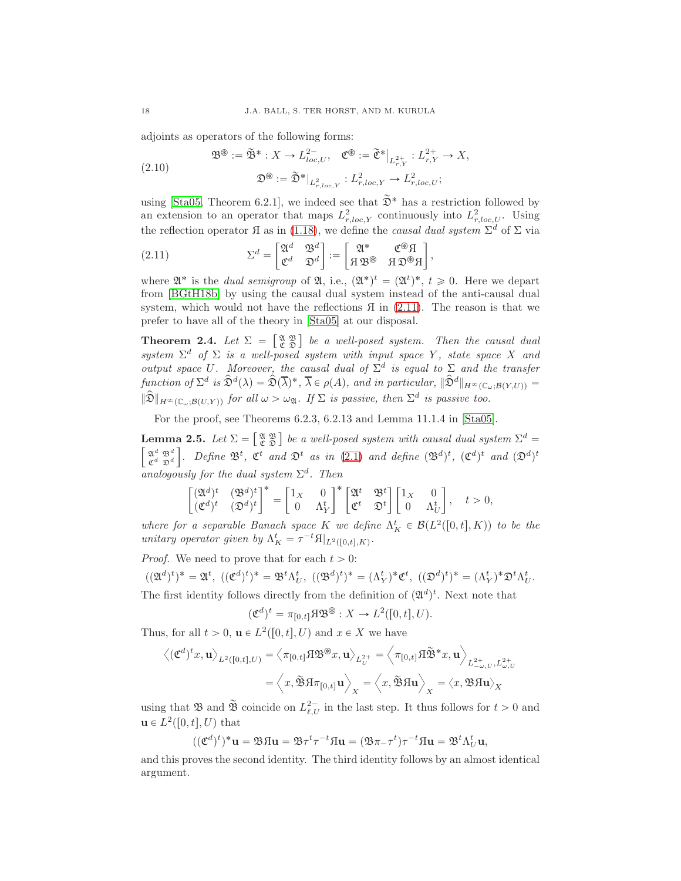adjoints as operators of the following forms:

$$\mathfrak{B}^{\circledast} := \widetilde{\mathfrak{B}}^* : X \to L^{2-}_{loc,U}, \quad \mathfrak{C}^{\circledast} := \widetilde{\mathfrak{C}}^*\big|_{L^{2+}_{r,Y}} : L^{2+}_{r,Y} \to X, \tag{2.10}$$

$$\mathfrak{D}^{\circledast} := \widetilde{\mathfrak{D}}^*\big|_{L^2_{r,loc,Y}} : L^2_{r,loc,Y} \to L^2_{r,loc,U};$$

using [Sta05, Theorem 6.2.1], we indeed see that $\widetilde{\mathfrak{D}}^*$ has a restriction followed by an extension to an operator that maps $L^2_{r,loc,Y}$ continuously into $L^2_{r,loc,U}$. Using the reflection operator Я as in (1.18), we define the *causal dual system* $\Sigma^d$ of $\Sigma$ via

$$\Sigma^d = \begin{bmatrix} \mathfrak{A}^d & \mathfrak{B}^d \\ \mathfrak{C}^d & \mathfrak{D}^d \end{bmatrix} := \begin{bmatrix} \mathfrak{A}^* & \mathfrak{C}^{\circledast} Я \\ Я\,\mathfrak{B}^{\circledast} & Я\,\mathfrak{D}^{\circledast} Я \end{bmatrix}, \tag{2.11}$$

where $\mathfrak{A}^*$ is the *dual semigroup* of $\mathfrak{A}$, i.e., $(\mathfrak{A}^*)^t = (\mathfrak{A}^t)^*$, $t \geqslant 0$. Here we depart from [BGtH18b] by using the causal dual system instead of the anti-causal dual system, which would not have the reflections Я in (2.11). The reason is that we prefer to have all of the theory in [Sta05] at our disposal.

**Theorem 2.4.** *Let $\Sigma = \left[\begin{smallmatrix} \mathfrak{A} & \mathfrak{B} \\ \mathfrak{C} & \mathfrak{D} \end{smallmatrix}\right]$ be a well-posed system. Then the causal dual system $\Sigma^d$ of $\Sigma$ is a well-posed system with input space $Y$, state space $X$ and output space $U$. Moreover, the causal dual of $\Sigma^d$ is equal to $\Sigma$ and the transfer function of $\Sigma^d$ is $\widehat{\mathfrak{D}}^d(\lambda) = \widehat{\mathfrak{D}}(\overline{\lambda})^*$, $\overline{\lambda} \in \rho(A)$, and in particular, $\|\widehat{\mathfrak{D}}^d\|_{H^\infty(\mathbb{C}_\omega;\mathcal{B}(Y,U))} = \|\widehat{\mathfrak{D}}\|_{H^\infty(\mathbb{C}_\omega;\mathcal{B}(U,Y))}$ for all $\omega > \omega_{\mathfrak{A}}$. If $\Sigma$ is passive, then $\Sigma^d$ is passive too.*

For the proof, see Theorems 6.2.3, 6.2.13 and Lemma 11.1.4 in [Sta05].

**Lemma 2.5.** *Let $\Sigma = \left[\begin{smallmatrix} \mathfrak{A} & \mathfrak{B} \\ \mathfrak{C} & \mathfrak{D} \end{smallmatrix}\right]$ be a well-posed system with causal dual system $\Sigma^d = \left[\begin{smallmatrix} \mathfrak{A}^d & \mathfrak{B}^d \\ \mathfrak{C}^d & \mathfrak{D}^d \end{smallmatrix}\right]$. Define $\mathfrak{B}^t$, $\mathfrak{C}^t$ and $\mathfrak{D}^t$ as in (2.1) and define $(\mathfrak{B}^d)^t$, $(\mathfrak{C}^d)^t$ and $(\mathfrak{D}^d)^t$ analogously for the dual system $\Sigma^d$. Then*

$$\begin{bmatrix} (\mathfrak{A}^d)^t & (\mathfrak{B}^d)^t \\ (\mathfrak{C}^d)^t & (\mathfrak{D}^d)^t \end{bmatrix}^* = \begin{bmatrix} 1_X & 0 \\ 0 & \Lambda_Y^t \end{bmatrix}^* \begin{bmatrix} \mathfrak{A}^t & \mathfrak{B}^t \\ \mathfrak{C}^t & \mathfrak{D}^t \end{bmatrix} \begin{bmatrix} 1_X & 0 \\ 0 & \Lambda_U^t \end{bmatrix}, \quad t > 0,$$

*where for a separable Banach space $K$ we define $\Lambda_K^t \in \mathcal{B}(L^2([0,t],K))$ to be the unitary operator given by $\Lambda_K^t = \tau^{-t} Я|_{L^2([0,t],K)}$.*

*Proof.* We need to prove that for each $t > 0$:

$$((\mathfrak{A}^d)^t)^* = \mathfrak{A}^t,\ ((\mathfrak{C}^d)^t)^* = \mathfrak{B}^t \Lambda_U^t,\ ((\mathfrak{B}^d)^t)^* = (\Lambda_Y^t)^* \mathfrak{C}^t,\ ((\mathfrak{D}^d)^t)^* = (\Lambda_Y^t)^* \mathfrak{D}^t \Lambda_U^t.$$

The first identity follows directly from the definition of $(\mathfrak{A}^d)^t$. Next note that

$$(\mathfrak{C}^d)^t = \pi_{[0,t]} Я \mathfrak{B}^{\circledast} : X \to L^2([0,t],U).$$

Thus, for all $t > 0$, $\mathbf{u} \in L^2([0,t],U)$ and $x \in X$ we have

$$\begin{aligned} \left\langle (\mathfrak{C}^d)^t x, \mathbf{u} \right\rangle_{L^2([0,t],U)} &= \left\langle \pi_{[0,t]} Я \mathfrak{B}^{\circledast} x, \mathbf{u} \right\rangle_{L^{2+}_U} = \left\langle \pi_{[0,t]} Я \widetilde{\mathfrak{B}}^* x, \mathbf{u} \right\rangle_{L^{2+}_{-\omega,U}, L^{2+}_{\omega,U}} \\ &= \left\langle x, \widetilde{\mathfrak{B}} Я \pi_{[0,t]} \mathbf{u} \right\rangle_X = \left\langle x, \widetilde{\mathfrak{B}} Я \mathbf{u} \right\rangle_X = \langle x, \mathfrak{B} Я \mathbf{u} \rangle_X \end{aligned}$$

using that $\mathfrak{B}$ and $\widetilde{\mathfrak{B}}$ coincide on $L^{2-}_{\ell,U}$ in the last step. It thus follows for $t > 0$ and $\mathbf{u} \in L^2([0,t],U)$ that

$$((\mathfrak{C}^d)^t)^* \mathbf{u} = \mathfrak{B} Я \mathbf{u} = \mathfrak{B} \tau^t \tau^{-t} Я \mathbf{u} = (\mathfrak{B} \pi_- \tau^t) \tau^{-t} Я \mathbf{u} = \mathfrak{B}^t \Lambda_U^t \mathbf{u},$$

and this proves the second identity. The third identity follows by an almost identical argument.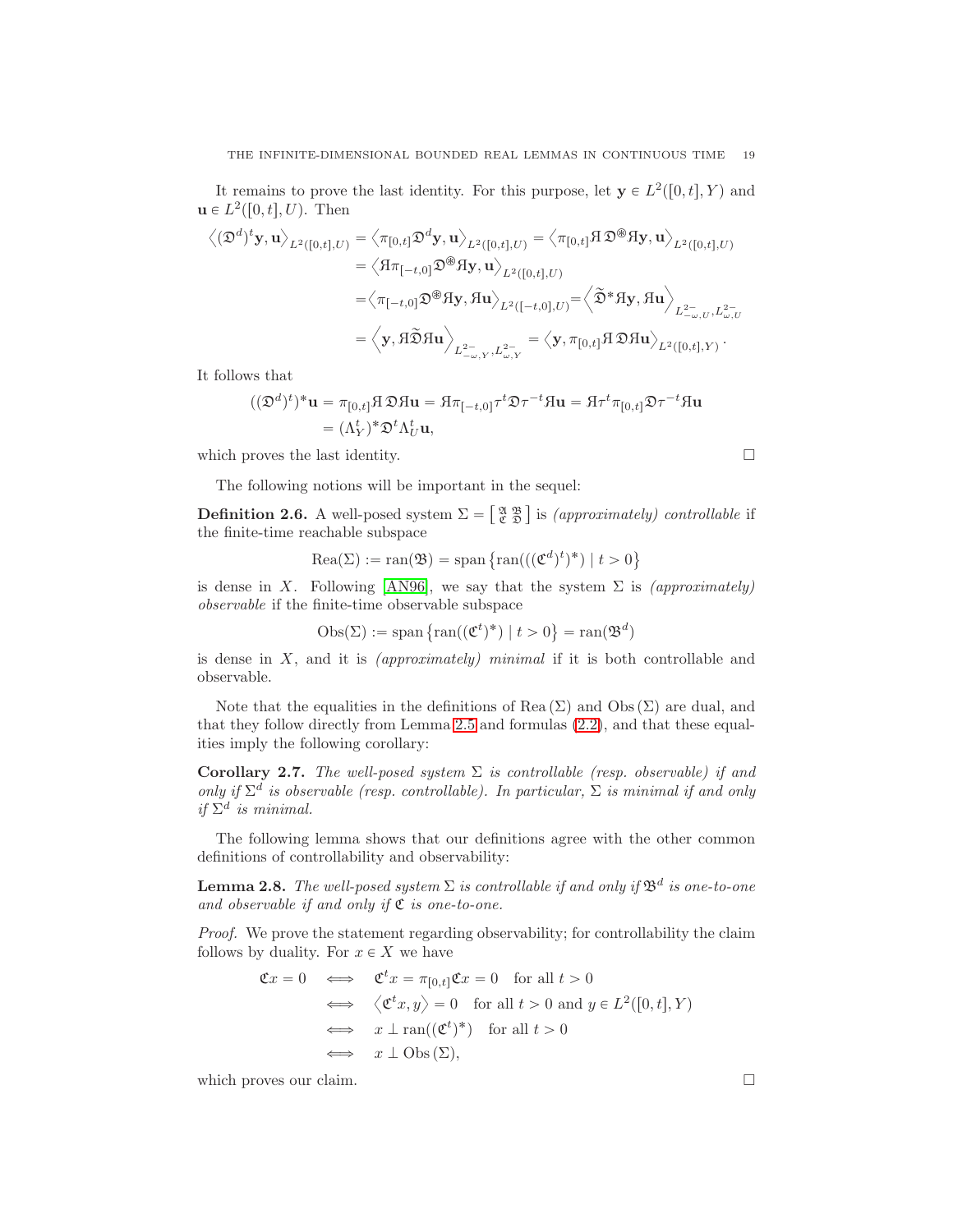It remains to prove the last identity. For this purpose, let $\mathbf{y} \in L^2([0,t],Y)$ and $\mathbf{u} \in L^2([0,t],U)$. Then

$$
\begin{aligned}
\left\langle (\mathfrak{D}^d)^t \mathbf{y}, \mathbf{u} \right\rangle_{L^2([0,t],U)} &= \left\langle \pi_{[0,t]} \mathfrak{D}^d \mathbf{y}, \mathbf{u} \right\rangle_{L^2([0,t],U)} = \left\langle \pi_{[0,t]} Я\, \mathfrak{D}^{\circledast} Я \mathbf{y}, \mathbf{u} \right\rangle_{L^2([0,t],U)} \\
&= \left\langle Я \pi_{[-t,0]} \mathfrak{D}^{\circledast} Я \mathbf{y}, \mathbf{u} \right\rangle_{L^2([0,t],U)} \\
&= \left\langle \pi_{[-t,0]} \mathfrak{D}^{\circledast} Я \mathbf{y}, Я \mathbf{u} \right\rangle_{L^2([-t,0],U)} = \left\langle \widetilde{\mathfrak{D}}^* Я \mathbf{y}, Я \mathbf{u} \right\rangle_{L^{2-}_{-\omega,U}, L^{2-}_{\omega,U}} \\
&= \left\langle \mathbf{y}, Я \widetilde{\mathfrak{D}} Я \mathbf{u} \right\rangle_{L^{2-}_{-\omega,Y}, L^{2-}_{\omega,Y}} = \left\langle \mathbf{y}, \pi_{[0,t]} Я\, \mathfrak{D} Я \mathbf{u} \right\rangle_{L^2([0,t],Y)}.
\end{aligned}
$$

It follows that

$$
\begin{aligned}
((\mathfrak{D}^d)^t)^* \mathbf{u} &= \pi_{[0,t]} Я\, \mathfrak{D} Я \mathbf{u} = Я \pi_{[-t,0]} \tau^t \mathfrak{D} \tau^{-t} Я \mathbf{u} = Я \tau^t \pi_{[0,t]} \mathfrak{D} \tau^{-t} Я \mathbf{u} \\
&= (\Lambda_Y^t)^* \mathfrak{D}^t \Lambda_U^t \mathbf{u},
\end{aligned}
$$

which proves the last identity. ∎

The following notions will be important in the sequel:

**Definition 2.6.** A well-posed system $\Sigma = \left[\begin{smallmatrix} \mathfrak{A} & \mathfrak{B} \\ \mathfrak{C} & \mathfrak{D} \end{smallmatrix}\right]$ is *(approximately) controllable* if the finite-time reachable subspace

$$
\operatorname{Rea}(\Sigma) := \operatorname{ran}(\mathfrak{B}) = \operatorname{span}\left\{ \operatorname{ran}(((\mathfrak{C}^d)^t)^*) \mid t > 0 \right\}
$$

is dense in $X$. Following [AN96], we say that the system $\Sigma$ is *(approximately) observable* if the finite-time observable subspace

$$
\operatorname{Obs}(\Sigma) := \operatorname{span}\left\{ \operatorname{ran}((\mathfrak{C}^t)^*) \mid t > 0 \right\} = \operatorname{ran}(\mathfrak{B}^d)
$$

is dense in $X$, and it is *(approximately) minimal* if it is both controllable and observable.

Note that the equalities in the definitions of $\operatorname{Rea}(\Sigma)$ and $\operatorname{Obs}(\Sigma)$ are dual, and that they follow directly from Lemma 2.5 and formulas (2.2), and that these equalities imply the following corollary:

**Corollary 2.7.** *The well-posed system $\Sigma$ is controllable (resp. observable) if and only if $\Sigma^d$ is observable (resp. controllable). In particular, $\Sigma$ is minimal if and only if $\Sigma^d$ is minimal.*

The following lemma shows that our definitions agree with the other common definitions of controllability and observability:

**Lemma 2.8.** *The well-posed system $\Sigma$ is controllable if and only if $\mathfrak{B}^d$ is one-to-one and observable if and only if $\mathfrak{C}$ is one-to-one.*

*Proof.* We prove the statement regarding observability; for controllability the claim follows by duality. For $x \in X$ we have

$$
\begin{aligned}
\mathfrak{C} x = 0 \quad &\iff \quad \mathfrak{C}^t x = \pi_{[0,t]} \mathfrak{C} x = 0 \quad \text{for all } t > 0 \\
&\iff \quad \left\langle \mathfrak{C}^t x, y \right\rangle = 0 \quad \text{for all } t > 0 \text{ and } y \in L^2([0,t],Y) \\
&\iff \quad x \perp \operatorname{ran}((\mathfrak{C}^t)^*) \quad \text{for all } t > 0 \\
&\iff \quad x \perp \operatorname{Obs}(\Sigma),
\end{aligned}
$$

which proves our claim. ∎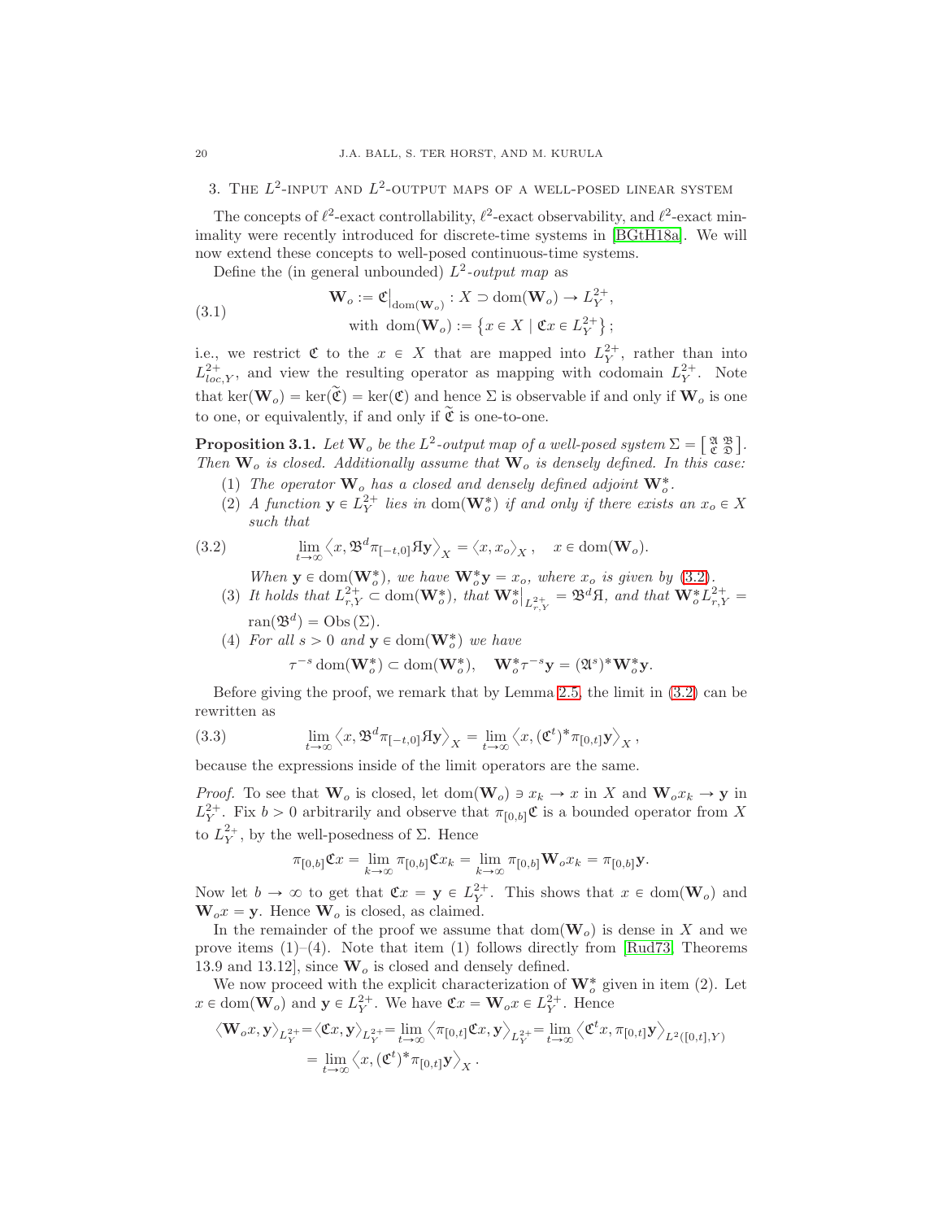## 3. The $L^2$-input and $L^2$-output maps of a well-posed linear system

The concepts of $\ell^2$-exact controllability, $\ell^2$-exact observability, and $\ell^2$-exact minimality were recently introduced for discrete-time systems in [BGtH18a]. We will now extend these concepts to well-posed continuous-time systems.

Define the (in general unbounded) $L^2$-*output map* as

$$
\mathbf{W}_o := \mathfrak{C}\big|_{\mathrm{dom}(\mathbf{W}_o)} : X \supset \mathrm{dom}(\mathbf{W}_o) \to L^{2+}_Y, \qquad \text{with } \mathrm{dom}(\mathbf{W}_o) := \left\{ x \in X \mid \mathfrak{C}x \in L^{2+}_Y \right\}; \tag{3.1}
$$

i.e., we restrict $\mathfrak{C}$ to the $x \in X$ that are mapped into $L^{2+}_Y$, rather than into $L^{2+}_{loc,Y}$, and view the resulting operator as mapping with codomain $L^{2+}_Y$. Note that $\ker(\mathbf{W}_o) = \ker(\widetilde{\mathfrak{C}}) = \ker(\mathfrak{C})$ and hence $\Sigma$ is observable if and only if $\mathbf{W}_o$ is one to one, or equivalently, if and only if $\widetilde{\mathfrak{C}}$ is one-to-one.

**Proposition 3.1.** *Let $\mathbf{W}_o$ be the $L^2$-output map of a well-posed system $\Sigma = \left[\begin{smallmatrix} \mathfrak{A} & \mathfrak{B} \\ \mathfrak{C} & \mathfrak{D} \end{smallmatrix}\right]$. Then $\mathbf{W}_o$ is closed. Additionally assume that $\mathbf{W}_o$ is densely defined. In this case:*

1. *The operator $\mathbf{W}_o$ has a closed and densely defined adjoint $\mathbf{W}_o^*$.*
2. *A function $\mathbf{y} \in L^{2+}_Y$ lies in $\mathrm{dom}(\mathbf{W}_o^*)$ if and only if there exists an $x_o \in X$ such that*

$$
\lim_{t\to\infty} \left\langle x, \mathfrak{B}^d \pi_{[-t,0]} \text{Я}\mathbf{y} \right\rangle_X = \langle x, x_o \rangle_X, \quad x \in \mathrm{dom}(\mathbf{W}_o). \tag{3.2}
$$

   *When $\mathbf{y} \in \mathrm{dom}(\mathbf{W}_o^*)$, we have $\mathbf{W}_o^*\mathbf{y} = x_o$, where $x_o$ is given by (3.2).*
3. *It holds that $L^{2+}_{r,Y} \subset \mathrm{dom}(\mathbf{W}_o^*)$, that $\mathbf{W}_o^*\big|_{L^{2+}_{r,Y}} = \mathfrak{B}^d\text{Я}$, and that $\mathbf{W}_o^* L^{2+}_{r,Y} = \mathrm{ran}(\mathfrak{B}^d) = \mathrm{Obs}\,(\Sigma)$.*
4. *For all $s > 0$ and $\mathbf{y} \in \mathrm{dom}(\mathbf{W}_o^*)$ we have*

$$
\tau^{-s}\,\mathrm{dom}(\mathbf{W}_o^*) \subset \mathrm{dom}(\mathbf{W}_o^*), \quad \mathbf{W}_o^*\tau^{-s}\mathbf{y} = (\mathfrak{A}^s)^*\mathbf{W}_o^*\mathbf{y}.
$$

Before giving the proof, we remark that by Lemma 2.5, the limit in (3.2) can be rewritten as

$$
\lim_{t\to\infty} \left\langle x, \mathfrak{B}^d \pi_{[-t,0]} \text{Я}\mathbf{y} \right\rangle_X = \lim_{t\to\infty} \left\langle x, (\mathfrak{C}^t)^* \pi_{[0,t]} \mathbf{y} \right\rangle_X, \tag{3.3}
$$

because the expressions inside of the limit operators are the same.

*Proof.* To see that $\mathbf{W}_o$ is closed, let $\mathrm{dom}(\mathbf{W}_o) \ni x_k \to x$ in $X$ and $\mathbf{W}_o x_k \to \mathbf{y}$ in $L^{2+}_Y$. Fix $b > 0$ arbitrarily and observe that $\pi_{[0,b]}\mathfrak{C}$ is a bounded operator from $X$ to $L^{2+}_Y$, by the well-posedness of $\Sigma$. Hence

$$
\pi_{[0,b]}\mathfrak{C}x = \lim_{k\to\infty} \pi_{[0,b]}\mathfrak{C}x_k = \lim_{k\to\infty} \pi_{[0,b]}\mathbf{W}_o x_k = \pi_{[0,b]}\mathbf{y}.
$$

Now let $b \to \infty$ to get that $\mathfrak{C}x = \mathbf{y} \in L^{2+}_Y$. This shows that $x \in \mathrm{dom}(\mathbf{W}_o)$ and $\mathbf{W}_o x = \mathbf{y}$. Hence $\mathbf{W}_o$ is closed, as claimed.

In the remainder of the proof we assume that $\mathrm{dom}(\mathbf{W}_o)$ is dense in $X$ and we prove items (1)–(4). Note that item (1) follows directly from [Rud73, Theorems 13.9 and 13.12], since $\mathbf{W}_o$ is closed and densely defined.

We now proceed with the explicit characterization of $\mathbf{W}_o^*$ given in item (2). Let $x \in \mathrm{dom}(\mathbf{W}_o)$ and $\mathbf{y} \in L^{2+}_Y$. We have $\mathfrak{C}x = \mathbf{W}_o x \in L^{2+}_Y$. Hence

$$
\begin{aligned}
\langle \mathbf{W}_o x, \mathbf{y} \rangle_{L^{2+}_Y} &= \langle \mathfrak{C}x, \mathbf{y} \rangle_{L^{2+}_Y} = \lim_{t\to\infty} \left\langle \pi_{[0,t]}\mathfrak{C}x, \mathbf{y} \right\rangle_{L^{2+}_Y} = \lim_{t\to\infty} \left\langle \mathfrak{C}^t x, \pi_{[0,t]}\mathbf{y} \right\rangle_{L^2([0,t],Y)} \\
&= \lim_{t\to\infty} \left\langle x, (\mathfrak{C}^t)^* \pi_{[0,t]}\mathbf{y} \right\rangle_X.
\end{aligned}
$$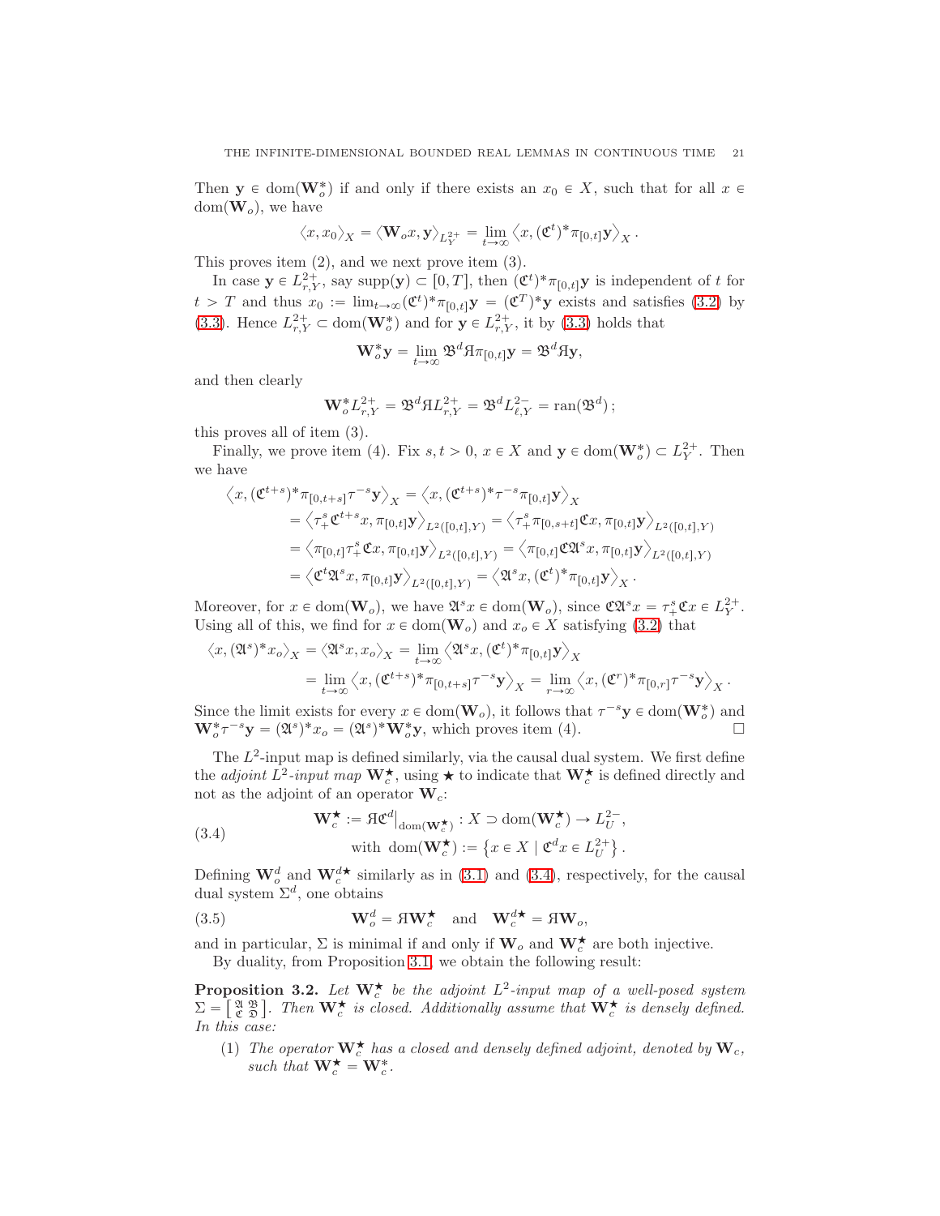Then $\mathbf{y} \in \mathrm{dom}(\mathbf{W}_o^*)$ if and only if there exists an $x_0 \in X$, such that for all $x \in \mathrm{dom}(\mathbf{W}_o)$, we have

$$\langle x, x_0 \rangle_X = \langle \mathbf{W}_o x, \mathbf{y} \rangle_{L^{2+}_Y} = \lim_{t\to\infty} \left\langle x, (\mathfrak{C}^t)^* \pi_{[0,t]} \mathbf{y} \right\rangle_X .$$

This proves item (2), and we next prove item (3).

In case $\mathbf{y} \in L^{2+}_{r,Y}$, say $\mathrm{supp}(\mathbf{y}) \subset [0,T]$, then $(\mathfrak{C}^t)^* \pi_{[0,t]} \mathbf{y}$ is independent of $t$ for $t > T$ and thus $x_0 := \lim_{t\to\infty} (\mathfrak{C}^t)^* \pi_{[0,t]} \mathbf{y} = (\mathfrak{C}^T)^* \mathbf{y}$ exists and satisfies (3.2) by (3.3). Hence $L^{2+}_{r,Y} \subset \mathrm{dom}(\mathbf{W}_o^*)$ and for $\mathbf{y} \in L^{2+}_{r,Y}$, it by (3.3) holds that

$$\mathbf{W}_o^* \mathbf{y} = \lim_{t\to\infty} \mathfrak{B}^d \text{Я} \pi_{[0,t]} \mathbf{y} = \mathfrak{B}^d \text{Я} \mathbf{y},$$

and then clearly

$$\mathbf{W}_o^* L^{2+}_{r,Y} = \mathfrak{B}^d \text{Я} L^{2+}_{r,Y} = \mathfrak{B}^d L^{2-}_{\ell,Y} = \mathrm{ran}(\mathfrak{B}^d);$$

this proves all of item (3).

Finally, we prove item (4). Fix $s,t > 0$, $x \in X$ and $\mathbf{y} \in \mathrm{dom}(\mathbf{W}_o^*) \subset L^{2+}_Y$. Then we have

$$\begin{aligned}
\left\langle x, (\mathfrak{C}^{t+s})^* \pi_{[0,t+s]} \tau^{-s} \mathbf{y} \right\rangle_X &= \left\langle x, (\mathfrak{C}^{t+s})^* \tau^{-s} \pi_{[0,t]} \mathbf{y} \right\rangle_X \\
&= \left\langle \tau_+^s \mathfrak{C}^{t+s} x, \pi_{[0,t]} \mathbf{y} \right\rangle_{L^2([0,t],Y)} = \left\langle \tau_+^s \pi_{[0,s+t]} \mathfrak{C} x, \pi_{[0,t]} \mathbf{y} \right\rangle_{L^2([0,t],Y)} \\
&= \left\langle \pi_{[0,t]} \tau_+^s \mathfrak{C} x, \pi_{[0,t]} \mathbf{y} \right\rangle_{L^2([0,t],Y)} = \left\langle \pi_{[0,t]} \mathfrak{C} \mathfrak{A}^s x, \pi_{[0,t]} \mathbf{y} \right\rangle_{L^2([0,t],Y)} \\
&= \left\langle \mathfrak{C}^t \mathfrak{A}^s x, \pi_{[0,t]} \mathbf{y} \right\rangle_{L^2([0,t],Y)} = \left\langle \mathfrak{A}^s x, (\mathfrak{C}^t)^* \pi_{[0,t]} \mathbf{y} \right\rangle_X .
\end{aligned}$$

Moreover, for $x \in \mathrm{dom}(\mathbf{W}_o)$, we have $\mathfrak{A}^s x \in \mathrm{dom}(\mathbf{W}_o)$, since $\mathfrak{C}\mathfrak{A}^s x = \tau_+^s \mathfrak{C} x \in L^{2+}_Y$. Using all of this, we find for $x \in \mathrm{dom}(\mathbf{W}_o)$ and $x_o \in X$ satisfying (3.2) that

$$\begin{aligned}
\langle x, (\mathfrak{A}^s)^* x_o \rangle_X = \langle \mathfrak{A}^s x, x_o \rangle_X &= \lim_{t\to\infty} \left\langle \mathfrak{A}^s x, (\mathfrak{C}^t)^* \pi_{[0,t]} \mathbf{y} \right\rangle_X \\
&= \lim_{t\to\infty} \left\langle x, (\mathfrak{C}^{t+s})^* \pi_{[0,t+s]} \tau^{-s} \mathbf{y} \right\rangle_X = \lim_{r\to\infty} \left\langle x, (\mathfrak{C}^r)^* \pi_{[0,r]} \tau^{-s} \mathbf{y} \right\rangle_X .
\end{aligned}$$

Since the limit exists for every $x \in \mathrm{dom}(\mathbf{W}_o)$, it follows that $\tau^{-s}\mathbf{y} \in \mathrm{dom}(\mathbf{W}_o^*)$ and $\mathbf{W}_o^* \tau^{-s} \mathbf{y} = (\mathfrak{A}^s)^* x_o = (\mathfrak{A}^s)^* \mathbf{W}_o^* \mathbf{y}$, which proves item (4). □

The $L^2$-input map is defined similarly, via the causal dual system. We first define the *adjoint $L^2$-input map* $\mathbf{W}_c^\star$, using $\star$ to indicate that $\mathbf{W}_c^\star$ is defined directly and not as the adjoint of an operator $\mathbf{W}_c$:

$$\begin{aligned}
\mathbf{W}_c^\star := \text{Я}\mathfrak{C}^d\big|_{\mathrm{dom}(\mathbf{W}_c^\star)} : X \supset \mathrm{dom}(\mathbf{W}_c^\star) \to L^{2-}_U, \\
\text{with } \mathrm{dom}(\mathbf{W}_c^\star) := \left\{ x \in X \mid \mathfrak{C}^d x \in L^{2+}_U \right\}.
\end{aligned} \tag{3.4}$$

Defining $\mathbf{W}_o^d$ and $\mathbf{W}_c^{d\star}$ similarly as in (3.1) and (3.4), respectively, for the causal dual system $\Sigma^d$, one obtains

$$\mathbf{W}_o^d = \text{Я}\mathbf{W}_c^\star \quad \text{and} \quad \mathbf{W}_c^{d\star} = \text{Я}\mathbf{W}_o, \tag{3.5}$$

and in particular, $\Sigma$ is minimal if and only if $\mathbf{W}_o$ and $\mathbf{W}_c^\star$ are both injective.

By duality, from Proposition 3.1, we obtain the following result:

**Proposition 3.2.** *Let $\mathbf{W}_c^\star$ be the adjoint $L^2$-input map of a well-posed system $\Sigma = \left[\begin{smallmatrix} \mathfrak{A} & \mathfrak{B} \\ \mathfrak{C} & \mathfrak{D} \end{smallmatrix}\right]$. Then $\mathbf{W}_c^\star$ is closed. Additionally assume that $\mathbf{W}_c^\star$ is densely defined. In this case:*

1. *The operator $\mathbf{W}_c^\star$ has a closed and densely defined adjoint, denoted by $\mathbf{W}_c$, such that $\mathbf{W}_c^\star = \mathbf{W}_c^*$.*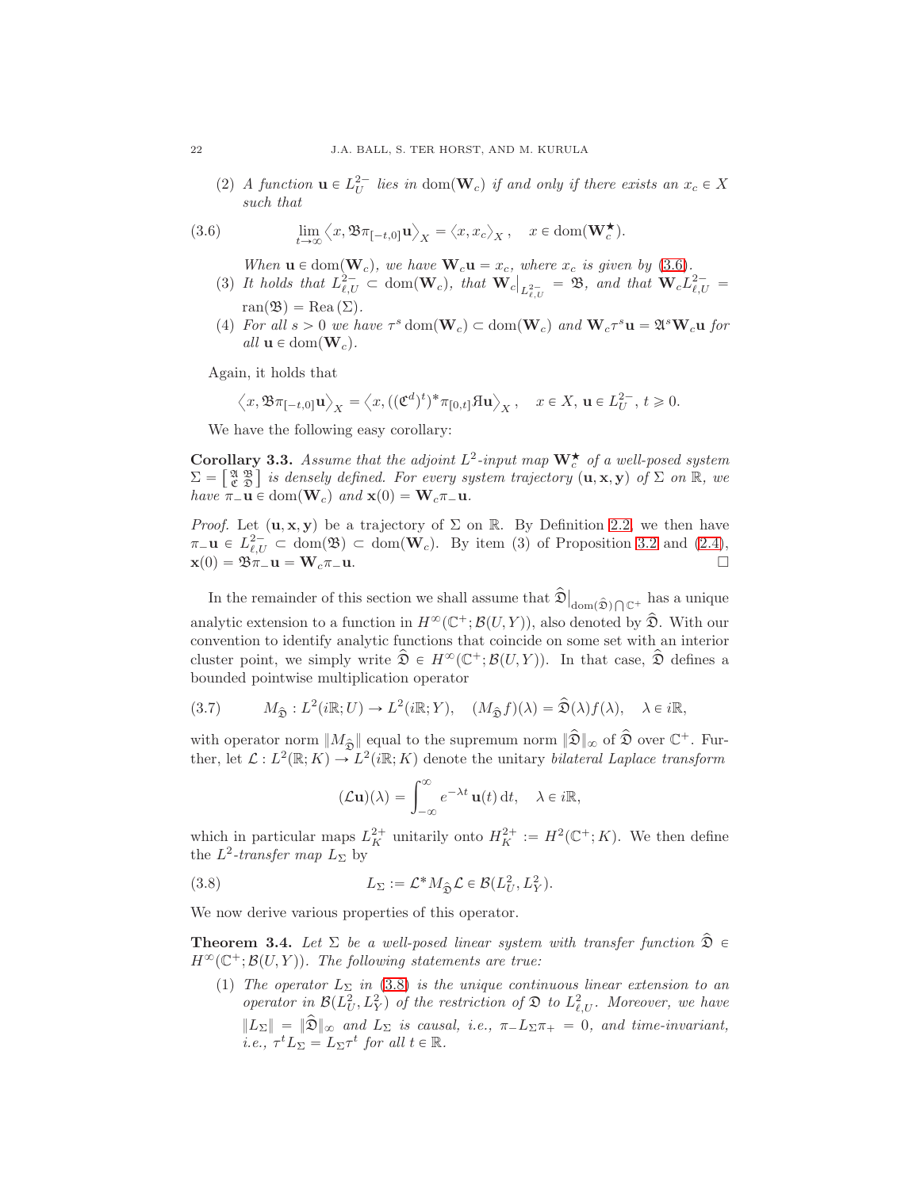(2) *A function* $\mathbf{u} \in L^{2-}_U$ *lies in* $\operatorname{dom}(\mathbf{W}_c)$ *if and only if there exists an* $x_c \in X$ *such that*

$$\lim_{t\to\infty} \left\langle x, \mathfrak{B}\pi_{[-t,0]}\mathbf{u}\right\rangle_X = \left\langle x, x_c\right\rangle_X, \quad x \in \operatorname{dom}(\mathbf{W}_c^\star). \tag{3.6}$$

*When* $\mathbf{u} \in \operatorname{dom}(\mathbf{W}_c)$*, we have* $\mathbf{W}_c\mathbf{u} = x_c$*, where* $x_c$ *is given by* (3.6).

(3) *It holds that* $L^{2-}_{\ell,U} \subset \operatorname{dom}(\mathbf{W}_c)$*, that* $\mathbf{W}_c\big|_{L^{2-}_{\ell,U}} = \mathfrak{B}$*, and that* $\mathbf{W}_c L^{2-}_{\ell,U} = \operatorname{ran}(\mathfrak{B}) = \operatorname{Rea}(\Sigma)$.

(4) *For all* $s > 0$ *we have* $\tau^s \operatorname{dom}(\mathbf{W}_c) \subset \operatorname{dom}(\mathbf{W}_c)$ *and* $\mathbf{W}_c\tau^s\mathbf{u} = \mathfrak{A}^s\mathbf{W}_c\mathbf{u}$ *for all* $\mathbf{u} \in \operatorname{dom}(\mathbf{W}_c)$.

Again, it holds that

$$\left\langle x, \mathfrak{B}\pi_{[-t,0]}\mathbf{u}\right\rangle_X = \left\langle x, ((\mathfrak{C}^d)^t)^*\pi_{[0,t]}\mathfrak{R}\mathbf{u}\right\rangle_X, \quad x \in X,\ \mathbf{u} \in L^{2-}_U,\ t \geqslant 0.$$

We have the following easy corollary:

**Corollary 3.3.** *Assume that the adjoint* $L^2$*-input map* $\mathbf{W}_c^\star$ *of a well-posed system* $\Sigma = \left[\begin{smallmatrix}\mathfrak{A} & \mathfrak{B}\\ \mathfrak{C} & \mathfrak{D}\end{smallmatrix}\right]$ *is densely defined. For every system trajectory* $(\mathbf{u}, \mathbf{x}, \mathbf{y})$ *of* $\Sigma$ *on* $\mathbb{R}$*, we have* $\pi_-\mathbf{u} \in \operatorname{dom}(\mathbf{W}_c)$ *and* $\mathbf{x}(0) = \mathbf{W}_c\pi_-\mathbf{u}$.

*Proof.* Let $(\mathbf{u}, \mathbf{x}, \mathbf{y})$ be a trajectory of $\Sigma$ on $\mathbb{R}$. By Definition 2.2, we then have $\pi_-\mathbf{u} \in L^{2-}_{\ell,U} \subset \operatorname{dom}(\mathfrak{B}) \subset \operatorname{dom}(\mathbf{W}_c)$. By item (3) of Proposition 3.2 and (2.4), $\mathbf{x}(0) = \mathfrak{B}\pi_-\mathbf{u} = \mathbf{W}_c\pi_-\mathbf{u}$. □

In the remainder of this section we shall assume that $\widehat{\mathfrak{D}}\big|_{\operatorname{dom}(\widehat{\mathfrak{D}})\bigcap\mathbb{C}^+}$ has a unique analytic extension to a function in $H^\infty(\mathbb{C}^+;\mathcal{B}(U,Y))$, also denoted by $\widehat{\mathfrak{D}}$. With our convention to identify analytic functions that coincide on some set with an interior cluster point, we simply write $\widehat{\mathfrak{D}} \in H^\infty(\mathbb{C}^+;\mathcal{B}(U,Y))$. In that case, $\widehat{\mathfrak{D}}$ defines a bounded pointwise multiplication operator

$$M_{\widehat{\mathfrak{D}}} : L^2(i\mathbb{R};U) \to L^2(i\mathbb{R};Y), \quad (M_{\widehat{\mathfrak{D}}}f)(\lambda) = \widehat{\mathfrak{D}}(\lambda)f(\lambda), \quad \lambda \in i\mathbb{R}, \tag{3.7}$$

with operator norm $\|M_{\widehat{\mathfrak{D}}}\|$ equal to the supremum norm $\|\widehat{\mathfrak{D}}\|_\infty$ of $\widehat{\mathfrak{D}}$ over $\mathbb{C}^+$. Further, let $\mathcal{L} : L^2(\mathbb{R};K) \to L^2(i\mathbb{R};K)$ denote the unitary *bilateral Laplace transform*

$$(\mathcal{L}\mathbf{u})(\lambda) = \int_{-\infty}^{\infty} e^{-\lambda t}\,\mathbf{u}(t)\,\mathrm{d}t, \quad \lambda \in i\mathbb{R},$$

which in particular maps $L^{2+}_K$ unitarily onto $H^{2+}_K := H^2(\mathbb{C}^+;K)$. We then define the $L^2$*-transfer map* $L_\Sigma$ by

$$L_\Sigma := \mathcal{L}^* M_{\widehat{\mathfrak{D}}}\mathcal{L} \in \mathcal{B}(L^2_U, L^2_Y). \tag{3.8}$$

We now derive various properties of this operator.

**Theorem 3.4.** *Let* $\Sigma$ *be a well-posed linear system with transfer function* $\widehat{\mathfrak{D}} \in H^\infty(\mathbb{C}^+;\mathcal{B}(U,Y))$*. The following statements are true:*

(1) *The operator* $L_\Sigma$ *in* (3.8) *is the unique continuous linear extension to an operator in* $\mathcal{B}(L^2_U, L^2_Y)$ *of the restriction of* $\mathfrak{D}$ *to* $L^2_{\ell,U}$*. Moreover, we have* $\|L_\Sigma\| = \|\widehat{\mathfrak{D}}\|_\infty$ *and* $L_\Sigma$ *is causal, i.e.,* $\pi_-L_\Sigma\pi_+ = 0$*, and time-invariant, i.e.,* $\tau^t L_\Sigma = L_\Sigma\tau^t$ *for all* $t \in \mathbb{R}$.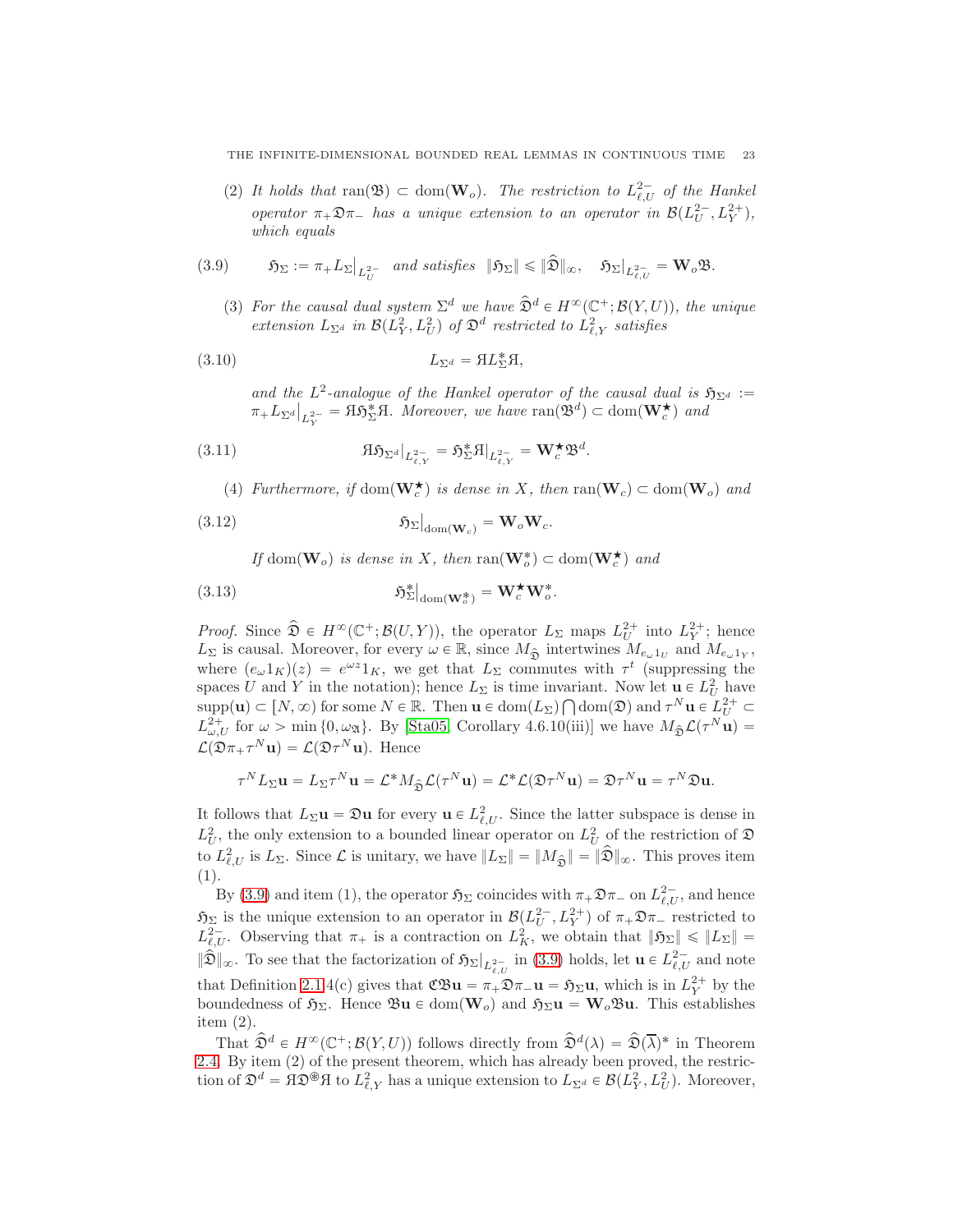(2) *It holds that* $\operatorname{ran}(\mathfrak{B}) \subset \operatorname{dom}(\mathbf{W}_o)$*. The restriction to* $L^{2-}_{\ell,U}$ *of the Hankel operator* $\pi_+\mathfrak{D}\pi_-$ *has a unique extension to an operator in* $\mathcal{B}(L^{2-}_U, L^{2+}_Y)$*, which equals*

$$\mathfrak{H}_\Sigma := \pi_+ L_\Sigma\big|_{L^{2-}_U} \quad \text{and satisfies} \quad \|\mathfrak{H}_\Sigma\| \leqslant \|\widehat{\mathfrak{D}}\|_\infty, \quad \mathfrak{H}_\Sigma|_{L^{2-}_{\ell,U}} = \mathbf{W}_o\mathfrak{B}. \tag{3.9}$$

(3) *For the causal dual system* $\Sigma^d$ *we have* $\widehat{\mathfrak{D}}^d \in H^\infty(\mathbb{C}^+;\mathcal{B}(Y,U))$*, the unique extension* $L_{\Sigma^d}$ *in* $\mathcal{B}(L^2_Y, L^2_U)$ *of* $\mathfrak{D}^d$ *restricted to* $L^2_{\ell,Y}$ *satisfies*

$$L_{\Sigma^d} = \mathfrak{A} L_\Sigma^* \mathfrak{A}, \tag{3.10}$$

*and the* $L^2$*-analogue of the Hankel operator of the causal dual is* $\mathfrak{H}_{\Sigma^d} := \pi_+ L_{\Sigma^d}\big|_{L^{2-}_Y} = \mathfrak{A}\mathfrak{H}_\Sigma^*\mathfrak{A}$*. Moreover, we have* $\operatorname{ran}(\mathfrak{B}^d) \subset \operatorname{dom}(\mathbf{W}_c^\bigstar)$ *and*

$$\mathfrak{A}\mathfrak{H}_{\Sigma^d}|_{L^{2-}_{\ell,Y}} = \mathfrak{H}_\Sigma^*\mathfrak{A}|_{L^{2-}_{\ell,Y}} = \mathbf{W}_c^\bigstar \mathfrak{B}^d. \tag{3.11}$$

(4) *Furthermore, if* $\operatorname{dom}(\mathbf{W}_c^\bigstar)$ *is dense in* $X$*, then* $\operatorname{ran}(\mathbf{W}_c) \subset \operatorname{dom}(\mathbf{W}_o)$ *and*

$$\mathfrak{H}_\Sigma\big|_{\operatorname{dom}(\mathbf{W}_c)} = \mathbf{W}_o\mathbf{W}_c. \tag{3.12}$$

*If* $\operatorname{dom}(\mathbf{W}_o)$ *is dense in* $X$*, then* $\operatorname{ran}(\mathbf{W}_o^*) \subset \operatorname{dom}(\mathbf{W}_c^\bigstar)$ *and*

$$\mathfrak{H}_\Sigma^*\big|_{\operatorname{dom}(\mathbf{W}_o^*)} = \mathbf{W}_c^\bigstar \mathbf{W}_o^*. \tag{3.13}$$

*Proof.* Since $\widehat{\mathfrak{D}} \in H^\infty(\mathbb{C}^+;\mathcal{B}(U,Y))$, the operator $L_\Sigma$ maps $L^{2+}_U$ into $L^{2+}_Y$; hence $L_\Sigma$ is causal. Moreover, for every $\omega \in \mathbb{R}$, since $M_{\widehat{\mathfrak{D}}}$ intertwines $M_{e_\omega 1_U}$ and $M_{e_\omega 1_Y}$, where $(e_\omega 1_K)(z) = e^{\omega z}1_K$, we get that $L_\Sigma$ commutes with $\tau^t$ (suppressing the spaces $U$ and $Y$ in the notation); hence $L_\Sigma$ is time invariant. Now let $\mathbf{u} \in L^2_U$ have $\operatorname{supp}(\mathbf{u}) \subset [N,\infty)$ for some $N \in \mathbb{R}$. Then $\mathbf{u} \in \operatorname{dom}(L_\Sigma) \bigcap \operatorname{dom}(\mathfrak{D})$ and $\tau^N\mathbf{u} \in L^{2+}_U \subset L^{2+}_{\omega,U}$ for $\omega > \min\{0,\omega_{\mathfrak{A}}\}$. By [Sta05, Corollary 4.6.10(iii)] we have $M_{\widehat{\mathfrak{D}}}\mathcal{L}(\tau^N\mathbf{u}) = \mathcal{L}(\mathfrak{D}\pi_+\tau^N\mathbf{u}) = \mathcal{L}(\mathfrak{D}\tau^N\mathbf{u})$. Hence

$$\tau^N L_\Sigma \mathbf{u} = L_\Sigma \tau^N \mathbf{u} = \mathcal{L}^* M_{\widehat{\mathfrak{D}}}\mathcal{L}(\tau^N\mathbf{u}) = \mathcal{L}^*\mathcal{L}(\mathfrak{D}\tau^N\mathbf{u}) = \mathfrak{D}\tau^N\mathbf{u} = \tau^N\mathfrak{D}\mathbf{u}.$$

It follows that $L_\Sigma\mathbf{u} = \mathfrak{D}\mathbf{u}$ for every $\mathbf{u} \in L^2_{\ell,U}$. Since the latter subspace is dense in $L^2_U$, the only extension to a bounded linear operator on $L^2_U$ of the restriction of $\mathfrak{D}$ to $L^2_{\ell,U}$ is $L_\Sigma$. Since $\mathcal{L}$ is unitary, we have $\|L_\Sigma\| = \|M_{\widehat{\mathfrak{D}}}\| = \|\widehat{\mathfrak{D}}\|_\infty$. This proves item (1).

By (3.9) and item (1), the operator $\mathfrak{H}_\Sigma$ coincides with $\pi_+\mathfrak{D}\pi_-$ on $L^{2-}_{\ell,U}$, and hence $\mathfrak{H}_\Sigma$ is the unique extension to an operator in $\mathcal{B}(L^{2-}_U, L^{2+}_Y)$ of $\pi_+\mathfrak{D}\pi_-$ restricted to $L^{2-}_{\ell,U}$. Observing that $\pi_+$ is a contraction on $L^2_K$, we obtain that $\|\mathfrak{H}_\Sigma\| \leqslant \|L_\Sigma\| = \|\widehat{\mathfrak{D}}\|_\infty$. To see that the factorization of $\mathfrak{H}_\Sigma|_{L^{2-}_{\ell,U}}$ in (3.9) holds, let $\mathbf{u} \in L^{2-}_{\ell,U}$ and note that Definition 2.1 4(c) gives that $\mathfrak{C}\mathfrak{B}\mathbf{u} = \pi_+\mathfrak{D}\pi_-\mathbf{u} = \mathfrak{H}_\Sigma\mathbf{u}$, which is in $L^{2+}_Y$ by the boundedness of $\mathfrak{H}_\Sigma$. Hence $\mathfrak{B}\mathbf{u} \in \operatorname{dom}(\mathbf{W}_o)$ and $\mathfrak{H}_\Sigma\mathbf{u} = \mathbf{W}_o\mathfrak{B}\mathbf{u}$. This establishes item (2).

That $\widehat{\mathfrak{D}}^d \in H^\infty(\mathbb{C}^+;\mathcal{B}(Y,U))$ follows directly from $\widehat{\mathfrak{D}}^d(\lambda) = \widehat{\mathfrak{D}}(\overline{\lambda})^*$ in Theorem 2.4. By item (2) of the present theorem, which has already been proved, the restriction of $\mathfrak{D}^d = \mathfrak{A}\mathfrak{D}^{\circledast}\mathfrak{A}$ to $L^2_{\ell,Y}$ has a unique extension to $L_{\Sigma^d} \in \mathcal{B}(L^2_Y, L^2_U)$. Moreover,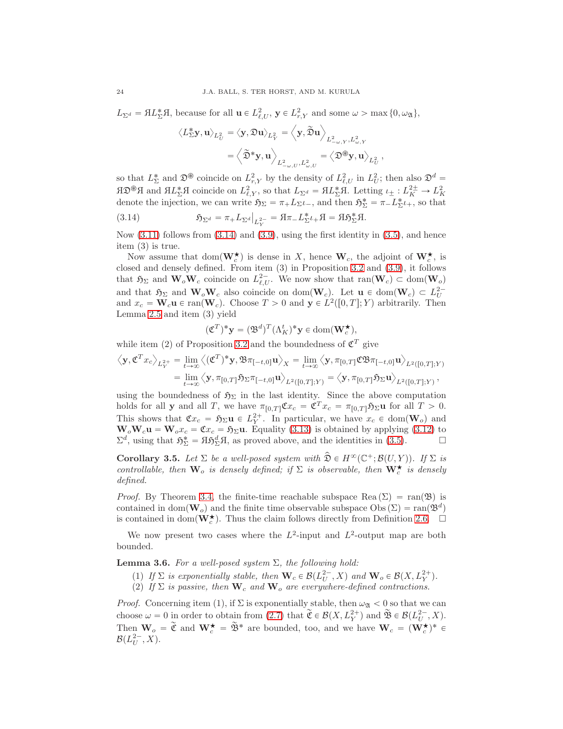$L_{\Sigma^d} = \mathfrak{R} L_\Sigma^* \mathfrak{R}$, because for all $\mathbf{u} \in L^2_{\ell,U}$, $\mathbf{y} \in L^2_{r,Y}$ and some $\omega > \max\{0, \omega_{\mathfrak{A}}\}$,

$$\langle L_\Sigma^* \mathbf{y}, \mathbf{u}\rangle_{L^2_U} = \langle \mathbf{y}, \mathfrak{D}\mathbf{u}\rangle_{L^2_Y} = \left\langle \mathbf{y}, \widetilde{\mathfrak{D}}\mathbf{u}\right\rangle_{L^2_{-\omega,Y}, L^2_{\omega,Y}}$$
$$= \left\langle \widetilde{\mathfrak{D}}^* \mathbf{y}, \mathbf{u}\right\rangle_{L^2_{-\omega,U}, L^2_{\omega,U}} = \left\langle \mathfrak{D}^{\circledast} \mathbf{y}, \mathbf{u}\right\rangle_{L^2_U},$$

so that $L_\Sigma^*$ and $\mathfrak{D}^{\circledast}$ coincide on $L^2_{r,Y}$ by the density of $L^2_{\ell,U}$ in $L^2_U$; then also $\mathfrak{D}^d = \mathfrak{R}\mathfrak{D}^{\circledast}\mathfrak{R}$ and $\mathfrak{R}L_\Sigma^*\mathfrak{R}$ coincide on $L^2_{\ell,Y}$, so that $L_{\Sigma^d} = \mathfrak{R}L_\Sigma^*\mathfrak{R}$. Letting $\iota_\pm : L^{2\pm}_K \to L^2_K$ denote the injection, we can write $\mathfrak{H}_\Sigma = \pi_+ L_\Sigma \iota_-$, and then $\mathfrak{H}_\Sigma^* = \pi_- L_\Sigma^* \iota_+$, so that

$$\mathfrak{H}_{\Sigma^d} = \pi_+ L_{\Sigma^d}\big|_{L^{2-}_Y} = \mathfrak{R}\pi_- L_\Sigma^* \iota_+ \mathfrak{R} = \mathfrak{R}\mathfrak{H}_\Sigma^*\mathfrak{R}. \tag{3.14}$$

Now (3.11) follows from (3.14) and (3.9), using the first identity in (3.5), and hence item (3) is true.

Now assume that $\operatorname{dom}(\mathbf{W}_c^\star)$ is dense in $X$, hence $\mathbf{W}_c$, the adjoint of $\mathbf{W}_c^\star$, is closed and densely defined. From item (3) in Proposition 3.2 and (3.9), it follows that $\mathfrak{H}_\Sigma$ and $\mathbf{W}_o\mathbf{W}_c$ coincide on $L^{2-}_{\ell,U}$. We now show that $\operatorname{ran}(\mathbf{W}_c) \subset \operatorname{dom}(\mathbf{W}_o)$ and that $\mathfrak{H}_\Sigma$ and $\mathbf{W}_o\mathbf{W}_c$ also coincide on $\operatorname{dom}(\mathbf{W}_c)$. Let $\mathbf{u} \in \operatorname{dom}(\mathbf{W}_c) \subset L^{2-}_U$ and $x_c = \mathbf{W}_c\mathbf{u} \in \operatorname{ran}(\mathbf{W}_c)$. Choose $T > 0$ and $\mathbf{y} \in L^2([0,T];Y)$ arbitrarily. Then Lemma 2.5 and item (3) yield

$$(\mathfrak{C}^T)^*\mathbf{y} = (\mathfrak{B}^d)^T(\Lambda_K^t)^*\mathbf{y} \in \operatorname{dom}(\mathbf{W}_c^\star),$$

while item (2) of Proposition 3.2 and the boundedness of $\mathfrak{C}^T$ give

$$\left\langle \mathbf{y}, \mathfrak{C}^T x_c\right\rangle_{L^{2+}_Y} = \lim_{t\to\infty} \left\langle (\mathfrak{C}^T)^*\mathbf{y}, \mathfrak{B}\pi_{[-t,0]}\mathbf{u}\right\rangle_X = \lim_{t\to\infty}\left\langle \mathbf{y}, \pi_{[0,T]}\mathfrak{C}\mathfrak{B}\pi_{[-t,0]}\mathbf{u}\right\rangle_{L^2([0,T];Y)}$$
$$= \lim_{t\to\infty}\left\langle \mathbf{y}, \pi_{[0,T]}\mathfrak{H}_\Sigma\pi_{[-t,0]}\mathbf{u}\right\rangle_{L^2([0,T];Y)} = \left\langle \mathbf{y}, \pi_{[0,T]}\mathfrak{H}_\Sigma\mathbf{u}\right\rangle_{L^2([0,T];Y)},$$

using the boundedness of $\mathfrak{H}_\Sigma$ in the last identity. Since the above computation holds for all $\mathbf{y}$ and all $T$, we have $\pi_{[0,T]}\mathfrak{C}x_c = \mathfrak{C}^T x_c = \pi_{[0,T]}\mathfrak{H}_\Sigma\mathbf{u}$ for all $T > 0$. This shows that $\mathfrak{C}x_c = \mathfrak{H}_\Sigma\mathbf{u} \in L^{2+}_Y$. In particular, we have $x_c \in \operatorname{dom}(\mathbf{W}_o)$ and $\mathbf{W}_o\mathbf{W}_c\mathbf{u} = \mathbf{W}_o x_c = \mathfrak{C}x_c = \mathfrak{H}_\Sigma\mathbf{u}$. Equality (3.13) is obtained by applying (3.12) to $\Sigma^d$, using that $\mathfrak{H}_\Sigma^* = \mathfrak{R}\mathfrak{H}_\Sigma^d\mathfrak{R}$, as proved above, and the identities in (3.5). $\square$

**Corollary 3.5.** *Let $\Sigma$ be a well-posed system with $\widehat{\mathfrak{D}} \in H^\infty(\mathbb{C}^+;\mathcal{B}(U,Y))$. If $\Sigma$ is controllable, then $\mathbf{W}_o$ is densely defined; if $\Sigma$ is observable, then $\mathbf{W}_c^\star$ is densely defined.*

*Proof.* By Theorem 3.4, the finite-time reachable subspace $\operatorname{Rea}(\Sigma) = \operatorname{ran}(\mathfrak{B})$ is contained in $\operatorname{dom}(\mathbf{W}_o)$ and the finite time observable subspace $\operatorname{Obs}(\Sigma) = \operatorname{ran}(\mathfrak{B}^d)$ is contained in $\operatorname{dom}(\mathbf{W}_c^\star)$. Thus the claim follows directly from Definition 2.6. $\square$

We now present two cases where the $L^2$-input and $L^2$-output map are both bounded.

**Lemma 3.6.** *For a well-posed system $\Sigma$, the following hold:*

1. *If $\Sigma$ is exponentially stable, then $\mathbf{W}_c \in \mathcal{B}(L^{2-}_U, X)$ and $\mathbf{W}_o \in \mathcal{B}(X, L^{2+}_Y)$.*
2. *If $\Sigma$ is passive, then $\mathbf{W}_c$ and $\mathbf{W}_o$ are everywhere-defined contractions.*

*Proof.* Concerning item (1), if $\Sigma$ is exponentially stable, then $\omega_{\mathfrak{A}} < 0$ so that we can choose $\omega = 0$ in order to obtain from (2.7) that $\widetilde{\mathfrak{C}} \in \mathcal{B}(X, L^{2+}_Y)$ and $\widetilde{\mathfrak{B}} \in \mathcal{B}(L^{2-}_U, X)$. Then $\mathbf{W}_o = \widetilde{\mathfrak{C}}$ and $\mathbf{W}_c^\star = \widetilde{\mathfrak{B}}^*$ are bounded, too, and we have $\mathbf{W}_c = (\mathbf{W}_c^\star)^* \in \mathcal{B}(L^{2-}_U, X)$.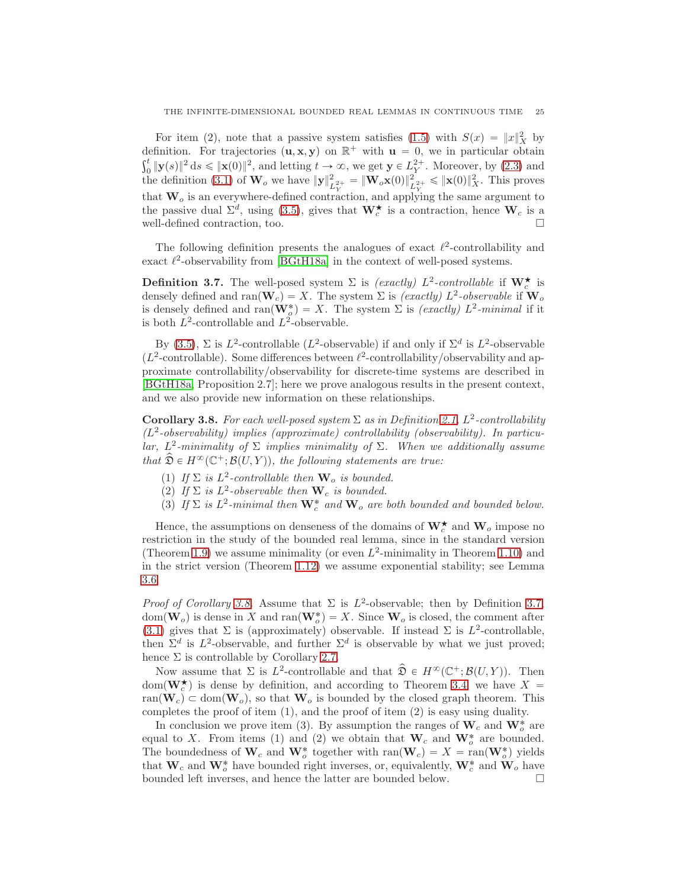For item (2), note that a passive system satisfies (1.5) with $S(x) = \|x\|_X^2$ by definition. For trajectories $(\mathbf{u}, \mathbf{x}, \mathbf{y})$ on $\mathbb{R}^+$ with $\mathbf{u} = 0$, we in particular obtain $\int_0^t \|\mathbf{y}(s)\|^2 \,\mathrm{d}s \leqslant \|\mathbf{x}(0)\|^2$, and letting $t \to \infty$, we get $\mathbf{y} \in L^{2+}_Y$. Moreover, by (2.3) and the definition (3.1) of $\mathbf{W}_o$ we have $\|\mathbf{y}\|^2_{L^{2+}_Y} = \|\mathbf{W}_o \mathbf{x}(0)\|^2_{L^{2+}_Y} \leqslant \|\mathbf{x}(0)\|^2_X$. This proves that $\mathbf{W}_o$ is an everywhere-defined contraction, and applying the same argument to the passive dual $\Sigma^d$, using (3.5), gives that $\mathbf{W}_c^\star$ is a contraction, hence $\mathbf{W}_c$ is a well-defined contraction, too. □

The following definition presents the analogues of exact $\ell^2$-controllability and exact $\ell^2$-observability from [BGtH18a] in the context of well-posed systems.

**Definition 3.7.** The well-posed system $\Sigma$ is *(exactly) $L^2$-controllable* if $\mathbf{W}_c^\star$ is densely defined and $\operatorname{ran}(\mathbf{W}_c) = X$. The system $\Sigma$ is *(exactly) $L^2$-observable* if $\mathbf{W}_o$ is densely defined and $\operatorname{ran}(\mathbf{W}_o^*) = X$. The system $\Sigma$ is *(exactly) $L^2$-minimal* if it is both $L^2$-controllable and $L^2$-observable.

By (3.5), $\Sigma$ is $L^2$-controllable ($L^2$-observable) if and only if $\Sigma^d$ is $L^2$-observable ($L^2$-controllable). Some differences between $\ell^2$-controllability/observability and approximate controllability/observability for discrete-time systems are described in [BGtH18a, Proposition 2.7]; here we prove analogous results in the present context, and we also provide new information on these relationships.

**Corollary 3.8.** *For each well-posed system $\Sigma$ as in Definition 2.1, $L^2$-controllability ($L^2$-observability) implies (approximate) controllability (observability). In particular, $L^2$-minimality of $\Sigma$ implies minimality of $\Sigma$. When we additionally assume that $\widehat{\mathfrak{D}} \in H^\infty(\mathbb{C}^+; \mathcal{B}(U,Y))$, the following statements are true:*

1. *If $\Sigma$ is $L^2$-controllable then $\mathbf{W}_o$ is bounded.*
2. *If $\Sigma$ is $L^2$-observable then $\mathbf{W}_c$ is bounded.*
3. *If $\Sigma$ is $L^2$-minimal then $\mathbf{W}_c^*$ and $\mathbf{W}_o$ are both bounded and bounded below.*

Hence, the assumptions on denseness of the domains of $\mathbf{W}_c^\star$ and $\mathbf{W}_o$ impose no restriction in the study of the bounded real lemma, since in the standard version (Theorem 1.9) we assume minimality (or even $L^2$-minimality in Theorem 1.10) and in the strict version (Theorem 1.12) we assume exponential stability; see Lemma 3.6.

*Proof of Corollary 3.8.* Assume that $\Sigma$ is $L^2$-observable; then by Definition 3.7, $\operatorname{dom}(\mathbf{W}_o)$ is dense in $X$ and $\operatorname{ran}(\mathbf{W}_o^*) = X$. Since $\mathbf{W}_o$ is closed, the comment after (3.1) gives that $\Sigma$ is (approximately) observable. If instead $\Sigma$ is $L^2$-controllable, then $\Sigma^d$ is $L^2$-observable, and further $\Sigma^d$ is observable by what we just proved; hence $\Sigma$ is controllable by Corollary 2.7.

Now assume that $\Sigma$ is $L^2$-controllable and that $\widehat{\mathfrak{D}} \in H^\infty(\mathbb{C}^+; \mathcal{B}(U,Y))$. Then $\operatorname{dom}(\mathbf{W}_c^\star)$ is dense by definition, and according to Theorem 3.4 we have $X = \operatorname{ran}(\mathbf{W}_c) \subset \operatorname{dom}(\mathbf{W}_o)$, so that $\mathbf{W}_o$ is bounded by the closed graph theorem. This completes the proof of item (1), and the proof of item (2) is easy using duality.

In conclusion we prove item (3). By assumption the ranges of $\mathbf{W}_c$ and $\mathbf{W}_o^*$ are equal to $X$. From items (1) and (2) we obtain that $\mathbf{W}_c$ and $\mathbf{W}_o^*$ are bounded. The boundedness of $\mathbf{W}_c$ and $\mathbf{W}_o^*$ together with $\operatorname{ran}(\mathbf{W}_c) = X = \operatorname{ran}(\mathbf{W}_o^*)$ yields that $\mathbf{W}_c$ and $\mathbf{W}_o^*$ have bounded right inverses, or, equivalently, $\mathbf{W}_c^*$ and $\mathbf{W}_o$ have bounded left inverses, and hence the latter are bounded below. □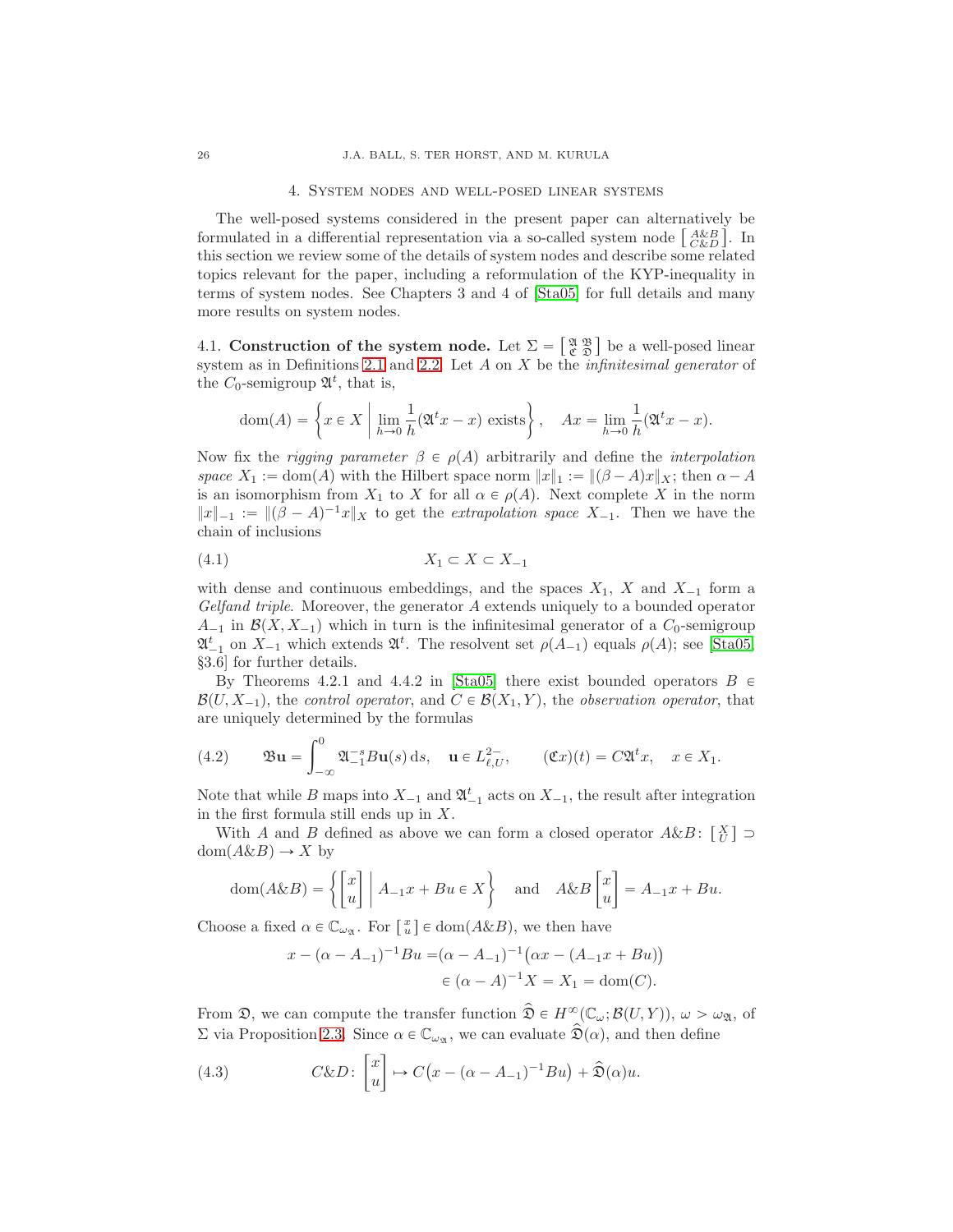## 4. System nodes and well-posed linear systems

The well-posed systems considered in the present paper can alternatively be formulated in a differential representation via a so-called system node $\left[\begin{smallmatrix} A\&B \\ C\&D \end{smallmatrix}\right]$. In this section we review some of the details of system nodes and describe some related topics relevant for the paper, including a reformulation of the KYP-inequality in terms of system nodes. See Chapters 3 and 4 of [Sta05] for full details and many more results on system nodes.

### 4.1. Construction of the system node.

Let $\Sigma = \left[\begin{smallmatrix} \mathfrak{A} & \mathfrak{B} \\ \mathfrak{C} & \mathfrak{D} \end{smallmatrix}\right]$ be a well-posed linear system as in Definitions 2.1 and 2.2. Let $A$ on $X$ be the *infinitesimal generator* of the $C_0$-semigroup $\mathfrak{A}^t$, that is,

$$\operatorname{dom}(A) = \left\{ x \in X \;\middle|\; \lim_{h\to 0} \frac{1}{h}(\mathfrak{A}^t x - x) \text{ exists} \right\}, \quad Ax = \lim_{h\to 0} \frac{1}{h}(\mathfrak{A}^t x - x).$$

Now fix the *rigging parameter* $\beta \in \rho(A)$ arbitrarily and define the *interpolation space* $X_1 := \operatorname{dom}(A)$ with the Hilbert space norm $\|x\|_1 := \|(\beta - A)x\|_X$; then $\alpha - A$ is an isomorphism from $X_1$ to $X$ for all $\alpha \in \rho(A)$. Next complete $X$ in the norm $\|x\|_{-1} := \|(\beta - A)^{-1}x\|_X$ to get the *extrapolation space* $X_{-1}$. Then we have the chain of inclusions

$$X_1 \subset X \subset X_{-1} \tag{4.1}$$

with dense and continuous embeddings, and the spaces $X_1$, $X$ and $X_{-1}$ form a *Gelfand triple*. Moreover, the generator $A$ extends uniquely to a bounded operator $A_{-1}$ in $\mathcal{B}(X, X_{-1})$ which in turn is the infinitesimal generator of a $C_0$-semigroup $\mathfrak{A}_{-1}^t$ on $X_{-1}$ which extends $\mathfrak{A}^t$. The resolvent set $\rho(A_{-1})$ equals $\rho(A)$; see [Sta05, §3.6] for further details.

By Theorems 4.2.1 and 4.4.2 in [Sta05] there exist bounded operators $B \in \mathcal{B}(U, X_{-1})$, the *control operator*, and $C \in \mathcal{B}(X_1, Y)$, the *observation operator*, that are uniquely determined by the formulas

$$\mathfrak{B}\mathbf{u} = \int_{-\infty}^{0} \mathfrak{A}_{-1}^{-s} B\mathbf{u}(s)\,\mathrm{d}s, \quad \mathbf{u} \in L^{2-}_{\ell,U}, \qquad (\mathfrak{C}x)(t) = C\mathfrak{A}^t x, \quad x \in X_1. \tag{4.2}$$

Note that while $B$ maps into $X_{-1}$ and $\mathfrak{A}_{-1}^t$ acts on $X_{-1}$, the result after integration in the first formula still ends up in $X$.

With $A$ and $B$ defined as above we can form a closed operator $A\&B\colon \left[\begin{smallmatrix} X \\ U \end{smallmatrix}\right] \supset \operatorname{dom}(A\&B) \to X$ by

$$\operatorname{dom}(A\&B) = \left\{ \begin{bmatrix} x \\ u \end{bmatrix} \;\middle|\; A_{-1}x + Bu \in X \right\} \quad \text{and} \quad A\&B \begin{bmatrix} x \\ u \end{bmatrix} = A_{-1}x + Bu.$$

Choose a fixed $\alpha \in \mathbb{C}_{\omega_{\mathfrak{A}}}$. For $\left[\begin{smallmatrix} x \\ u \end{smallmatrix}\right] \in \operatorname{dom}(A\&B)$, we then have

$$\begin{aligned} x - (\alpha - A_{-1})^{-1}Bu =& (\alpha - A_{-1})^{-1}\big(\alpha x - (A_{-1}x + Bu)\big) \\ &\in (\alpha - A)^{-1}X = X_1 = \operatorname{dom}(C). \end{aligned}$$

From $\mathfrak{D}$, we can compute the transfer function $\widehat{\mathfrak{D}} \in H^\infty(\mathbb{C}_\omega; \mathcal{B}(U, Y))$, $\omega > \omega_{\mathfrak{A}}$, of $\Sigma$ via Proposition 2.3. Since $\alpha \in \mathbb{C}_{\omega_{\mathfrak{A}}}$, we can evaluate $\widehat{\mathfrak{D}}(\alpha)$, and then define

$$C\&D\colon \begin{bmatrix} x \\ u \end{bmatrix} \mapsto C\big(x - (\alpha - A_{-1})^{-1}Bu\big) + \widehat{\mathfrak{D}}(\alpha)u. \tag{4.3}$$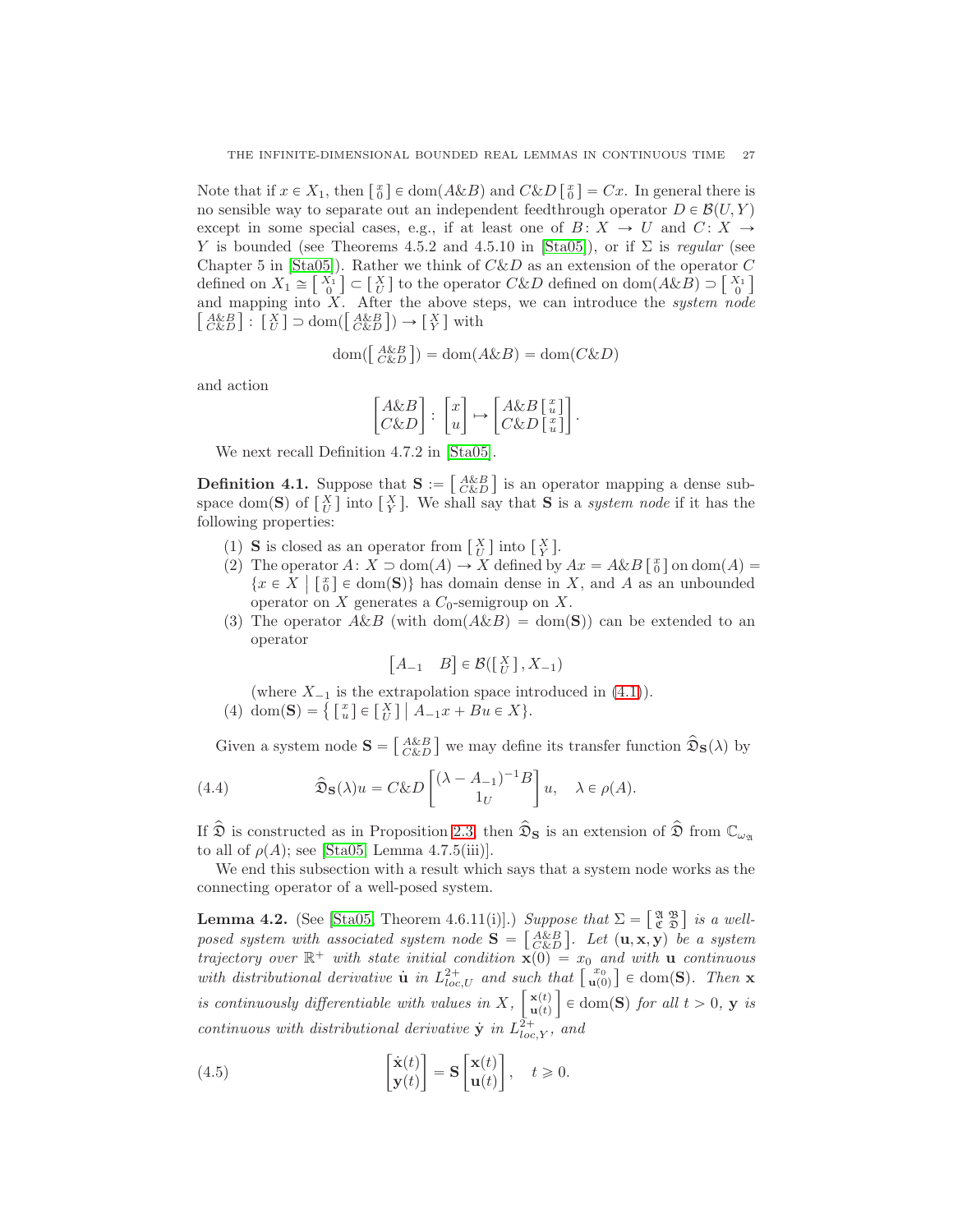Note that if $x \in X_1$, then $\left[\begin{smallmatrix} x \\ 0 \end{smallmatrix}\right] \in \operatorname{dom}(A\&B)$ and $C\&D\left[\begin{smallmatrix} x \\ 0 \end{smallmatrix}\right] = Cx$. In general there is no sensible way to separate out an independent feedthrough operator $D \in \mathcal{B}(U, Y)$ except in some special cases, e.g., if at least one of $B\colon X \to U$ and $C\colon X \to Y$ is bounded (see Theorems 4.5.2 and 4.5.10 in [Sta05]), or if $\Sigma$ is *regular* (see Chapter 5 in [Sta05]). Rather we think of $C\&D$ as an extension of the operator $C$ defined on $X_1 \cong \left[\begin{smallmatrix} X_1 \\ 0 \end{smallmatrix}\right] \subset \left[\begin{smallmatrix} X \\ U \end{smallmatrix}\right]$ to the operator $C\&D$ defined on $\operatorname{dom}(A\&B) \supset \left[\begin{smallmatrix} X_1 \\ 0 \end{smallmatrix}\right]$ and mapping into $X$. After the above steps, we can introduce the *system node* $\left[\begin{smallmatrix} A\&B \\ C\&D \end{smallmatrix}\right] \colon \left[\begin{smallmatrix} X \\ U \end{smallmatrix}\right] \supset \operatorname{dom}(\left[\begin{smallmatrix} A\&B \\ C\&D \end{smallmatrix}\right]) \to \left[\begin{smallmatrix} X \\ Y \end{smallmatrix}\right]$ with

$$\operatorname{dom}(\left[\begin{smallmatrix} A\&B \\ C\&D \end{smallmatrix}\right]) = \operatorname{dom}(A\&B) = \operatorname{dom}(C\&D)$$

and action

$$\begin{bmatrix} A\&B \\ C\&D \end{bmatrix} \colon \begin{bmatrix} x \\ u \end{bmatrix} \mapsto \begin{bmatrix} A\&B\left[\begin{smallmatrix} x \\ u \end{smallmatrix}\right] \\ C\&D\left[\begin{smallmatrix} x \\ u \end{smallmatrix}\right] \end{bmatrix}.$$

We next recall Definition 4.7.2 in [Sta05].

**Definition 4.1.** Suppose that $\mathbf{S} := \left[\begin{smallmatrix} A\&B \\ C\&D \end{smallmatrix}\right]$ is an operator mapping a dense subspace $\operatorname{dom}(\mathbf{S})$ of $\left[\begin{smallmatrix} X \\ U \end{smallmatrix}\right]$ into $\left[\begin{smallmatrix} X \\ Y \end{smallmatrix}\right]$. We shall say that $\mathbf{S}$ is a *system node* if it has the following properties:

1. $\mathbf{S}$ is closed as an operator from $\left[\begin{smallmatrix} X \\ U \end{smallmatrix}\right]$ into $\left[\begin{smallmatrix} X \\ Y \end{smallmatrix}\right]$.
2. The operator $A\colon X \supset \operatorname{dom}(A) \to X$ defined by $Ax = A\&B\left[\begin{smallmatrix} x \\ 0 \end{smallmatrix}\right]$ on $\operatorname{dom}(A) = \{x \in X \mid \left[\begin{smallmatrix} x \\ 0 \end{smallmatrix}\right] \in \operatorname{dom}(\mathbf{S})\}$ has domain dense in $X$, and $A$ as an unbounded operator on $X$ generates a $C_0$-semigroup on $X$.
3. The operator $A\&B$ (with $\operatorname{dom}(A\&B) = \operatorname{dom}(\mathbf{S})$) can be extended to an operator
$$\begin{bmatrix} A_{-1} & B \end{bmatrix} \in \mathcal{B}(\left[\begin{smallmatrix} X \\ U \end{smallmatrix}\right], X_{-1})$$
(where $X_{-1}$ is the extrapolation space introduced in (4.1)).
4. $\operatorname{dom}(\mathbf{S}) = \left\{ \left[\begin{smallmatrix} x \\ u \end{smallmatrix}\right] \in \left[\begin{smallmatrix} X \\ U \end{smallmatrix}\right] \,\middle|\, A_{-1}x + Bu \in X \right\}$.

Given a system node $\mathbf{S} = \left[\begin{smallmatrix} A\&B \\ C\&D \end{smallmatrix}\right]$ we may define its transfer function $\widehat{\mathfrak{D}}_{\mathbf{S}}(\lambda)$ by

$$\widehat{\mathfrak{D}}_{\mathbf{S}}(\lambda)u = C\&D \begin{bmatrix} (\lambda - A_{-1})^{-1}B \\ 1_U \end{bmatrix} u, \quad \lambda \in \rho(A). \tag{4.4}$$

If $\widehat{\mathfrak{D}}$ is constructed as in Proposition 2.3, then $\widehat{\mathfrak{D}}_{\mathbf{S}}$ is an extension of $\widehat{\mathfrak{D}}$ from $\mathbb{C}_{\omega_{\mathfrak{A}}}$ to all of $\rho(A)$; see [Sta05, Lemma 4.7.5(iii)].

We end this subsection with a result which says that a system node works as the connecting operator of a well-posed system.

**Lemma 4.2.** (See [Sta05, Theorem 4.6.11(i)].) *Suppose that $\Sigma = \left[\begin{smallmatrix} \mathfrak{A} & \mathfrak{B} \\ \mathfrak{C} & \mathfrak{D} \end{smallmatrix}\right]$ is a well-posed system with associated system node $\mathbf{S} = \left[\begin{smallmatrix} A\&B \\ C\&D \end{smallmatrix}\right]$. Let $(\mathbf{u}, \mathbf{x}, \mathbf{y})$ be a system trajectory over $\mathbb{R}^+$ with state initial condition $\mathbf{x}(0) = x_0$ and with $\mathbf{u}$ continuous with distributional derivative $\dot{\mathbf{u}}$ in $L^{2+}_{loc,U}$ and such that $\left[\begin{smallmatrix} x_0 \\ \mathbf{u}(0) \end{smallmatrix}\right] \in \operatorname{dom}(\mathbf{S})$. Then $\mathbf{x}$ is continuously differentiable with values in $X$, $\left[\begin{smallmatrix} \mathbf{x}(t) \\ \mathbf{u}(t) \end{smallmatrix}\right] \in \operatorname{dom}(\mathbf{S})$ for all $t > 0$, $\mathbf{y}$ is continuous with distributional derivative $\dot{\mathbf{y}}$ in $L^{2+}_{loc,Y}$, and*

$$\begin{bmatrix} \dot{\mathbf{x}}(t) \\ \mathbf{y}(t) \end{bmatrix} = \mathbf{S} \begin{bmatrix} \mathbf{x}(t) \\ \mathbf{u}(t) \end{bmatrix}, \quad t \geqslant 0. \tag{4.5}$$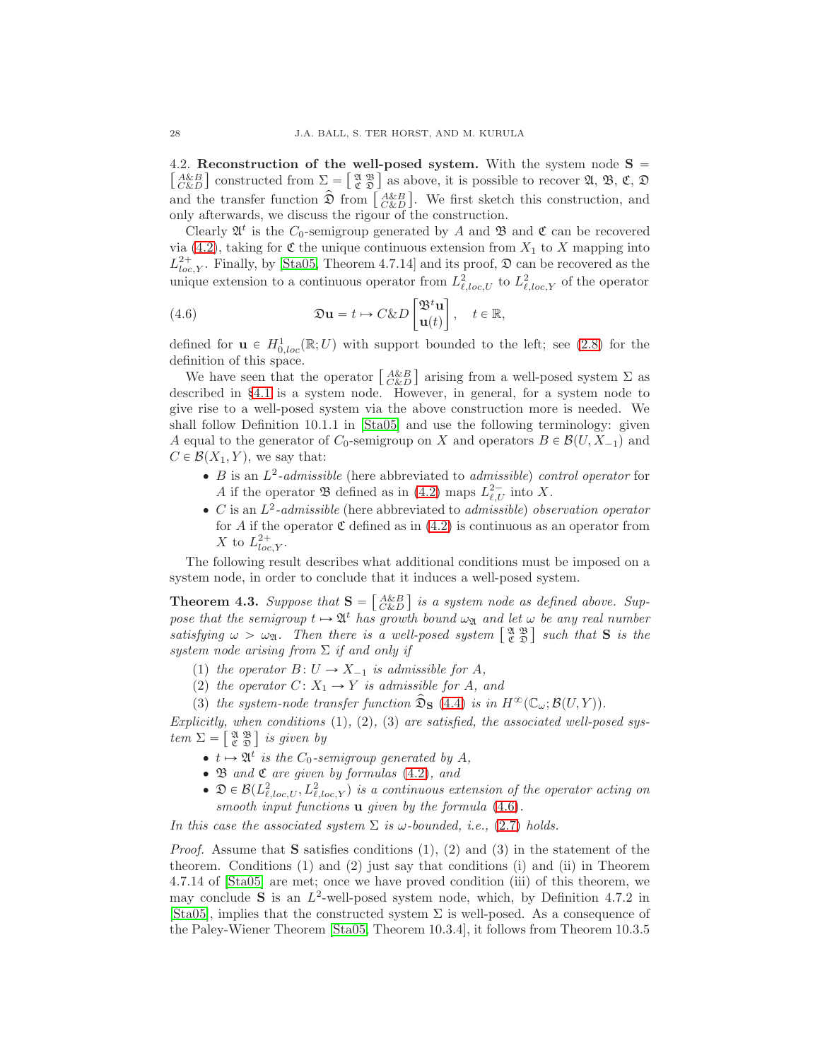4.2. **Reconstruction of the well-posed system.** With the system node $\mathbf{S} = \left[\begin{smallmatrix} A\&B \\ C\&D \end{smallmatrix}\right]$ constructed from $\Sigma = \left[\begin{smallmatrix} \mathfrak{A} & \mathfrak{B} \\ \mathfrak{C} & \mathfrak{D} \end{smallmatrix}\right]$ as above, it is possible to recover $\mathfrak{A}$, $\mathfrak{B}$, $\mathfrak{C}$, $\mathfrak{D}$ and the transfer function $\widehat{\mathfrak{D}}$ from $\left[\begin{smallmatrix} A\&B \\ C\&D \end{smallmatrix}\right]$. We first sketch this construction, and only afterwards, we discuss the rigour of the construction.

Clearly $\mathfrak{A}^t$ is the $C_0$-semigroup generated by $A$ and $\mathfrak{B}$ and $\mathfrak{C}$ can be recovered via (4.2), taking for $\mathfrak{C}$ the unique continuous extension from $X_1$ to $X$ mapping into $L^{2+}_{loc,Y}$. Finally, by [Sta05, Theorem 4.7.14] and its proof, $\mathfrak{D}$ can be recovered as the unique extension to a continuous operator from $L^2_{\ell,loc,U}$ to $L^2_{\ell,loc,Y}$ of the operator

$$
\mathfrak{D}\mathbf{u} = t \mapsto C\&D \begin{bmatrix} \mathfrak{B}^t \mathbf{u} \\ \mathbf{u}(t) \end{bmatrix}, \quad t \in \mathbb{R}, \tag{4.6}
$$

defined for $\mathbf{u} \in H^1_{0,loc}(\mathbb{R}; U)$ with support bounded to the left; see (2.8) for the definition of this space.

We have seen that the operator $\left[\begin{smallmatrix} A\&B \\ C\&D \end{smallmatrix}\right]$ arising from a well-posed system $\Sigma$ as described in §4.1 is a system node. However, in general, for a system node to give rise to a well-posed system via the above construction more is needed. We shall follow Definition 10.1.1 in [Sta05] and use the following terminology: given $A$ equal to the generator of $C_0$-semigroup on $X$ and operators $B \in \mathcal{B}(U, X_{-1})$ and $C \in \mathcal{B}(X_1, Y)$, we say that:

- $B$ is an $L^2$-*admissible* (here abbreviated to *admissible*) *control operator* for $A$ if the operator $\mathfrak{B}$ defined as in (4.2) maps $L^{2-}_{\ell,U}$ into $X$.
- $C$ is an $L^2$-*admissible* (here abbreviated to *admissible*) *observation operator* for $A$ if the operator $\mathfrak{C}$ defined as in (4.2) is continuous as an operator from $X$ to $L^{2+}_{loc,Y}$.

The following result describes what additional conditions must be imposed on a system node, in order to conclude that it induces a well-posed system.

**Theorem 4.3.** *Suppose that $\mathbf{S} = \left[\begin{smallmatrix} A\&B \\ C\&D \end{smallmatrix}\right]$ is a system node as defined above. Suppose that the semigroup $t \mapsto \mathfrak{A}^t$ has growth bound $\omega_{\mathfrak{A}}$ and let $\omega$ be any real number satisfying $\omega > \omega_{\mathfrak{A}}$. Then there is a well-posed system $\left[\begin{smallmatrix} \mathfrak{A} & \mathfrak{B} \\ \mathfrak{C} & \mathfrak{D} \end{smallmatrix}\right]$ such that $\mathbf{S}$ is the system node arising from $\Sigma$ if and only if*

1. *the operator $B \colon U \to X_{-1}$ is admissible for $A$,*
2. *the operator $C \colon X_1 \to Y$ is admissible for $A$, and*
3. *the system-node transfer function $\widehat{\mathfrak{D}}_{\mathbf{S}}$ (4.4) is in $H^\infty(\mathbb{C}_\omega; \mathcal{B}(U, Y))$.*

*Explicitly, when conditions (1), (2), (3) are satisfied, the associated well-posed system $\Sigma = \left[\begin{smallmatrix} \mathfrak{A} & \mathfrak{B} \\ \mathfrak{C} & \mathfrak{D} \end{smallmatrix}\right]$ is given by*

- *$t \mapsto \mathfrak{A}^t$ is the $C_0$-semigroup generated by $A$,*
- *$\mathfrak{B}$ and $\mathfrak{C}$ are given by formulas (4.2), and*
- *$\mathfrak{D} \in \mathcal{B}(L^2_{\ell,loc,U}, L^2_{\ell,loc,Y})$ is a continuous extension of the operator acting on smooth input functions $\mathbf{u}$ given by the formula (4.6).*

*In this case the associated system $\Sigma$ is $\omega$-bounded, i.e., (2.7) holds.*

*Proof.* Assume that $\mathbf{S}$ satisfies conditions (1), (2) and (3) in the statement of the theorem. Conditions (1) and (2) just say that conditions (i) and (ii) in Theorem 4.7.14 of [Sta05] are met; once we have proved condition (iii) of this theorem, we may conclude $\mathbf{S}$ is an $L^2$-well-posed system node, which, by Definition 4.7.2 in [Sta05], implies that the constructed system $\Sigma$ is well-posed. As a consequence of the Paley-Wiener Theorem [Sta05, Theorem 10.3.4], it follows from Theorem 10.3.5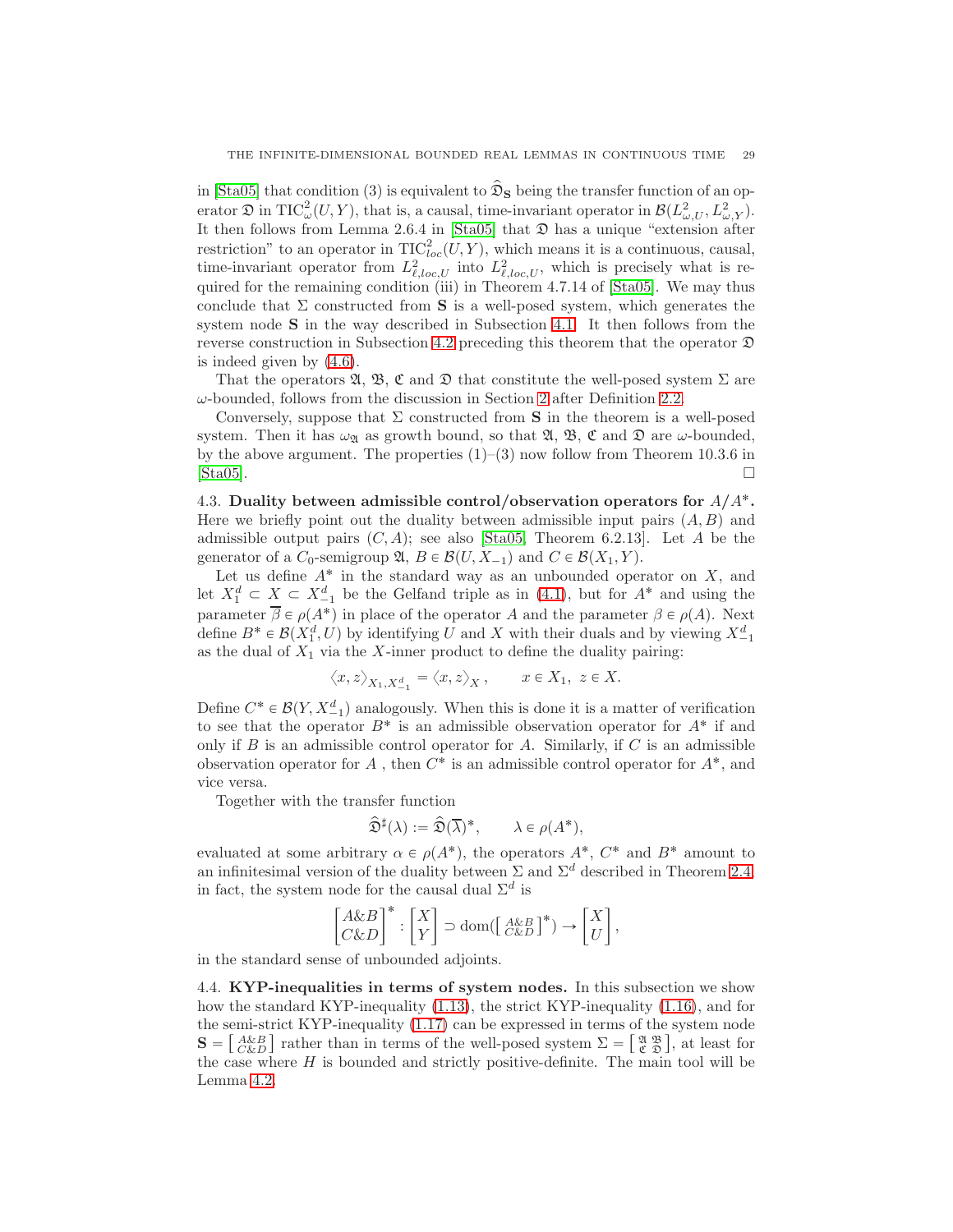in [Sta05] that condition (3) is equivalent to $\widehat{\mathfrak{D}}_{\mathbf{S}}$ being the transfer function of an operator $\mathfrak{D}$ in $\mathrm{TIC}^2_\omega(U,Y)$, that is, a causal, time-invariant operator in $\mathcal{B}(L^2_{\omega,U}, L^2_{\omega,Y})$. It then follows from Lemma 2.6.4 in [Sta05] that $\mathfrak{D}$ has a unique "extension after restriction" to an operator in $\mathrm{TIC}^2_{loc}(U,Y)$, which means it is a continuous, causal, time-invariant operator from $L^2_{\ell,loc,U}$ into $L^2_{\ell,loc,U}$, which is precisely what is required for the remaining condition (iii) in Theorem 4.7.14 of [Sta05]. We may thus conclude that $\Sigma$ constructed from $\mathbf{S}$ is a well-posed system, which generates the system node $\mathbf{S}$ in the way described in Subsection 4.1. It then follows from the reverse construction in Subsection 4.2 preceding this theorem that the operator $\mathfrak{D}$ is indeed given by (4.6).

That the operators $\mathfrak{A}$, $\mathfrak{B}$, $\mathfrak{C}$ and $\mathfrak{D}$ that constitute the well-posed system $\Sigma$ are $\omega$-bounded, follows from the discussion in Section 2 after Definition 2.2.

Conversely, suppose that $\Sigma$ constructed from $\mathbf{S}$ in the theorem is a well-posed system. Then it has $\omega_{\mathfrak{A}}$ as growth bound, so that $\mathfrak{A}$, $\mathfrak{B}$, $\mathfrak{C}$ and $\mathfrak{D}$ are $\omega$-bounded, by the above argument. The properties (1)–(3) now follow from Theorem 10.3.6 in [Sta05]. □

**4.3. Duality between admissible control/observation operators for $A/A^*$.** Here we briefly point out the duality between admissible input pairs $(A,B)$ and admissible output pairs $(C,A)$; see also [Sta05, Theorem 6.2.13]. Let $A$ be the generator of a $C_0$-semigroup $\mathfrak{A}$, $B \in \mathcal{B}(U, X_{-1})$ and $C \in \mathcal{B}(X_1, Y)$.

Let us define $A^*$ in the standard way as an unbounded operator on $X$, and let $X^d_1 \subset X \subset X^d_{-1}$ be the Gelfand triple as in (4.1), but for $A^*$ and using the parameter $\overline{\beta} \in \rho(A^*)$ in place of the operator $A$ and the parameter $\beta \in \rho(A)$. Next define $B^* \in \mathcal{B}(X^d_1, U)$ by identifying $U$ and $X$ with their duals and by viewing $X^d_{-1}$ as the dual of $X_1$ via the $X$-inner product to define the duality pairing:

$$\langle x, z\rangle_{X_1, X^d_{-1}} = \langle x, z\rangle_X, \qquad x \in X_1,\ z \in X.$$

Define $C^* \in \mathcal{B}(Y, X^d_{-1})$ analogously. When this is done it is a matter of verification to see that the operator $B^*$ is an admissible observation operator for $A^*$ if and only if $B$ is an admissible control operator for $A$. Similarly, if $C$ is an admissible observation operator for $A$ , then $C^*$ is an admissible control operator for $A^*$, and vice versa.

Together with the transfer function

$$\widehat{\mathfrak{D}}^\sharp(\lambda) := \widehat{\mathfrak{D}}(\overline{\lambda})^*, \qquad \lambda \in \rho(A^*),$$

evaluated at some arbitrary $\alpha \in \rho(A^*)$, the operators $A^*$, $C^*$ and $B^*$ amount to an infinitesimal version of the duality between $\Sigma$ and $\Sigma^d$ described in Theorem 2.4; in fact, the system node for the causal dual $\Sigma^d$ is

$$\begin{bmatrix} A\&B \\ C\&D \end{bmatrix}^* : \begin{bmatrix} X \\ Y \end{bmatrix} \supset \mathrm{dom}\left(\left[\begin{smallmatrix} A\&B \\ C\&D \end{smallmatrix}\right]^*\right) \to \begin{bmatrix} X \\ U \end{bmatrix},$$

in the standard sense of unbounded adjoints.

**4.4. KYP-inequalities in terms of system nodes.** In this subsection we show how the standard KYP-inequality (1.13), the strict KYP-inequality (1.16), and for the semi-strict KYP-inequality (1.17) can be expressed in terms of the system node $\mathbf{S} = \left[\begin{smallmatrix} A\&B \\ C\&D \end{smallmatrix}\right]$ rather than in terms of the well-posed system $\Sigma = \left[\begin{smallmatrix} \mathfrak{A} & \mathfrak{B} \\ \mathfrak{C} & \mathfrak{D} \end{smallmatrix}\right]$, at least for the case where $H$ is bounded and strictly positive-definite. The main tool will be Lemma 4.2.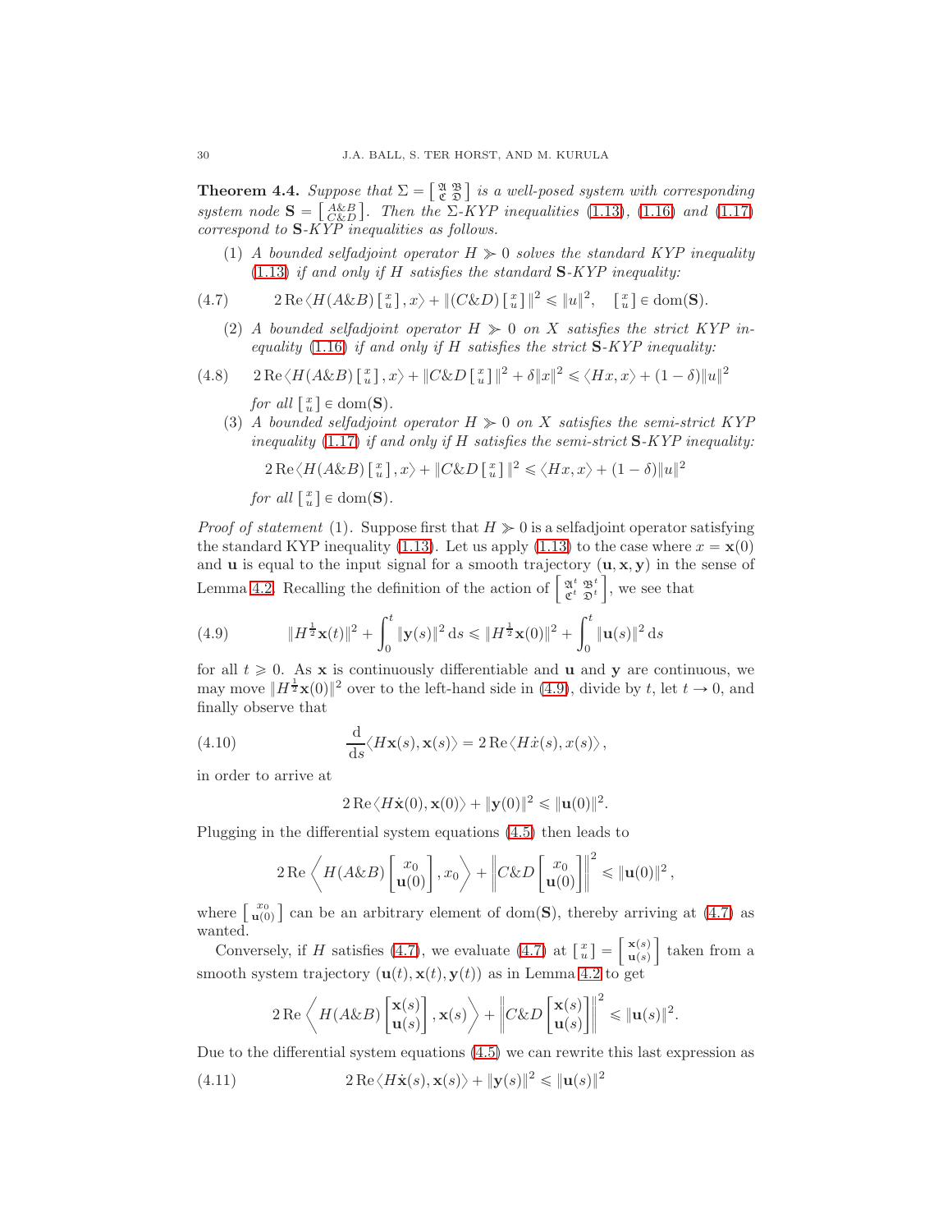**Theorem 4.4.** *Suppose that $\Sigma = \left[\begin{smallmatrix} \mathfrak{A} & \mathfrak{B} \\ \mathfrak{C} & \mathfrak{D} \end{smallmatrix}\right]$ is a well-posed system with corresponding system node $\mathbf{S} = \left[\begin{smallmatrix} A\&B \\ C\&D \end{smallmatrix}\right]$. Then the $\Sigma$-KYP inequalities (1.13), (1.16) and (1.17) correspond to $\mathbf{S}$-KYP inequalities as follows.*

(1) *A bounded selfadjoint operator $H \gg 0$ solves the standard KYP inequality (1.13) if and only if $H$ satisfies the standard $\mathbf{S}$-KYP inequality:*

$$2\,\mathrm{Re}\langle H(A\&B)\left[\begin{smallmatrix} x \\ u \end{smallmatrix}\right], x\rangle + \|(C\&D)\left[\begin{smallmatrix} x \\ u \end{smallmatrix}\right]\|^2 \leqslant \|u\|^2, \quad \left[\begin{smallmatrix} x \\ u \end{smallmatrix}\right] \in \mathrm{dom}(\mathbf{S}). \tag{4.7}$$

(2) *A bounded selfadjoint operator $H \gg 0$ on $X$ satisfies the strict KYP inequality (1.16) if and only if $H$ satisfies the strict $\mathbf{S}$-KYP inequality:*

$$2\,\mathrm{Re}\langle H(A\&B)\left[\begin{smallmatrix} x \\ u \end{smallmatrix}\right], x\rangle + \|C\&D\left[\begin{smallmatrix} x \\ u \end{smallmatrix}\right]\|^2 + \delta\|x\|^2 \leqslant \langle Hx, x\rangle + (1-\delta)\|u\|^2 \tag{4.8}$$

*for all $\left[\begin{smallmatrix} x \\ u \end{smallmatrix}\right] \in \mathrm{dom}(\mathbf{S})$.*

(3) *A bounded selfadjoint operator $H \gg 0$ on $X$ satisfies the semi-strict KYP inequality (1.17) if and only if $H$ satisfies the semi-strict $\mathbf{S}$-KYP inequality:*

$$2\,\mathrm{Re}\langle H(A\&B)\left[\begin{smallmatrix} x \\ u \end{smallmatrix}\right], x\rangle + \|C\&D\left[\begin{smallmatrix} x \\ u \end{smallmatrix}\right]\|^2 \leqslant \langle Hx, x\rangle + (1-\delta)\|u\|^2$$

*for all $\left[\begin{smallmatrix} x \\ u \end{smallmatrix}\right] \in \mathrm{dom}(\mathbf{S})$.*

*Proof of statement* (1). Suppose first that $H \gg 0$ is a selfadjoint operator satisfying the standard KYP inequality (1.13). Let us apply (1.13) to the case where $x = \mathbf{x}(0)$ and $\mathbf{u}$ is equal to the input signal for a smooth trajectory $(\mathbf{u}, \mathbf{x}, \mathbf{y})$ in the sense of Lemma 4.2. Recalling the definition of the action of $\left[\begin{smallmatrix} \mathfrak{A}^t & \mathfrak{B}^t \\ \mathfrak{C}^t & \mathfrak{D}^t \end{smallmatrix}\right]$, we see that

$$\|H^{\frac{1}{2}}\mathbf{x}(t)\|^2 + \int_0^t \|\mathbf{y}(s)\|^2\,\mathrm{d}s \leqslant \|H^{\frac{1}{2}}\mathbf{x}(0)\|^2 + \int_0^t \|\mathbf{u}(s)\|^2\,\mathrm{d}s \tag{4.9}$$

for all $t \geqslant 0$. As $\mathbf{x}$ is continuously differentiable and $\mathbf{u}$ and $\mathbf{y}$ are continuous, we may move $\|H^{\frac{1}{2}}\mathbf{x}(0)\|^2$ over to the left-hand side in (4.9), divide by $t$, let $t \to 0$, and finally observe that

$$\frac{\mathrm{d}}{\mathrm{d}s}\langle H\mathbf{x}(s), \mathbf{x}(s)\rangle = 2\,\mathrm{Re}\langle H\dot{x}(s), x(s)\rangle, \tag{4.10}$$

in order to arrive at

$$2\,\mathrm{Re}\langle H\dot{\mathbf{x}}(0), \mathbf{x}(0)\rangle + \|\mathbf{y}(0)\|^2 \leqslant \|\mathbf{u}(0)\|^2.$$

Plugging in the differential system equations (4.5) then leads to

$$2\,\mathrm{Re}\left\langle H(A\&B)\begin{bmatrix} x_0 \\ \mathbf{u}(0) \end{bmatrix}, x_0 \right\rangle + \left\| C\&D\begin{bmatrix} x_0 \\ \mathbf{u}(0) \end{bmatrix}\right\|^2 \leqslant \|\mathbf{u}(0)\|^2,$$

where $\left[\begin{smallmatrix} x_0 \\ \mathbf{u}(0) \end{smallmatrix}\right]$ can be an arbitrary element of $\mathrm{dom}(\mathbf{S})$, thereby arriving at (4.7) as wanted.

Conversely, if $H$ satisfies (4.7), we evaluate (4.7) at $\left[\begin{smallmatrix} x \\ u \end{smallmatrix}\right] = \left[\begin{smallmatrix} \mathbf{x}(s) \\ \mathbf{u}(s) \end{smallmatrix}\right]$ taken from a smooth system trajectory $(\mathbf{u}(t), \mathbf{x}(t), \mathbf{y}(t))$ as in Lemma 4.2 to get

$$2\,\mathrm{Re}\left\langle H(A\&B)\begin{bmatrix} \mathbf{x}(s) \\ \mathbf{u}(s) \end{bmatrix}, \mathbf{x}(s) \right\rangle + \left\| C\&D\begin{bmatrix} \mathbf{x}(s) \\ \mathbf{u}(s) \end{bmatrix}\right\|^2 \leqslant \|\mathbf{u}(s)\|^2.$$

Due to the differential system equations (4.5) we can rewrite this last expression as

$$2\,\mathrm{Re}\langle H\dot{\mathbf{x}}(s), \mathbf{x}(s)\rangle + \|\mathbf{y}(s)\|^2 \leqslant \|\mathbf{u}(s)\|^2 \tag{4.11}$$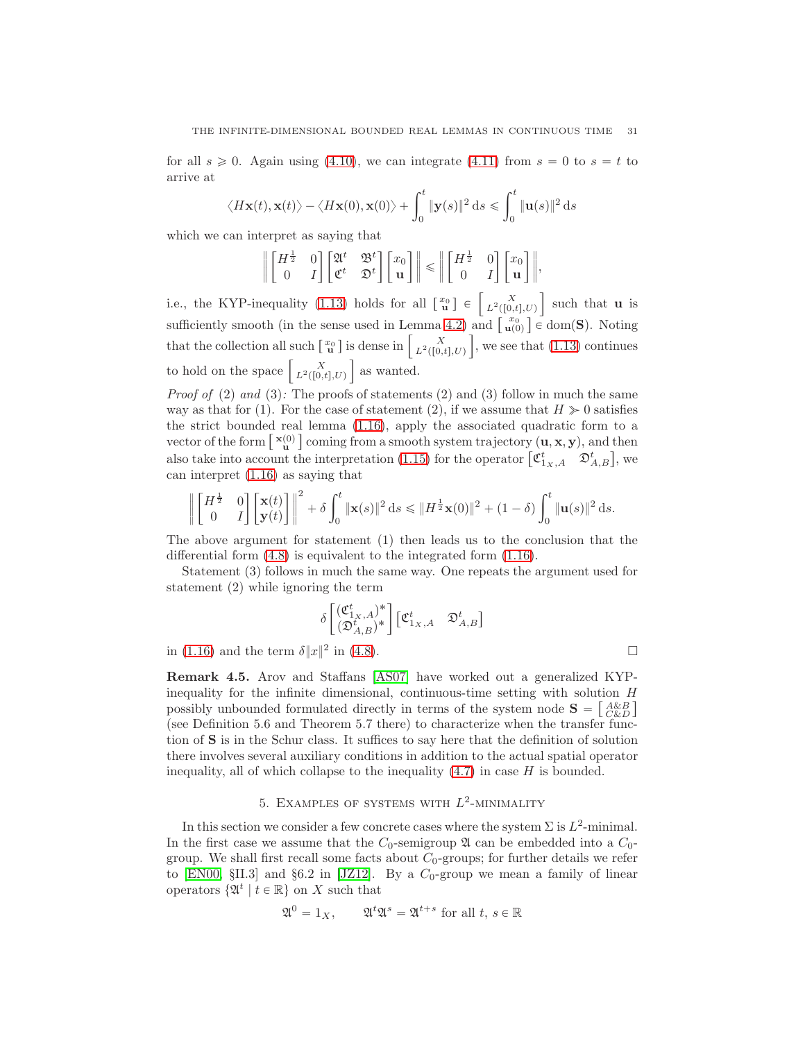for all $s \geqslant 0$. Again using (4.10), we can integrate (4.11) from $s = 0$ to $s = t$ to arrive at

$$\langle H\mathbf{x}(t), \mathbf{x}(t)\rangle - \langle H\mathbf{x}(0), \mathbf{x}(0)\rangle + \int_0^t \|\mathbf{y}(s)\|^2 \, \mathrm{d}s \leqslant \int_0^t \|\mathbf{u}(s)\|^2 \, \mathrm{d}s$$

which we can interpret as saying that

$$\left\| \begin{bmatrix} H^{\frac{1}{2}} & 0 \\ 0 & I \end{bmatrix} \begin{bmatrix} \mathfrak{A}^t & \mathfrak{B}^t \\ \mathfrak{C}^t & \mathfrak{D}^t \end{bmatrix} \begin{bmatrix} x_0 \\ \mathbf{u} \end{bmatrix} \right\| \leqslant \left\| \begin{bmatrix} H^{\frac{1}{2}} & 0 \\ 0 & I \end{bmatrix} \begin{bmatrix} x_0 \\ \mathbf{u} \end{bmatrix} \right\|,$$

i.e., the KYP-inequality (1.13) holds for all $\left[\begin{smallmatrix} x_0 \\ \mathbf{u} \end{smallmatrix}\right] \in \left[\begin{smallmatrix} X \\ L^2([0,t],U) \end{smallmatrix}\right]$ such that $\mathbf{u}$ is sufficiently smooth (in the sense used in Lemma 4.2) and $\left[\begin{smallmatrix} x_0 \\ \mathbf{u}(0) \end{smallmatrix}\right] \in \operatorname{dom}(\mathbf{S})$. Noting that the collection all such $\left[\begin{smallmatrix} x_0 \\ \mathbf{u} \end{smallmatrix}\right]$ is dense in $\left[\begin{smallmatrix} X \\ L^2([0,t],U) \end{smallmatrix}\right]$, we see that (1.13) continues to hold on the space $\left[\begin{smallmatrix} X \\ L^2([0,t],U) \end{smallmatrix}\right]$ as wanted.

*Proof of* (2) *and* (3)*:* The proofs of statements (2) and (3) follow in much the same way as that for (1). For the case of statement (2), if we assume that $H \gg 0$ satisfies the strict bounded real lemma (1.16), apply the associated quadratic form to a vector of the form $\left[\begin{smallmatrix} \mathbf{x}(0) \\ \mathbf{u} \end{smallmatrix}\right]$ coming from a smooth system trajectory $(\mathbf{u}, \mathbf{x}, \mathbf{y})$, and then also take into account the interpretation (1.15) for the operator $\left[\begin{smallmatrix} \mathfrak{C}^t_{1_X,A} & \mathfrak{D}^t_{A,B} \end{smallmatrix}\right]$, we can interpret (1.16) as saying that

$$\left\| \begin{bmatrix} H^{\frac{1}{2}} & 0 \\ 0 & I \end{bmatrix} \begin{bmatrix} \mathbf{x}(t) \\ \mathbf{y}(t) \end{bmatrix} \right\|^2 + \delta \int_0^t \|\mathbf{x}(s)\|^2 \, \mathrm{d}s \leqslant \|H^{\frac{1}{2}}\mathbf{x}(0)\|^2 + (1-\delta)\int_0^t \|\mathbf{u}(s)\|^2 \, \mathrm{d}s.$$

The above argument for statement (1) then leads us to the conclusion that the differential form (4.8) is equivalent to the integrated form (1.16).

Statement (3) follows in much the same way. One repeats the argument used for statement (2) while ignoring the term

$$\delta \begin{bmatrix} (\mathfrak{C}^t_{1_X,A})^* \\ (\mathfrak{D}^t_{A,B})^* \end{bmatrix} \begin{bmatrix} \mathfrak{C}^t_{1_X,A} & \mathfrak{D}^t_{A,B} \end{bmatrix}$$

in (1.16) and the term $\delta\|x\|^2$ in (4.8). □

**Remark 4.5.** Arov and Staffans [AS07] have worked out a generalized KYP-inequality for the infinite dimensional, continuous-time setting with solution $H$ possibly unbounded formulated directly in terms of the system node $\mathbf{S} = \left[\begin{smallmatrix} A\&B \\ C\&D \end{smallmatrix}\right]$ (see Definition 5.6 and Theorem 5.7 there) to characterize when the transfer function of $\mathbf{S}$ is in the Schur class. It suffices to say here that the definition of solution there involves several auxiliary conditions in addition to the actual spatial operator inequality, all of which collapse to the inequality (4.7) in case $H$ is bounded.

## 5. Examples of systems with $L^2$-minimality

In this section we consider a few concrete cases where the system $\Sigma$ is $L^2$-minimal. In the first case we assume that the $C_0$-semigroup $\mathfrak{A}$ can be embedded into a $C_0$-group. We shall first recall some facts about $C_0$-groups; for further details we refer to [EN00, §II.3] and §6.2 in [JZ12]. By a $C_0$-group we mean a family of linear operators $\{\mathfrak{A}^t \mid t \in \mathbb{R}\}$ on $X$ such that

$$\mathfrak{A}^0 = 1_X, \qquad \mathfrak{A}^t\mathfrak{A}^s = \mathfrak{A}^{t+s} \text{ for all } t,\, s \in \mathbb{R}$$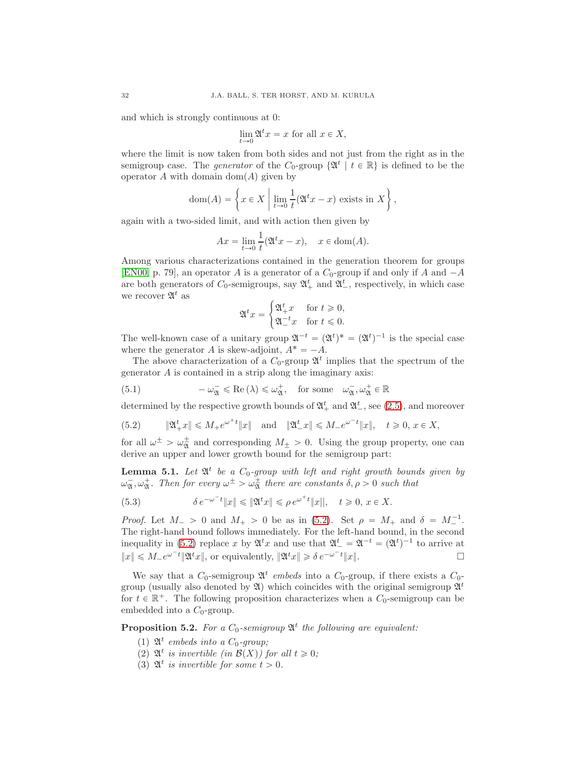and which is strongly continuous at 0:

$$\lim_{t\to 0} \mathfrak{A}^t x = x \text{ for all } x \in X,$$

where the limit is now taken from both sides and not just from the right as in the semigroup case. The *generator* of the $C_0$-group $\{\mathfrak{A}^t \mid t \in \mathbb{R}\}$ is defined to be the operator $A$ with domain $\operatorname{dom}(A)$ given by

$$\operatorname{dom}(A) = \left\{ x \in X \;\middle|\; \lim_{t\to 0} \frac{1}{t}(\mathfrak{A}^t x - x) \text{ exists in } X \right\},$$

again with a two-sided limit, and with action then given by

$$Ax = \lim_{t\to 0} \frac{1}{t}(\mathfrak{A}^t x - x), \quad x \in \operatorname{dom}(A).$$

Among various characterizations contained in the generation theorem for groups [EN00, p. 79], an operator $A$ is a generator of a $C_0$-group if and only if $A$ and $-A$ are both generators of $C_0$-semigroups, say $\mathfrak{A}_+^t$ and $\mathfrak{A}_-^t$, respectively, in which case we recover $\mathfrak{A}^t$ as

$$\mathfrak{A}^t x = \begin{cases} \mathfrak{A}_+^t x & \text{for } t \geqslant 0, \\ \mathfrak{A}_-^{-t} x & \text{for } t \leqslant 0. \end{cases}$$

The well-known case of a unitary group $\mathfrak{A}^{-t} = (\mathfrak{A}^t)^* = (\mathfrak{A}^t)^{-1}$ is the special case where the generator $A$ is skew-adjoint, $A^* = -A$.

The above characterization of a $C_0$-group $\mathfrak{A}^t$ implies that the spectrum of the generator $A$ is contained in a strip along the imaginary axis:

$$-\,\omega_{\mathfrak{A}}^- \leqslant \operatorname{Re}(\lambda) \leqslant \omega_{\mathfrak{A}}^+, \quad \text{for some} \quad \omega_{\mathfrak{A}}^-, \omega_{\mathfrak{A}}^+ \in \mathbb{R} \tag{5.1}$$

determined by the respective growth bounds of $\mathfrak{A}_+^t$ and $\mathfrak{A}_-^t$, see (2.5), and moreover

$$\|\mathfrak{A}_+^t x\| \leqslant M_+ e^{\omega^+ t}\|x\| \quad \text{and} \quad \|\mathfrak{A}_-^t x\| \leqslant M_- e^{\omega^- t}\|x\|, \quad t \geqslant 0,\, x \in X, \tag{5.2}$$

for all $\omega^\pm > \omega_{\mathfrak{A}}^\pm$ and corresponding $M_\pm > 0$. Using the group property, one can derive an upper and lower growth bound for the semigroup part:

**Lemma 5.1.** *Let $\mathfrak{A}^t$ be a $C_0$-group with left and right growth bounds given by $\omega_{\mathfrak{A}}^-, \omega_{\mathfrak{A}}^+$. Then for every $\omega^\pm > \omega_{\mathfrak{A}}^\pm$ there are constants $\delta, \rho > 0$ such that*

$$\delta\, e^{-\omega^- t}\|x\| \leqslant \|\mathfrak{A}^t x\| \leqslant \rho\, e^{\omega^+ t}\|x\||, \quad t \geqslant 0,\, x \in X. \tag{5.3}$$

*Proof.* Let $M_- > 0$ and $M_+ > 0$ be as in (5.2). Set $\rho = M_+$ and $\delta = M_-^{-1}$. The right-hand bound follows immediately. For the left-hand bound, in the second inequality in (5.2) replace $x$ by $\mathfrak{A}^t x$ and use that $\mathfrak{A}_-^t = \mathfrak{A}^{-t} = (\mathfrak{A}^t)^{-1}$ to arrive at $\|x\| \leqslant M_- e^{\omega^- t}\|\mathfrak{A}^t x\|$, or equivalently, $\|\mathfrak{A}^t x\| \geqslant \delta\, e^{-\omega^- t}\|x\|$. □

We say that a $C_0$-semigroup $\mathfrak{A}^t$ *embeds* into a $C_0$-group, if there exists a $C_0$-group (usually also denoted by $\mathfrak{A}$) which coincides with the original semigroup $\mathfrak{A}^t$ for $t \in \mathbb{R}^+$. The following proposition characterizes when a $C_0$-semigroup can be embedded into a $C_0$-group.

**Proposition 5.2.** *For a $C_0$-semigroup $\mathfrak{A}^t$ the following are equivalent:*

1. *$\mathfrak{A}^t$ embeds into a $C_0$-group;*
2. *$\mathfrak{A}^t$ is invertible (in $\mathcal{B}(X)$) for all $t \geqslant 0$;*
3. *$\mathfrak{A}^t$ is invertible for some $t > 0$.*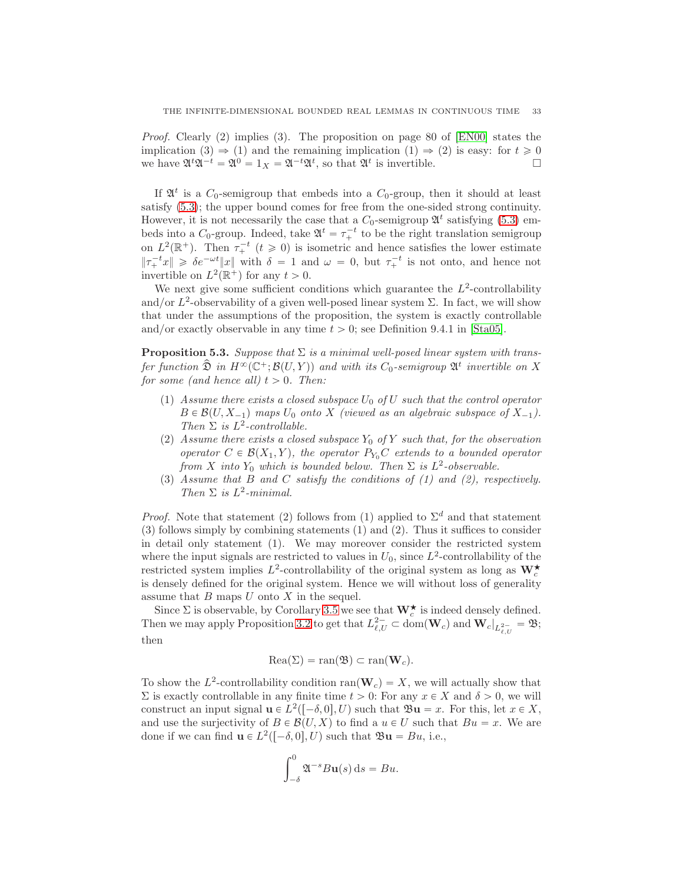*Proof.* Clearly (2) implies (3). The proposition on page 80 of [EN00] states the implication (3) $\Rightarrow$ (1) and the remaining implication (1) $\Rightarrow$ (2) is easy: for $t \geqslant 0$ we have $\mathfrak{A}^t \mathfrak{A}^{-t} = \mathfrak{A}^0 = 1_X = \mathfrak{A}^{-t}\mathfrak{A}^t$, so that $\mathfrak{A}^t$ is invertible. □

If $\mathfrak{A}^t$ is a $C_0$-semigroup that embeds into a $C_0$-group, then it should at least satisfy (5.3); the upper bound comes for free from the one-sided strong continuity. However, it is not necessarily the case that a $C_0$-semigroup $\mathfrak{A}^t$ satisfying (5.3) embeds into a $C_0$-group. Indeed, take $\mathfrak{A}^t = \tau_+^{-t}$ to be the right translation semigroup on $L^2(\mathbb{R}^+)$. Then $\tau_+^{-t}$ ($t \geqslant 0$) is isometric and hence satisfies the lower estimate $\|\tau_+^{-t}x\| \geqslant \delta e^{-\omega t}\|x\|$ with $\delta = 1$ and $\omega = 0$, but $\tau_+^{-t}$ is not onto, and hence not invertible on $L^2(\mathbb{R}^+)$ for any $t > 0$.

We next give some sufficient conditions which guarantee the $L^2$-controllability and/or $L^2$-observability of a given well-posed linear system $\Sigma$. In fact, we will show that under the assumptions of the proposition, the system is exactly controllable and/or exactly observable in any time $t > 0$; see Definition 9.4.1 in [Sta05].

**Proposition 5.3.** *Suppose that $\Sigma$ is a minimal well-posed linear system with transfer function $\widehat{\mathfrak{D}}$ in $H^\infty(\mathbb{C}^+; \mathcal{B}(U,Y))$ and with its $C_0$-semigroup $\mathfrak{A}^t$ invertible on $X$ for some (and hence all) $t > 0$. Then:*

1. *Assume there exists a closed subspace $U_0$ of $U$ such that the control operator $B \in \mathcal{B}(U, X_{-1})$ maps $U_0$ onto $X$ (viewed as an algebraic subspace of $X_{-1}$). Then $\Sigma$ is $L^2$-controllable.*
2. *Assume there exists a closed subspace $Y_0$ of $Y$ such that, for the observation operator $C \in \mathcal{B}(X_1, Y)$, the operator $P_{Y_0}C$ extends to a bounded operator from $X$ into $Y_0$ which is bounded below. Then $\Sigma$ is $L^2$-observable.*
3. *Assume that $B$ and $C$ satisfy the conditions of (1) and (2), respectively. Then $\Sigma$ is $L^2$-minimal.*

*Proof.* Note that statement (2) follows from (1) applied to $\Sigma^d$ and that statement (3) follows simply by combining statements (1) and (2). Thus it suffices to consider in detail only statement (1). We may moreover consider the restricted system where the input signals are restricted to values in $U_0$, since $L^2$-controllability of the restricted system implies $L^2$-controllability of the original system as long as $\mathbf{W}_c^\star$ is densely defined for the original system. Hence we will without loss of generality assume that $B$ maps $U$ onto $X$ in the sequel.

Since $\Sigma$ is observable, by Corollary 3.5 we see that $\mathbf{W}_c^\star$ is indeed densely defined. Then we may apply Proposition 3.2 to get that $L^{2-}_{\ell,U} \subset \operatorname{dom}(\mathbf{W}_c)$ and $\mathbf{W}_c|_{L^{2-}_{\ell,U}} = \mathfrak{B}$; then

$$\operatorname{Rea}(\Sigma) = \operatorname{ran}(\mathfrak{B}) \subset \operatorname{ran}(\mathbf{W}_c).$$

To show the $L^2$-controllability condition $\operatorname{ran}(\mathbf{W}_c) = X$, we will actually show that $\Sigma$ is exactly controllable in any finite time $t > 0$: For any $x \in X$ and $\delta > 0$, we will construct an input signal $\mathbf{u} \in L^2([-\delta, 0], U)$ such that $\mathfrak{B}\mathbf{u} = x$. For this, let $x \in X$, and use the surjectivity of $B \in \mathcal{B}(U, X)$ to find a $u \in U$ such that $Bu = x$. We are done if we can find $\mathbf{u} \in L^2([-\delta, 0], U)$ such that $\mathfrak{B}\mathbf{u} = Bu$, i.e.,

$$\int_{-\delta}^0 \mathfrak{A}^{-s} B\mathbf{u}(s)\, \mathrm{d}s = Bu.$$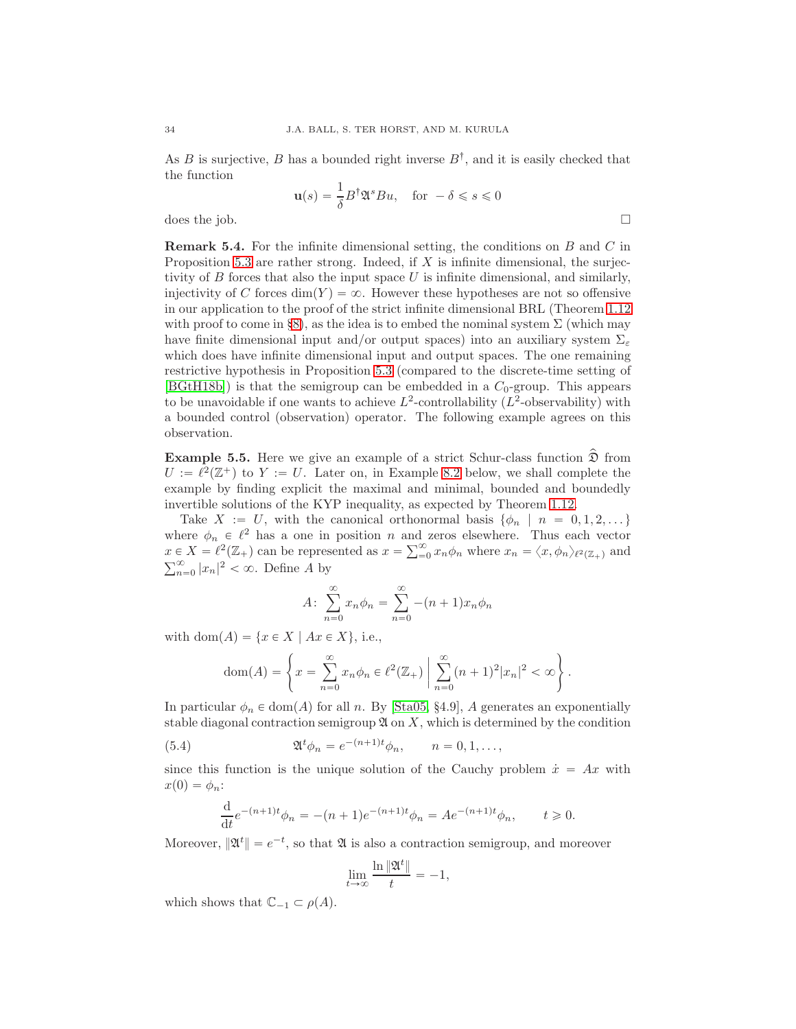As $B$ is surjective, $B$ has a bounded right inverse $B^\dagger$, and it is easily checked that the function

$$\mathbf{u}(s) = \frac{1}{\delta} B^\dagger \mathfrak{A}^s Bu, \quad \text{for } -\delta \leqslant s \leqslant 0$$

does the job. $\square$

**Remark 5.4.** For the infinite dimensional setting, the conditions on $B$ and $C$ in Proposition 5.3 are rather strong. Indeed, if $X$ is infinite dimensional, the surjectivity of $B$ forces that also the input space $U$ is infinite dimensional, and similarly, injectivity of $C$ forces $\dim(Y) = \infty$. However these hypotheses are not so offensive in our application to the proof of the strict infinite dimensional BRL (Theorem 1.12 with proof to come in §8), as the idea is to embed the nominal system $\Sigma$ (which may have finite dimensional input and/or output spaces) into an auxiliary system $\Sigma_\varepsilon$ which does have infinite dimensional input and output spaces. The one remaining restrictive hypothesis in Proposition 5.3 (compared to the discrete-time setting of [BGtH18b]) is that the semigroup can be embedded in a $C_0$-group. This appears to be unavoidable if one wants to achieve $L^2$-controllability ($L^2$-observability) with a bounded control (observation) operator. The following example agrees on this observation.

**Example 5.5.** Here we give an example of a strict Schur-class function $\widehat{\mathfrak{D}}$ from $U := \ell^2(\mathbb{Z}^+)$ to $Y := U$. Later on, in Example 8.2 below, we shall complete the example by finding explicit the maximal and minimal, bounded and boundedly invertible solutions of the KYP inequality, as expected by Theorem 1.12.

Take $X := U$, with the canonical orthonormal basis $\{\phi_n \mid n = 0, 1, 2, \dots\}$ where $\phi_n \in \ell^2$ has a one in position $n$ and zeros elsewhere. Thus each vector $x \in X = \ell^2(\mathbb{Z}_+)$ can be represented as $x = \sum_{=0}^\infty x_n \phi_n$ where $x_n = \langle x, \phi_n \rangle_{\ell^2(\mathbb{Z}_+)}$ and $\sum_{n=0}^\infty |x_n|^2 < \infty$. Define $A$ by

$$A\colon \sum_{n=0}^\infty x_n \phi_n = \sum_{n=0}^\infty -(n+1) x_n \phi_n$$

with $\operatorname{dom}(A) = \{x \in X \mid Ax \in X\}$, i.e.,

$$\operatorname{dom}(A) = \left\{ x = \sum_{n=0}^\infty x_n \phi_n \in \ell^2(\mathbb{Z}_+) \;\middle|\; \sum_{n=0}^\infty (n+1)^2 |x_n|^2 < \infty \right\}.$$

In particular $\phi_n \in \operatorname{dom}(A)$ for all $n$. By [Sta05, §4.9], $A$ generates an exponentially stable diagonal contraction semigroup $\mathfrak{A}$ on $X$, which is determined by the condition

$$\mathfrak{A}^t \phi_n = e^{-(n+1)t} \phi_n, \qquad n = 0, 1, \dots, \tag{5.4}$$

since this function is the unique solution of the Cauchy problem $\dot{x} = Ax$ with $x(0) = \phi_n$:

$$\frac{\mathrm{d}}{\mathrm{d}t} e^{-(n+1)t} \phi_n = -(n+1) e^{-(n+1)t} \phi_n = A e^{-(n+1)t} \phi_n, \qquad t \geqslant 0.$$

Moreover, $\|\mathfrak{A}^t\| = e^{-t}$, so that $\mathfrak{A}$ is also a contraction semigroup, and moreover

$$\lim_{t \to \infty} \frac{\ln \|\mathfrak{A}^t\|}{t} = -1,$$

which shows that $\mathbb{C}_{-1} \subset \rho(A)$.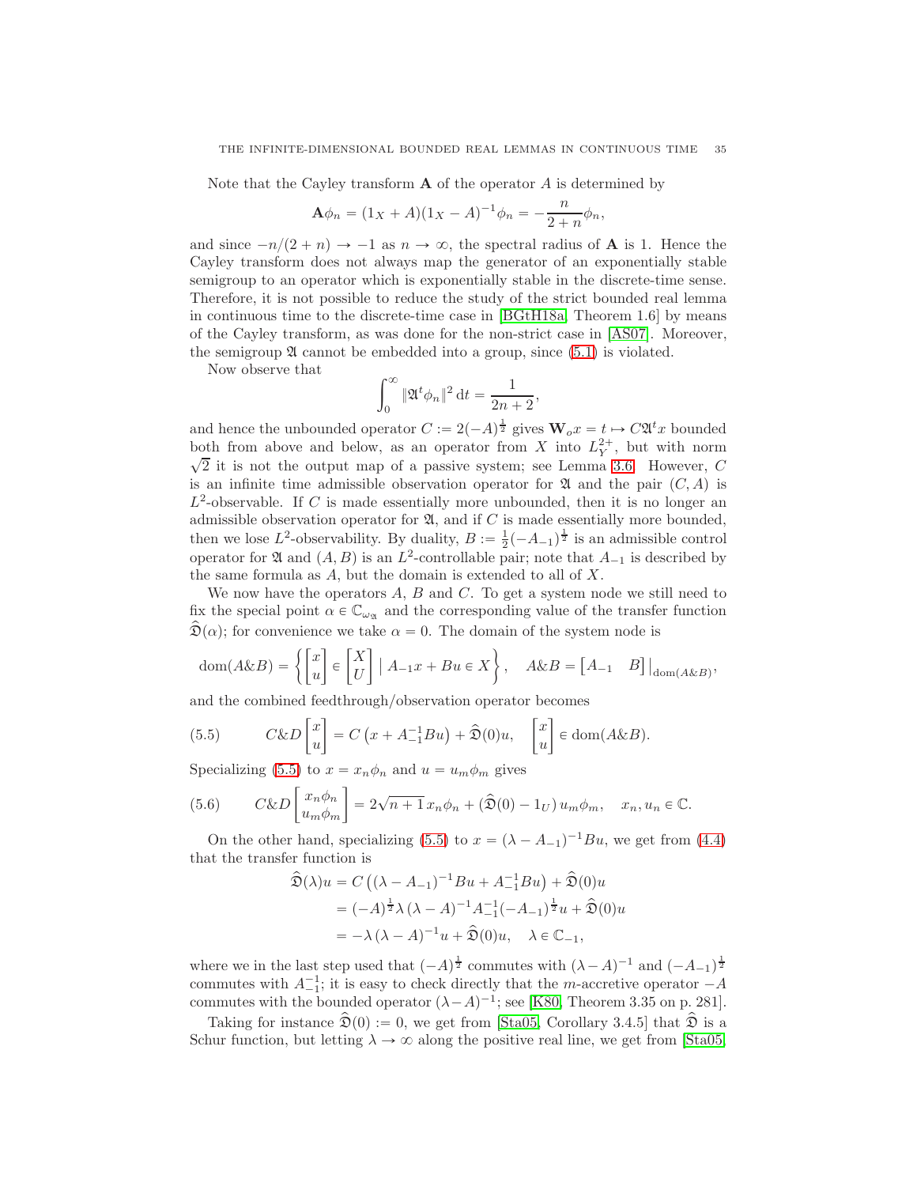Note that the Cayley transform $\mathbf{A}$ of the operator $A$ is determined by

$$\mathbf{A}\phi_n = (1_X + A)(1_X - A)^{-1}\phi_n = -\frac{n}{2+n}\phi_n,$$

and since $-n/(2+n) \to -1$ as $n \to \infty$, the spectral radius of $\mathbf{A}$ is 1. Hence the Cayley transform does not always map the generator of an exponentially stable semigroup to an operator which is exponentially stable in the discrete-time sense. Therefore, it is not possible to reduce the study of the strict bounded real lemma in continuous time to the discrete-time case in [BGtH18a, Theorem 1.6] by means of the Cayley transform, as was done for the non-strict case in [AS07]. Moreover, the semigroup $\mathfrak{A}$ cannot be embedded into a group, since (5.1) is violated.

Now observe that

$$\int_0^\infty \|\mathfrak{A}^t\phi_n\|^2 \,\mathrm{d}t = \frac{1}{2n+2},$$

and hence the unbounded operator $C := 2(-A)^{\frac{1}{2}}$ gives $\mathbf{W}_o x = t \mapsto C\mathfrak{A}^t x$ bounded both from above and below, as an operator from $X$ into $L^{2+}_Y$, but with norm $\sqrt{2}$ it is not the output map of a passive system; see Lemma 3.6. However, $C$ is an infinite time admissible observation operator for $\mathfrak{A}$ and the pair $(C, A)$ is $L^2$-observable. If $C$ is made essentially more unbounded, then it is no longer an admissible observation operator for $\mathfrak{A}$, and if $C$ is made essentially more bounded, then we lose $L^2$-observability. By duality, $B := \frac{1}{2}(-A_{-1})^{\frac{1}{2}}$ is an admissible control operator for $\mathfrak{A}$ and $(A, B)$ is an $L^2$-controllable pair; note that $A_{-1}$ is described by the same formula as $A$, but the domain is extended to all of $X$.

We now have the operators $A$, $B$ and $C$. To get a system node we still need to fix the special point $\alpha \in \mathbb{C}_{\omega_\mathfrak{A}}$ and the corresponding value of the transfer function $\widehat{\mathfrak{D}}(\alpha)$; for convenience we take $\alpha = 0$. The domain of the system node is

$$\operatorname{dom}(A\&B) = \left\{ \begin{bmatrix} x \\ u \end{bmatrix} \in \begin{bmatrix} X \\ U \end{bmatrix} \mid A_{-1}x + Bu \in X \right\}, \quad A\&B = \begin{bmatrix} A_{-1} & B \end{bmatrix}\big|_{\operatorname{dom}(A\&B)},$$

and the combined feedthrough/observation operator becomes

$$C\&D \begin{bmatrix} x \\ u \end{bmatrix} = C\left(x + A_{-1}^{-1}Bu\right) + \widehat{\mathfrak{D}}(0)u, \quad \begin{bmatrix} x \\ u \end{bmatrix} \in \operatorname{dom}(A\&B). \tag{5.5}$$

Specializing (5.5) to $x = x_n\phi_n$ and $u = u_m\phi_m$ gives

$$C\&D \begin{bmatrix} x_n\phi_n \\ u_m\phi_m \end{bmatrix} = 2\sqrt{n+1}\, x_n\phi_n + \left(\widehat{\mathfrak{D}}(0) - 1_U\right) u_m\phi_m, \quad x_n, u_n \in \mathbb{C}. \tag{5.6}$$

On the other hand, specializing (5.5) to $x = (\lambda - A_{-1})^{-1}Bu$, we get from (4.4) that the transfer function is

$$\begin{aligned}
\widehat{\mathfrak{D}}(\lambda)u &= C\left((\lambda - A_{-1})^{-1}Bu + A_{-1}^{-1}Bu\right) + \widehat{\mathfrak{D}}(0)u \\
&= (-A)^{\frac{1}{2}}\lambda\,(\lambda - A)^{-1}A_{-1}^{-1}(-A_{-1})^{\frac{1}{2}}u + \widehat{\mathfrak{D}}(0)u \\
&= -\lambda\,(\lambda - A)^{-1}u + \widehat{\mathfrak{D}}(0)u, \quad \lambda \in \mathbb{C}_{-1},
\end{aligned}$$

where we in the last step used that $(-A)^{\frac{1}{2}}$ commutes with $(\lambda - A)^{-1}$ and $(-A_{-1})^{\frac{1}{2}}$ commutes with $A_{-1}^{-1}$; it is easy to check directly that the $m$-accretive operator $-A$ commutes with the bounded operator $(\lambda - A)^{-1}$; see [K80, Theorem 3.35 on p. 281].

Taking for instance $\widehat{\mathfrak{D}}(0) := 0$, we get from [Sta05, Corollary 3.4.5] that $\widehat{\mathfrak{D}}$ is a Schur function, but letting $\lambda \to \infty$ along the positive real line, we get from [Sta05,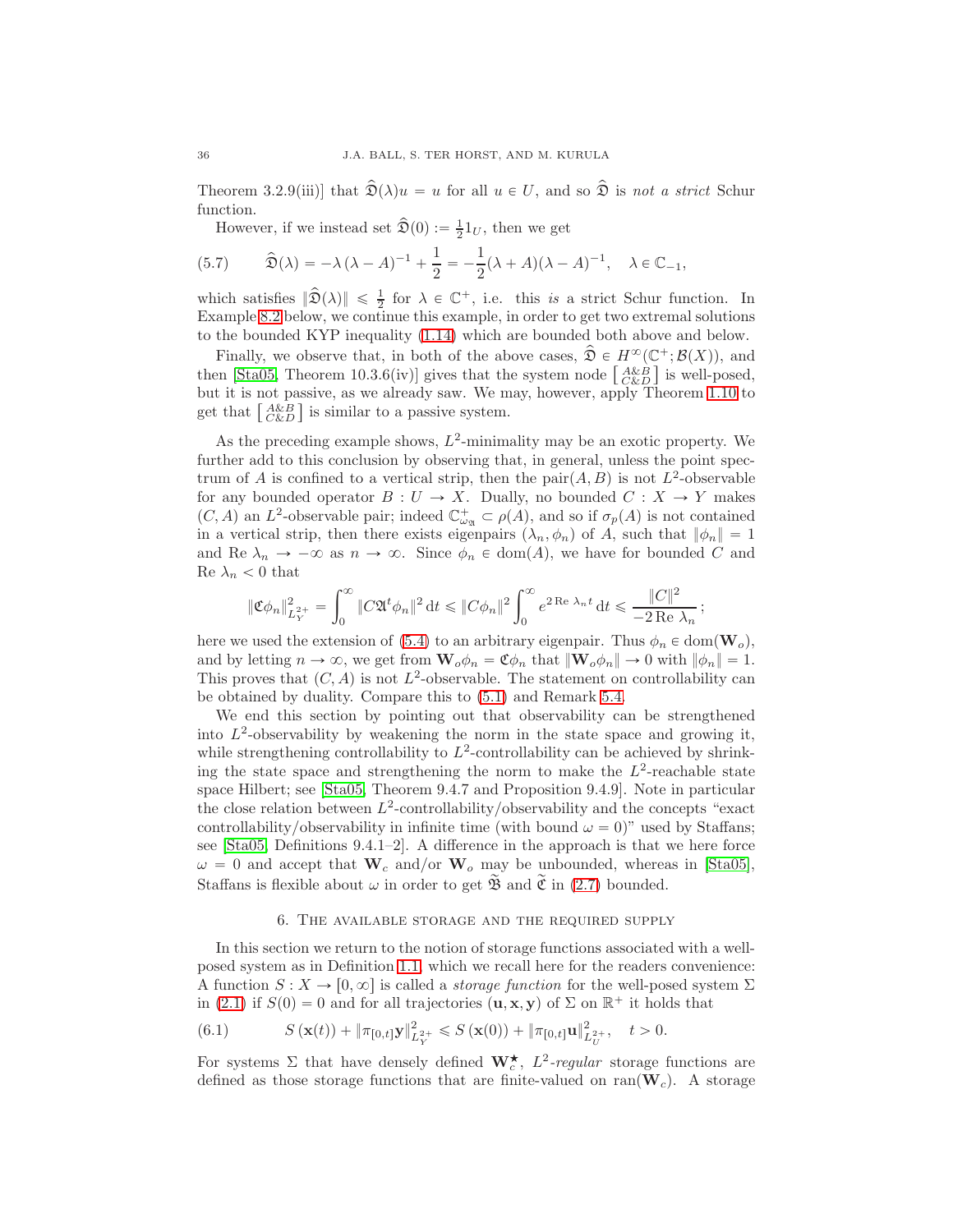Theorem 3.2.9(iii)] that $\widehat{\mathfrak{D}}(\lambda)u = u$ for all $u \in U$, and so $\widehat{\mathfrak{D}}$ is *not a strict* Schur function.

However, if we instead set $\widehat{\mathfrak{D}}(0) := \frac{1}{2}1_U$, then we get

$$\widehat{\mathfrak{D}}(\lambda) = -\lambda\,(\lambda - A)^{-1} + \frac{1}{2} = -\frac{1}{2}(\lambda + A)(\lambda - A)^{-1}, \quad \lambda \in \mathbb{C}_{-1}, \tag{5.7}$$

which satisfies $\|\widehat{\mathfrak{D}}(\lambda)\| \leqslant \frac{1}{2}$ for $\lambda \in \mathbb{C}^+$, i.e. this *is* a strict Schur function. In Example 8.2 below, we continue this example, in order to get two extremal solutions to the bounded KYP inequality (1.14) which are bounded both above and below.

Finally, we observe that, in both of the above cases, $\widehat{\mathfrak{D}} \in H^\infty(\mathbb{C}^+;\mathcal{B}(X))$, and then [Sta05, Theorem 10.3.6(iv)] gives that the system node $\left[\begin{smallmatrix} A\&B \\ C\&D \end{smallmatrix}\right]$ is well-posed, but it is not passive, as we already saw. We may, however, apply Theorem 1.10 to get that $\left[\begin{smallmatrix} A\&B \\ C\&D \end{smallmatrix}\right]$ is similar to a passive system.

As the preceding example shows, $L^2$-minimality may be an exotic property. We further add to this conclusion by observing that, in general, unless the point spectrum of $A$ is confined to a vertical strip, then the pair$(A, B)$ is not $L^2$-observable for any bounded operator $B : U \to X$. Dually, no bounded $C : X \to Y$ makes $(C, A)$ an $L^2$-observable pair; indeed $\mathbb{C}^+_{\omega_{\mathfrak{A}}} \subset \rho(A)$, and so if $\sigma_p(A)$ is not contained in a vertical strip, then there exists eigenpairs $(\lambda_n, \phi_n)$ of $A$, such that $\|\phi_n\| = 1$ and $\operatorname{Re}\lambda_n \to -\infty$ as $n \to \infty$. Since $\phi_n \in \operatorname{dom}(A)$, we have for bounded $C$ and $\operatorname{Re}\lambda_n < 0$ that

$$\|\mathfrak{C}\phi_n\|^2_{L^{2+}_Y} = \int_0^\infty \|C\mathfrak{A}^t\phi_n\|^2\,\mathrm{d}t \leqslant \|C\phi_n\|^2 \int_0^\infty e^{2\operatorname{Re}\lambda_n t}\,\mathrm{d}t \leqslant \frac{\|C\|^2}{-2\operatorname{Re}\lambda_n};$$

here we used the extension of (5.4) to an arbitrary eigenpair. Thus $\phi_n \in \operatorname{dom}(\mathbf{W}_o)$, and by letting $n \to \infty$, we get from $\mathbf{W}_o\phi_n = \mathfrak{C}\phi_n$ that $\|\mathbf{W}_o\phi_n\| \to 0$ with $\|\phi_n\| = 1$. This proves that $(C, A)$ is not $L^2$-observable. The statement on controllability can be obtained by duality. Compare this to (5.1) and Remark 5.4.

We end this section by pointing out that observability can be strengthened into $L^2$-observability by weakening the norm in the state space and growing it, while strengthening controllability to $L^2$-controllability can be achieved by shrinking the state space and strengthening the norm to make the $L^2$-reachable state space Hilbert; see [Sta05, Theorem 9.4.7 and Proposition 9.4.9]. Note in particular the close relation between $L^2$-controllability/observability and the concepts "exact controllability/observability in infinite time (with bound $\omega = 0$)" used by Staffans; see [Sta05, Definitions 9.4.1–2]. A difference in the approach is that we here force $\omega = 0$ and accept that $\mathbf{W}_c$ and/or $\mathbf{W}_o$ may be unbounded, whereas in [Sta05], Staffans is flexible about $\omega$ in order to get $\widetilde{\mathfrak{B}}$ and $\widetilde{\mathfrak{C}}$ in (2.7) bounded.

## 6. The available storage and the required supply

In this section we return to the notion of storage functions associated with a well-posed system as in Definition 1.1, which we recall here for the readers convenience: A function $S : X \to [0, \infty]$ is called a *storage function* for the well-posed system $\Sigma$ in (2.1) if $S(0) = 0$ and for all trajectories $(\mathbf{u}, \mathbf{x}, \mathbf{y})$ of $\Sigma$ on $\mathbb{R}^+$ it holds that

$$S(\mathbf{x}(t)) + \|\pi_{[0,t]}\mathbf{y}\|^2_{L^{2+}_Y} \leqslant S(\mathbf{x}(0)) + \|\pi_{[0,t]}\mathbf{u}\|^2_{L^{2+}_U}, \quad t > 0. \tag{6.1}$$

For systems $\Sigma$ that have densely defined $\mathbf{W}_c^\bigstar$, *$L^2$-regular* storage functions are defined as those storage functions that are finite-valued on $\operatorname{ran}(\mathbf{W}_c)$. A storage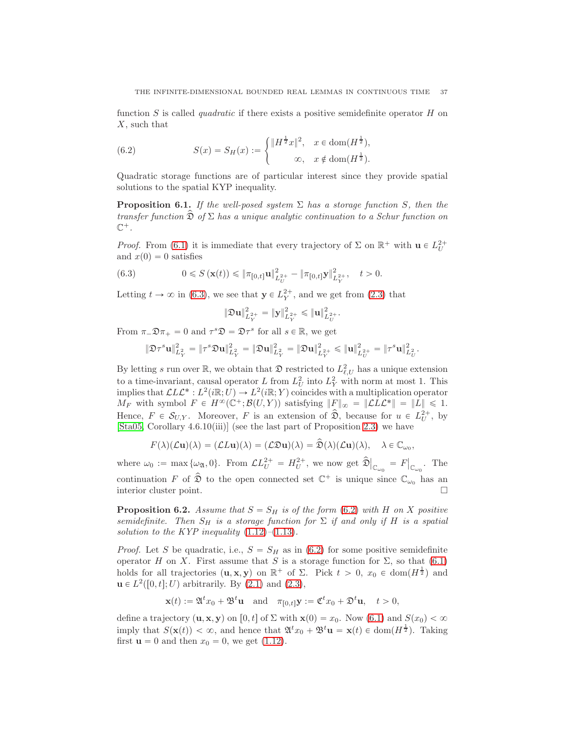function $S$ is called *quadratic* if there exists a positive semidefinite operator $H$ on $X$, such that

$$
S(x) = S_H(x) := \begin{cases} \|H^{\frac{1}{2}}x\|^2, & x \in \operatorname{dom}(H^{\frac{1}{2}}), \\ \infty, & x \notin \operatorname{dom}(H^{\frac{1}{2}}). \end{cases} \tag{6.2}
$$

Quadratic storage functions are of particular interest since they provide spatial solutions to the spatial KYP inequality.

**Proposition 6.1.** *If the well-posed system $\Sigma$ has a storage function $S$, then the transfer function $\widehat{\mathfrak{D}}$ of $\Sigma$ has a unique analytic continuation to a Schur function on $\mathbb{C}^+$.*

*Proof.* From (6.1) it is immediate that every trajectory of $\Sigma$ on $\mathbb{R}^+$ with $\mathbf{u} \in L^{2+}_U$ and $x(0) = 0$ satisfies

$$
0 \leqslant S\left(\mathbf{x}(t)\right) \leqslant \|\pi_{[0,t]}\mathbf{u}\|^2_{L^{2+}_U} - \|\pi_{[0,t]}\mathbf{y}\|^2_{L^{2+}_Y}, \quad t > 0. \tag{6.3}
$$

Letting $t \to \infty$ in (6.3), we see that $\mathbf{y} \in L^{2+}_Y$, and we get from (2.3) that

$$
\|\mathfrak{D}\mathbf{u}\|^2_{L^{2+}_Y} = \|\mathbf{y}\|^2_{L^{2+}_Y} \leqslant \|\mathbf{u}\|^2_{L^{2+}_U}.
$$

From $\pi_-\mathfrak{D}\pi_+ = 0$ and $\tau^s\mathfrak{D} = \mathfrak{D}\tau^s$ for all $s \in \mathbb{R}$, we get

$$
\|\mathfrak{D}\tau^s\mathbf{u}\|^2_{L^2_Y} = \|\tau^s\mathfrak{D}\mathbf{u}\|^2_{L^2_Y} = \|\mathfrak{D}\mathbf{u}\|^2_{L^2_Y} = \|\mathfrak{D}\mathbf{u}\|^2_{L^{2+}_Y} \leqslant \|\mathbf{u}\|^2_{L^{2+}_U} = \|\tau^s\mathbf{u}\|^2_{L^2_U}.
$$

By letting $s$ run over $\mathbb{R}$, we obtain that $\mathfrak{D}$ restricted to $L^2_{\ell,U}$ has a unique extension to a time-invariant, causal operator $L$ from $L^2_U$ into $L^2_Y$ with norm at most 1. This implies that $\mathcal{L}L\mathcal{L}^* : L^2(i\mathbb{R}; U) \to L^2(i\mathbb{R}; Y)$ coincides with a multiplication operator $M_F$ with symbol $F \in H^\infty(\mathbb{C}^+; \mathcal{B}(U, Y))$ satisfying $\|F\|_\infty = \|\mathcal{L}L\mathcal{L}^*\| = \|L\| \leqslant 1$. Hence, $F \in \mathcal{S}_{U,Y}$. Moreover, $F$ is an extension of $\widehat{\mathfrak{D}}$, because for $u \in L^{2+}_U$, by [Sta05, Corollary 4.6.10(iii)] (see the last part of Proposition 2.3) we have

$$
F(\lambda)(\mathcal{L}\mathbf{u})(\lambda) = (\mathcal{L}L\mathbf{u})(\lambda) = (\mathcal{L}\mathfrak{D}\mathbf{u})(\lambda) = \widehat{\mathfrak{D}}(\lambda)(\mathcal{L}\mathbf{u})(\lambda), \quad \lambda \in \mathbb{C}_{\omega_0},
$$

where $\omega_0 := \max\{\omega_{\mathfrak{A}}, 0\}$. From $\mathcal{L}L^{2+}_U = H^{2+}_U$, we now get $\widehat{\mathfrak{D}}\big|_{\mathbb{C}_{\omega_0}} = F\big|_{\mathbb{C}_{\omega_0}}$. The continuation $F$ of $\widehat{\mathfrak{D}}$ to the open connected set $\mathbb{C}^+$ is unique since $\mathbb{C}_{\omega_0}$ has an interior cluster point. $\square$

**Proposition 6.2.** *Assume that $S = S_H$ is of the form (6.2) with $H$ on $X$ positive semidefinite. Then $S_H$ is a storage function for $\Sigma$ if and only if $H$ is a spatial solution to the KYP inequality (1.12)–(1.13).*

*Proof.* Let $S$ be quadratic, i.e., $S = S_H$ as in (6.2) for some positive semidefinite operator $H$ on $X$. First assume that $S$ is a storage function for $\Sigma$, so that (6.1) holds for all trajectories $(\mathbf{u}, \mathbf{x}, \mathbf{y})$ on $\mathbb{R}^+$ of $\Sigma$. Pick $t > 0$, $x_0 \in \operatorname{dom}(H^{\frac{1}{2}})$ and $\mathbf{u} \in L^2([0,t]; U)$ arbitrarily. By (2.1) and (2.3),

$$
\mathbf{x}(t) := \mathfrak{A}^t x_0 + \mathfrak{B}^t\mathbf{u} \quad \text{and} \quad \pi_{[0,t]}\mathbf{y} := \mathfrak{C}^t x_0 + \mathfrak{D}^t\mathbf{u}, \quad t > 0,
$$

define a trajectory $(\mathbf{u}, \mathbf{x}, \mathbf{y})$ on $[0,t]$ of $\Sigma$ with $\mathbf{x}(0) = x_0$. Now (6.1) and $S(x_0) < \infty$ imply that $S(\mathbf{x}(t)) < \infty$, and hence that $\mathfrak{A}^t x_0 + \mathfrak{B}^t\mathbf{u} = \mathbf{x}(t) \in \operatorname{dom}(H^{\frac{1}{2}})$. Taking first $\mathbf{u} = 0$ and then $x_0 = 0$, we get (1.12).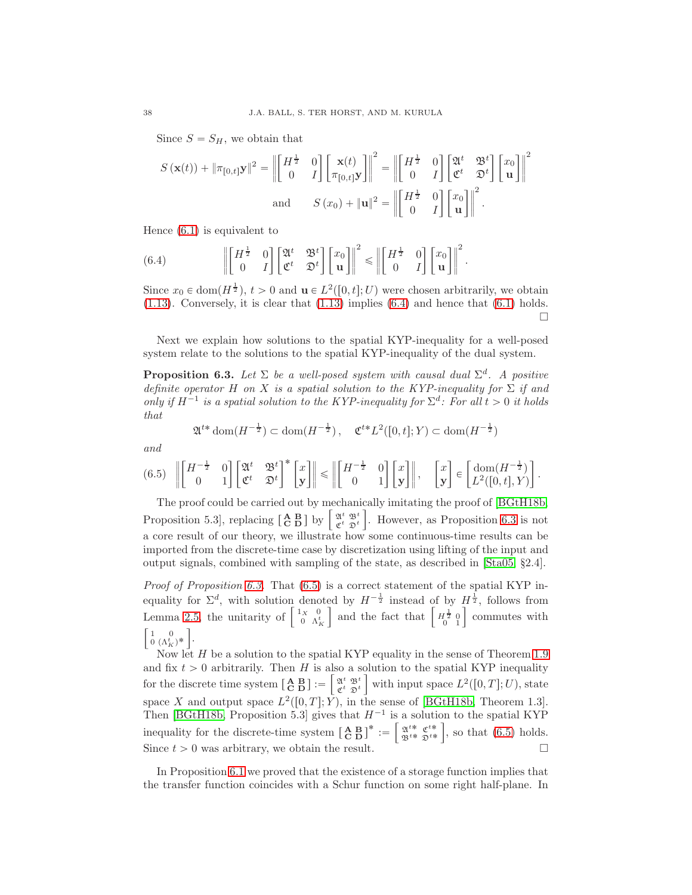Since $S = S_H$, we obtain that

$$S\left(\mathbf{x}(t)\right) + \|\pi_{[0,t]}\mathbf{y}\|^2 = \left\| \begin{bmatrix} H^{\frac{1}{2}} & 0 \\ 0 & I \end{bmatrix} \begin{bmatrix} \mathbf{x}(t) \\ \pi_{[0,t]}\mathbf{y} \end{bmatrix} \right\|^2 = \left\| \begin{bmatrix} H^{\frac{1}{2}} & 0 \\ 0 & I \end{bmatrix} \begin{bmatrix} \mathfrak{A}^t & \mathfrak{B}^t \\ \mathfrak{C}^t & \mathfrak{D}^t \end{bmatrix} \begin{bmatrix} x_0 \\ \mathbf{u} \end{bmatrix} \right\|^2$$

$$\text{and} \qquad S\left(x_0\right) + \|\mathbf{u}\|^2 = \left\| \begin{bmatrix} H^{\frac{1}{2}} & 0 \\ 0 & I \end{bmatrix} \begin{bmatrix} x_0 \\ \mathbf{u} \end{bmatrix} \right\|^2.$$

Hence (6.1) is equivalent to

$$\left\| \begin{bmatrix} H^{\frac{1}{2}} & 0 \\ 0 & I \end{bmatrix} \begin{bmatrix} \mathfrak{A}^t & \mathfrak{B}^t \\ \mathfrak{C}^t & \mathfrak{D}^t \end{bmatrix} \begin{bmatrix} x_0 \\ \mathbf{u} \end{bmatrix} \right\|^2 \leqslant \left\| \begin{bmatrix} H^{\frac{1}{2}} & 0 \\ 0 & I \end{bmatrix} \begin{bmatrix} x_0 \\ \mathbf{u} \end{bmatrix} \right\|^2. \tag{6.4}$$

Since $x_0 \in \operatorname{dom}(H^{\frac{1}{2}})$, $t > 0$ and $\mathbf{u} \in L^2([0,t];U)$ were chosen arbitrarily, we obtain (1.13). Conversely, it is clear that (1.13) implies (6.4) and hence that (6.1) holds. □

Next we explain how solutions to the spatial KYP-inequality for a well-posed system relate to the solutions to the spatial KYP-inequality of the dual system.

**Proposition 6.3.** *Let $\Sigma$ be a well-posed system with causal dual $\Sigma^d$. A positive definite operator $H$ on $X$ is a spatial solution to the KYP-inequality for $\Sigma$ if and only if $H^{-1}$ is a spatial solution to the KYP-inequality for $\Sigma^d$: For all $t > 0$ it holds that*

$$\mathfrak{A}^{t*} \operatorname{dom}(H^{-\frac{1}{2}}) \subset \operatorname{dom}(H^{-\frac{1}{2}}), \quad \mathfrak{C}^{t*} L^2([0,t];Y) \subset \operatorname{dom}(H^{-\frac{1}{2}})$$

*and*

$$\left\| \begin{bmatrix} H^{-\frac{1}{2}} & 0 \\ 0 & 1 \end{bmatrix} \begin{bmatrix} \mathfrak{A}^t & \mathfrak{B}^t \\ \mathfrak{C}^t & \mathfrak{D}^t \end{bmatrix}^* \begin{bmatrix} x \\ \mathbf{y} \end{bmatrix} \right\| \leqslant \left\| \begin{bmatrix} H^{-\frac{1}{2}} & 0 \\ 0 & 1 \end{bmatrix} \begin{bmatrix} x \\ \mathbf{y} \end{bmatrix} \right\|, \quad \begin{bmatrix} x \\ \mathbf{y} \end{bmatrix} \in \begin{bmatrix} \operatorname{dom}(H^{-\frac{1}{2}}) \\ L^2([0,t], Y) \end{bmatrix}. \tag{6.5}$$

The proof could be carried out by mechanically imitating the proof of [BGtH18b, Proposition 5.3], replacing $\left[\begin{smallmatrix} \mathbf{A} & \mathbf{B} \\ \mathbf{C} & \mathbf{D} \end{smallmatrix}\right]$ by $\left[\begin{smallmatrix} \mathfrak{A}^t & \mathfrak{B}^t \\ \mathfrak{C}^t & \mathfrak{D}^t \end{smallmatrix}\right]$. However, as Proposition 6.3 is not a core result of our theory, we illustrate how some continuous-time results can be imported from the discrete-time case by discretization using lifting of the input and output signals, combined with sampling of the state, as described in [Sta05, §2.4].

*Proof of Proposition 6.3.* That (6.5) is a correct statement of the spatial KYP inequality for $\Sigma^d$, with solution denoted by $H^{-\frac{1}{2}}$ instead of by $H^{\frac{1}{2}}$, follows from Lemma 2.5, the unitarity of $\left[\begin{smallmatrix} 1_X & 0 \\ 0 & \Lambda_K^t \end{smallmatrix}\right]$ and the fact that $\left[\begin{smallmatrix} H^{\frac{1}{2}} & 0 \\ 0 & 1 \end{smallmatrix}\right]$ commutes with $\left[\begin{smallmatrix} 1 & 0 \\ 0 & (\Lambda_K^t)^* \end{smallmatrix}\right]$.

Now let $H$ be a solution to the spatial KYP equality in the sense of Theorem 1.9 and fix $t > 0$ arbitrarily. Then $H$ is also a solution to the spatial KYP inequality for the discrete time system $\left[\begin{smallmatrix} \mathbf{A} & \mathbf{B} \\ \mathbf{C} & \mathbf{D} \end{smallmatrix}\right] := \left[\begin{smallmatrix} \mathfrak{A}^t & \mathfrak{B}^t \\ \mathfrak{C}^t & \mathfrak{D}^t \end{smallmatrix}\right]$ with input space $L^2([0,T];U)$, state space $X$ and output space $L^2([0,T];Y)$, in the sense of [BGtH18b, Theorem 1.3]. Then [BGtH18b, Proposition 5.3] gives that $H^{-1}$ is a solution to the spatial KYP inequality for the discrete-time system $\left[\begin{smallmatrix} \mathbf{A} & \mathbf{B} \\ \mathbf{C} & \mathbf{D} \end{smallmatrix}\right]^* := \left[\begin{smallmatrix} \mathfrak{A}^{t*} & \mathfrak{C}^{t*} \\ \mathfrak{B}^{t*} & \mathfrak{D}^{t*} \end{smallmatrix}\right]$, so that (6.5) holds. Since $t > 0$ was arbitrary, we obtain the result. □

In Proposition 6.1 we proved that the existence of a storage function implies that the transfer function coincides with a Schur function on some right half-plane. In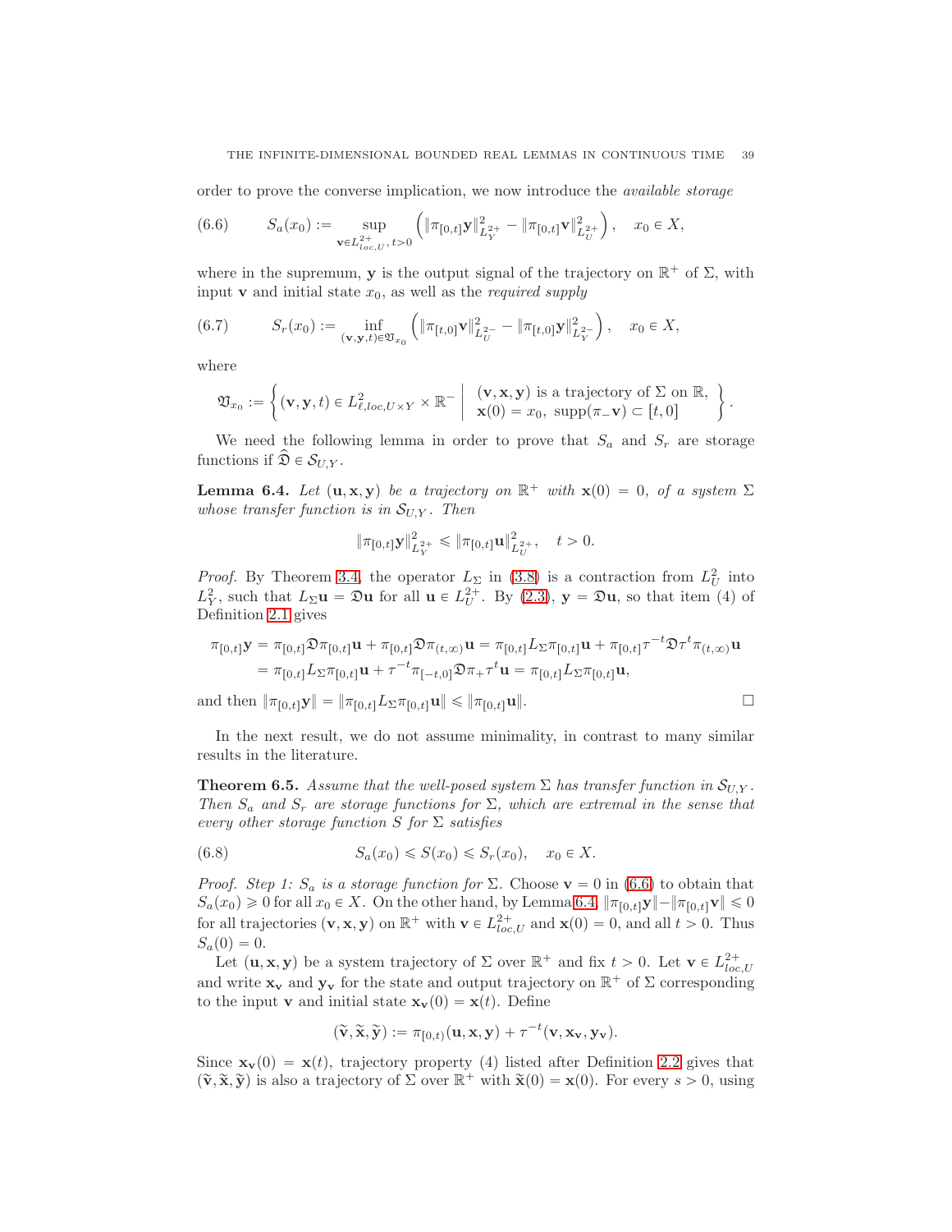order to prove the converse implication, we now introduce the *available storage*

$$S_a(x_0) := \sup_{\mathbf{v}\in L^{2+}_{loc,U},\, t>0} \left( \|\pi_{[0,t]}\mathbf{y}\|^2_{L^{2+}_Y} - \|\pi_{[0,t]}\mathbf{v}\|^2_{L^{2+}_U} \right), \quad x_0 \in X, \tag{6.6}$$

where in the supremum, $\mathbf{y}$ is the output signal of the trajectory on $\mathbb{R}^+$ of $\Sigma$, with input $\mathbf{v}$ and initial state $x_0$, as well as the *required supply*

$$S_r(x_0) := \inf_{(\mathbf{v},\mathbf{y},t)\in\mathfrak{V}_{x_0}} \left( \|\pi_{[t,0]}\mathbf{v}\|^2_{L^{2-}_U} - \|\pi_{[t,0]}\mathbf{y}\|^2_{L^{2-}_Y} \right), \quad x_0 \in X, \tag{6.7}$$

where

$$\mathfrak{V}_{x_0} := \left\{ (\mathbf{v},\mathbf{y},t) \in L^2_{\ell,loc,U\times Y} \times \mathbb{R}^- \;\middle|\; \begin{array}{l} (\mathbf{v},\mathbf{x},\mathbf{y}) \text{ is a trajectory of } \Sigma \text{ on } \mathbb{R}, \\ \mathbf{x}(0) = x_0,\ \operatorname{supp}(\pi_-\mathbf{v}) \subset [t,0] \end{array} \right\}.$$

We need the following lemma in order to prove that $S_a$ and $S_r$ are storage functions if $\widehat{\mathfrak{D}} \in \mathcal{S}_{U,Y}$.

**Lemma 6.4.** *Let $(\mathbf{u},\mathbf{x},\mathbf{y})$ be a trajectory on $\mathbb{R}^+$ with $\mathbf{x}(0) = 0$, of a system $\Sigma$ whose transfer function is in $\mathcal{S}_{U,Y}$. Then*

$$\|\pi_{[0,t]}\mathbf{y}\|^2_{L^{2+}_Y} \leqslant \|\pi_{[0,t]}\mathbf{u}\|^2_{L^{2+}_U}, \quad t > 0.$$

*Proof.* By Theorem 3.4, the operator $L_\Sigma$ in (3.8) is a contraction from $L^2_U$ into $L^2_Y$, such that $L_\Sigma\mathbf{u} = \mathfrak{D}\mathbf{u}$ for all $\mathbf{u} \in L^{2+}_U$. By (2.3), $\mathbf{y} = \mathfrak{D}\mathbf{u}$, so that item (4) of Definition 2.1 gives

$$\begin{aligned}
\pi_{[0,t]}\mathbf{y} &= \pi_{[0,t]}\mathfrak{D}\pi_{[0,t]}\mathbf{u} + \pi_{[0,t]}\mathfrak{D}\pi_{(t,\infty)}\mathbf{u} = \pi_{[0,t]}L_\Sigma\pi_{[0,t]}\mathbf{u} + \pi_{[0,t]}\tau^{-t}\mathfrak{D}\tau^t\pi_{(t,\infty)}\mathbf{u} \\
&= \pi_{[0,t]}L_\Sigma\pi_{[0,t]}\mathbf{u} + \tau^{-t}\pi_{[-t,0]}\mathfrak{D}\pi_+\tau^t\mathbf{u} = \pi_{[0,t]}L_\Sigma\pi_{[0,t]}\mathbf{u},
\end{aligned}$$

and then $\|\pi_{[0,t]}\mathbf{y}\| = \|\pi_{[0,t]}L_\Sigma\pi_{[0,t]}\mathbf{u}\| \leqslant \|\pi_{[0,t]}\mathbf{u}\|$. $\square$

In the next result, we do not assume minimality, in contrast to many similar results in the literature.

**Theorem 6.5.** *Assume that the well-posed system $\Sigma$ has transfer function in $\mathcal{S}_{U,Y}$. Then $S_a$ and $S_r$ are storage functions for $\Sigma$, which are extremal in the sense that every other storage function $S$ for $\Sigma$ satisfies*

$$S_a(x_0) \leqslant S(x_0) \leqslant S_r(x_0), \quad x_0 \in X. \tag{6.8}$$

*Proof. Step 1: $S_a$ is a storage function for $\Sigma$.* Choose $\mathbf{v} = 0$ in (6.6) to obtain that $S_a(x_0) \geqslant 0$ for all $x_0 \in X$. On the other hand, by Lemma 6.4, $\|\pi_{[0,t]}\mathbf{y}\| - \|\pi_{[0,t]}\mathbf{v}\| \leqslant 0$ for all trajectories $(\mathbf{v},\mathbf{x},\mathbf{y})$ on $\mathbb{R}^+$ with $\mathbf{v} \in L^{2+}_{loc,U}$ and $\mathbf{x}(0) = 0$, and all $t > 0$. Thus $S_a(0) = 0$.

Let $(\mathbf{u},\mathbf{x},\mathbf{y})$ be a system trajectory of $\Sigma$ over $\mathbb{R}^+$ and fix $t > 0$. Let $\mathbf{v} \in L^{2+}_{loc,U}$ and write $\mathbf{x}_\mathbf{v}$ and $\mathbf{y}_\mathbf{v}$ for the state and output trajectory on $\mathbb{R}^+$ of $\Sigma$ corresponding to the input $\mathbf{v}$ and initial state $\mathbf{x}_\mathbf{v}(0) = \mathbf{x}(t)$. Define

$$(\widetilde{\mathbf{v}},\widetilde{\mathbf{x}},\widetilde{\mathbf{y}}) := \pi_{[0,t)}(\mathbf{u},\mathbf{x},\mathbf{y}) + \tau^{-t}(\mathbf{v},\mathbf{x}_\mathbf{v},\mathbf{y}_\mathbf{v}).$$

Since $\mathbf{x}_\mathbf{v}(0) = \mathbf{x}(t)$, trajectory property (4) listed after Definition 2.2 gives that $(\widetilde{\mathbf{v}},\widetilde{\mathbf{x}},\widetilde{\mathbf{y}})$ is also a trajectory of $\Sigma$ over $\mathbb{R}^+$ with $\widetilde{\mathbf{x}}(0) = \mathbf{x}(0)$. For every $s > 0$, using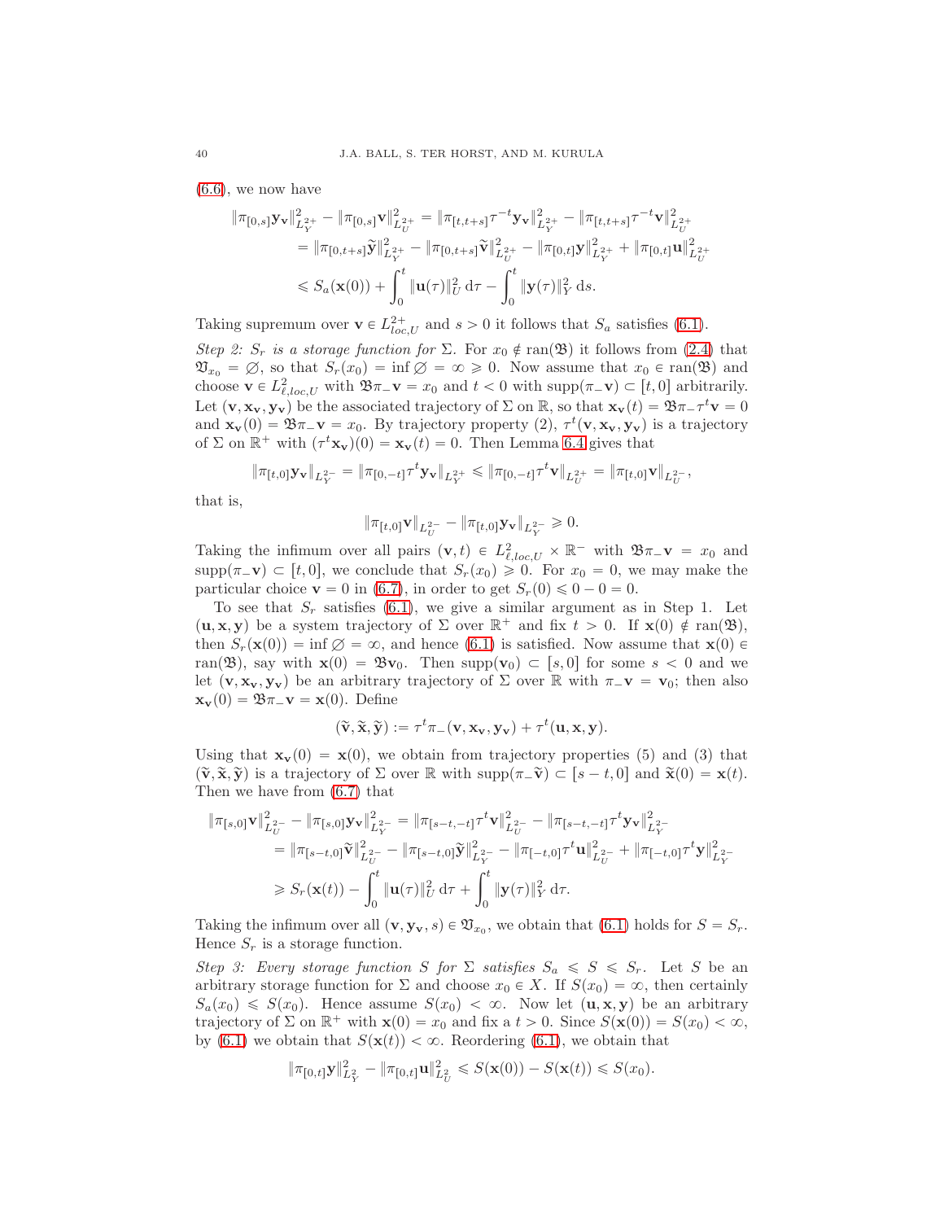(6.6), we now have

$$
\begin{aligned}
\|\pi_{[0,s]}\mathbf{y}_\mathbf{v}\|^2_{L^{2+}_Y} - \|\pi_{[0,s]}\mathbf{v}\|^2_{L^{2+}_U} &= \|\pi_{[t,t+s]}\tau^{-t}\mathbf{y}_\mathbf{v}\|^2_{L^{2+}_Y} - \|\pi_{[t,t+s]}\tau^{-t}\mathbf{v}\|^2_{L^{2+}_U} \\
&= \|\pi_{[0,t+s]}\widetilde{\mathbf{y}}\|^2_{L^{2+}_Y} - \|\pi_{[0,t+s]}\widetilde{\mathbf{v}}\|^2_{L^{2+}_U} - \|\pi_{[0,t]}\mathbf{y}\|^2_{L^{2+}_Y} + \|\pi_{[0,t]}\mathbf{u}\|^2_{L^{2+}_U} \\
&\leqslant S_a(\mathbf{x}(0)) + \int_0^t \|\mathbf{u}(\tau)\|^2_U \,\mathrm{d}\tau - \int_0^t \|\mathbf{y}(\tau)\|^2_Y \,\mathrm{d}s.
\end{aligned}
$$

Taking supremum over $\mathbf{v} \in L^{2+}_{loc,U}$ and $s > 0$ it follows that $S_a$ satisfies (6.1).

*Step 2: $S_r$ is a storage function for $\Sigma$.* For $x_0 \notin \operatorname{ran}(\mathfrak{B})$ it follows from (2.4) that $\mathfrak{V}_{x_0} = \varnothing$, so that $S_r(x_0) = \inf \varnothing = \infty \geqslant 0$. Now assume that $x_0 \in \operatorname{ran}(\mathfrak{B})$ and choose $\mathbf{v} \in L^2_{\ell,loc,U}$ with $\mathfrak{B}\pi_-\mathbf{v} = x_0$ and $t < 0$ with $\operatorname{supp}(\pi_-\mathbf{v}) \subset [t, 0]$ arbitrarily. Let $(\mathbf{v}, \mathbf{x}_\mathbf{v}, \mathbf{y}_\mathbf{v})$ be the associated trajectory of $\Sigma$ on $\mathbb{R}$, so that $\mathbf{x}_\mathbf{v}(t) = \mathfrak{B}\pi_-\tau^t\mathbf{v} = 0$ and $\mathbf{x}_\mathbf{v}(0) = \mathfrak{B}\pi_-\mathbf{v} = x_0$. By trajectory property (2), $\tau^t(\mathbf{v}, \mathbf{x}_\mathbf{v}, \mathbf{y}_\mathbf{v})$ is a trajectory of $\Sigma$ on $\mathbb{R}^+$ with $(\tau^t\mathbf{x}_\mathbf{v})(0) = \mathbf{x}_\mathbf{v}(t) = 0$. Then Lemma 6.4 gives that

$$
\|\pi_{[t,0]}\mathbf{y}_\mathbf{v}\|_{L^{2-}_Y} = \|\pi_{[0,-t]}\tau^t\mathbf{y}_\mathbf{v}\|_{L^{2+}_Y} \leqslant \|\pi_{[0,-t]}\tau^t\mathbf{v}\|_{L^{2+}_U} = \|\pi_{[t,0]}\mathbf{v}\|_{L^{2-}_U},
$$

that is,

$$
\|\pi_{[t,0]}\mathbf{v}\|_{L^{2-}_U} - \|\pi_{[t,0]}\mathbf{y}_\mathbf{v}\|_{L^{2-}_Y} \geqslant 0.
$$

Taking the infimum over all pairs $(\mathbf{v}, t) \in L^2_{\ell,loc,U} \times \mathbb{R}^-$ with $\mathfrak{B}\pi_-\mathbf{v} = x_0$ and $\operatorname{supp}(\pi_-\mathbf{v}) \subset [t, 0]$, we conclude that $S_r(x_0) \geqslant 0$. For $x_0 = 0$, we may make the particular choice $\mathbf{v} = 0$ in (6.7), in order to get $S_r(0) \leqslant 0 - 0 = 0$.

To see that $S_r$ satisfies (6.1), we give a similar argument as in Step 1. Let $(\mathbf{u}, \mathbf{x}, \mathbf{y})$ be a system trajectory of $\Sigma$ over $\mathbb{R}^+$ and fix $t > 0$. If $\mathbf{x}(0) \notin \operatorname{ran}(\mathfrak{B})$, then $S_r(\mathbf{x}(0)) = \inf \varnothing = \infty$, and hence (6.1) is satisfied. Now assume that $\mathbf{x}(0) \in \operatorname{ran}(\mathfrak{B})$, say with $\mathbf{x}(0) = \mathfrak{B}\mathbf{v}_0$. Then $\operatorname{supp}(\mathbf{v}_0) \subset [s, 0]$ for some $s < 0$ and we let $(\mathbf{v}, \mathbf{x}_\mathbf{v}, \mathbf{y}_\mathbf{v})$ be an arbitrary trajectory of $\Sigma$ over $\mathbb{R}$ with $\pi_-\mathbf{v} = \mathbf{v}_0$; then also $\mathbf{x}_\mathbf{v}(0) = \mathfrak{B}\pi_-\mathbf{v} = \mathbf{x}(0)$. Define

$$
(\widetilde{\mathbf{v}}, \widetilde{\mathbf{x}}, \widetilde{\mathbf{y}}) := \tau^t\pi_-(\mathbf{v}, \mathbf{x}_\mathbf{v}, \mathbf{y}_\mathbf{v}) + \tau^t(\mathbf{u}, \mathbf{x}, \mathbf{y}).
$$

Using that $\mathbf{x}_\mathbf{v}(0) = \mathbf{x}(0)$, we obtain from trajectory properties (5) and (3) that $(\widetilde{\mathbf{v}}, \widetilde{\mathbf{x}}, \widetilde{\mathbf{y}})$ is a trajectory of $\Sigma$ over $\mathbb{R}$ with $\operatorname{supp}(\pi_-\widetilde{\mathbf{v}}) \subset [s - t, 0]$ and $\widetilde{\mathbf{x}}(0) = \mathbf{x}(t)$. Then we have from (6.7) that

$$
\begin{aligned}
\|\pi_{[s,0]}\mathbf{v}\|^2_{L^{2-}_U} - \|\pi_{[s,0]}\mathbf{y}_\mathbf{v}\|^2_{L^{2-}_Y} &= \|\pi_{[s-t,-t]}\tau^t\mathbf{v}\|^2_{L^{2-}_U} - \|\pi_{[s-t,-t]}\tau^t\mathbf{y}_\mathbf{v}\|^2_{L^{2-}_Y} \\
&= \|\pi_{[s-t,0]}\widetilde{\mathbf{v}}\|^2_{L^{2-}_U} - \|\pi_{[s-t,0]}\widetilde{\mathbf{y}}\|^2_{L^{2-}_Y} - \|\pi_{[-t,0]}\tau^t\mathbf{u}\|^2_{L^{2-}_U} + \|\pi_{[-t,0]}\tau^t\mathbf{y}\|^2_{L^{2-}_Y} \\
&\geqslant S_r(\mathbf{x}(t)) - \int_0^t \|\mathbf{u}(\tau)\|^2_U \,\mathrm{d}\tau + \int_0^t \|\mathbf{y}(\tau)\|^2_Y \,\mathrm{d}\tau.
\end{aligned}
$$

Taking the infimum over all $(\mathbf{v}, \mathbf{y}_\mathbf{v}, s) \in \mathfrak{V}_{x_0}$, we obtain that (6.1) holds for $S = S_r$. Hence $S_r$ is a storage function.

*Step 3: Every storage function $S$ for $\Sigma$ satisfies $S_a \leqslant S \leqslant S_r$.* Let $S$ be an arbitrary storage function for $\Sigma$ and choose $x_0 \in X$. If $S(x_0) = \infty$, then certainly $S_a(x_0) \leqslant S(x_0)$. Hence assume $S(x_0) < \infty$. Now let $(\mathbf{u}, \mathbf{x}, \mathbf{y})$ be an arbitrary trajectory of $\Sigma$ on $\mathbb{R}^+$ with $\mathbf{x}(0) = x_0$ and fix a $t > 0$. Since $S(\mathbf{x}(0)) = S(x_0) < \infty$, by (6.1) we obtain that $S(\mathbf{x}(t)) < \infty$. Reordering (6.1), we obtain that

$$
\|\pi_{[0,t]}\mathbf{y}\|^2_{L^2_Y} - \|\pi_{[0,t]}\mathbf{u}\|^2_{L^2_U} \leqslant S(\mathbf{x}(0)) - S(\mathbf{x}(t)) \leqslant S(x_0).
$$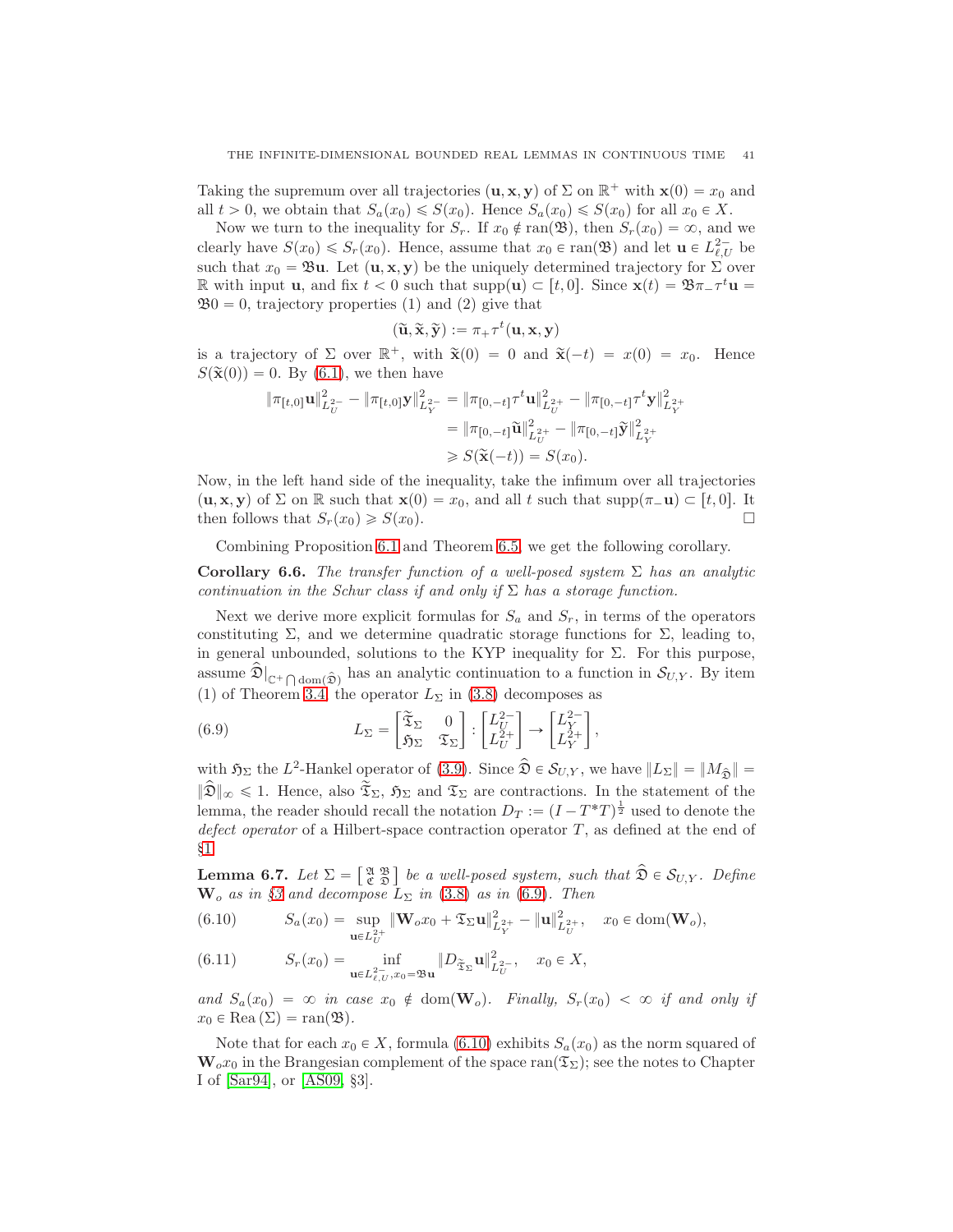Taking the supremum over all trajectories $(\mathbf{u}, \mathbf{x}, \mathbf{y})$ of $\Sigma$ on $\mathbb{R}^+$ with $\mathbf{x}(0) = x_0$ and all $t > 0$, we obtain that $S_a(x_0) \leqslant S(x_0)$. Hence $S_a(x_0) \leqslant S(x_0)$ for all $x_0 \in X$.

Now we turn to the inequality for $S_r$. If $x_0 \notin \mathrm{ran}(\mathfrak{B})$, then $S_r(x_0) = \infty$, and we clearly have $S(x_0) \leqslant S_r(x_0)$. Hence, assume that $x_0 \in \mathrm{ran}(\mathfrak{B})$ and let $\mathbf{u} \in L^{2-}_{\ell,U}$ be such that $x_0 = \mathfrak{B}\mathbf{u}$. Let $(\mathbf{u}, \mathbf{x}, \mathbf{y})$ be the uniquely determined trajectory for $\Sigma$ over $\mathbb{R}$ with input $\mathbf{u}$, and fix $t < 0$ such that $\mathrm{supp}(\mathbf{u}) \subset [t, 0]$. Since $\mathbf{x}(t) = \mathfrak{B}\pi_-\tau^t\mathbf{u} = \mathfrak{B}0 = 0$, trajectory properties (1) and (2) give that

$$(\widetilde{\mathbf{u}}, \widetilde{\mathbf{x}}, \widetilde{\mathbf{y}}) := \pi_+\tau^t(\mathbf{u}, \mathbf{x}, \mathbf{y})$$

is a trajectory of $\Sigma$ over $\mathbb{R}^+$, with $\widetilde{\mathbf{x}}(0) = 0$ and $\widetilde{\mathbf{x}}(-t) = x(0) = x_0$. Hence $S(\widetilde{\mathbf{x}}(0)) = 0$. By (6.1), we then have

$$\begin{aligned}
\|\pi_{[t,0]}\mathbf{u}\|^2_{L^{2-}_U} - \|\pi_{[t,0]}\mathbf{y}\|^2_{L^{2-}_Y} &= \|\pi_{[0,-t]}\tau^t\mathbf{u}\|^2_{L^{2+}_U} - \|\pi_{[0,-t]}\tau^t\mathbf{y}\|^2_{L^{2+}_Y} \\
&= \|\pi_{[0,-t]}\widetilde{\mathbf{u}}\|^2_{L^{2+}_U} - \|\pi_{[0,-t]}\widetilde{\mathbf{y}}\|^2_{L^{2+}_Y} \\
&\geqslant S(\widetilde{\mathbf{x}}(-t)) = S(x_0).
\end{aligned}$$

Now, in the left hand side of the inequality, take the infimum over all trajectories $(\mathbf{u}, \mathbf{x}, \mathbf{y})$ of $\Sigma$ on $\mathbb{R}$ such that $\mathbf{x}(0) = x_0$, and all $t$ such that $\mathrm{supp}(\pi_-\mathbf{u}) \subset [t, 0]$. It then follows that $S_r(x_0) \geqslant S(x_0)$. $\square$

Combining Proposition 6.1 and Theorem 6.5, we get the following corollary.

**Corollary 6.6.** *The transfer function of a well-posed system $\Sigma$ has an analytic continuation in the Schur class if and only if $\Sigma$ has a storage function.*

Next we derive more explicit formulas for $S_a$ and $S_r$, in terms of the operators constituting $\Sigma$, and we determine quadratic storage functions for $\Sigma$, leading to, in general unbounded, solutions to the KYP inequality for $\Sigma$. For this purpose, assume $\widehat{\mathfrak{D}}|_{\mathbb{C}^+ \bigcap \mathrm{dom}(\widehat{\mathfrak{D}})}$ has an analytic continuation to a function in $\mathcal{S}_{U,Y}$. By item (1) of Theorem 3.4, the operator $L_\Sigma$ in (3.8) decomposes as

$$L_\Sigma = \begin{bmatrix} \widetilde{\mathfrak{T}}_\Sigma & 0 \\ \mathfrak{H}_\Sigma & \mathfrak{T}_\Sigma \end{bmatrix} : \begin{bmatrix} L^{2-}_U \\ L^{2+}_U \end{bmatrix} \to \begin{bmatrix} L^{2-}_Y \\ L^{2+}_Y \end{bmatrix}, \tag{6.9}$$

with $\mathfrak{H}_\Sigma$ the $L^2$-Hankel operator of (3.9). Since $\widehat{\mathfrak{D}} \in \mathcal{S}_{U,Y}$, we have $\|L_\Sigma\| = \|M_{\widehat{\mathfrak{D}}}\| = \|\widehat{\mathfrak{D}}\|_\infty \leqslant 1$. Hence, also $\widetilde{\mathfrak{T}}_\Sigma$, $\mathfrak{H}_\Sigma$ and $\mathfrak{T}_\Sigma$ are contractions. In the statement of the lemma, the reader should recall the notation $D_T := (I - T^*T)^{\frac{1}{2}}$ used to denote the *defect operator* of a Hilbert-space contraction operator $T$, as defined at the end of §1.

**Lemma 6.7.** *Let $\Sigma = \left[\begin{smallmatrix} \mathfrak{A} & \mathfrak{B} \\ \mathfrak{C} & \mathfrak{D} \end{smallmatrix}\right]$ be a well-posed system, such that $\widehat{\mathfrak{D}} \in \mathcal{S}_{U,Y}$. Define $\mathbf{W}_o$ as in §3 and decompose $L_\Sigma$ in (3.8) as in (6.9). Then*

$$S_a(x_0) = \sup_{\mathbf{u} \in L^{2+}_U} \|\mathbf{W}_o x_0 + \mathfrak{T}_\Sigma \mathbf{u}\|^2_{L^{2+}_Y} - \|\mathbf{u}\|^2_{L^{2+}_U}, \quad x_0 \in \mathrm{dom}(\mathbf{W}_o), \tag{6.10}$$

$$S_r(x_0) = \inf_{\mathbf{u} \in L^{2-}_{\ell,U}, x_0 = \mathfrak{B}\mathbf{u}} \|D_{\widetilde{\mathfrak{T}}_\Sigma}\mathbf{u}\|^2_{L^{2-}_U}, \quad x_0 \in X, \tag{6.11}$$

*and $S_a(x_0) = \infty$ in case $x_0 \notin \mathrm{dom}(\mathbf{W}_o)$. Finally, $S_r(x_0) < \infty$ if and only if $x_0 \in \mathrm{Rea}\,(\Sigma) = \mathrm{ran}(\mathfrak{B})$.*

Note that for each $x_0 \in X$, formula (6.10) exhibits $S_a(x_0)$ as the norm squared of $\mathbf{W}_o x_0$ in the Brangesian complement of the space $\mathrm{ran}(\mathfrak{T}_\Sigma)$; see the notes to Chapter I of [Sar94], or [AS09, §3].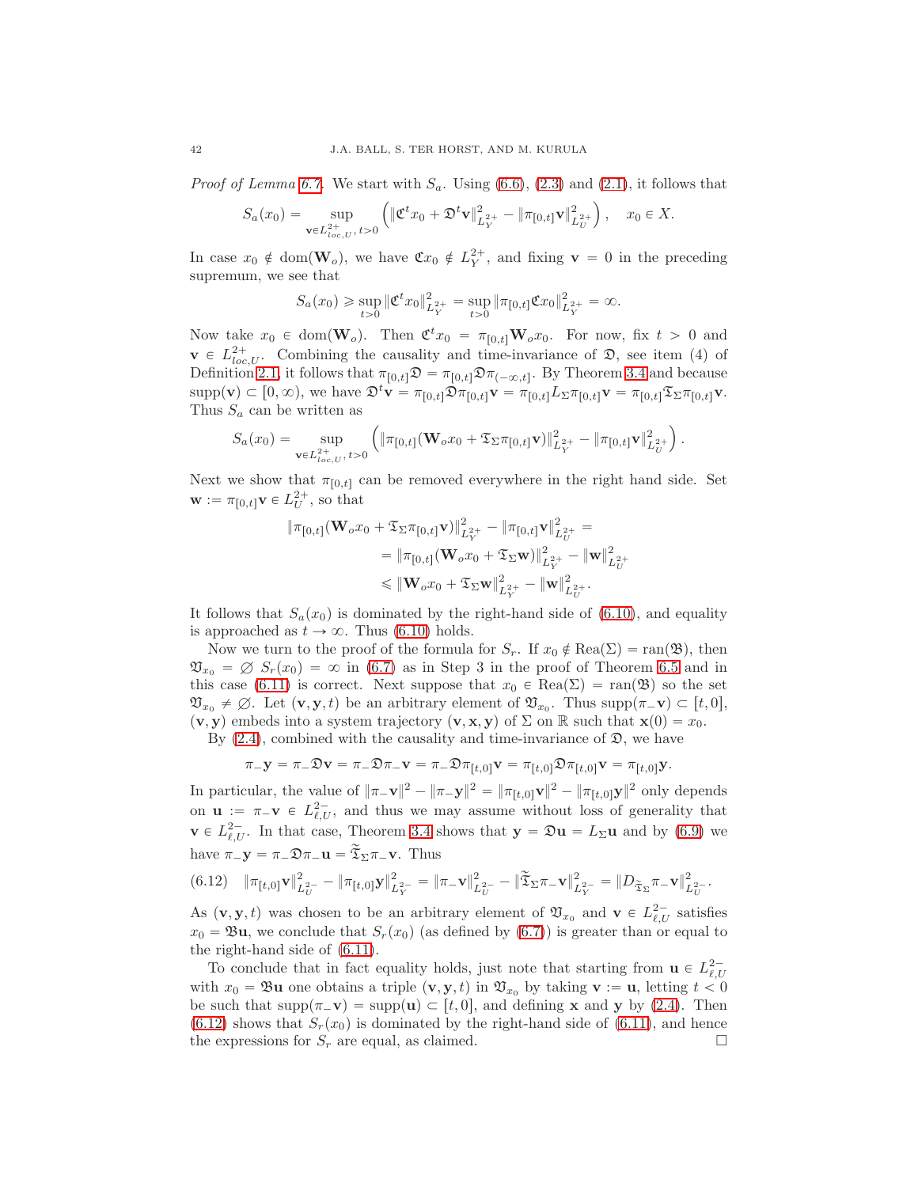*Proof of Lemma 6.7.* We start with $S_a$. Using (6.6), (2.3) and (2.1), it follows that

$$S_a(x_0) = \sup_{\mathbf{v} \in L^{2+}_{loc,U},\, t>0} \left( \|\mathfrak{C}^t x_0 + \mathfrak{D}^t \mathbf{v}\|^2_{L^{2+}_Y} - \|\pi_{[0,t]}\mathbf{v}\|^2_{L^{2+}_U} \right), \quad x_0 \in X.$$

In case $x_0 \notin \operatorname{dom}(\mathbf{W}_o)$, we have $\mathfrak{C}x_0 \notin L^{2+}_Y$, and fixing $\mathbf{v} = 0$ in the preceding supremum, we see that

$$S_a(x_0) \geqslant \sup_{t>0} \|\mathfrak{C}^t x_0\|^2_{L^{2+}_Y} = \sup_{t>0} \|\pi_{[0,t]}\mathfrak{C}x_0\|^2_{L^{2+}_Y} = \infty.$$

Now take $x_0 \in \operatorname{dom}(\mathbf{W}_o)$. Then $\mathfrak{C}^t x_0 = \pi_{[0,t]}\mathbf{W}_o x_0$. For now, fix $t > 0$ and $\mathbf{v} \in L^{2+}_{loc,U}$. Combining the causality and time-invariance of $\mathfrak{D}$, see item (4) of Definition 2.1, it follows that $\pi_{[0,t]}\mathfrak{D} = \pi_{[0,t]}\mathfrak{D}\pi_{(-\infty,t]}$. By Theorem 3.4 and because $\operatorname{supp}(\mathbf{v}) \subset [0,\infty)$, we have $\mathfrak{D}^t\mathbf{v} = \pi_{[0,t]}\mathfrak{D}\pi_{[0,t]}\mathbf{v} = \pi_{[0,t]}L_\Sigma\pi_{[0,t]}\mathbf{v} = \pi_{[0,t]}\mathfrak{T}_\Sigma\pi_{[0,t]}\mathbf{v}$. Thus $S_a$ can be written as

$$S_a(x_0) = \sup_{\mathbf{v} \in L^{2+}_{loc,U},\, t>0} \left( \|\pi_{[0,t]}(\mathbf{W}_o x_0 + \mathfrak{T}_\Sigma \pi_{[0,t]}\mathbf{v})\|^2_{L^{2+}_Y} - \|\pi_{[0,t]}\mathbf{v}\|^2_{L^{2+}_U} \right).$$

Next we show that $\pi_{[0,t]}$ can be removed everywhere in the right hand side. Set $\mathbf{w} := \pi_{[0,t]}\mathbf{v} \in L^{2+}_U$, so that

$$\begin{aligned}
\|\pi_{[0,t]}(\mathbf{W}_o x_0 + \mathfrak{T}_\Sigma \pi_{[0,t]}\mathbf{v})\|^2_{L^{2+}_Y} - \|\pi_{[0,t]}\mathbf{v}\|^2_{L^{2+}_U} &= \\
= \|\pi_{[0,t]}(\mathbf{W}_o x_0 + \mathfrak{T}_\Sigma \mathbf{w})\|^2_{L^{2+}_Y} &- \|\mathbf{w}\|^2_{L^{2+}_U} \\
\leqslant \|\mathbf{W}_o x_0 + \mathfrak{T}_\Sigma \mathbf{w}\|^2_{L^{2+}_Y} &- \|\mathbf{w}\|^2_{L^{2+}_U}.
\end{aligned}$$

It follows that $S_a(x_0)$ is dominated by the right-hand side of (6.10), and equality is approached as $t \to \infty$. Thus (6.10) holds.

Now we turn to the proof of the formula for $S_r$. If $x_0 \notin \operatorname{Rea}(\Sigma) = \operatorname{ran}(\mathfrak{B})$, then $\mathfrak{V}_{x_0} = \varnothing$ $S_r(x_0) = \infty$ in (6.7) as in Step 3 in the proof of Theorem 6.5 and in this case (6.11) is correct. Next suppose that $x_0 \in \operatorname{Rea}(\Sigma) = \operatorname{ran}(\mathfrak{B})$ so the set $\mathfrak{V}_{x_0} \neq \varnothing$. Let $(\mathbf{v}, \mathbf{y}, t)$ be an arbitrary element of $\mathfrak{V}_{x_0}$. Thus $\operatorname{supp}(\pi_-\mathbf{v}) \subset [t, 0]$, $(\mathbf{v}, \mathbf{y})$ embeds into a system trajectory $(\mathbf{v}, \mathbf{x}, \mathbf{y})$ of $\Sigma$ on $\mathbb{R}$ such that $\mathbf{x}(0) = x_0$.

By (2.4), combined with the causality and time-invariance of $\mathfrak{D}$, we have

$$\pi_-\mathbf{y} = \pi_-\mathfrak{D}\mathbf{v} = \pi_-\mathfrak{D}\pi_-\mathbf{v} = \pi_-\mathfrak{D}\pi_{[t,0]}\mathbf{v} = \pi_{[t,0]}\mathfrak{D}\pi_{[t,0]}\mathbf{v} = \pi_{[t,0]}\mathbf{y}.$$

In particular, the value of $\|\pi_-\mathbf{v}\|^2 - \|\pi_-\mathbf{y}\|^2 = \|\pi_{[t,0]}\mathbf{v}\|^2 - \|\pi_{[t,0]}\mathbf{y}\|^2$ only depends on $\mathbf{u} := \pi_-\mathbf{v} \in L^{2-}_{\ell,U}$, and thus we may assume without loss of generality that $\mathbf{v} \in L^{2-}_{\ell,U}$. In that case, Theorem 3.4 shows that $\mathbf{y} = \mathfrak{D}\mathbf{u} = L_\Sigma \mathbf{u}$ and by (6.9) we have $\pi_-\mathbf{y} = \pi_-\mathfrak{D}\pi_-\mathbf{u} = \widetilde{\mathfrak{T}}_\Sigma \pi_-\mathbf{v}$. Thus

$$\|\pi_{[t,0]}\mathbf{v}\|^2_{L^{2-}_U} - \|\pi_{[t,0]}\mathbf{y}\|^2_{L^{2-}_Y} = \|\pi_-\mathbf{v}\|^2_{L^{2-}_U} - \|\widetilde{\mathfrak{T}}_\Sigma \pi_-\mathbf{v}\|^2_{L^{2-}_Y} = \|D_{\widetilde{\mathfrak{T}}_\Sigma}\pi_-\mathbf{v}\|^2_{L^{2-}_U}. \tag{6.12}$$

As $(\mathbf{v}, \mathbf{y}, t)$ was chosen to be an arbitrary element of $\mathfrak{V}_{x_0}$ and $\mathbf{v} \in L^{2-}_{\ell,U}$ satisfies $x_0 = \mathfrak{B}\mathbf{u}$, we conclude that $S_r(x_0)$ (as defined by (6.7)) is greater than or equal to the right-hand side of (6.11).

To conclude that in fact equality holds, just note that starting from $\mathbf{u} \in L^{2-}_{\ell,U}$ with $x_0 = \mathfrak{B}\mathbf{u}$ one obtains a triple $(\mathbf{v}, \mathbf{y}, t)$ in $\mathfrak{V}_{x_0}$ by taking $\mathbf{v} := \mathbf{u}$, letting $t < 0$ be such that $\operatorname{supp}(\pi_-\mathbf{v}) = \operatorname{supp}(\mathbf{u}) \subset [t, 0]$, and defining $\mathbf{x}$ and $\mathbf{y}$ by (2.4). Then (6.12) shows that $S_r(x_0)$ is dominated by the right-hand side of (6.11), and hence the expressions for $S_r$ are equal, as claimed. □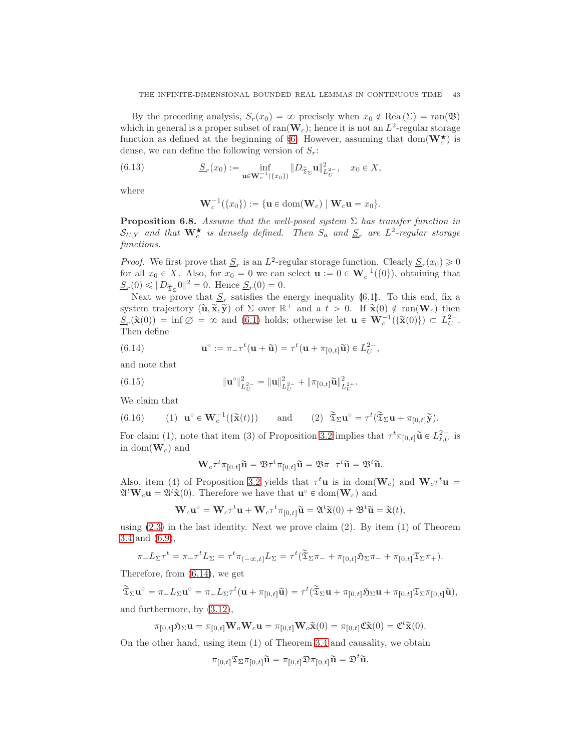By the preceding analysis, $S_r(x_0) = \infty$ precisely when $x_0 \notin \mathrm{Rea}\,(\Sigma) = \mathrm{ran}(\mathfrak{B})$ which in general is a proper subset of $\mathrm{ran}(\mathbf{W}_c)$; hence it is not an $L^2$-regular storage function as defined at the beginning of §6. However, assuming that $\mathrm{dom}(\mathbf{W}_c^\star)$ is dense, we can define the following version of $S_r$:

$$\underline{S}_r(x_0) := \inf_{\mathbf{u} \in \mathbf{W}_c^{-1}(\{x_0\})} \|D_{\widetilde{\mathfrak{T}}_\Sigma} \mathbf{u}\|^2_{L^{2-}_U}, \quad x_0 \in X, \tag{6.13}$$

where

$$\mathbf{W}_c^{-1}(\{x_0\}) := \{\mathbf{u} \in \mathrm{dom}(\mathbf{W}_c) \mid \mathbf{W}_c \mathbf{u} = x_0\}.$$

**Proposition 6.8.** *Assume that the well-posed system $\Sigma$ has transfer function in $\mathcal{S}_{U,Y}$ and that $\mathbf{W}_c^\star$ is densely defined. Then $S_a$ and $\underline{S}_r$ are $L^2$-regular storage functions.*

*Proof.* We first prove that $\underline{S}_r$ is an $L^2$-regular storage function. Clearly $\underline{S}_r(x_0) \geqslant 0$ for all $x_0 \in X$. Also, for $x_0 = 0$ we can select $\mathbf{u} := 0 \in \mathbf{W}_c^{-1}(\{0\})$, obtaining that $\underline{S}_r(0) \leqslant \|D_{\widetilde{\mathfrak{T}}_\Sigma} 0\|^2 = 0$. Hence $\underline{S}_r(0) = 0$.

Next we prove that $\underline{S}_r$ satisfies the energy inequality (6.1). To this end, fix a system trajectory $(\widetilde{\mathbf{u}}, \widetilde{\mathbf{x}}, \widetilde{\mathbf{y}})$ of $\Sigma$ over $\mathbb{R}^+$ and a $t > 0$. If $\widetilde{\mathbf{x}}(0) \notin \mathrm{ran}(\mathbf{W}_c)$ then $\underline{S}_r(\widetilde{\mathbf{x}}(0)) = \inf \varnothing = \infty$ and (6.1) holds; otherwise let $\mathbf{u} \in \mathbf{W}_c^{-1}(\{\widetilde{\mathbf{x}}(0)\}) \subset L^{2-}_U$. Then define

$$\mathbf{u}^\circ := \pi_- \tau^t (\mathbf{u} + \widetilde{\mathbf{u}}) = \tau^t(\mathbf{u} + \pi_{[0,t]}\widetilde{\mathbf{u}}) \in L^{2-}_U, \tag{6.14}$$

and note that

$$\|\mathbf{u}^\circ\|^2_{L^{2-}_U} = \|\mathbf{u}\|^2_{L^{2-}_U} + \|\pi_{[0,t]}\widetilde{\mathbf{u}}\|^2_{L^{2+}_U}. \tag{6.15}$$

We claim that

$$(1)\ \ \mathbf{u}^\circ \in \mathbf{W}_c^{-1}(\{\widetilde{\mathbf{x}}(t)\}) \qquad \text{and} \qquad (2)\ \ \widetilde{\mathfrak{T}}_\Sigma \mathbf{u}^\circ = \tau^t(\widetilde{\mathfrak{T}}_\Sigma \mathbf{u} + \pi_{[0,t]}\widetilde{\mathbf{y}}). \tag{6.16}$$

For claim (1), note that item (3) of Proposition 3.2 implies that $\tau^t \pi_{[0,t]}\widetilde{\mathbf{u}} \in L^{2-}_{\ell,U}$ is in $\mathrm{dom}(\mathbf{W}_c)$ and

$$\mathbf{W}_c \tau^t \pi_{[0,t]}\widetilde{\mathbf{u}} = \mathfrak{B}\tau^t \pi_{[0,t]}\widetilde{\mathbf{u}} = \mathfrak{B}\pi_-\tau^t \widetilde{\mathbf{u}} = \mathfrak{B}^t \widetilde{\mathbf{u}}.$$

Also, item (4) of Proposition 3.2 yields that $\tau^t \mathbf{u}$ is in $\mathrm{dom}(\mathbf{W}_c)$ and $\mathbf{W}_c \tau^t \mathbf{u} = \mathfrak{A}^t \mathbf{W}_c \mathbf{u} = \mathfrak{A}^t \widetilde{\mathbf{x}}(0)$. Therefore we have that $\mathbf{u}^\circ \in \mathrm{dom}(\mathbf{W}_c)$ and

$$\mathbf{W}_c \mathbf{u}^\circ = \mathbf{W}_c \tau^t \mathbf{u} + \mathbf{W}_c \tau^t \pi_{[0,t]}\widetilde{\mathbf{u}} = \mathfrak{A}^t \widetilde{\mathbf{x}}(0) + \mathfrak{B}^t \widetilde{\mathbf{u}} = \widetilde{\mathbf{x}}(t),$$

using (2.3) in the last identity. Next we prove claim (2). By item (1) of Theorem 3.4 and (6.9),

$$\pi_- L_\Sigma \tau^t = \pi_- \tau^t L_\Sigma = \tau^t \pi_{(-\infty,t]} L_\Sigma = \tau^t(\widetilde{\mathfrak{T}}_\Sigma \pi_- + \pi_{[0,t]}\mathfrak{H}_\Sigma \pi_- + \pi_{[0,t]}\mathfrak{T}_\Sigma \pi_+).$$

Therefore, from (6.14), we get

$$\widetilde{\mathfrak{T}}_\Sigma \mathbf{u}^\circ = \pi_- L_\Sigma \mathbf{u}^\circ = \pi_- L_\Sigma \tau^t(\mathbf{u} + \pi_{[0,t]}\widetilde{\mathbf{u}}) = \tau^t(\widetilde{\mathfrak{T}}_\Sigma \mathbf{u} + \pi_{[0,t]}\mathfrak{H}_\Sigma \mathbf{u} + \pi_{[0,t]}\mathfrak{T}_\Sigma \pi_{[0,t]}\widetilde{\mathbf{u}}),$$

and furthermore, by (3.12),

$$\pi_{[0,t]}\mathfrak{H}_\Sigma \mathbf{u} = \pi_{[0,t]}\mathbf{W}_o \mathbf{W}_c \mathbf{u} = \pi_{[0,t]}\mathbf{W}_o \widetilde{\mathbf{x}}(0) = \pi_{[0,t]}\mathfrak{C}\widetilde{\mathbf{x}}(0) = \mathfrak{C}^t \widetilde{\mathbf{x}}(0).$$

On the other hand, using item (1) of Theorem 3.4 and causality, we obtain

$$\pi_{[0,t]}\mathfrak{T}_\Sigma \pi_{[0,t]}\widetilde{\mathbf{u}} = \pi_{[0,t]}\mathfrak{D}\pi_{[0,t]}\widetilde{\mathbf{u}} = \mathfrak{D}^t \widetilde{\mathbf{u}}.$$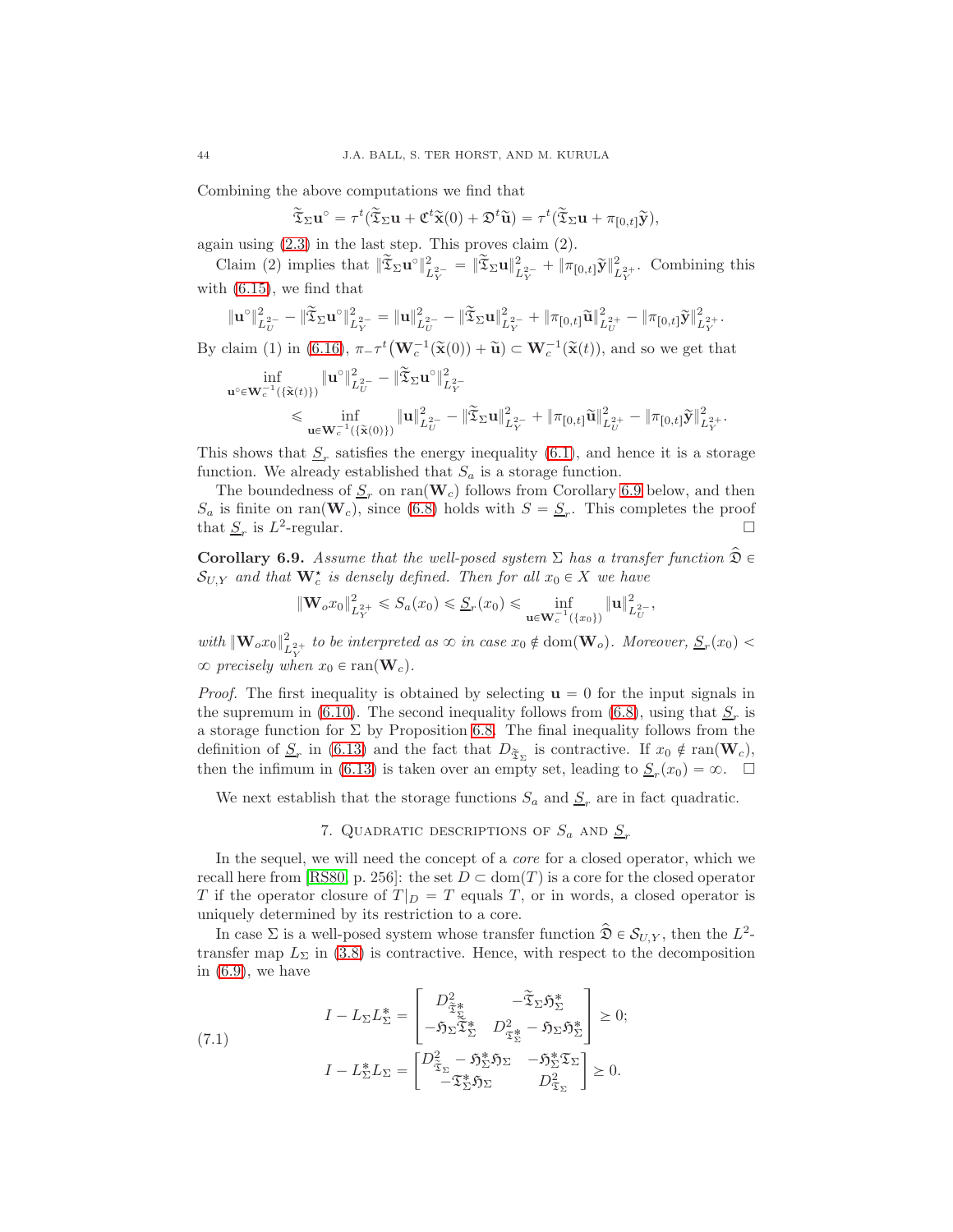Combining the above computations we find that

$$\widetilde{\mathfrak{T}}_\Sigma \mathbf{u}^\circ = \tau^t(\widetilde{\mathfrak{T}}_\Sigma \mathbf{u} + \mathfrak{C}^t \widetilde{\mathbf{x}}(0) + \mathfrak{D}^t \widetilde{\mathbf{u}}) = \tau^t(\widetilde{\mathfrak{T}}_\Sigma \mathbf{u} + \pi_{[0,t]}\widetilde{\mathbf{y}}),$$

again using (2.3) in the last step. This proves claim (2).

Claim (2) implies that $\|\widetilde{\mathfrak{T}}_\Sigma \mathbf{u}^\circ\|^2_{L^{2-}_Y} = \|\widetilde{\mathfrak{T}}_\Sigma \mathbf{u}\|^2_{L^{2-}_Y} + \|\pi_{[0,t]}\widetilde{\mathbf{y}}\|^2_{L^{2+}_Y}$. Combining this with (6.15), we find that

$$\|\mathbf{u}^\circ\|^2_{L^{2-}_U} - \|\widetilde{\mathfrak{T}}_\Sigma \mathbf{u}^\circ\|^2_{L^{2-}_Y} = \|\mathbf{u}\|^2_{L^{2-}_U} - \|\widetilde{\mathfrak{T}}_\Sigma \mathbf{u}\|^2_{L^{2-}_Y} + \|\pi_{[0,t]}\widetilde{\mathbf{u}}\|^2_{L^{2+}_U} - \|\pi_{[0,t]}\widetilde{\mathbf{y}}\|^2_{L^{2+}_Y}.$$

By claim (1) in (6.16), $\pi_- \tau^t\big(\mathbf{W}_c^{-1}(\widetilde{\mathbf{x}}(0)) + \widetilde{\mathbf{u}}\big) \subset \mathbf{W}_c^{-1}(\widetilde{\mathbf{x}}(t))$, and so we get that

$$\begin{aligned}
&\inf_{\mathbf{u}^\circ \in \mathbf{W}_c^{-1}(\{\widetilde{\mathbf{x}}(t)\})} \|\mathbf{u}^\circ\|^2_{L^{2-}_U} - \|\widetilde{\mathfrak{T}}_\Sigma \mathbf{u}^\circ\|^2_{L^{2-}_Y} \\
&\qquad \leqslant \inf_{\mathbf{u} \in \mathbf{W}_c^{-1}(\{\widetilde{\mathbf{x}}(0)\})} \|\mathbf{u}\|^2_{L^{2-}_U} - \|\widetilde{\mathfrak{T}}_\Sigma \mathbf{u}\|^2_{L^{2-}_Y} + \|\pi_{[0,t]}\widetilde{\mathbf{u}}\|^2_{L^{2+}_U} - \|\pi_{[0,t]}\widetilde{\mathbf{y}}\|^2_{L^{2+}_Y}.
\end{aligned}$$

This shows that $\underline{S}_r$ satisfies the energy inequality (6.1), and hence it is a storage function. We already established that $S_a$ is a storage function.

The boundedness of $\underline{S}_r$ on $\operatorname{ran}(\mathbf{W}_c)$ follows from Corollary 6.9 below, and then $S_a$ is finite on $\operatorname{ran}(\mathbf{W}_c)$, since (6.8) holds with $S = \underline{S}_r$. This completes the proof that $\underline{S}_r$ is $L^2$-regular. $\square$

**Corollary 6.9.** *Assume that the well-posed system $\Sigma$ has a transfer function $\widehat{\mathfrak{D}} \in \mathcal{S}_{U,Y}$ and that $\mathbf{W}_c^\star$ is densely defined. Then for all $x_0 \in X$ we have*

$$\|\mathbf{W}_o x_0\|^2_{L^{2+}_Y} \leqslant S_a(x_0) \leqslant \underline{S}_r(x_0) \leqslant \inf_{\mathbf{u} \in \mathbf{W}_c^{-1}(\{x_0\})} \|\mathbf{u}\|^2_{L^{2-}_U},$$

*with $\|\mathbf{W}_o x_0\|^2_{L^{2+}_Y}$ to be interpreted as $\infty$ in case $x_0 \notin \operatorname{dom}(\mathbf{W}_o)$. Moreover, $\underline{S}_r(x_0) < \infty$ precisely when $x_0 \in \operatorname{ran}(\mathbf{W}_c)$.*

*Proof.* The first inequality is obtained by selecting $\mathbf{u} = 0$ for the input signals in the supremum in (6.10). The second inequality follows from (6.8), using that $\underline{S}_r$ is a storage function for $\Sigma$ by Proposition 6.8. The final inequality follows from the definition of $\underline{S}_r$ in (6.13) and the fact that $D_{\widetilde{\mathfrak{T}}_\Sigma}$ is contractive. If $x_0 \notin \operatorname{ran}(\mathbf{W}_c)$, then the infimum in (6.13) is taken over an empty set, leading to $\underline{S}_r(x_0) = \infty$. $\square$

We next establish that the storage functions $S_a$ and $\underline{S}_r$ are in fact quadratic.

## 7. Quadratic descriptions of $S_a$ and $\underline{S}_r$

In the sequel, we will need the concept of a *core* for a closed operator, which we recall here from [RS80, p. 256]: the set $D \subset \operatorname{dom}(T)$ is a core for the closed operator $T$ if the operator closure of $T|_D = T$ equals $T$, or in words, a closed operator is uniquely determined by its restriction to a core.

In case $\Sigma$ is a well-posed system whose transfer function $\widehat{\mathfrak{D}} \in \mathcal{S}_{U,Y}$, then the $L^2$-transfer map $L_\Sigma$ in (3.8) is contractive. Hence, with respect to the decomposition in (6.9), we have

$$\begin{aligned}
I - L_\Sigma L_\Sigma^* &= \begin{bmatrix} D^2_{\widetilde{\mathfrak{T}}_\Sigma^*} & -\widetilde{\mathfrak{T}}_\Sigma \mathfrak{H}_\Sigma^* \\ -\mathfrak{H}_\Sigma \widetilde{\mathfrak{T}}_\Sigma^* & D^2_{\mathfrak{T}_\Sigma^*} - \mathfrak{H}_\Sigma \mathfrak{H}_\Sigma^* \end{bmatrix} \geq 0; \\
I - L_\Sigma^* L_\Sigma &= \begin{bmatrix} D^2_{\widetilde{\mathfrak{T}}_\Sigma} - \mathfrak{H}_\Sigma^* \mathfrak{H}_\Sigma & -\mathfrak{H}_\Sigma^* \mathfrak{T}_\Sigma \\ -\mathfrak{T}_\Sigma^* \mathfrak{H}_\Sigma & D^2_{\mathfrak{T}_\Sigma} \end{bmatrix} \geq 0.
\end{aligned} \tag{7.1}$$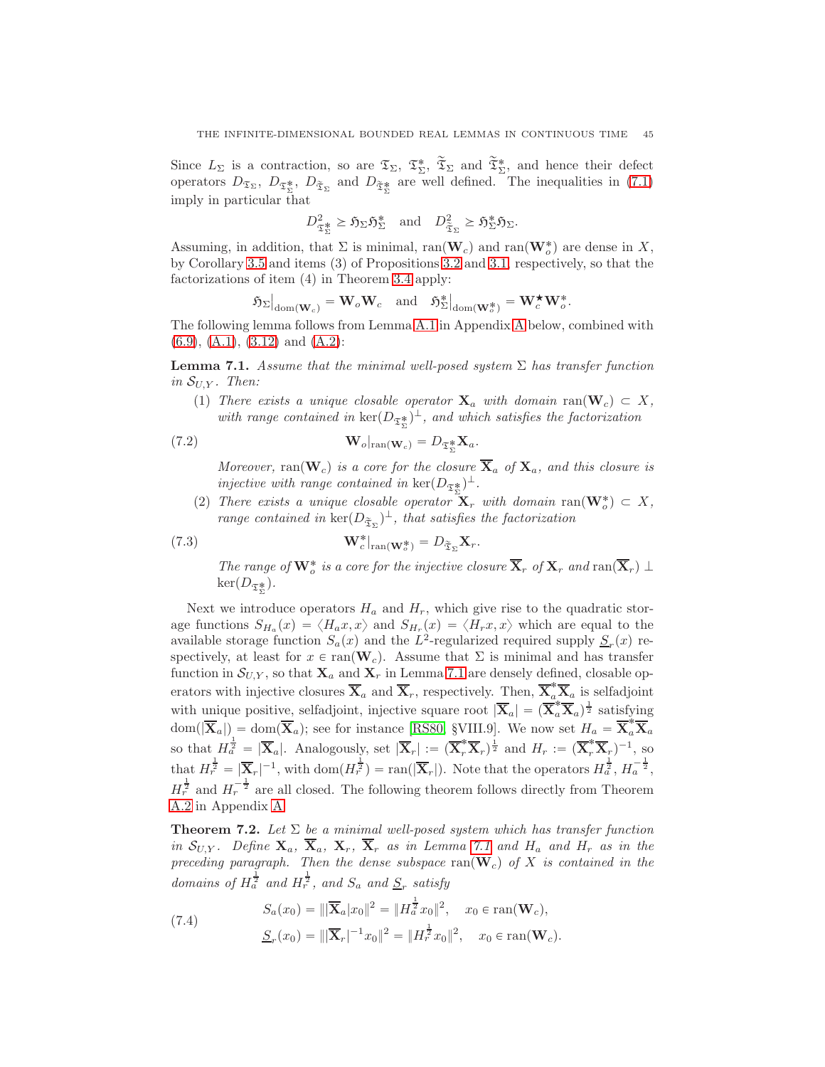Since $L_\Sigma$ is a contraction, so are $\mathfrak{T}_\Sigma$, $\mathfrak{T}_\Sigma^*$, $\widetilde{\mathfrak{T}}_\Sigma$ and $\widetilde{\mathfrak{T}}_\Sigma^*$, and hence their defect operators $D_{\mathfrak{T}_\Sigma}$, $D_{\mathfrak{T}_\Sigma^*}$, $D_{\widetilde{\mathfrak{T}}_\Sigma}$ and $D_{\widetilde{\mathfrak{T}}_\Sigma^*}$ are well defined. The inequalities in (7.1) imply in particular that

$$D_{\mathfrak{T}_\Sigma^*}^2 \geq \mathfrak{H}_\Sigma \mathfrak{H}_\Sigma^* \quad \text{and} \quad D_{\widetilde{\mathfrak{T}}_\Sigma}^2 \geq \mathfrak{H}_\Sigma^* \mathfrak{H}_\Sigma.$$

Assuming, in addition, that $\Sigma$ is minimal, $\operatorname{ran}(\mathbf{W}_c)$ and $\operatorname{ran}(\mathbf{W}_o^*)$ are dense in $X$, by Corollary 3.5 and items (3) of Propositions 3.2 and 3.1, respectively, so that the factorizations of item (4) in Theorem 3.4 apply:

$$\mathfrak{H}_\Sigma\big|_{\operatorname{dom}(\mathbf{W}_c)} = \mathbf{W}_o \mathbf{W}_c \quad \text{and} \quad \mathfrak{H}_\Sigma^*\big|_{\operatorname{dom}(\mathbf{W}_o^*)} = \mathbf{W}_c^\star \mathbf{W}_o^*.$$

The following lemma follows from Lemma A.1 in Appendix A below, combined with (6.9), (A.1), (3.12) and (A.2):

**Lemma 7.1.** *Assume that the minimal well-posed system $\Sigma$ has transfer function in $\mathcal{S}_{U,Y}$. Then:*

(1) *There exists a unique closable operator $\mathbf{X}_a$ with domain $\operatorname{ran}(\mathbf{W}_c) \subset X$, with range contained in $\ker(D_{\mathfrak{T}_\Sigma^*})^\perp$, and which satisfies the factorization*

$$\mathbf{W}_o|_{\operatorname{ran}(\mathbf{W}_c)} = D_{\mathfrak{T}_\Sigma^*} \mathbf{X}_a. \tag{7.2}$$

*Moreover, $\operatorname{ran}(\mathbf{W}_c)$ is a core for the closure $\overline{\mathbf{X}}_a$ of $\mathbf{X}_a$, and this closure is injective with range contained in $\ker(D_{\mathfrak{T}_\Sigma^*})^\perp$.*

(2) *There exists a unique closable operator $\mathbf{X}_r$ with domain $\operatorname{ran}(\mathbf{W}_o^*) \subset X$, range contained in $\ker(D_{\widetilde{\mathfrak{T}}_\Sigma})^\perp$, that satisfies the factorization*

$$\mathbf{W}_c^*|_{\operatorname{ran}(\mathbf{W}_o^*)} = D_{\widetilde{\mathfrak{T}}_\Sigma} \mathbf{X}_r. \tag{7.3}$$

*The range of $\mathbf{W}_o^*$ is a core for the injective closure $\overline{\mathbf{X}}_r$ of $\mathbf{X}_r$ and $\operatorname{ran}(\overline{\mathbf{X}}_r) \perp \ker(D_{\mathfrak{T}_\Sigma^*})$.*

Next we introduce operators $H_a$ and $H_r$, which give rise to the quadratic storage functions $S_{H_a}(x) = \langle H_a x, x\rangle$ and $S_{H_r}(x) = \langle H_r x, x\rangle$ which are equal to the available storage function $S_a(x)$ and the $L^2$-regularized required supply $\underline{S}_r(x)$ respectively, at least for $x \in \operatorname{ran}(\mathbf{W}_c)$. Assume that $\Sigma$ is minimal and has transfer function in $\mathcal{S}_{U,Y}$, so that $\mathbf{X}_a$ and $\mathbf{X}_r$ in Lemma 7.1 are densely defined, closable operators with injective closures $\overline{\mathbf{X}}_a$ and $\overline{\mathbf{X}}_r$, respectively. Then, $\overline{\mathbf{X}}_a^*\overline{\mathbf{X}}_a$ is selfadjoint with unique positive, selfadjoint, injective square root $|\overline{\mathbf{X}}_a| = (\overline{\mathbf{X}}_a^*\overline{\mathbf{X}}_a)^{\frac{1}{2}}$ satisfying $\operatorname{dom}(|\overline{\mathbf{X}}_a|) = \operatorname{dom}(\overline{\mathbf{X}}_a)$; see for instance [RS80, §VIII.9]. We now set $H_a = \overline{\mathbf{X}}_a^*\overline{\mathbf{X}}_a$ so that $H_a^{\frac{1}{2}} = |\overline{\mathbf{X}}_a|$. Analogously, set $|\overline{\mathbf{X}}_r| := (\overline{\mathbf{X}}_r^*\overline{\mathbf{X}}_r)^{\frac{1}{2}}$ and $H_r := (\overline{\mathbf{X}}_r^*\overline{\mathbf{X}}_r)^{-1}$, so that $H_r^{\frac{1}{2}} = |\overline{\mathbf{X}}_r|^{-1}$, with $\operatorname{dom}(H_r^{\frac{1}{2}}) = \operatorname{ran}(|\overline{\mathbf{X}}_r|)$. Note that the operators $H_a^{\frac{1}{2}}$, $H_a^{-\frac{1}{2}}$, $H_r^{\frac{1}{2}}$ and $H_r^{-\frac{1}{2}}$ are all closed. The following theorem follows directly from Theorem A.2 in Appendix A.

**Theorem 7.2.** *Let $\Sigma$ be a minimal well-posed system which has transfer function in $\mathcal{S}_{U,Y}$. Define $\mathbf{X}_a$, $\overline{\mathbf{X}}_a$, $\mathbf{X}_r$, $\overline{\mathbf{X}}_r$ as in Lemma 7.1 and $H_a$ and $H_r$ as in the preceding paragraph. Then the dense subspace $\operatorname{ran}(\mathbf{W}_c)$ of $X$ is contained in the domains of $H_a^{\frac{1}{2}}$ and $H_r^{\frac{1}{2}}$, and $S_a$ and $\underline{S}_r$ satisfy*

$$\begin{aligned} S_a(x_0) &= \||\overline{\mathbf{X}}_a| x_0\|^2 = \|H_a^{\frac{1}{2}} x_0\|^2, \quad x_0 \in \operatorname{ran}(\mathbf{W}_c), \\ \underline{S}_r(x_0) &= \||\overline{\mathbf{X}}_r|^{-1} x_0\|^2 = \|H_r^{\frac{1}{2}} x_0\|^2, \quad x_0 \in \operatorname{ran}(\mathbf{W}_c). \end{aligned} \tag{7.4}$$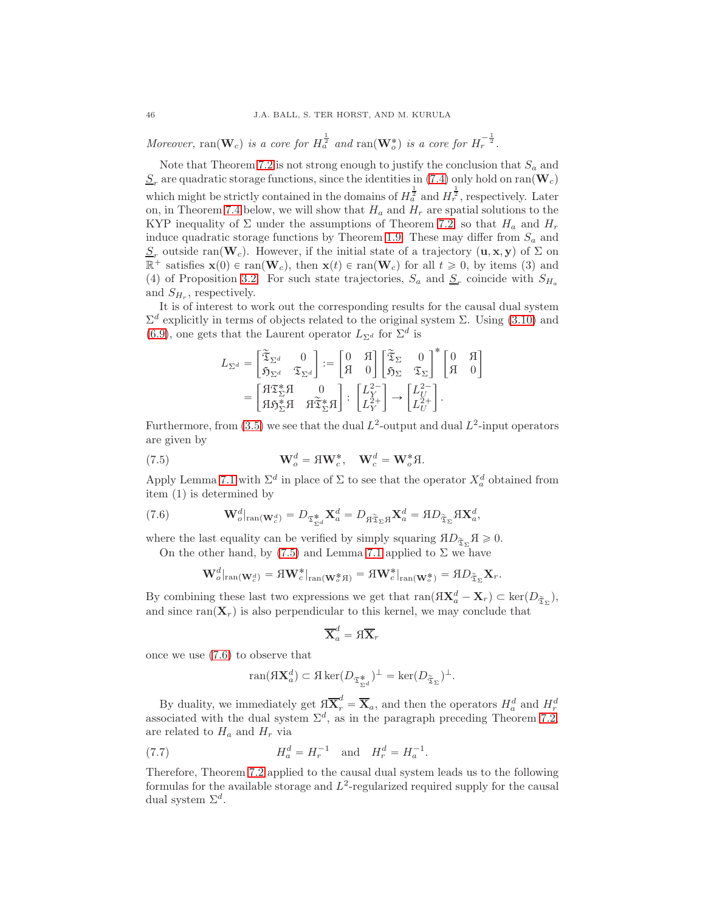*Moreover,* $\operatorname{ran}(\mathbf{W}_c)$ *is a core for* $H_a^{\frac{1}{2}}$ *and* $\operatorname{ran}(\mathbf{W}_o^*)$ *is a core for* $H_r^{-\frac{1}{2}}$.

Note that Theorem 7.2 is not strong enough to justify the conclusion that $S_a$ and $\underline{S}_r$ are quadratic storage functions, since the identities in (7.4) only hold on $\operatorname{ran}(\mathbf{W}_c)$ which might be strictly contained in the domains of $H_a^{\frac{1}{2}}$ and $H_r^{\frac{1}{2}}$, respectively. Later on, in Theorem 7.4 below, we will show that $H_a$ and $H_r$ are spatial solutions to the KYP inequality of $\Sigma$ under the assumptions of Theorem 7.2, so that $H_a$ and $H_r$ induce quadratic storage functions by Theorem 1.9. These may differ from $S_a$ and $\underline{S}_r$ outside $\operatorname{ran}(\mathbf{W}_c)$. However, if the initial state of a trajectory $(\mathbf{u}, \mathbf{x}, \mathbf{y})$ of $\Sigma$ on $\mathbb{R}^+$ satisfies $\mathbf{x}(0) \in \operatorname{ran}(\mathbf{W}_c)$, then $\mathbf{x}(t) \in \operatorname{ran}(\mathbf{W}_c)$ for all $t \geqslant 0$, by items (3) and (4) of Proposition 3.2. For such state trajectories, $S_a$ and $\underline{S}_r$ coincide with $S_{H_a}$ and $S_{H_r}$, respectively.

It is of interest to work out the corresponding results for the causal dual system $\Sigma^d$ explicitly in terms of objects related to the original system $\Sigma$. Using (3.10) and (6.9), one gets that the Laurent operator $L_{\Sigma^d}$ for $\Sigma^d$ is

$$
\begin{aligned}
L_{\Sigma^d} &= \begin{bmatrix} \widetilde{\mathfrak{T}}_{\Sigma^d} & 0 \\ \mathfrak{H}_{\Sigma^d} & \mathfrak{T}_{\Sigma^d} \end{bmatrix} := \begin{bmatrix} 0 & Я \\ Я & 0 \end{bmatrix} \begin{bmatrix} \widetilde{\mathfrak{T}}_{\Sigma} & 0 \\ \mathfrak{H}_{\Sigma} & \mathfrak{T}_{\Sigma} \end{bmatrix}^* \begin{bmatrix} 0 & Я \\ Я & 0 \end{bmatrix} \\
&= \begin{bmatrix} Я\mathfrak{T}_{\Sigma}^* Я & 0 \\ Я\mathfrak{H}_{\Sigma}^* Я & Я\widetilde{\mathfrak{T}}_{\Sigma}^* Я \end{bmatrix} : \begin{bmatrix} L_Y^{2-} \\ L_Y^{2+} \end{bmatrix} \to \begin{bmatrix} L_U^{2-} \\ L_U^{2+} \end{bmatrix}.
\end{aligned}
$$

Furthermore, from (3.5) we see that the dual $L^2$-output and dual $L^2$-input operators are given by

$$
\mathbf{W}_o^d = Я\mathbf{W}_c^*, \quad \mathbf{W}_c^d = \mathbf{W}_o^* Я. \tag{7.5}
$$

Apply Lemma 7.1 with $\Sigma^d$ in place of $\Sigma$ to see that the operator $X_a^d$ obtained from item (1) is determined by

$$
\mathbf{W}_o^d|_{\operatorname{ran}(\mathbf{W}_c^d)} = D_{\mathfrak{T}_{\Sigma^d}^*} \mathbf{X}_a^d = D_{Я\widetilde{\mathfrak{T}}_{\Sigma} Я} \mathbf{X}_a^d = Я D_{\widetilde{\mathfrak{T}}_{\Sigma}} Я \mathbf{X}_a^d, \tag{7.6}
$$

where the last equality can be verified by simply squaring $Я D_{\widetilde{\mathfrak{T}}_{\Sigma}} Я \geqslant 0$.

On the other hand, by (7.5) and Lemma 7.1 applied to $\Sigma$ we have

$$
\mathbf{W}_o^d|_{\operatorname{ran}(\mathbf{W}_c^d)} = Я\mathbf{W}_c^*|_{\operatorname{ran}(\mathbf{W}_o^* Я)} = Я\mathbf{W}_c^*|_{\operatorname{ran}(\mathbf{W}_o^*)} = Я D_{\widetilde{\mathfrak{T}}_{\Sigma}} \mathbf{X}_r.
$$

By combining these last two expressions we get that $\operatorname{ran}(Я\mathbf{X}_a^d - \mathbf{X}_r) \subset \ker(D_{\widetilde{\mathfrak{T}}_{\Sigma}})$, and since $\operatorname{ran}(\mathbf{X}_r)$ is also perpendicular to this kernel, we may conclude that

$$
\overline{\mathbf{X}}_a^d = Я\overline{\mathbf{X}}_r
$$

once we use (7.6) to observe that

$$
\operatorname{ran}(Я\mathbf{X}_a^d) \subset Я \ker(D_{\mathfrak{T}_{\Sigma^d}^*})^{\perp} = \ker(D_{\widetilde{\mathfrak{T}}_{\Sigma}})^{\perp}.
$$

By duality, we immediately get $Я\overline{\mathbf{X}}_r^d = \overline{\mathbf{X}}_a$, and then the operators $H_a^d$ and $H_r^d$ associated with the dual system $\Sigma^d$, as in the paragraph preceding Theorem 7.2, are related to $H_a$ and $H_r$ via

$$
H_a^d = H_r^{-1} \quad \text{and} \quad H_r^d = H_a^{-1}. \tag{7.7}
$$

Therefore, Theorem 7.2 applied to the causal dual system leads us to the following formulas for the available storage and $L^2$-regularized required supply for the causal dual system $\Sigma^d$.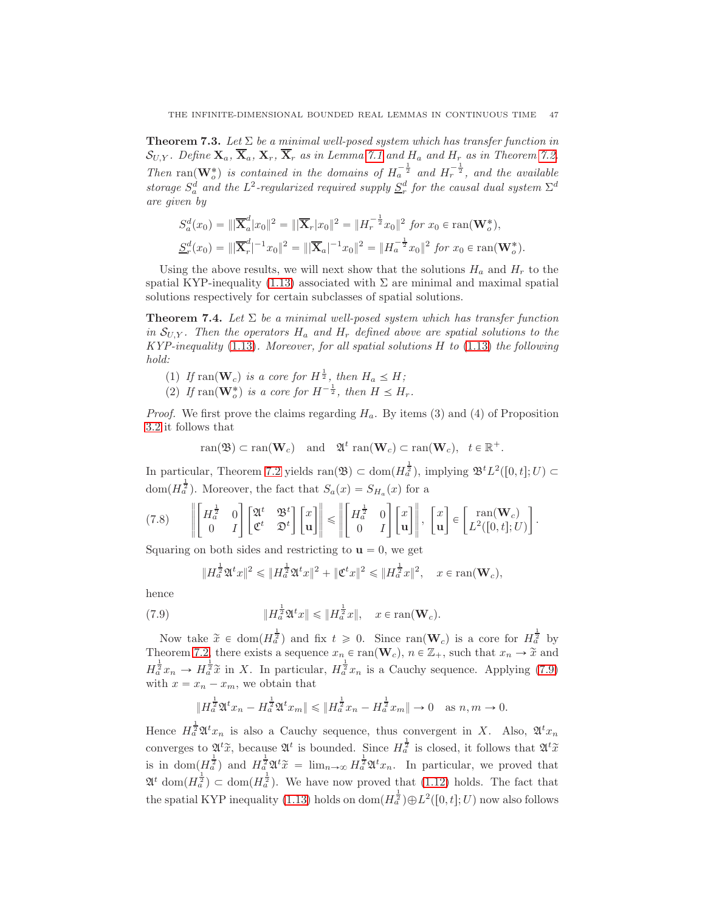**Theorem 7.3.** *Let $\Sigma$ be a minimal well-posed system which has transfer function in $\mathcal{S}_{U,Y}$. Define $\mathbf{X}_a$, $\overline{\mathbf{X}}_a$, $\mathbf{X}_r$, $\overline{\mathbf{X}}_r$ as in Lemma 7.1 and $H_a$ and $H_r$ as in Theorem 7.2. Then $\operatorname{ran}(\mathbf{W}_o^*)$ is contained in the domains of $H_a^{-\frac{1}{2}}$ and $H_r^{-\frac{1}{2}}$, and the available storage $S_a^d$ and the $L^2$-regularized required supply $\underline{S}_r^d$ for the causal dual system $\Sigma^d$ are given by*

$$S_a^d(x_0) = \||\overline{\mathbf{X}}_a^d|x_0\|^2 = \||\overline{\mathbf{X}}_r|x_0\|^2 = \|H_r^{-\frac{1}{2}}x_0\|^2 \text{ for } x_0 \in \operatorname{ran}(\mathbf{W}_o^*),$$

$$\underline{S}_r^d(x_0) = \||\overline{\mathbf{X}}_r^d|^{-1}x_0\|^2 = \||\overline{\mathbf{X}}_a|^{-1}x_0\|^2 = \|H_a^{-\frac{1}{2}}x_0\|^2 \text{ for } x_0 \in \operatorname{ran}(\mathbf{W}_o^*).$$

Using the above results, we will next show that the solutions $H_a$ and $H_r$ to the spatial KYP-inequality (1.13) associated with $\Sigma$ are minimal and maximal spatial solutions respectively for certain subclasses of spatial solutions.

**Theorem 7.4.** *Let $\Sigma$ be a minimal well-posed system which has transfer function in $\mathcal{S}_{U,Y}$. Then the operators $H_a$ and $H_r$ defined above are spatial solutions to the KYP-inequality (1.13). Moreover, for all spatial solutions $H$ to (1.13) the following hold:*

1. *If $\operatorname{ran}(\mathbf{W}_c)$ is a core for $H^{\frac{1}{2}}$, then $H_a \preceq H$;*
2. *If $\operatorname{ran}(\mathbf{W}_o^*)$ is a core for $H^{-\frac{1}{2}}$, then $H \preceq H_r$.*

*Proof.* We first prove the claims regarding $H_a$. By items (3) and (4) of Proposition 3.2 it follows that

$$\operatorname{ran}(\mathfrak{B}) \subset \operatorname{ran}(\mathbf{W}_c) \quad \text{and} \quad \mathfrak{A}^t \operatorname{ran}(\mathbf{W}_c) \subset \operatorname{ran}(\mathbf{W}_c), \quad t \in \mathbb{R}^+.$$

In particular, Theorem 7.2 yields $\operatorname{ran}(\mathfrak{B}) \subset \operatorname{dom}(H_a^{\frac{1}{2}})$, implying $\mathfrak{B}^t L^2([0,t];U) \subset \operatorname{dom}(H_a^{\frac{1}{2}})$. Moreover, the fact that $S_a(x) = S_{H_a}(x)$ for a

$$(7.8) \qquad \left\| \begin{bmatrix} H_a^{\frac{1}{2}} & 0 \\ 0 & I \end{bmatrix} \begin{bmatrix} \mathfrak{A}^t & \mathfrak{B}^t \\ \mathfrak{C}^t & \mathfrak{D}^t \end{bmatrix} \begin{bmatrix} x \\ \mathbf{u} \end{bmatrix} \right\| \leqslant \left\| \begin{bmatrix} H_a^{\frac{1}{2}} & 0 \\ 0 & I \end{bmatrix} \begin{bmatrix} x \\ \mathbf{u} \end{bmatrix} \right\|, \quad \begin{bmatrix} x \\ \mathbf{u} \end{bmatrix} \in \begin{bmatrix} \operatorname{ran}(\mathbf{W}_c) \\ L^2([0,t];U) \end{bmatrix}.$$

Squaring on both sides and restricting to $\mathbf{u} = 0$, we get

$$\|H_a^{\frac{1}{2}}\mathfrak{A}^t x\|^2 \leqslant \|H_a^{\frac{1}{2}}\mathfrak{A}^t x\|^2 + \|\mathfrak{C}^t x\|^2 \leqslant \|H_a^{\frac{1}{2}} x\|^2, \quad x \in \operatorname{ran}(\mathbf{W}_c),$$

hence

$$(7.9) \qquad \|H_a^{\frac{1}{2}}\mathfrak{A}^t x\| \leqslant \|H_a^{\frac{1}{2}} x\|, \quad x \in \operatorname{ran}(\mathbf{W}_c).$$

Now take $\widetilde{x} \in \operatorname{dom}(H_a^{\frac{1}{2}})$ and fix $t \geqslant 0$. Since $\operatorname{ran}(\mathbf{W}_c)$ is a core for $H_a^{\frac{1}{2}}$ by Theorem 7.2, there exists a sequence $x_n \in \operatorname{ran}(\mathbf{W}_c)$, $n \in \mathbb{Z}_+$, such that $x_n \to \widetilde{x}$ and $H_a^{\frac{1}{2}} x_n \to H_a^{\frac{1}{2}} \widetilde{x}$ in $X$. In particular, $H_a^{\frac{1}{2}} x_n$ is a Cauchy sequence. Applying (7.9) with $x = x_n - x_m$, we obtain that

$$\|H_a^{\frac{1}{2}}\mathfrak{A}^t x_n - H_a^{\frac{1}{2}}\mathfrak{A}^t x_m\| \leqslant \|H_a^{\frac{1}{2}} x_n - H_a^{\frac{1}{2}} x_m\| \to 0 \quad \text{as } n, m \to 0.$$

Hence $H_a^{\frac{1}{2}}\mathfrak{A}^t x_n$ is also a Cauchy sequence, thus convergent in $X$. Also, $\mathfrak{A}^t x_n$ converges to $\mathfrak{A}^t \widetilde{x}$, because $\mathfrak{A}^t$ is bounded. Since $H_a^{\frac{1}{2}}$ is closed, it follows that $\mathfrak{A}^t \widetilde{x}$ is in $\operatorname{dom}(H_a^{\frac{1}{2}})$ and $H_a^{\frac{1}{2}}\mathfrak{A}^t \widetilde{x} = \lim_{n\to\infty} H_a^{\frac{1}{2}}\mathfrak{A}^t x_n$. In particular, we proved that $\mathfrak{A}^t \operatorname{dom}(H_a^{\frac{1}{2}}) \subset \operatorname{dom}(H_a^{\frac{1}{2}})$. We have now proved that (1.12) holds. The fact that the spatial KYP inequality (1.13) holds on $\operatorname{dom}(H_a^{\frac{1}{2}}) \oplus L^2([0,t];U)$ now also follows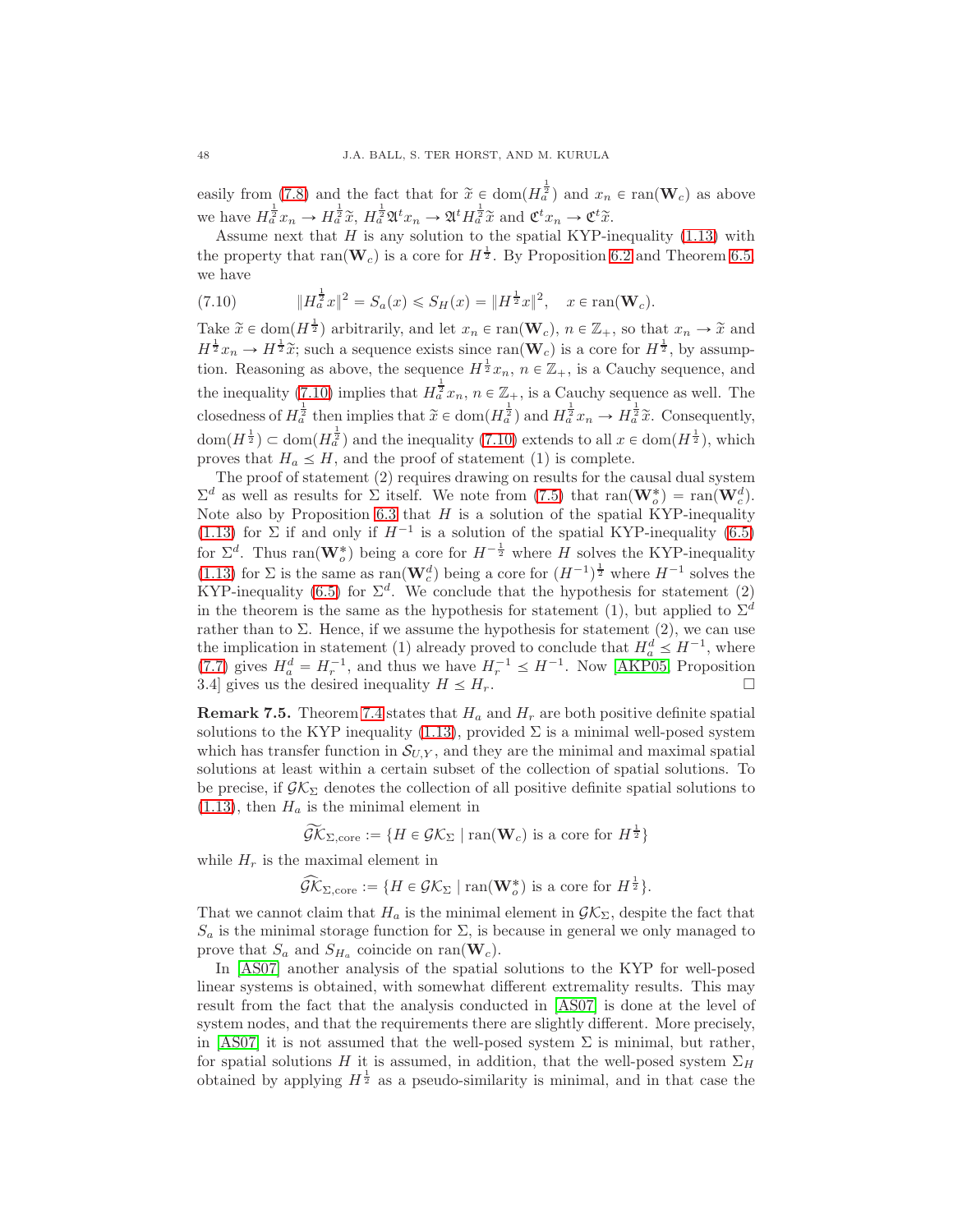easily from (7.8) and the fact that for $\widetilde{x} \in \operatorname{dom}(H_a^{\frac{1}{2}})$ and $x_n \in \operatorname{ran}(\mathbf{W}_c)$ as above we have $H_a^{\frac{1}{2}} x_n \to H_a^{\frac{1}{2}} \widetilde{x}$, $H_a^{\frac{1}{2}} \mathfrak{A}^t x_n \to \mathfrak{A}^t H_a^{\frac{1}{2}} \widetilde{x}$ and $\mathfrak{C}^t x_n \to \mathfrak{C}^t \widetilde{x}$.

Assume next that $H$ is any solution to the spatial KYP-inequality (1.13) with the property that $\operatorname{ran}(\mathbf{W}_c)$ is a core for $H^{\frac{1}{2}}$. By Proposition 6.2 and Theorem 6.5, we have

$$\|H_a^{\frac{1}{2}} x\|^2 = S_a(x) \leqslant S_H(x) = \|H^{\frac{1}{2}} x\|^2, \quad x \in \operatorname{ran}(\mathbf{W}_c). \tag{7.10}$$

Take $\widetilde{x} \in \operatorname{dom}(H^{\frac{1}{2}})$ arbitrarily, and let $x_n \in \operatorname{ran}(\mathbf{W}_c)$, $n \in \mathbb{Z}_+$, so that $x_n \to \widetilde{x}$ and $H^{\frac{1}{2}} x_n \to H^{\frac{1}{2}} \widetilde{x}$; such a sequence exists since $\operatorname{ran}(\mathbf{W}_c)$ is a core for $H^{\frac{1}{2}}$, by assumption. Reasoning as above, the sequence $H^{\frac{1}{2}} x_n$, $n \in \mathbb{Z}_+$, is a Cauchy sequence, and the inequality (7.10) implies that $H_a^{\frac{1}{2}} x_n$, $n \in \mathbb{Z}_+$, is a Cauchy sequence as well. The closedness of $H_a^{\frac{1}{2}}$ then implies that $\widetilde{x} \in \operatorname{dom}(H_a^{\frac{1}{2}})$ and $H_a^{\frac{1}{2}} x_n \to H_a^{\frac{1}{2}} \widetilde{x}$. Consequently, $\operatorname{dom}(H^{\frac{1}{2}}) \subset \operatorname{dom}(H_a^{\frac{1}{2}})$ and the inequality (7.10) extends to all $x \in \operatorname{dom}(H^{\frac{1}{2}})$, which proves that $H_a \preceq H$, and the proof of statement (1) is complete.

The proof of statement (2) requires drawing on results for the causal dual system $\Sigma^d$ as well as results for $\Sigma$ itself. We note from (7.5) that $\operatorname{ran}(\mathbf{W}_o^*) = \operatorname{ran}(\mathbf{W}_c^d)$. Note also by Proposition 6.3 that $H$ is a solution of the spatial KYP-inequality (1.13) for $\Sigma$ if and only if $H^{-1}$ is a solution of the spatial KYP-inequality (6.5) for $\Sigma^d$. Thus $\operatorname{ran}(\mathbf{W}_o^*)$ being a core for $H^{-\frac{1}{2}}$ where $H$ solves the KYP-inequality (1.13) for $\Sigma$ is the same as $\operatorname{ran}(\mathbf{W}_c^d)$ being a core for $(H^{-1})^{\frac{1}{2}}$ where $H^{-1}$ solves the KYP-inequality (6.5) for $\Sigma^d$. We conclude that the hypothesis for statement (2) in the theorem is the same as the hypothesis for statement (1), but applied to $\Sigma^d$ rather than to $\Sigma$. Hence, if we assume the hypothesis for statement (2), we can use the implication in statement (1) already proved to conclude that $H_a^d \preceq H^{-1}$, where (7.7) gives $H_a^d = H_r^{-1}$, and thus we have $H_r^{-1} \preceq H^{-1}$. Now [AKP05, Proposition 3.4] gives us the desired inequality $H \preceq H_r$. □

**Remark 7.5.** Theorem 7.4 states that $H_a$ and $H_r$ are both positive definite spatial solutions to the KYP inequality (1.13), provided $\Sigma$ is a minimal well-posed system which has transfer function in $\mathcal{S}_{U,Y}$, and they are the minimal and maximal spatial solutions at least within a certain subset of the collection of spatial solutions. To be precise, if $\mathcal{GK}_\Sigma$ denotes the collection of all positive definite spatial solutions to (1.13), then $H_a$ is the minimal element in

$$\widetilde{\mathcal{GK}}_{\Sigma,\text{core}} := \{H \in \mathcal{GK}_\Sigma \mid \operatorname{ran}(\mathbf{W}_c) \text{ is a core for } H^{\frac{1}{2}}\}$$

while $H_r$ is the maximal element in

$$\widehat{\mathcal{GK}}_{\Sigma,\text{core}} := \{H \in \mathcal{GK}_\Sigma \mid \operatorname{ran}(\mathbf{W}_o^*) \text{ is a core for } H^{\frac{1}{2}}\}.$$

That we cannot claim that $H_a$ is the minimal element in $\mathcal{GK}_\Sigma$, despite the fact that $S_a$ is the minimal storage function for $\Sigma$, is because in general we only managed to prove that $S_a$ and $S_{H_a}$ coincide on $\operatorname{ran}(\mathbf{W}_c)$.

In [AS07] another analysis of the spatial solutions to the KYP for well-posed linear systems is obtained, with somewhat different extremality results. This may result from the fact that the analysis conducted in [AS07] is done at the level of system nodes, and that the requirements there are slightly different. More precisely, in [AS07] it is not assumed that the well-posed system $\Sigma$ is minimal, but rather, for spatial solutions $H$ it is assumed, in addition, that the well-posed system $\Sigma_H$ obtained by applying $H^{\frac{1}{2}}$ as a pseudo-similarity is minimal, and in that case the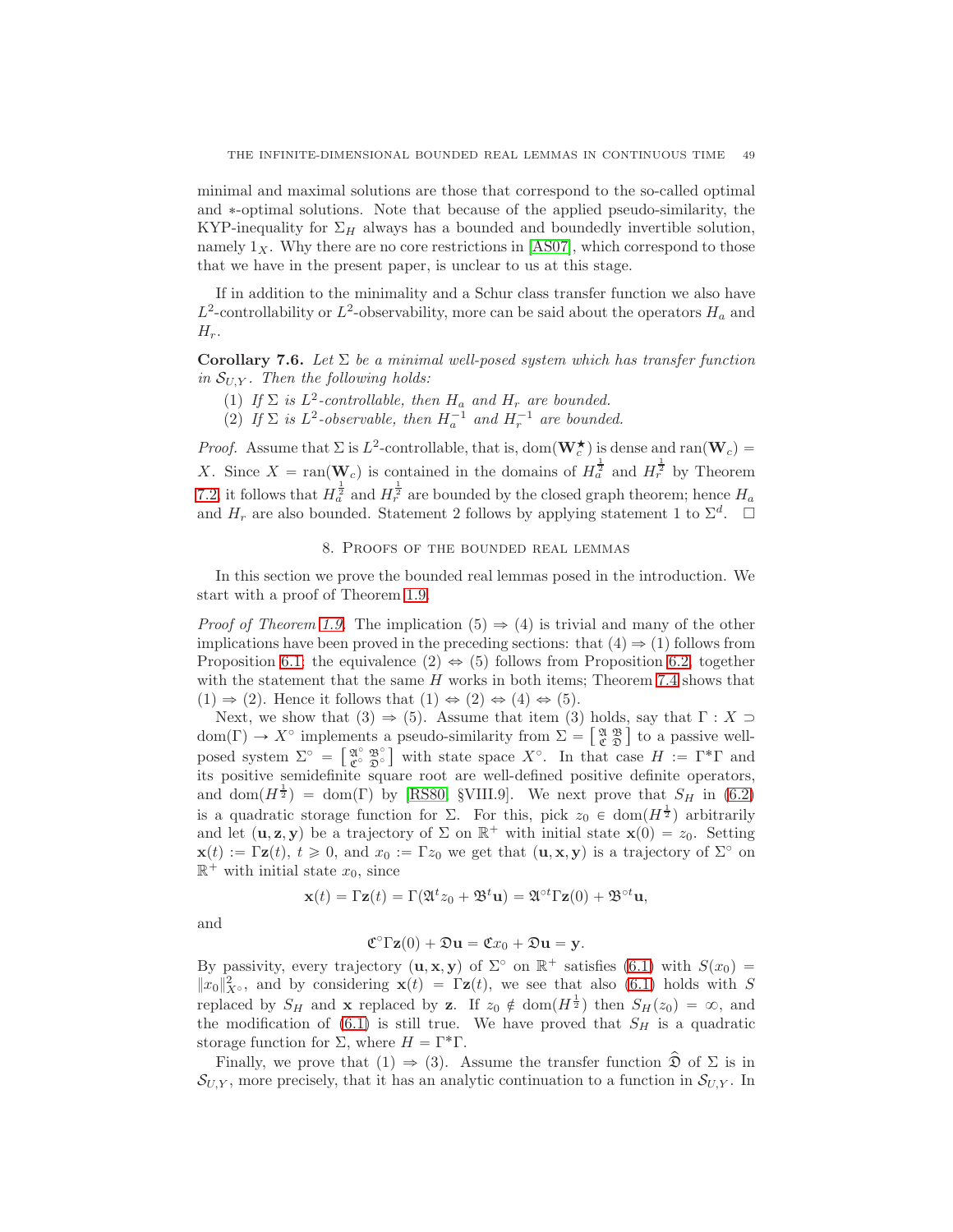minimal and maximal solutions are those that correspond to the so-called optimal and $*$-optimal solutions. Note that because of the applied pseudo-similarity, the KYP-inequality for $\Sigma_H$ always has a bounded and boundedly invertible solution, namely $1_X$. Why there are no core restrictions in [AS07], which correspond to those that we have in the present paper, is unclear to us at this stage.

If in addition to the minimality and a Schur class transfer function we also have $L^2$-controllability or $L^2$-observability, more can be said about the operators $H_a$ and $H_r$.

**Corollary 7.6.** *Let $\Sigma$ be a minimal well-posed system which has transfer function in $\mathcal{S}_{U,Y}$. Then the following holds:*

1. *If $\Sigma$ is $L^2$-controllable, then $H_a$ and $H_r$ are bounded.*
2. *If $\Sigma$ is $L^2$-observable, then $H_a^{-1}$ and $H_r^{-1}$ are bounded.*

*Proof.* Assume that $\Sigma$ is $L^2$-controllable, that is, $\mathrm{dom}(\mathbf{W}_c^\star)$ is dense and $\mathrm{ran}(\mathbf{W}_c) = X$. Since $X = \mathrm{ran}(\mathbf{W}_c)$ is contained in the domains of $H_a^{\frac{1}{2}}$ and $H_r^{\frac{1}{2}}$ by Theorem 7.2, it follows that $H_a^{\frac{1}{2}}$ and $H_r^{\frac{1}{2}}$ are bounded by the closed graph theorem; hence $H_a$ and $H_r$ are also bounded. Statement 2 follows by applying statement 1 to $\Sigma^d$. $\square$

## 8. Proofs of the bounded real lemmas

In this section we prove the bounded real lemmas posed in the introduction. We start with a proof of Theorem 1.9.

*Proof of Theorem 1.9.* The implication (5) $\Rightarrow$ (4) is trivial and many of the other implications have been proved in the preceding sections: that (4) $\Rightarrow$ (1) follows from Proposition 6.1; the equivalence (2) $\Leftrightarrow$ (5) follows from Proposition 6.2, together with the statement that the same $H$ works in both items; Theorem 7.4 shows that (1) $\Rightarrow$ (2). Hence it follows that (1) $\Leftrightarrow$ (2) $\Leftrightarrow$ (4) $\Leftrightarrow$ (5).

Next, we show that (3) $\Rightarrow$ (5). Assume that item (3) holds, say that $\Gamma : X \supset \mathrm{dom}(\Gamma) \to X^\circ$ implements a pseudo-similarity from $\Sigma = \left[\begin{smallmatrix} \mathfrak{A} & \mathfrak{B} \\ \mathfrak{C} & \mathfrak{D} \end{smallmatrix}\right]$ to a passive well-posed system $\Sigma^\circ = \left[\begin{smallmatrix} \mathfrak{A}^\circ & \mathfrak{B}^\circ \\ \mathfrak{C}^\circ & \mathfrak{D}^\circ \end{smallmatrix}\right]$ with state space $X^\circ$. In that case $H := \Gamma^*\Gamma$ and its positive semidefinite square root are well-defined positive definite operators, and $\mathrm{dom}(H^{\frac{1}{2}}) = \mathrm{dom}(\Gamma)$ by [RS80, §VIII.9]. We next prove that $S_H$ in (6.2) is a quadratic storage function for $\Sigma$. For this, pick $z_0 \in \mathrm{dom}(H^{\frac{1}{2}})$ arbitrarily and let $(\mathbf{u}, \mathbf{z}, \mathbf{y})$ be a trajectory of $\Sigma$ on $\mathbb{R}^+$ with initial state $\mathbf{x}(0) = z_0$. Setting $\mathbf{x}(t) := \Gamma\mathbf{z}(t)$, $t \geqslant 0$, and $x_0 := \Gamma z_0$ we get that $(\mathbf{u}, \mathbf{x}, \mathbf{y})$ is a trajectory of $\Sigma^\circ$ on $\mathbb{R}^+$ with initial state $x_0$, since

$$\mathbf{x}(t) = \Gamma\mathbf{z}(t) = \Gamma(\mathfrak{A}^t z_0 + \mathfrak{B}^t\mathbf{u}) = \mathfrak{A}^{\circ t}\Gamma\mathbf{z}(0) + \mathfrak{B}^{\circ t}\mathbf{u},$$

and

$$\mathfrak{C}^\circ\Gamma\mathbf{z}(0) + \mathfrak{D}\mathbf{u} = \mathfrak{C}x_0 + \mathfrak{D}\mathbf{u} = \mathbf{y}.$$

By passivity, every trajectory $(\mathbf{u}, \mathbf{x}, \mathbf{y})$ of $\Sigma^\circ$ on $\mathbb{R}^+$ satisfies (6.1) with $S(x_0) = \|x_0\|_{X^\circ}^2$, and by considering $\mathbf{x}(t) = \Gamma\mathbf{z}(t)$, we see that also (6.1) holds with $S$ replaced by $S_H$ and $\mathbf{x}$ replaced by $\mathbf{z}$. If $z_0 \notin \mathrm{dom}(H^{\frac{1}{2}})$ then $S_H(z_0) = \infty$, and the modification of (6.1) is still true. We have proved that $S_H$ is a quadratic storage function for $\Sigma$, where $H = \Gamma^*\Gamma$.

Finally, we prove that (1) $\Rightarrow$ (3). Assume the transfer function $\widehat{\mathfrak{D}}$ of $\Sigma$ is in $\mathcal{S}_{U,Y}$, more precisely, that it has an analytic continuation to a function in $\mathcal{S}_{U,Y}$. In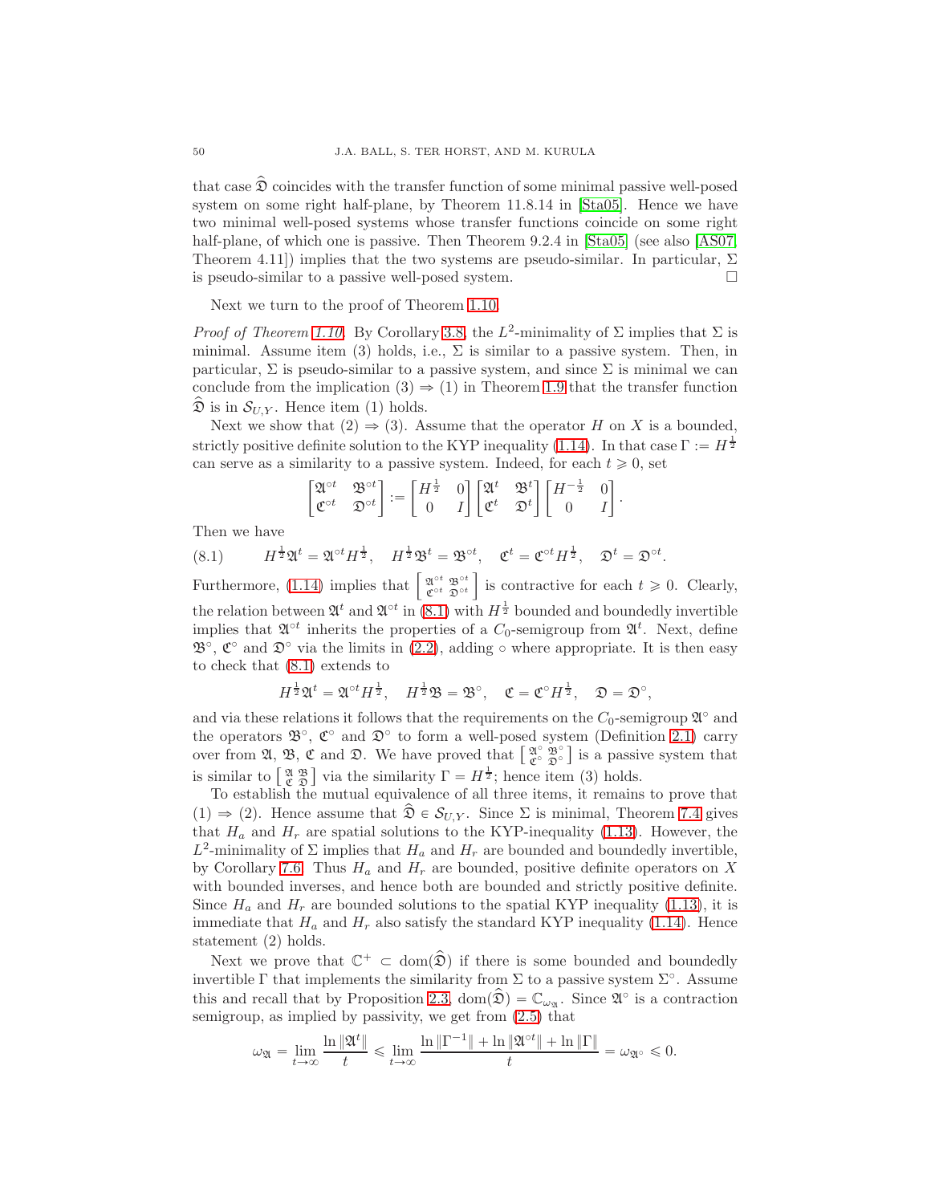that case $\widehat{\mathfrak{D}}$ coincides with the transfer function of some minimal passive well-posed system on some right half-plane, by Theorem 11.8.14 in [Sta05]. Hence we have two minimal well-posed systems whose transfer functions coincide on some right half-plane, of which one is passive. Then Theorem 9.2.4 in [Sta05] (see also [AS07, Theorem 4.11]) implies that the two systems are pseudo-similar. In particular, $\Sigma$ is pseudo-similar to a passive well-posed system. □

Next we turn to the proof of Theorem 1.10.

*Proof of Theorem 1.10.* By Corollary 3.8, the $L^2$-minimality of $\Sigma$ implies that $\Sigma$ is minimal. Assume item (3) holds, i.e., $\Sigma$ is similar to a passive system. Then, in particular, $\Sigma$ is pseudo-similar to a passive system, and since $\Sigma$ is minimal we can conclude from the implication (3) ⇒ (1) in Theorem 1.9 that the transfer function $\widehat{\mathfrak{D}}$ is in $\mathcal{S}_{U,Y}$. Hence item (1) holds.

Next we show that (2) ⇒ (3). Assume that the operator $H$ on $X$ is a bounded, strictly positive definite solution to the KYP inequality (1.14). In that case $\Gamma := H^{\frac{1}{2}}$ can serve as a similarity to a passive system. Indeed, for each $t \geqslant 0$, set

$$\begin{bmatrix} \mathfrak{A}^{\circ t} & \mathfrak{B}^{\circ t} \\ \mathfrak{C}^{\circ t} & \mathfrak{D}^{\circ t} \end{bmatrix} := \begin{bmatrix} H^{\frac{1}{2}} & 0 \\ 0 & I \end{bmatrix} \begin{bmatrix} \mathfrak{A}^{t} & \mathfrak{B}^{t} \\ \mathfrak{C}^{t} & \mathfrak{D}^{t} \end{bmatrix} \begin{bmatrix} H^{-\frac{1}{2}} & 0 \\ 0 & I \end{bmatrix}.$$

Then we have

$$H^{\frac{1}{2}}\mathfrak{A}^t = \mathfrak{A}^{\circ t} H^{\frac{1}{2}}, \quad H^{\frac{1}{2}}\mathfrak{B}^t = \mathfrak{B}^{\circ t}, \quad \mathfrak{C}^t = \mathfrak{C}^{\circ t} H^{\frac{1}{2}}, \quad \mathfrak{D}^t = \mathfrak{D}^{\circ t}. \tag{8.1}$$

Furthermore, (1.14) implies that $\left[\begin{smallmatrix} \mathfrak{A}^{\circ t} & \mathfrak{B}^{\circ t} \\ \mathfrak{C}^{\circ t} & \mathfrak{D}^{\circ t} \end{smallmatrix}\right]$ is contractive for each $t \geqslant 0$. Clearly, the relation between $\mathfrak{A}^t$ and $\mathfrak{A}^{\circ t}$ in (8.1) with $H^{\frac{1}{2}}$ bounded and boundedly invertible implies that $\mathfrak{A}^{\circ t}$ inherits the properties of a $C_0$-semigroup from $\mathfrak{A}^t$. Next, define $\mathfrak{B}^\circ$, $\mathfrak{C}^\circ$ and $\mathfrak{D}^\circ$ via the limits in (2.2), adding $\circ$ where appropriate. It is then easy to check that (8.1) extends to

$$H^{\frac{1}{2}}\mathfrak{A}^t = \mathfrak{A}^{\circ t} H^{\frac{1}{2}}, \quad H^{\frac{1}{2}}\mathfrak{B} = \mathfrak{B}^{\circ}, \quad \mathfrak{C} = \mathfrak{C}^{\circ} H^{\frac{1}{2}}, \quad \mathfrak{D} = \mathfrak{D}^{\circ},$$

and via these relations it follows that the requirements on the $C_0$-semigroup $\mathfrak{A}^\circ$ and the operators $\mathfrak{B}^\circ$, $\mathfrak{C}^\circ$ and $\mathfrak{D}^\circ$ to form a well-posed system (Definition 2.1) carry over from $\mathfrak{A}$, $\mathfrak{B}$, $\mathfrak{C}$ and $\mathfrak{D}$. We have proved that $\left[\begin{smallmatrix} \mathfrak{A}^{\circ} & \mathfrak{B}^{\circ} \\ \mathfrak{C}^{\circ} & \mathfrak{D}^{\circ} \end{smallmatrix}\right]$ is a passive system that is similar to $\left[\begin{smallmatrix} \mathfrak{A} & \mathfrak{B} \\ \mathfrak{C} & \mathfrak{D} \end{smallmatrix}\right]$ via the similarity $\Gamma = H^{\frac{1}{2}}$; hence item (3) holds.

To establish the mutual equivalence of all three items, it remains to prove that (1) ⇒ (2). Hence assume that $\widehat{\mathfrak{D}} \in \mathcal{S}_{U,Y}$. Since $\Sigma$ is minimal, Theorem 7.4 gives that $H_a$ and $H_r$ are spatial solutions to the KYP-inequality (1.13). However, the $L^2$-minimality of $\Sigma$ implies that $H_a$ and $H_r$ are bounded and boundedly invertible, by Corollary 7.6. Thus $H_a$ and $H_r$ are bounded, positive definite operators on $X$ with bounded inverses, and hence both are bounded and strictly positive definite. Since $H_a$ and $H_r$ are bounded solutions to the spatial KYP inequality (1.13), it is immediate that $H_a$ and $H_r$ also satisfy the standard KYP inequality (1.14). Hence statement (2) holds.

Next we prove that $\mathbb{C}^+ \subset \operatorname{dom}(\widehat{\mathfrak{D}})$ if there is some bounded and boundedly invertible $\Gamma$ that implements the similarity from $\Sigma$ to a passive system $\Sigma^\circ$. Assume this and recall that by Proposition 2.3, $\operatorname{dom}(\widehat{\mathfrak{D}}) = \mathbb{C}_{\omega_{\mathfrak{A}}}$. Since $\mathfrak{A}^\circ$ is a contraction semigroup, as implied by passivity, we get from (2.5) that

$$\omega_{\mathfrak{A}} = \lim_{t\to\infty} \frac{\ln \|\mathfrak{A}^t\|}{t} \leqslant \lim_{t\to\infty} \frac{\ln \|\Gamma^{-1}\| + \ln \|\mathfrak{A}^{\circ t}\| + \ln \|\Gamma\|}{t} = \omega_{\mathfrak{A}^\circ} \leqslant 0.$$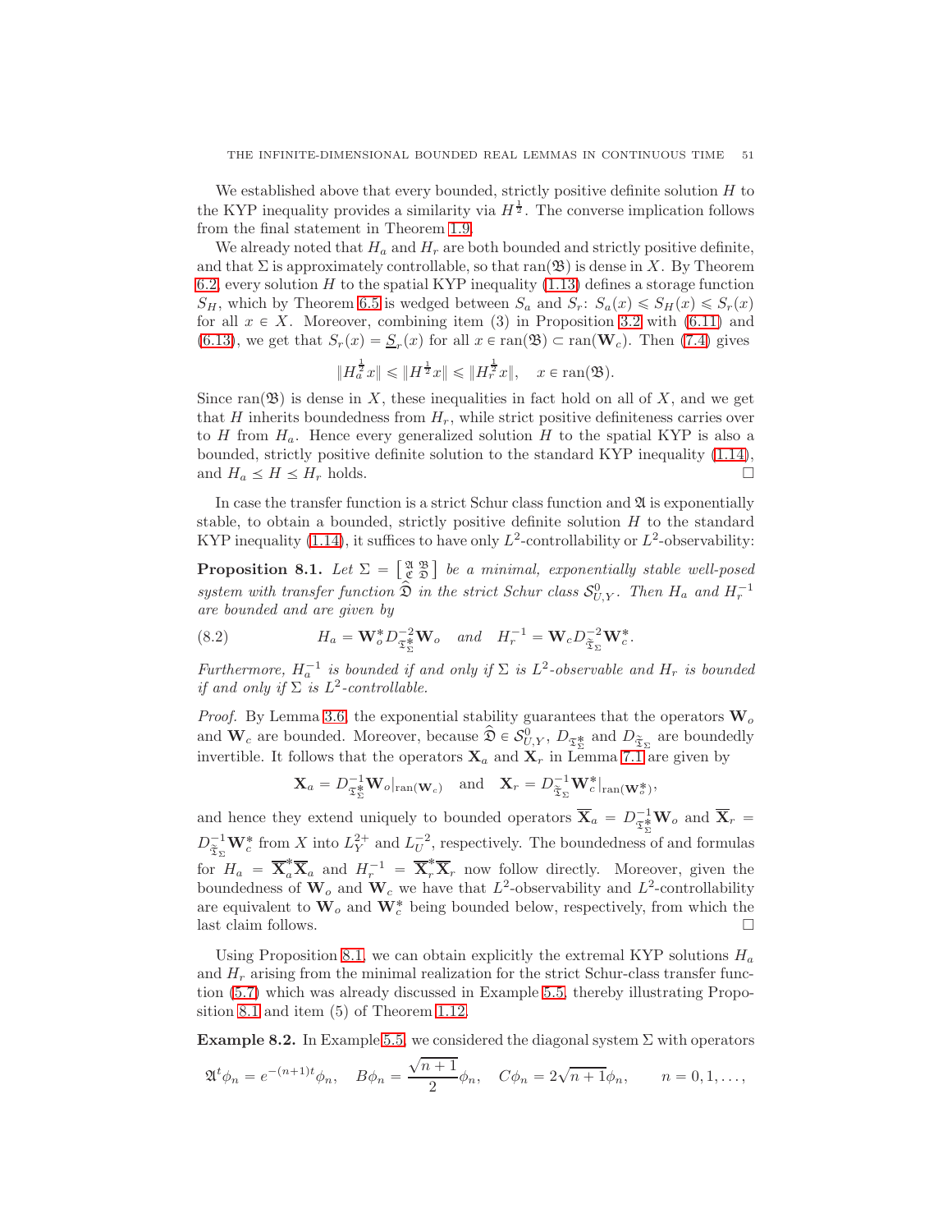We established above that every bounded, strictly positive definite solution $H$ to the KYP inequality provides a similarity via $H^{\frac{1}{2}}$. The converse implication follows from the final statement in Theorem 1.9.

We already noted that $H_a$ and $H_r$ are both bounded and strictly positive definite, and that $\Sigma$ is approximately controllable, so that $\operatorname{ran}(\mathfrak{B})$ is dense in $X$. By Theorem 6.2, every solution $H$ to the spatial KYP inequality (1.13) defines a storage function $S_H$, which by Theorem 6.5 is wedged between $S_a$ and $S_r$: $S_a(x) \leqslant S_H(x) \leqslant S_r(x)$ for all $x \in X$. Moreover, combining item (3) in Proposition 3.2 with (6.11) and (6.13), we get that $S_r(x) = \underline{S}_r(x)$ for all $x \in \operatorname{ran}(\mathfrak{B}) \subset \operatorname{ran}(\mathbf{W}_c)$. Then (7.4) gives

$$\|H_a^{\frac{1}{2}} x\| \leqslant \|H^{\frac{1}{2}} x\| \leqslant \|H_r^{\frac{1}{2}} x\|, \quad x \in \operatorname{ran}(\mathfrak{B}).$$

Since $\operatorname{ran}(\mathfrak{B})$ is dense in $X$, these inequalities in fact hold on all of $X$, and we get that $H$ inherits boundedness from $H_r$, while strict positive definiteness carries over to $H$ from $H_a$. Hence every generalized solution $H$ to the spatial KYP is also a bounded, strictly positive definite solution to the standard KYP inequality (1.14), and $H_a \preceq H \preceq H_r$ holds. $\square$

In case the transfer function is a strict Schur class function and $\mathfrak{A}$ is exponentially stable, to obtain a bounded, strictly positive definite solution $H$ to the standard KYP inequality (1.14), it suffices to have only $L^2$-controllability or $L^2$-observability:

**Proposition 8.1.** *Let $\Sigma = \left[\begin{smallmatrix} \mathfrak{A} & \mathfrak{B} \\ \mathfrak{C} & \mathfrak{D} \end{smallmatrix}\right]$ be a minimal, exponentially stable well-posed system with transfer function $\widehat{\mathfrak{D}}$ in the strict Schur class $\mathcal{S}^0_{U,Y}$. Then $H_a$ and $H_r^{-1}$ are bounded and are given by*

$$H_a = \mathbf{W}_o^* D_{\mathfrak{T}_\Sigma^*}^{-2} \mathbf{W}_o \quad \text{and} \quad H_r^{-1} = \mathbf{W}_c D_{\widetilde{\mathfrak{T}}_\Sigma}^{-2} \mathbf{W}_c^*. \tag{8.2}$$

*Furthermore, $H_a^{-1}$ is bounded if and only if $\Sigma$ is $L^2$-observable and $H_r$ is bounded if and only if $\Sigma$ is $L^2$-controllable.*

*Proof.* By Lemma 3.6, the exponential stability guarantees that the operators $\mathbf{W}_o$ and $\mathbf{W}_c$ are bounded. Moreover, because $\widehat{\mathfrak{D}} \in \mathcal{S}^0_{U,Y}$, $D_{\mathfrak{T}_\Sigma^*}$ and $D_{\widetilde{\mathfrak{T}}_\Sigma}$ are boundedly invertible. It follows that the operators $\mathbf{X}_a$ and $\mathbf{X}_r$ in Lemma 7.1 are given by

$$\mathbf{X}_a = D_{\mathfrak{T}_\Sigma^*}^{-1} \mathbf{W}_o|_{\operatorname{ran}(\mathbf{W}_c)} \quad \text{and} \quad \mathbf{X}_r = D_{\widetilde{\mathfrak{T}}_\Sigma}^{-1} \mathbf{W}_c^*|_{\operatorname{ran}(\mathbf{W}_o^*)},$$

and hence they extend uniquely to bounded operators $\overline{\mathbf{X}}_a = D_{\mathfrak{T}_\Sigma^*}^{-1} \mathbf{W}_o$ and $\overline{\mathbf{X}}_r = D_{\widetilde{\mathfrak{T}}_\Sigma}^{-1} \mathbf{W}_c^*$ from $X$ into $L^{2+}_Y$ and $L^{-2}_U$, respectively. The boundedness of and formulas for $H_a = \overline{\mathbf{X}}_a^* \overline{\mathbf{X}}_a$ and $H_r^{-1} = \overline{\mathbf{X}}_r^* \overline{\mathbf{X}}_r$ now follow directly. Moreover, given the boundedness of $\mathbf{W}_o$ and $\mathbf{W}_c$ we have that $L^2$-observability and $L^2$-controllability are equivalent to $\mathbf{W}_o$ and $\mathbf{W}_c^*$ being bounded below, respectively, from which the last claim follows. $\square$

Using Proposition 8.1, we can obtain explicitly the extremal KYP solutions $H_a$ and $H_r$ arising from the minimal realization for the strict Schur-class transfer function (5.7) which was already discussed in Example 5.5, thereby illustrating Proposition 8.1 and item (5) of Theorem 1.12.

**Example 8.2.** In Example 5.5, we considered the diagonal system $\Sigma$ with operators

$$\mathfrak{A}^t \phi_n = e^{-(n+1)t} \phi_n, \quad B\phi_n = \frac{\sqrt{n+1}}{2} \phi_n, \quad C\phi_n = 2\sqrt{n+1}\phi_n, \qquad n = 0, 1, \ldots,$$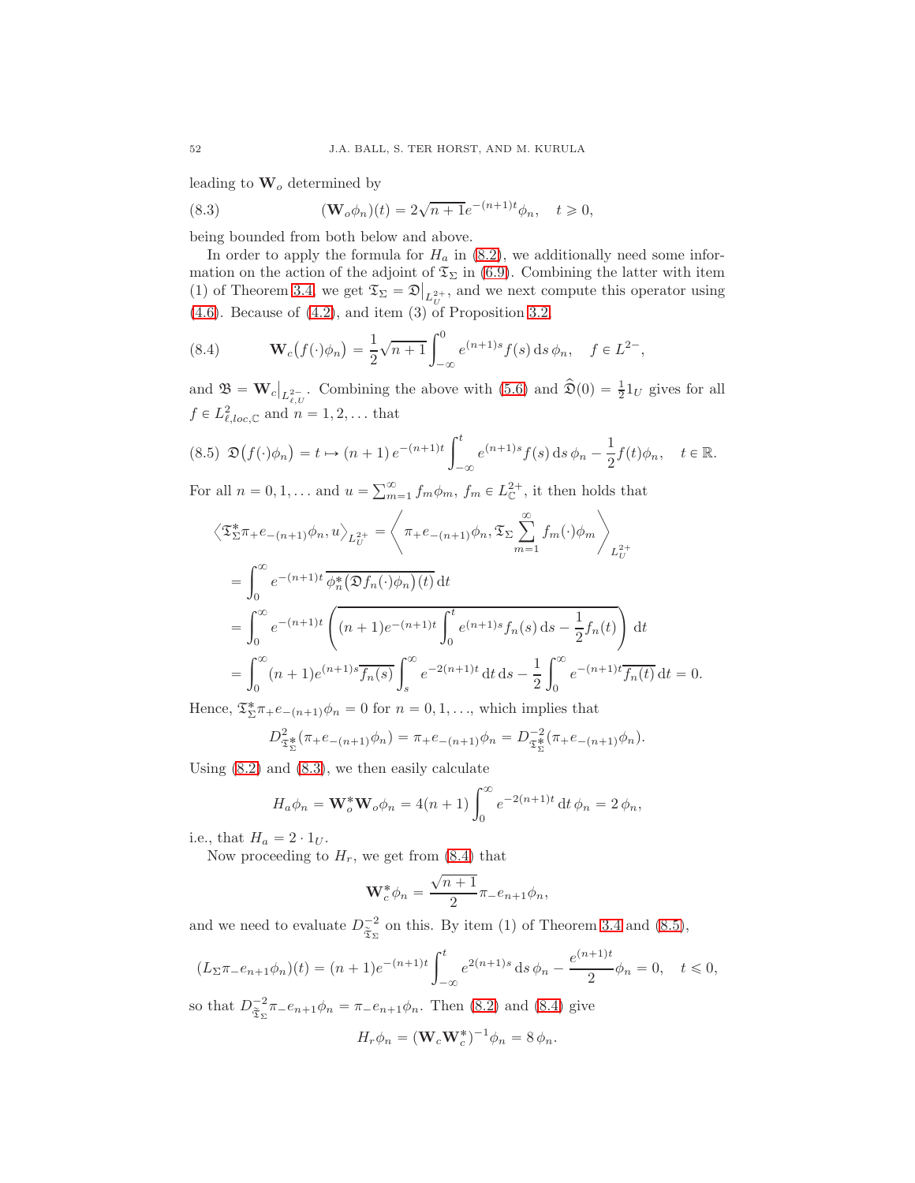leading to $\mathbf{W}_o$ determined by

$$(\mathbf{W}_o\phi_n)(t) = 2\sqrt{n+1}e^{-(n+1)t}\phi_n, \quad t \geqslant 0, \tag{8.3}$$

being bounded from both below and above.

In order to apply the formula for $H_a$ in (8.2), we additionally need some information on the action of the adjoint of $\mathfrak{T}_\Sigma$ in (6.9). Combining the latter with item (1) of Theorem 3.4, we get $\mathfrak{T}_\Sigma = \mathfrak{D}\big|_{L^{2+}_U}$, and we next compute this operator using (4.6). Because of (4.2), and item (3) of Proposition 3.2,

$$\mathbf{W}_c\big(f(\cdot)\phi_n\big) = \frac{1}{2}\sqrt{n+1}\int_{-\infty}^0 e^{(n+1)s}f(s)\,\mathrm{d}s\,\phi_n, \quad f \in L^{2-}, \tag{8.4}$$

and $\mathfrak{B} = \mathbf{W}_c\big|_{L^{2-}_{\ell,U}}$. Combining the above with (5.6) and $\widehat{\mathfrak{D}}(0) = \frac{1}{2}1_U$ gives for all $f \in L^2_{\ell,loc,\mathbb{C}}$ and $n = 1, 2, \ldots$ that

$$\mathfrak{D}\big(f(\cdot)\phi_n\big) = t \mapsto (n+1)\,e^{-(n+1)t}\int_{-\infty}^t e^{(n+1)s}f(s)\,\mathrm{d}s\,\phi_n - \frac{1}{2}f(t)\phi_n, \quad t \in \mathbb{R}. \tag{8.5}$$

For all $n = 0, 1, \ldots$ and $u = \sum_{m=1}^\infty f_m\phi_m$, $f_m \in L^{2+}_{\mathbb{C}}$, it then holds that

$$\begin{aligned}
\big\langle \mathfrak{T}^*_\Sigma \pi_+ e_{-(n+1)}\phi_n, u\big\rangle_{L^{2+}_U} &= \left\langle \pi_+ e_{-(n+1)}\phi_n, \mathfrak{T}_\Sigma \sum_{m=1}^\infty f_m(\cdot)\phi_m \right\rangle_{L^{2+}_U} \\
&= \int_0^\infty e^{-(n+1)t}\,\overline{\phi_n^*\big(\mathfrak{D}f_n(\cdot)\phi_n\big)(t)}\,\mathrm{d}t \\
&= \int_0^\infty e^{-(n+1)t}\left(\overline{(n+1)e^{-(n+1)t}\int_0^t e^{(n+1)s}f_n(s)\,\mathrm{d}s - \frac{1}{2}f_n(t)}\right)\,\mathrm{d}t \\
&= \int_0^\infty (n+1)e^{(n+1)s}\overline{f_n(s)}\int_s^\infty e^{-2(n+1)t}\,\mathrm{d}t\,\mathrm{d}s - \frac{1}{2}\int_0^\infty e^{-(n+1)t}\overline{f_n(t)}\,\mathrm{d}t = 0.
\end{aligned}$$

Hence, $\mathfrak{T}^*_\Sigma \pi_+ e_{-(n+1)}\phi_n = 0$ for $n = 0, 1, \ldots$, which implies that

$$D^2_{\mathfrak{T}^*_\Sigma}(\pi_+ e_{-(n+1)}\phi_n) = \pi_+ e_{-(n+1)}\phi_n = D^{-2}_{\mathfrak{T}^*_\Sigma}(\pi_+ e_{-(n+1)}\phi_n).$$

Using (8.2) and (8.3), we then easily calculate

$$H_a\phi_n = \mathbf{W}_o^*\mathbf{W}_o\phi_n = 4(n+1)\int_0^\infty e^{-2(n+1)t}\,\mathrm{d}t\,\phi_n = 2\,\phi_n,$$

i.e., that $H_a = 2 \cdot 1_U$.

Now proceeding to $H_r$, we get from (8.4) that

$$\mathbf{W}_c^*\phi_n = \frac{\sqrt{n+1}}{2}\pi_- e_{n+1}\phi_n,$$

and we need to evaluate $D^{-2}_{\widetilde{\mathfrak{T}}_\Sigma}$ on this. By item (1) of Theorem 3.4 and (8.5),

$$(L_\Sigma \pi_- e_{n+1}\phi_n)(t) = (n+1)e^{-(n+1)t}\int_{-\infty}^t e^{2(n+1)s}\,\mathrm{d}s\,\phi_n - \frac{e^{(n+1)t}}{2}\phi_n = 0, \quad t \leqslant 0,$$

so that $D^{-2}_{\widetilde{\mathfrak{T}}_\Sigma}\pi_- e_{n+1}\phi_n = \pi_- e_{n+1}\phi_n$. Then (8.2) and (8.4) give

$$H_r\phi_n = (\mathbf{W}_c\mathbf{W}_c^*)^{-1}\phi_n = 8\,\phi_n.$$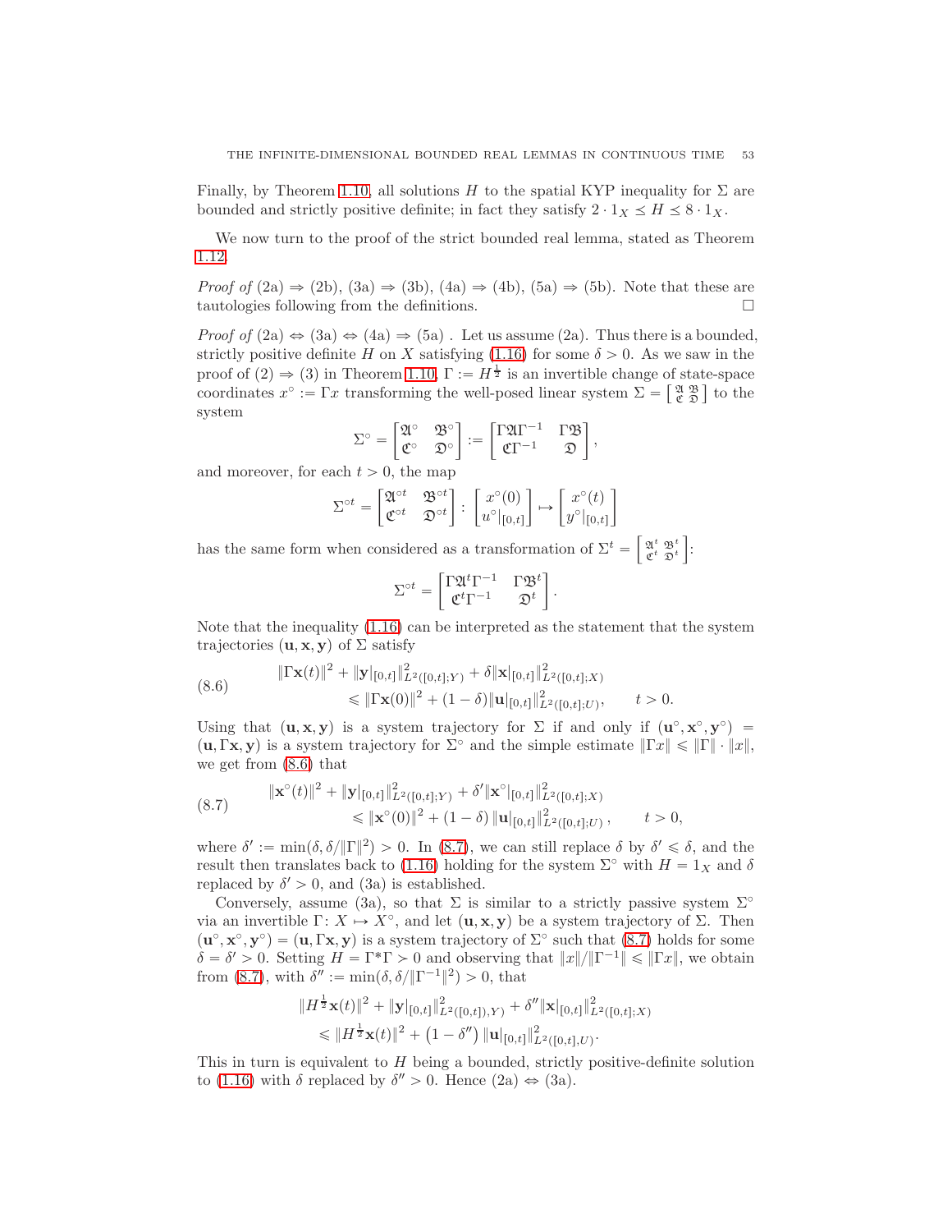Finally, by Theorem 1.10, all solutions $H$ to the spatial KYP inequality for $\Sigma$ are bounded and strictly positive definite; in fact they satisfy $2 \cdot 1_X \preceq H \preceq 8 \cdot 1_X$.

We now turn to the proof of the strict bounded real lemma, stated as Theorem 1.12.

*Proof of* (2a) ⇒ (2b), (3a) ⇒ (3b), (4a) ⇒ (4b), (5a) ⇒ (5b). Note that these are tautologies following from the definitions. □

*Proof of* (2a) ⇔ (3a) ⇔ (4a) ⇒ (5a) . Let us assume (2a). Thus there is a bounded, strictly positive definite $H$ on $X$ satisfying (1.16) for some $\delta > 0$. As we saw in the proof of (2) ⇒ (3) in Theorem 1.10, $\Gamma := H^{\frac{1}{2}}$ is an invertible change of state-space coordinates $x^\circ := \Gamma x$ transforming the well-posed linear system $\Sigma = \left[\begin{smallmatrix} \mathfrak{A} & \mathfrak{B} \\ \mathfrak{C} & \mathfrak{D} \end{smallmatrix}\right]$ to the system

$$\Sigma^\circ = \begin{bmatrix} \mathfrak{A}^\circ & \mathfrak{B}^\circ \\ \mathfrak{C}^\circ & \mathfrak{D}^\circ \end{bmatrix} := \begin{bmatrix} \Gamma \mathfrak{A} \Gamma^{-1} & \Gamma \mathfrak{B} \\ \mathfrak{C} \Gamma^{-1} & \mathfrak{D} \end{bmatrix},$$

and moreover, for each $t > 0$, the map

$$\Sigma^{\circ t} = \begin{bmatrix} \mathfrak{A}^{\circ t} & \mathfrak{B}^{\circ t} \\ \mathfrak{C}^{\circ t} & \mathfrak{D}^{\circ t} \end{bmatrix} : \begin{bmatrix} x^\circ(0) \\ u^\circ|_{[0,t]} \end{bmatrix} \mapsto \begin{bmatrix} x^\circ(t) \\ y^\circ|_{[0,t]} \end{bmatrix}$$

has the same form when considered as a transformation of $\Sigma^t = \left[\begin{smallmatrix} \mathfrak{A}^t & \mathfrak{B}^t \\ \mathfrak{C}^t & \mathfrak{D}^t \end{smallmatrix}\right]$:

$$\Sigma^{\circ t} = \begin{bmatrix} \Gamma \mathfrak{A}^t \Gamma^{-1} & \Gamma \mathfrak{B}^t \\ \mathfrak{C}^t \Gamma^{-1} & \mathfrak{D}^t \end{bmatrix}.$$

Note that the inequality (1.16) can be interpreted as the statement that the system trajectories $(\mathbf{u}, \mathbf{x}, \mathbf{y})$ of $\Sigma$ satisfy

$$\begin{aligned} \|\Gamma \mathbf{x}(t)\|^2 + \|\mathbf{y}|_{[0,t]}\|^2_{L^2([0,t];Y)} + \delta \|\mathbf{x}|_{[0,t]}\|^2_{L^2([0,t];X)} \\ \leqslant \|\Gamma \mathbf{x}(0)\|^2 + (1-\delta)\|\mathbf{u}|_{[0,t]}\|^2_{L^2([0,t];U)}, \qquad t > 0. \end{aligned} \tag{8.6}$$

Using that $(\mathbf{u}, \mathbf{x}, \mathbf{y})$ is a system trajectory for $\Sigma$ if and only if $(\mathbf{u}^\circ, \mathbf{x}^\circ, \mathbf{y}^\circ) = (\mathbf{u}, \Gamma \mathbf{x}, \mathbf{y})$ is a system trajectory for $\Sigma^\circ$ and the simple estimate $\|\Gamma x\| \leqslant \|\Gamma\| \cdot \|x\|$, we get from (8.6) that

$$\begin{aligned} \|\mathbf{x}^\circ(t)\|^2 + \|\mathbf{y}|_{[0,t]}\|^2_{L^2([0,t];Y)} + \delta' \|\mathbf{x}^\circ|_{[0,t]}\|^2_{L^2([0,t];X)} \\ \leqslant \|\mathbf{x}^\circ(0)\|^2 + (1-\delta)\,\|\mathbf{u}|_{[0,t]}\|^2_{L^2([0,t];U)}, \qquad t > 0, \end{aligned} \tag{8.7}$$

where $\delta' := \min(\delta, \delta/\|\Gamma\|^2) > 0$. In (8.7), we can still replace $\delta$ by $\delta' \leqslant \delta$, and the result then translates back to (1.16) holding for the system $\Sigma^\circ$ with $H = 1_X$ and $\delta$ replaced by $\delta' > 0$, and (3a) is established.

Conversely, assume (3a), so that $\Sigma$ is similar to a strictly passive system $\Sigma^\circ$ via an invertible $\Gamma\colon X \mapsto X^\circ$, and let $(\mathbf{u}, \mathbf{x}, \mathbf{y})$ be a system trajectory of $\Sigma$. Then $(\mathbf{u}^\circ, \mathbf{x}^\circ, \mathbf{y}^\circ) = (\mathbf{u}, \Gamma \mathbf{x}, \mathbf{y})$ is a system trajectory of $\Sigma^\circ$ such that (8.7) holds for some $\delta = \delta' > 0$. Setting $H = \Gamma^* \Gamma > 0$ and observing that $\|x\|/\|\Gamma^{-1}\| \leqslant \|\Gamma x\|$, we obtain from (8.7), with $\delta'' := \min(\delta, \delta/\|\Gamma^{-1}\|^2) > 0$, that

$$\begin{aligned} \|H^{\frac{1}{2}} \mathbf{x}(t)\|^2 + \|\mathbf{y}|_{[0,t]}\|^2_{L^2([0,t]),Y)} + \delta'' \|\mathbf{x}|_{[0,t]}\|^2_{L^2([0,t];X)} \\ \leqslant \|H^{\frac{1}{2}} \mathbf{x}(t)\|^2 + \left(1 - \delta''\right) \|\mathbf{u}|_{[0,t]}\|^2_{L^2([0,t],U)}. \end{aligned}$$

This in turn is equivalent to $H$ being a bounded, strictly positive-definite solution to (1.16) with $\delta$ replaced by $\delta'' > 0$. Hence (2a) ⇔ (3a).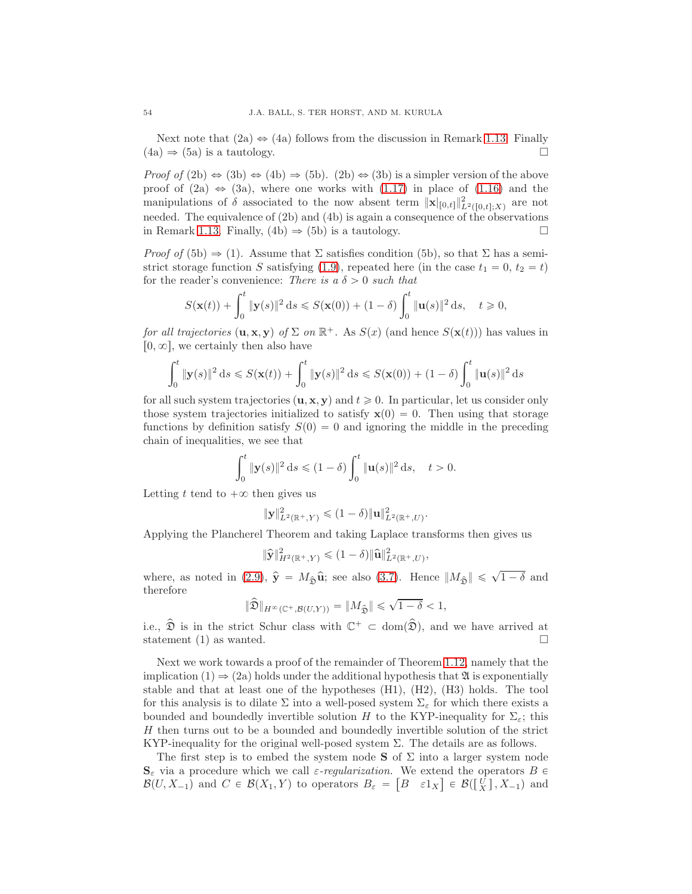Next note that (2a) $\Leftrightarrow$ (4a) follows from the discussion in Remark 1.13. Finally (4a) $\Rightarrow$ (5a) is a tautology. $\square$

*Proof of* (2b) $\Leftrightarrow$ (3b) $\Leftrightarrow$ (4b) $\Rightarrow$ (5b). (2b) $\Leftrightarrow$ (3b) is a simpler version of the above proof of (2a) $\Leftrightarrow$ (3a), where one works with (1.17) in place of (1.16) and the manipulations of $\delta$ associated to the now absent term $\|\mathbf{x}|_{[0,t]}\|^2_{L^2([0,t];X)}$ are not needed. The equivalence of (2b) and (4b) is again a consequence of the observations in Remark 1.13. Finally, (4b) $\Rightarrow$ (5b) is a tautology. $\square$

*Proof of* (5b) $\Rightarrow$ (1). Assume that $\Sigma$ satisfies condition (5b), so that $\Sigma$ has a semi-strict storage function $S$ satisfying (1.9), repeated here (in the case $t_1 = 0$, $t_2 = t$) for the reader's convenience: *There is a $\delta > 0$ such that*

$$S(\mathbf{x}(t)) + \int_0^t \|\mathbf{y}(s)\|^2 \,\mathrm{d}s \leqslant S(\mathbf{x}(0)) + (1-\delta)\int_0^t \|\mathbf{u}(s)\|^2 \,\mathrm{d}s, \quad t \geqslant 0,$$

*for all trajectories* $(\mathbf{u}, \mathbf{x}, \mathbf{y})$ *of* $\Sigma$ *on* $\mathbb{R}^+$. As $S(x)$ (and hence $S(\mathbf{x}(t))$) has values in $[0, \infty]$, we certainly then also have

$$\int_0^t \|\mathbf{y}(s)\|^2 \,\mathrm{d}s \leqslant S(\mathbf{x}(t)) + \int_0^t \|\mathbf{y}(s)\|^2 \,\mathrm{d}s \leqslant S(\mathbf{x}(0)) + (1-\delta)\int_0^t \|\mathbf{u}(s)\|^2 \,\mathrm{d}s$$

for all such system trajectories $(\mathbf{u}, \mathbf{x}, \mathbf{y})$ and $t \geqslant 0$. In particular, let us consider only those system trajectories initialized to satisfy $\mathbf{x}(0) = 0$. Then using that storage functions by definition satisfy $S(0) = 0$ and ignoring the middle in the preceding chain of inequalities, we see that

$$\int_0^t \|\mathbf{y}(s)\|^2 \,\mathrm{d}s \leqslant (1-\delta)\int_0^t \|\mathbf{u}(s)\|^2 \,\mathrm{d}s, \quad t > 0.$$

Letting $t$ tend to $+\infty$ then gives us

$$\|\mathbf{y}\|^2_{L^2(\mathbb{R}^+,Y)} \leqslant (1-\delta)\|\mathbf{u}\|^2_{L^2(\mathbb{R}^+,U)}.$$

Applying the Plancherel Theorem and taking Laplace transforms then gives us

$$\|\widehat{\mathbf{y}}\|^2_{H^2(\mathbb{R}^+,Y)} \leqslant (1-\delta)\|\widehat{\mathbf{u}}\|^2_{L^2(\mathbb{R}^+,U)},$$

where, as noted in (2.9), $\widehat{\mathbf{y}} = M_{\widehat{\mathfrak{D}}}\widehat{\mathbf{u}}$; see also (3.7). Hence $\|M_{\widehat{\mathfrak{D}}}\| \leqslant \sqrt{1-\delta}$ and therefore

$$\|\widehat{\mathfrak{D}}\|_{H^\infty(\mathbb{C}^+,\mathcal{B}(U,Y))} = \|M_{\widehat{\mathfrak{D}}}\| \leqslant \sqrt{1-\delta} < 1,$$

i.e., $\widehat{\mathfrak{D}}$ is in the strict Schur class with $\mathbb{C}^+ \subset \mathrm{dom}(\widehat{\mathfrak{D}})$, and we have arrived at statement (1) as wanted. $\square$

Next we work towards a proof of the remainder of Theorem 1.12, namely that the implication (1) $\Rightarrow$ (2a) holds under the additional hypothesis that $\mathfrak{A}$ is exponentially stable and that at least one of the hypotheses (H1), (H2), (H3) holds. The tool for this analysis is to dilate $\Sigma$ into a well-posed system $\Sigma_\varepsilon$ for which there exists a bounded and boundedly invertible solution $H$ to the KYP-inequality for $\Sigma_\varepsilon$; this $H$ then turns out to be a bounded and boundedly invertible solution of the strict KYP-inequality for the original well-posed system $\Sigma$. The details are as follows.

The first step is to embed the system node $\mathbf{S}$ of $\Sigma$ into a larger system node $\mathbf{S}_\varepsilon$ via a procedure which we call *$\varepsilon$-regularization*. We extend the operators $B \in \mathcal{B}(U, X_{-1})$ and $C \in \mathcal{B}(X_1, Y)$ to operators $B_\varepsilon = \begin{bmatrix} B & \varepsilon 1_X \end{bmatrix} \in \mathcal{B}(\left[\begin{smallmatrix} U \\ X \end{smallmatrix}\right], X_{-1})$ and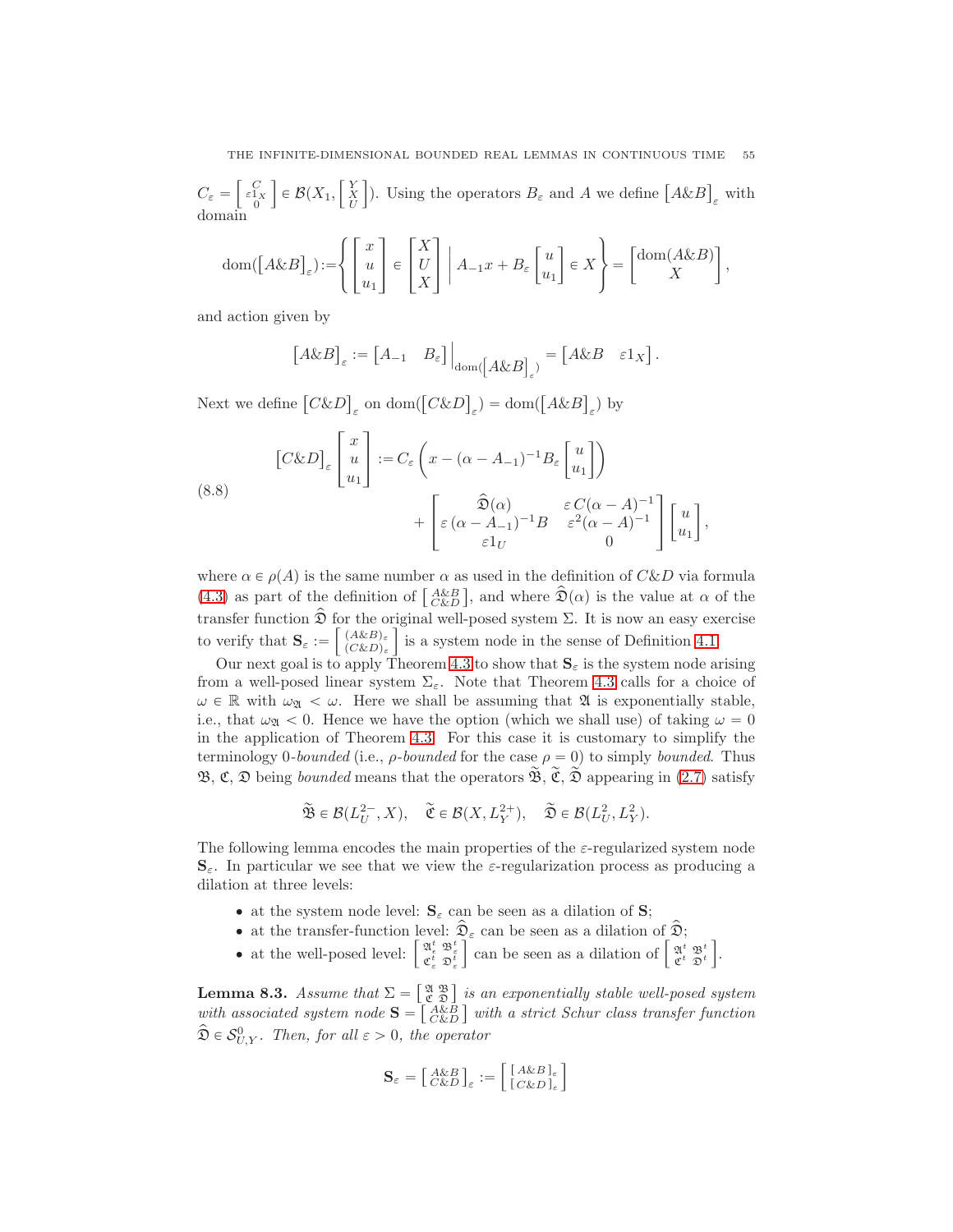$C_\varepsilon = \left[\begin{smallmatrix} C \\ \varepsilon 1_X \\ 0 \end{smallmatrix}\right] \in \mathcal{B}(X_1, \left[\begin{smallmatrix} Y \\ X \\ U \end{smallmatrix}\right])$. Using the operators $B_\varepsilon$ and $A$ we define $\left[A\&B\right]_\varepsilon$ with domain

$$
\operatorname{dom}(\left[A\&B\right]_\varepsilon) := \left\{ \begin{bmatrix} x \\ u \\ u_1 \end{bmatrix} \in \begin{bmatrix} X \\ U \\ X \end{bmatrix} \;\middle|\; A_{-1}x + B_\varepsilon \begin{bmatrix} u \\ u_1 \end{bmatrix} \in X \right\} = \begin{bmatrix} \operatorname{dom}(A\&B) \\ X \end{bmatrix},
$$

and action given by

$$
\left[A\&B\right]_\varepsilon := \begin{bmatrix} A_{-1} & B_\varepsilon \end{bmatrix}\Big|_{\operatorname{dom}(\left[A\&B\right]_\varepsilon)} = \begin{bmatrix} A\&B & \varepsilon 1_X \end{bmatrix}.
$$

Next we define $\left[C\&D\right]_\varepsilon$ on $\operatorname{dom}(\left[C\&D\right]_\varepsilon) = \operatorname{dom}(\left[A\&B\right]_\varepsilon)$ by

$$
\tag{8.8}
\begin{aligned}
\left[C\&D\right]_\varepsilon \begin{bmatrix} x \\ u \\ u_1 \end{bmatrix} := {} & C_\varepsilon \left( x - (\alpha - A_{-1})^{-1} B_\varepsilon \begin{bmatrix} u \\ u_1 \end{bmatrix} \right) \\
& + \begin{bmatrix} \widehat{\mathfrak{D}}(\alpha) & \varepsilon\, C(\alpha - A)^{-1} \\ \varepsilon\,(\alpha - A_{-1})^{-1} B & \varepsilon^2 (\alpha - A)^{-1} \\ \varepsilon 1_U & 0 \end{bmatrix} \begin{bmatrix} u \\ u_1 \end{bmatrix},
\end{aligned}
$$

where $\alpha \in \rho(A)$ is the same number $\alpha$ as used in the definition of $C\&D$ via formula (4.3) as part of the definition of $\left[\begin{smallmatrix} A\&B \\ C\&D \end{smallmatrix}\right]$, and where $\widehat{\mathfrak{D}}(\alpha)$ is the value at $\alpha$ of the transfer function $\widehat{\mathfrak{D}}$ for the original well-posed system $\Sigma$. It is now an easy exercise to verify that $\mathbf{S}_\varepsilon := \left[\begin{smallmatrix} (A\&B)_\varepsilon \\ (C\&D)_\varepsilon \end{smallmatrix}\right]$ is a system node in the sense of Definition 4.1.

Our next goal is to apply Theorem 4.3 to show that $\mathbf{S}_\varepsilon$ is the system node arising from a well-posed linear system $\Sigma_\varepsilon$. Note that Theorem 4.3 calls for a choice of $\omega \in \mathbb{R}$ with $\omega_{\mathfrak{A}} < \omega$. Here we shall be assuming that $\mathfrak{A}$ is exponentially stable, i.e., that $\omega_{\mathfrak{A}} < 0$. Hence we have the option (which we shall use) of taking $\omega = 0$ in the application of Theorem 4.3. For this case it is customary to simplify the terminology $0$-*bounded* (i.e., $\rho$-*bounded* for the case $\rho = 0$) to simply *bounded*. Thus $\mathfrak{B}$, $\mathfrak{C}$, $\mathfrak{D}$ being *bounded* means that the operators $\widetilde{\mathfrak{B}}$, $\widetilde{\mathfrak{C}}$, $\widetilde{\mathfrak{D}}$ appearing in (2.7) satisfy

$$
\widetilde{\mathfrak{B}} \in \mathcal{B}(L^{2-}_U, X), \quad \widetilde{\mathfrak{C}} \in \mathcal{B}(X, L^{2+}_Y), \quad \widetilde{\mathfrak{D}} \in \mathcal{B}(L^2_U, L^2_Y).
$$

The following lemma encodes the main properties of the $\varepsilon$-regularized system node $\mathbf{S}_\varepsilon$. In particular we see that we view the $\varepsilon$-regularization process as producing a dilation at three levels:

- at the system node level: $\mathbf{S}_\varepsilon$ can be seen as a dilation of $\mathbf{S}$;
- at the transfer-function level: $\widehat{\mathfrak{D}}_\varepsilon$ can be seen as a dilation of $\widehat{\mathfrak{D}}$;
- at the well-posed level: $\left[\begin{smallmatrix} \mathfrak{A}^t_\varepsilon & \mathfrak{B}^t_\varepsilon \\ \mathfrak{C}^t_\varepsilon & \mathfrak{D}^t_\varepsilon \end{smallmatrix}\right]$ can be seen as a dilation of $\left[\begin{smallmatrix} \mathfrak{A}^t & \mathfrak{B}^t \\ \mathfrak{C}^t & \mathfrak{D}^t \end{smallmatrix}\right]$.

**Lemma 8.3.** *Assume that $\Sigma = \left[\begin{smallmatrix} \mathfrak{A} & \mathfrak{B} \\ \mathfrak{C} & \mathfrak{D} \end{smallmatrix}\right]$ is an exponentially stable well-posed system with associated system node $\mathbf{S} = \left[\begin{smallmatrix} A\&B \\ C\&D \end{smallmatrix}\right]$ with a strict Schur class transfer function $\widehat{\mathfrak{D}} \in \mathcal{S}^0_{U,Y}$. Then, for all $\varepsilon > 0$, the operator*

$$
\mathbf{S}_\varepsilon = \left[\begin{smallmatrix} A\&B \\ C\&D \end{smallmatrix}\right]_\varepsilon := \left[\begin{smallmatrix} \left[A\&B\right]_\varepsilon \\ \left[C\&D\right]_\varepsilon \end{smallmatrix}\right]
$$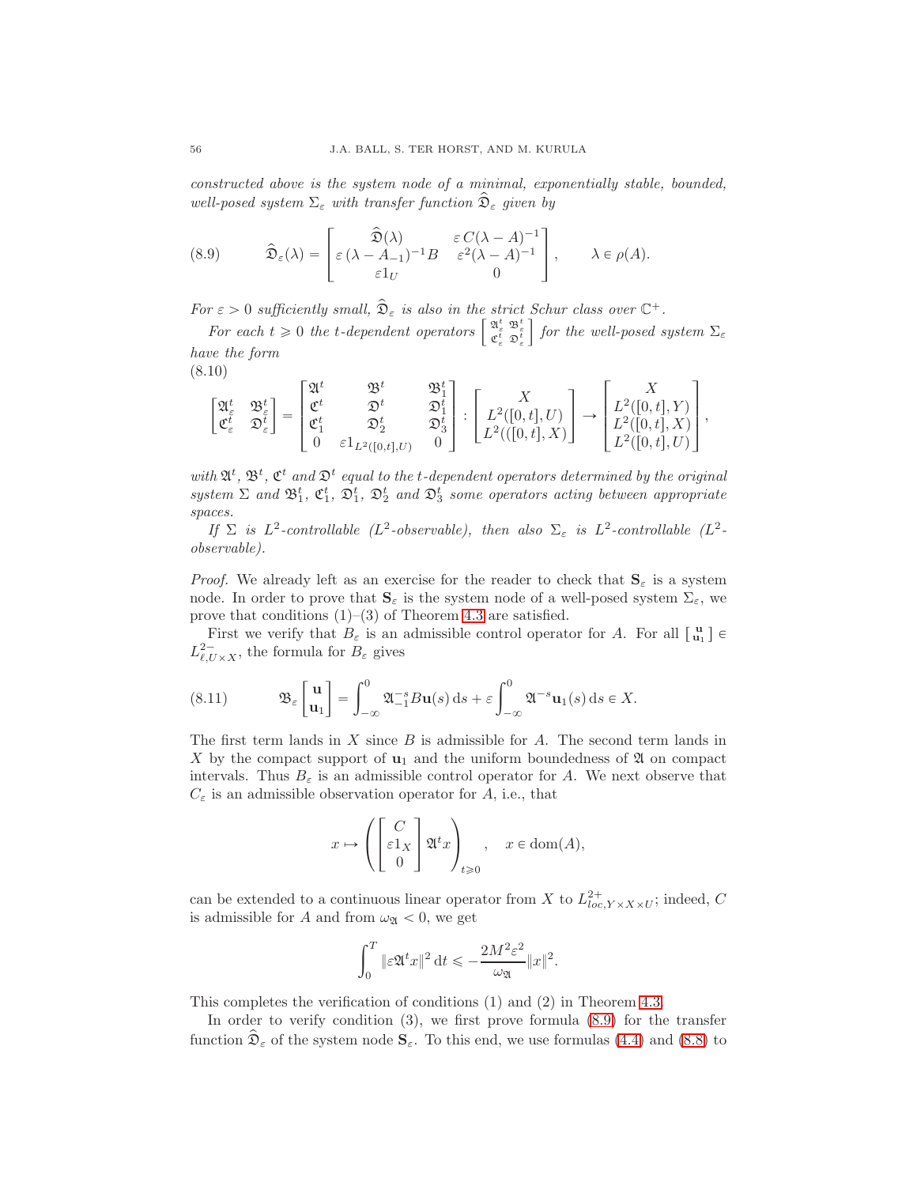*constructed above is the system node of a minimal, exponentially stable, bounded, well-posed system $\Sigma_\varepsilon$ with transfer function $\widehat{\mathfrak{D}}_\varepsilon$ given by*

$$\widehat{\mathfrak{D}}_\varepsilon(\lambda) = \begin{bmatrix} \widehat{\mathfrak{D}}(\lambda) & \varepsilon\, C(\lambda - A)^{-1} \\ \varepsilon\,(\lambda - A_{-1})^{-1}B & \varepsilon^2(\lambda - A)^{-1} \\ \varepsilon 1_U & 0 \end{bmatrix}, \qquad \lambda \in \rho(A). \tag{8.9}$$

*For $\varepsilon > 0$ sufficiently small, $\widehat{\mathfrak{D}}_\varepsilon$ is also in the strict Schur class over $\mathbb{C}^+$.*

*For each $t \geqslant 0$ the $t$-dependent operators $\left[\begin{smallmatrix} \mathfrak{A}^t_\varepsilon & \mathfrak{B}^t_\varepsilon \\ \mathfrak{C}^t_\varepsilon & \mathfrak{D}^t_\varepsilon \end{smallmatrix}\right]$ for the well-posed system $\Sigma_\varepsilon$ have the form*

$$\begin{bmatrix} \mathfrak{A}^t_\varepsilon & \mathfrak{B}^t_\varepsilon \\ \mathfrak{C}^t_\varepsilon & \mathfrak{D}^t_\varepsilon \end{bmatrix} = \begin{bmatrix} \mathfrak{A}^t & \mathfrak{B}^t & \mathfrak{B}^t_1 \\ \mathfrak{C}^t & \mathfrak{D}^t & \mathfrak{D}^t_1 \\ \mathfrak{C}^t_1 & \mathfrak{D}^t_2 & \mathfrak{D}^t_3 \\ 0 & \varepsilon 1_{L^2([0,t],U)} & 0 \end{bmatrix} : \begin{bmatrix} X \\ L^2([0,t],U) \\ L^2(([0,t],X) \end{bmatrix} \to \begin{bmatrix} X \\ L^2([0,t],Y) \\ L^2([0,t],X) \\ L^2([0,t],U) \end{bmatrix}, \tag{8.10}$$

*with $\mathfrak{A}^t$, $\mathfrak{B}^t$, $\mathfrak{C}^t$ and $\mathfrak{D}^t$ equal to the $t$-dependent operators determined by the original system $\Sigma$ and $\mathfrak{B}^t_1$, $\mathfrak{C}^t_1$, $\mathfrak{D}^t_1$, $\mathfrak{D}^t_2$ and $\mathfrak{D}^t_3$ some operators acting between appropriate spaces.*

*If $\Sigma$ is $L^2$-controllable ($L^2$-observable), then also $\Sigma_\varepsilon$ is $L^2$-controllable ($L^2$-observable).*

*Proof.* We already left as an exercise for the reader to check that $\mathbf{S}_\varepsilon$ is a system node. In order to prove that $\mathbf{S}_\varepsilon$ is the system node of a well-posed system $\Sigma_\varepsilon$, we prove that conditions (1)–(3) of Theorem 4.3 are satisfied.

First we verify that $B_\varepsilon$ is an admissible control operator for $A$. For all $\left[\begin{smallmatrix} \mathbf{u} \\ \mathbf{u}_1 \end{smallmatrix}\right] \in L^{2-}_{\ell,U\times X}$, the formula for $B_\varepsilon$ gives

$$\mathfrak{B}_\varepsilon \begin{bmatrix} \mathbf{u} \\ \mathbf{u}_1 \end{bmatrix} = \int_{-\infty}^0 \mathfrak{A}^{-s}_{-1} B\mathbf{u}(s)\,\mathrm{d}s + \varepsilon \int_{-\infty}^0 \mathfrak{A}^{-s}\mathbf{u}_1(s)\,\mathrm{d}s \in X. \tag{8.11}$$

The first term lands in $X$ since $B$ is admissible for $A$. The second term lands in $X$ by the compact support of $\mathbf{u}_1$ and the uniform boundedness of $\mathfrak{A}$ on compact intervals. Thus $B_\varepsilon$ is an admissible control operator for $A$. We next observe that $C_\varepsilon$ is an admissible observation operator for $A$, i.e., that

$$x \mapsto \left( \begin{bmatrix} C \\ \varepsilon 1_X \\ 0 \end{bmatrix} \mathfrak{A}^t x \right)_{t\geqslant 0}, \quad x \in \mathrm{dom}(A),$$

can be extended to a continuous linear operator from $X$ to $L^{2+}_{loc,Y\times X\times U}$; indeed, $C$ is admissible for $A$ and from $\omega_{\mathfrak{A}} < 0$, we get

$$\int_0^T \|\varepsilon \mathfrak{A}^t x\|^2\,\mathrm{d}t \leqslant -\frac{2M^2\varepsilon^2}{\omega_{\mathfrak{A}}}\|x\|^2.$$

This completes the verification of conditions (1) and (2) in Theorem 4.3.

In order to verify condition (3), we first prove formula (8.9) for the transfer function $\widehat{\mathfrak{D}}_\varepsilon$ of the system node $\mathbf{S}_\varepsilon$. To this end, we use formulas (4.4) and (8.8) to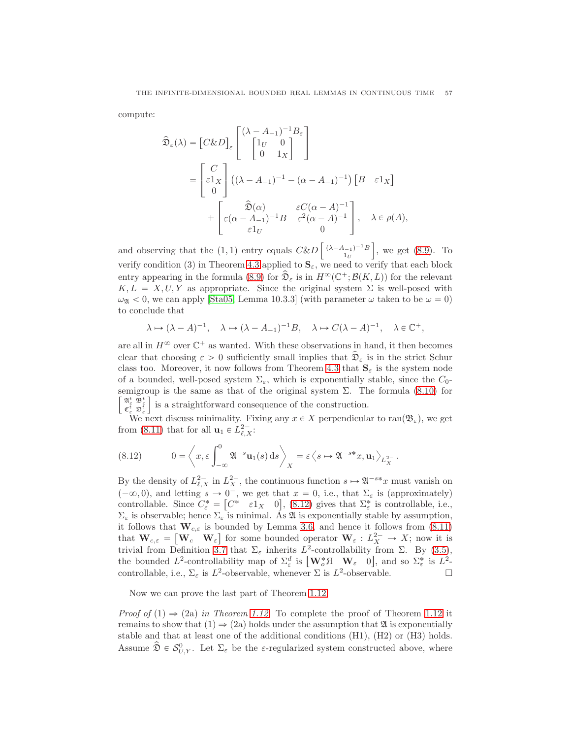compute:

$$
\begin{aligned}
\widehat{\mathfrak{D}}_\varepsilon(\lambda) &= \begin{bmatrix} C\&D \end{bmatrix}_\varepsilon \begin{bmatrix} (\lambda - A_{-1})^{-1} B_\varepsilon \\ \begin{bmatrix} 1_U & 0 \\ 0 & 1_X \end{bmatrix} \end{bmatrix} \\
&= \begin{bmatrix} C \\ \varepsilon 1_X \\ 0 \end{bmatrix} \left( (\lambda - A_{-1})^{-1} - (\alpha - A_{-1})^{-1} \right) \begin{bmatrix} B & \varepsilon 1_X \end{bmatrix} \\
&\qquad + \begin{bmatrix} \widehat{\mathfrak{D}}(\alpha) & \varepsilon C(\alpha - A)^{-1} \\ \varepsilon(\alpha - A_{-1})^{-1} B & \varepsilon^2 (\alpha - A)^{-1} \\ \varepsilon 1_U & 0 \end{bmatrix}, \quad \lambda \in \rho(A),
\end{aligned}
$$

and observing that the $(1,1)$ entry equals $C\&D \left[ \begin{smallmatrix} (\lambda - A_{-1})^{-1} B \\ 1_U \end{smallmatrix} \right]$, we get (8.9). To verify condition (3) in Theorem 4.3 applied to $\mathbf{S}_\varepsilon$, we need to verify that each block entry appearing in the formula (8.9) for $\widehat{\mathfrak{D}}_\varepsilon$ is in $H^\infty(\mathbb{C}^+; \mathcal{B}(K, L))$ for the relevant $K, L = X, U, Y$ as appropriate. Since the original system $\Sigma$ is well-posed with $\omega_{\mathfrak{A}} < 0$, we can apply [Sta05, Lemma 10.3.3] (with parameter $\omega$ taken to be $\omega = 0$) to conclude that

$$
\lambda \mapsto (\lambda - A)^{-1}, \quad \lambda \mapsto (\lambda - A_{-1})^{-1} B, \quad \lambda \mapsto C(\lambda - A)^{-1}, \quad \lambda \in \mathbb{C}^+,
$$

are all in $H^\infty$ over $\mathbb{C}^+$ as wanted. With these observations in hand, it then becomes clear that choosing $\varepsilon > 0$ sufficiently small implies that $\widehat{\mathfrak{D}}_\varepsilon$ is in the strict Schur class too. Moreover, it now follows from Theorem 4.3 that $\mathbf{S}_\varepsilon$ is the system node of a bounded, well-posed system $\Sigma_\varepsilon$, which is exponentially stable, since the $C_0$-semigroup is the same as that of the original system $\Sigma$. The formula (8.10) for $\left[ \begin{smallmatrix} \mathfrak{A}^t_\varepsilon & \mathfrak{B}^t_\varepsilon \\ \mathfrak{C}^t_\varepsilon & \mathfrak{D}^t_\varepsilon \end{smallmatrix} \right]$ is a straightforward consequence of the construction.

We next discuss minimality. Fixing any $x \in X$ perpendicular to $\operatorname{ran}(\mathfrak{B}_\varepsilon)$, we get from (8.11) that for all $\mathbf{u}_1 \in L^{2-}_{\ell,X}$:

$$
0 = \left\langle x, \varepsilon \int_{-\infty}^0 \mathfrak{A}^{-s} \mathbf{u}_1(s)\, \mathrm{d}s \right\rangle_X = \varepsilon \left\langle s \mapsto \mathfrak{A}^{-s*} x, \mathbf{u}_1 \right\rangle_{L^{2-}_X}. \tag{8.12}
$$

By the density of $L^{2-}_{\ell,X}$ in $L^{2-}_X$, the continuous function $s \mapsto \mathfrak{A}^{-s*} x$ must vanish on $(-\infty, 0)$, and letting $s \to 0^-$, we get that $x = 0$, i.e., that $\Sigma_\varepsilon$ is (approximately) controllable. Since $C^*_\varepsilon = \begin{bmatrix} C^* & \varepsilon 1_X & 0 \end{bmatrix}$, (8.12) gives that $\Sigma^*_\varepsilon$ is controllable, i.e., $\Sigma_\varepsilon$ is observable; hence $\Sigma_\varepsilon$ is minimal. As $\mathfrak{A}$ is exponentially stable by assumption, it follows that $\mathbf{W}_{c,\varepsilon}$ is bounded by Lemma 3.6, and hence it follows from (8.11) that $\mathbf{W}_{c,\varepsilon} = \begin{bmatrix} \mathbf{W}_c & \mathbf{W}_\varepsilon \end{bmatrix}$ for some bounded operator $\mathbf{W}_\varepsilon : L^{2-}_X \to X$; now it is trivial from Definition 3.7 that $\Sigma_\varepsilon$ inherits $L^2$-controllability from $\Sigma$. By (3.5), the bounded $L^2$-controllability map of $\Sigma^d_\varepsilon$ is $\begin{bmatrix} \mathbf{W}^*_o Я & \mathbf{W}_\varepsilon & 0 \end{bmatrix}$, and so $\Sigma^*_\varepsilon$ is $L^2$-controllable, i.e., $\Sigma_\varepsilon$ is $L^2$-observable, whenever $\Sigma$ is $L^2$-observable. $\square$

Now we can prove the last part of Theorem 1.12.

*Proof of* (1) $\Rightarrow$ (2a) *in Theorem 1.12.* To complete the proof of Theorem 1.12 it remains to show that (1) $\Rightarrow$ (2a) holds under the assumption that $\mathfrak{A}$ is exponentially stable and that at least one of the additional conditions (H1), (H2) or (H3) holds. Assume $\widehat{\mathfrak{D}} \in \mathcal{S}^0_{U,Y}$. Let $\Sigma_\varepsilon$ be the $\varepsilon$-regularized system constructed above, where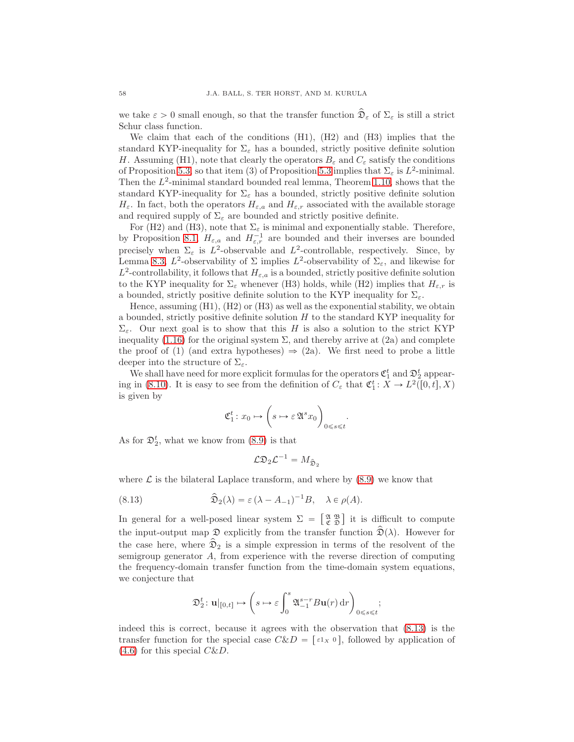we take $\varepsilon > 0$ small enough, so that the transfer function $\widehat{\mathfrak{D}}_\varepsilon$ of $\Sigma_\varepsilon$ is still a strict Schur class function.

We claim that each of the conditions (H1), (H2) and (H3) implies that the standard KYP-inequality for $\Sigma_\varepsilon$ has a bounded, strictly positive definite solution $H$. Assuming (H1), note that clearly the operators $B_\varepsilon$ and $C_\varepsilon$ satisfy the conditions of Proposition 5.3, so that item (3) of Proposition 5.3 implies that $\Sigma_\varepsilon$ is $L^2$-minimal. Then the $L^2$-minimal standard bounded real lemma, Theorem 1.10, shows that the standard KYP-inequality for $\Sigma_\varepsilon$ has a bounded, strictly positive definite solution $H_\varepsilon$. In fact, both the operators $H_{\varepsilon,a}$ and $H_{\varepsilon,r}$ associated with the available storage and required supply of $\Sigma_\varepsilon$ are bounded and strictly positive definite.

For (H2) and (H3), note that $\Sigma_\varepsilon$ is minimal and exponentially stable. Therefore, by Proposition 8.1, $H_{\varepsilon,a}$ and $H_{\varepsilon,r}^{-1}$ are bounded and their inverses are bounded precisely when $\Sigma_\varepsilon$ is $L^2$-observable and $L^2$-controllable, respectively. Since, by Lemma 8.3, $L^2$-observability of $\Sigma$ implies $L^2$-observability of $\Sigma_\varepsilon$, and likewise for $L^2$-controllability, it follows that $H_{\varepsilon,a}$ is a bounded, strictly positive definite solution to the KYP inequality for $\Sigma_\varepsilon$ whenever (H3) holds, while (H2) implies that $H_{\varepsilon,r}$ is a bounded, strictly positive definite solution to the KYP inequality for $\Sigma_\varepsilon$.

Hence, assuming (H1), (H2) or (H3) as well as the exponential stability, we obtain a bounded, strictly positive definite solution $H$ to the standard KYP inequality for $\Sigma_\varepsilon$. Our next goal is to show that this $H$ is also a solution to the strict KYP inequality (1.16) for the original system $\Sigma$, and thereby arrive at (2a) and complete the proof of (1) (and extra hypotheses) $\Rightarrow$ (2a). We first need to probe a little deeper into the structure of $\Sigma_\varepsilon$.

We shall have need for more explicit formulas for the operators $\mathfrak{C}_1^t$ and $\mathfrak{D}_2^t$ appearing in (8.10). It is easy to see from the definition of $C_\varepsilon$ that $\mathfrak{C}_1^t \colon X \to L^2([0,t], X)$ is given by

$$\mathfrak{C}_1^t \colon x_0 \mapsto \left( s \mapsto \varepsilon \, \mathfrak{A}^s x_0 \right)_{0 \leqslant s \leqslant t}.$$

As for $\mathfrak{D}_2^t$, what we know from (8.9) is that

$$\mathcal{L} \mathfrak{D}_2 \mathcal{L}^{-1} = M_{\widehat{\mathfrak{D}}_2}$$

where $\mathcal{L}$ is the bilateral Laplace transform, and where by (8.9) we know that

$$\widehat{\mathfrak{D}}_2(\lambda) = \varepsilon \, (\lambda - A_{-1})^{-1} B, \quad \lambda \in \rho(A). \tag{8.13}$$

In general for a well-posed linear system $\Sigma = \left[ \begin{smallmatrix} \mathfrak{A} & \mathfrak{B} \\ \mathfrak{C} & \mathfrak{D} \end{smallmatrix} \right]$ it is difficult to compute the input-output map $\mathfrak{D}$ explicitly from the transfer function $\widehat{\mathfrak{D}}(\lambda)$. However for the case here, where $\widehat{\mathfrak{D}}_2$ is a simple expression in terms of the resolvent of the semigroup generator $A$, from experience with the reverse direction of computing the frequency-domain transfer function from the time-domain system equations, we conjecture that

$$\mathfrak{D}_2^t \colon \mathbf{u}|_{[0,t]} \mapsto \left( s \mapsto \varepsilon \int_0^s \mathfrak{A}_{-1}^{s-r} B \mathbf{u}(r) \, \mathrm{d}r \right)_{0 \leqslant s \leqslant t};$$

indeed this is correct, because it agrees with the observation that (8.13) is the transfer function for the special case $C\&D = \left[ \begin{smallmatrix} \varepsilon 1_X & 0 \end{smallmatrix} \right]$, followed by application of (4.6) for this special $C\&D$.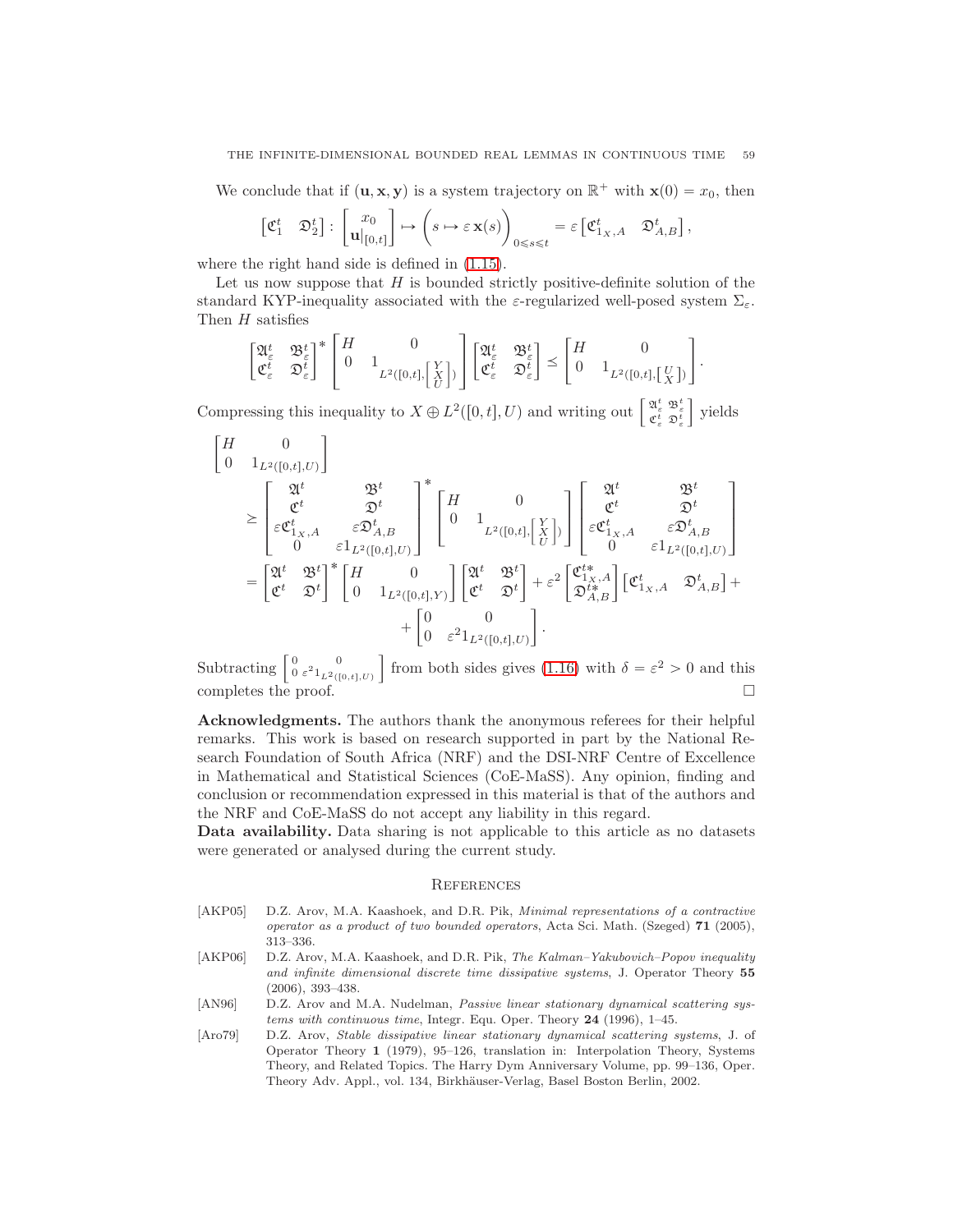We conclude that if $(\mathbf{u}, \mathbf{x}, \mathbf{y})$ is a system trajectory on $\mathbb{R}^+$ with $\mathbf{x}(0) = x_0$, then

$$\begin{bmatrix} \mathfrak{C}_1^t & \mathfrak{D}_2^t \end{bmatrix} : \begin{bmatrix} x_0 \\ \mathbf{u}|_{[0,t]} \end{bmatrix} \mapsto \Big( s \mapsto \varepsilon\, \mathbf{x}(s) \Big)_{0 \leqslant s \leqslant t} = \varepsilon \begin{bmatrix} \mathfrak{C}_{1_X, A}^t & \mathfrak{D}_{A,B}^t \end{bmatrix},$$

where the right hand side is defined in (1.15).

Let us now suppose that $H$ is bounded strictly positive-definite solution of the standard KYP-inequality associated with the $\varepsilon$-regularized well-posed system $\Sigma_\varepsilon$. Then $H$ satisfies

$$\begin{bmatrix} \mathfrak{A}_\varepsilon^t & \mathfrak{B}_\varepsilon^t \\ \mathfrak{C}_\varepsilon^t & \mathfrak{D}_\varepsilon^t \end{bmatrix}^* \begin{bmatrix} H & 0 \\ 0 & 1_{L^2([0,t], \left[\begin{smallmatrix} Y \\ X \\ U \end{smallmatrix}\right])} \end{bmatrix} \begin{bmatrix} \mathfrak{A}_\varepsilon^t & \mathfrak{B}_\varepsilon^t \\ \mathfrak{C}_\varepsilon^t & \mathfrak{D}_\varepsilon^t \end{bmatrix} \leq \begin{bmatrix} H & 0 \\ 0 & 1_{L^2([0,t], \left[\begin{smallmatrix} U \\ X \end{smallmatrix}\right])} \end{bmatrix}.$$

Compressing this inequality to $X \oplus L^2([0,t], U)$ and writing out $\left[\begin{smallmatrix} \mathfrak{A}_\varepsilon^t & \mathfrak{B}_\varepsilon^t \\ \mathfrak{C}_\varepsilon^t & \mathfrak{D}_\varepsilon^t \end{smallmatrix}\right]$ yields

$$\begin{aligned}
&\begin{bmatrix} H & 0 \\ 0 & 1_{L^2([0,t],U)} \end{bmatrix} \\
&\quad \geq \begin{bmatrix} \mathfrak{A}^t & \mathfrak{B}^t \\ \mathfrak{C}^t & \mathfrak{D}^t \\ \varepsilon \mathfrak{C}_{1_X, A}^t & \varepsilon \mathfrak{D}_{A,B}^t \\ 0 & \varepsilon 1_{L^2([0,t],U)} \end{bmatrix}^* \begin{bmatrix} H & 0 \\ 0 & 1_{L^2([0,t], \left[\begin{smallmatrix} Y \\ X \\ U \end{smallmatrix}\right])} \end{bmatrix} \begin{bmatrix} \mathfrak{A}^t & \mathfrak{B}^t \\ \mathfrak{C}^t & \mathfrak{D}^t \\ \varepsilon \mathfrak{C}_{1_X, A}^t & \varepsilon \mathfrak{D}_{A,B}^t \\ 0 & \varepsilon 1_{L^2([0,t],U)} \end{bmatrix} \\
&\quad = \begin{bmatrix} \mathfrak{A}^t & \mathfrak{B}^t \\ \mathfrak{C}^t & \mathfrak{D}^t \end{bmatrix}^* \begin{bmatrix} H & 0 \\ 0 & 1_{L^2([0,t],Y)} \end{bmatrix} \begin{bmatrix} \mathfrak{A}^t & \mathfrak{B}^t \\ \mathfrak{C}^t & \mathfrak{D}^t \end{bmatrix} + \varepsilon^2 \begin{bmatrix} \mathfrak{C}_{1_X,A}^{t*} \\ \mathfrak{D}_{A,B}^{t*} \end{bmatrix} \begin{bmatrix} \mathfrak{C}_{1_X, A}^t & \mathfrak{D}_{A,B}^t \end{bmatrix} + \\
&\qquad\qquad + \begin{bmatrix} 0 & 0 \\ 0 & \varepsilon^2 1_{L^2([0,t],U)} \end{bmatrix}.
\end{aligned}$$

Subtracting $\left[\begin{smallmatrix} 0 & 0 \\ 0 & \varepsilon^2 1_{L^2([0,t],U)} \end{smallmatrix}\right]$ from both sides gives (1.16) with $\delta = \varepsilon^2 > 0$ and this completes the proof. □

**Acknowledgments.** The authors thank the anonymous referees for their helpful remarks. This work is based on research supported in part by the National Research Foundation of South Africa (NRF) and the DSI-NRF Centre of Excellence in Mathematical and Statistical Sciences (CoE-MaSS). Any opinion, finding and conclusion or recommendation expressed in this material is that of the authors and the NRF and CoE-MaSS do not accept any liability in this regard.

**Data availability.** Data sharing is not applicable to this article as no datasets were generated or analysed during the current study.

## References

[AKP05] D.Z. Arov, M.A. Kaashoek, and D.R. Pik, *Minimal representations of a contractive operator as a product of two bounded operators*, Acta Sci. Math. (Szeged) **71** (2005), 313–336.

[AKP06] D.Z. Arov, M.A. Kaashoek, and D.R. Pik, *The Kalman–Yakubovich–Popov inequality and infinite dimensional discrete time dissipative systems*, J. Operator Theory **55** (2006), 393–438.

[AN96] D.Z. Arov and M.A. Nudelman, *Passive linear stationary dynamical scattering systems with continuous time*, Integr. Equ. Oper. Theory **24** (1996), 1–45.

[Aro79] D.Z. Arov, *Stable dissipative linear stationary dynamical scattering systems*, J. of Operator Theory **1** (1979), 95–126, translation in: Interpolation Theory, Systems Theory, and Related Topics. The Harry Dym Anniversary Volume, pp. 99–136, Oper. Theory Adv. Appl., vol. 134, Birkhäuser-Verlag, Basel Boston Berlin, 2002.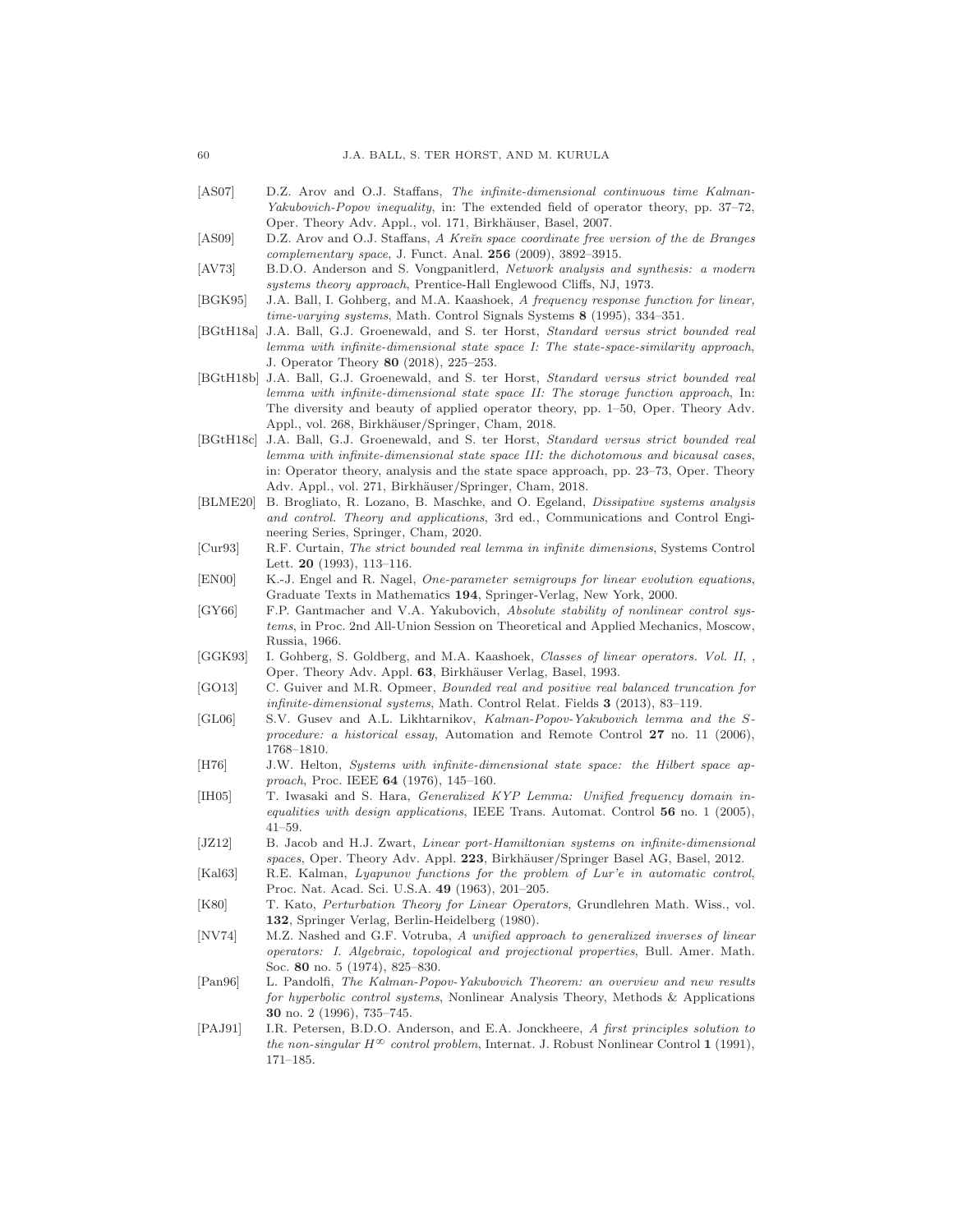[AS07] D.Z. Arov and O.J. Staffans, *The infinite-dimensional continuous time Kalman-Yakubovich-Popov inequality*, in: The extended field of operator theory, pp. 37–72, Oper. Theory Adv. Appl., vol. 171, Birkhäuser, Basel, 2007.

[AS09] D.Z. Arov and O.J. Staffans, *A Kreĭn space coordinate free version of the de Branges complementary space*, J. Funct. Anal. **256** (2009), 3892–3915.

[AV73] B.D.O. Anderson and S. Vongpanitlerd, *Network analysis and synthesis: a modern systems theory approach*, Prentice-Hall Englewood Cliffs, NJ, 1973.

[BGK95] J.A. Ball, I. Gohberg, and M.A. Kaashoek, *A frequency response function for linear, time-varying systems*, Math. Control Signals Systems **8** (1995), 334–351.

[BGtH18a] J.A. Ball, G.J. Groenewald, and S. ter Horst, *Standard versus strict bounded real lemma with infinite-dimensional state space I: The state-space-similarity approach*, J. Operator Theory **80** (2018), 225–253.

[BGtH18b] J.A. Ball, G.J. Groenewald, and S. ter Horst, *Standard versus strict bounded real lemma with infinite-dimensional state space II: The storage function approach*, In: The diversity and beauty of applied operator theory, pp. 1–50, Oper. Theory Adv. Appl., vol. 268, Birkhäuser/Springer, Cham, 2018.

[BGtH18c] J.A. Ball, G.J. Groenewald, and S. ter Horst, *Standard versus strict bounded real lemma with infinite-dimensional state space III: the dichotomous and bicausal cases*, in: Operator theory, analysis and the state space approach, pp. 23–73, Oper. Theory Adv. Appl., vol. 271, Birkhäuser/Springer, Cham, 2018.

[BLME20] B. Brogliato, R. Lozano, B. Maschke, and O. Egeland, *Dissipative systems analysis and control. Theory and applications*, 3rd ed., Communications and Control Engineering Series, Springer, Cham, 2020.

[Cur93] R.F. Curtain, *The strict bounded real lemma in infinite dimensions*, Systems Control Lett. **20** (1993), 113–116.

[EN00] K.-J. Engel and R. Nagel, *One-parameter semigroups for linear evolution equations*, Graduate Texts in Mathematics **194**, Springer-Verlag, New York, 2000.

[GY66] F.P. Gantmacher and V.A. Yakubovich, *Absolute stability of nonlinear control systems*, in Proc. 2nd All-Union Session on Theoretical and Applied Mechanics, Moscow, Russia, 1966.

[GGK93] I. Gohberg, S. Goldberg, and M.A. Kaashoek, *Classes of linear operators. Vol. II*, , Oper. Theory Adv. Appl. **63**, Birkhäuser Verlag, Basel, 1993.

[GO13] C. Guiver and M.R. Opmeer, *Bounded real and positive real balanced truncation for infinite-dimensional systems*, Math. Control Relat. Fields **3** (2013), 83–119.

[GL06] S.V. Gusev and A.L. Likhtarnikov, *Kalman-Popov-Yakubovich lemma and the S-procedure: a historical essay*, Automation and Remote Control **27** no. 11 (2006), 1768–1810.

[H76] J.W. Helton, *Systems with infinite-dimensional state space: the Hilbert space approach*, Proc. IEEE **64** (1976), 145–160.

[IH05] T. Iwasaki and S. Hara, *Generalized KYP Lemma: Unified frequency domain inequalities with design applications*, IEEE Trans. Automat. Control **56** no. 1 (2005), 41–59.

[JZ12] B. Jacob and H.J. Zwart, *Linear port-Hamiltonian systems on infinite-dimensional spaces*, Oper. Theory Adv. Appl. **223**, Birkhäuser/Springer Basel AG, Basel, 2012.

[Kal63] R.E. Kalman, *Lyapunov functions for the problem of Lur'e in automatic control*, Proc. Nat. Acad. Sci. U.S.A. **49** (1963), 201–205.

[K80] T. Kato, *Perturbation Theory for Linear Operators*, Grundlehren Math. Wiss., vol. **132**, Springer Verlag, Berlin-Heidelberg (1980).

[NV74] M.Z. Nashed and G.F. Votruba, *A unified approach to generalized inverses of linear operators: I. Algebraic, topological and projectional properties*, Bull. Amer. Math. Soc. **80** no. 5 (1974), 825–830.

[Pan96] L. Pandolfi, *The Kalman-Popov-Yakubovich Theorem: an overview and new results for hyperbolic control systems*, Nonlinear Analysis Theory, Methods & Applications **30** no. 2 (1996), 735–745.

[PAJ91] I.R. Petersen, B.D.O. Anderson, and E.A. Jonckheere, *A first principles solution to the non-singular $H^\infty$ control problem*, Internat. J. Robust Nonlinear Control **1** (1991), 171–185.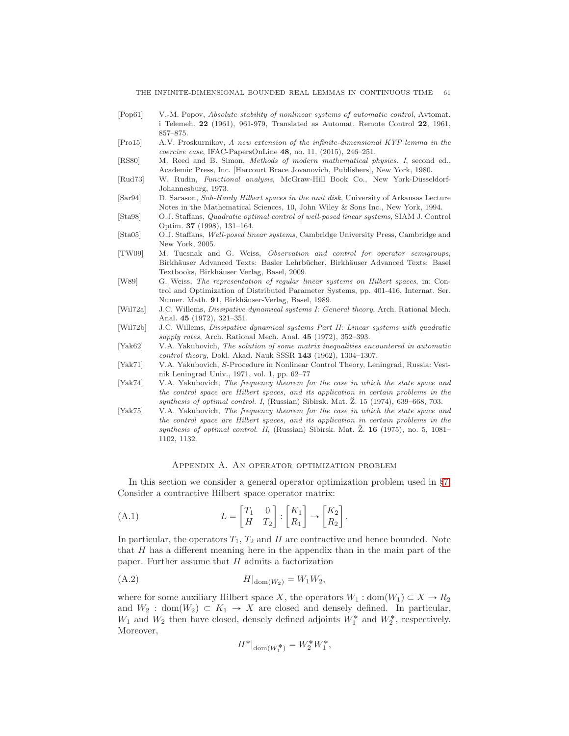[Pop61] V.-M. Popov, *Absolute stability of nonlinear systems of automatic control*, Avtomat. i Telemeh. **22** (1961), 961-979, Translated as Automat. Remote Control **22**, 1961, 857–875.

[Pro15] A.V. Proskurnikov, *A new extension of the infinite-dimensional KYP lemma in the coercive case*, IFAC-PapersOnLine **48**, no. 11, (2015), 246–251.

[RS80] M. Reed and B. Simon, *Methods of modern mathematical physics. I*, second ed., Academic Press, Inc. [Harcourt Brace Jovanovich, Publishers], New York, 1980.

[Rud73] W. Rudin, *Functional analysis*, McGraw-Hill Book Co., New York-Düsseldorf-Johannesburg, 1973.

[Sar94] D. Sarason, *Sub-Hardy Hilbert spaces in the unit disk*, University of Arkansas Lecture Notes in the Mathematical Sciences, 10, John Wiley & Sons Inc., New York, 1994.

[Sta98] O.J. Staffans, *Quadratic optimal control of well-posed linear systems*, SIAM J. Control Optim. **37** (1998), 131–164.

[Sta05] O.J. Staffans, *Well-posed linear systems*, Cambridge University Press, Cambridge and New York, 2005.

[TW09] M. Tucsnak and G. Weiss, *Observation and control for operator semigroups*, Birkhäuser Advanced Texts: Basler Lehrbücher, Birkhäuser Advanced Texts: Basel Textbooks, Birkhäuser Verlag, Basel, 2009.

[W89] G. Weiss, *The representation of regular linear systems on Hilbert spaces*, in: Control and Optimization of Distributed Parameter Systems, pp. 401-416, Internat. Ser. Numer. Math. **91**, Birkhäuser-Verlag, Basel, 1989.

[Wil72a] J.C. Willems, *Dissipative dynamical systems I: General theory*, Arch. Rational Mech. Anal. **45** (1972), 321–351.

[Wil72b] J.C. Willems, *Dissipative dynamical systems Part II: Linear systems with quadratic supply rates*, Arch. Rational Mech. Anal. **45** (1972), 352–393.

[Yak62] V.A. Yakubovich, *The solution of some matrix inequalities encountered in automatic control theory,* Dokl. Akad. Nauk SSSR **143** (1962), 1304–1307.

[Yak71] V.A. Yakubovich, S-Procedure in Nonlinear Control Theory, Leningrad, Russia: Vestnik Leningrad Univ., 1971, vol. 1, pp. 62–77

[Yak74] V.A. Yakubovich, *The frequency theorem for the case in which the state space and the control space are Hilbert spaces, and its application in certain problems in the synthesis of optimal control. I*, (Russian) Sibirsk. Mat. Ž. 15 (1974), 639–668, 703.

[Yak75] V.A. Yakubovich, *The frequency theorem for the case in which the state space and the control space are Hilbert spaces, and its application in certain problems in the synthesis of optimal control. II*, (Russian) Sibirsk. Mat. Ž. **16** (1975), no. 5, 1081–1102, 1132.

## Appendix A. An operator optimization problem

In this section we consider a general operator optimization problem used in §7. Consider a contractive Hilbert space operator matrix:

$$L = \begin{bmatrix} T_1 & 0 \\ H & T_2 \end{bmatrix} : \begin{bmatrix} K_1 \\ R_1 \end{bmatrix} \to \begin{bmatrix} K_2 \\ R_2 \end{bmatrix}. \tag{A.1}$$

In particular, the operators $T_1$, $T_2$ and $H$ are contractive and hence bounded. Note that $H$ has a different meaning here in the appendix than in the main part of the paper. Further assume that $H$ admits a factorization

$$H|_{\mathrm{dom}(W_2)} = W_1 W_2, \tag{A.2}$$

where for some auxiliary Hilbert space $X$, the operators $W_1 : \mathrm{dom}(W_1) \subset X \to R_2$ and $W_2 : \mathrm{dom}(W_2) \subset K_1 \to X$ are closed and densely defined. In particular, $W_1$ and $W_2$ then have closed, densely defined adjoints $W_1^*$ and $W_2^*$, respectively. Moreover,

$$H^*|_{\mathrm{dom}(W_1^*)} = W_2^* W_1^*,$$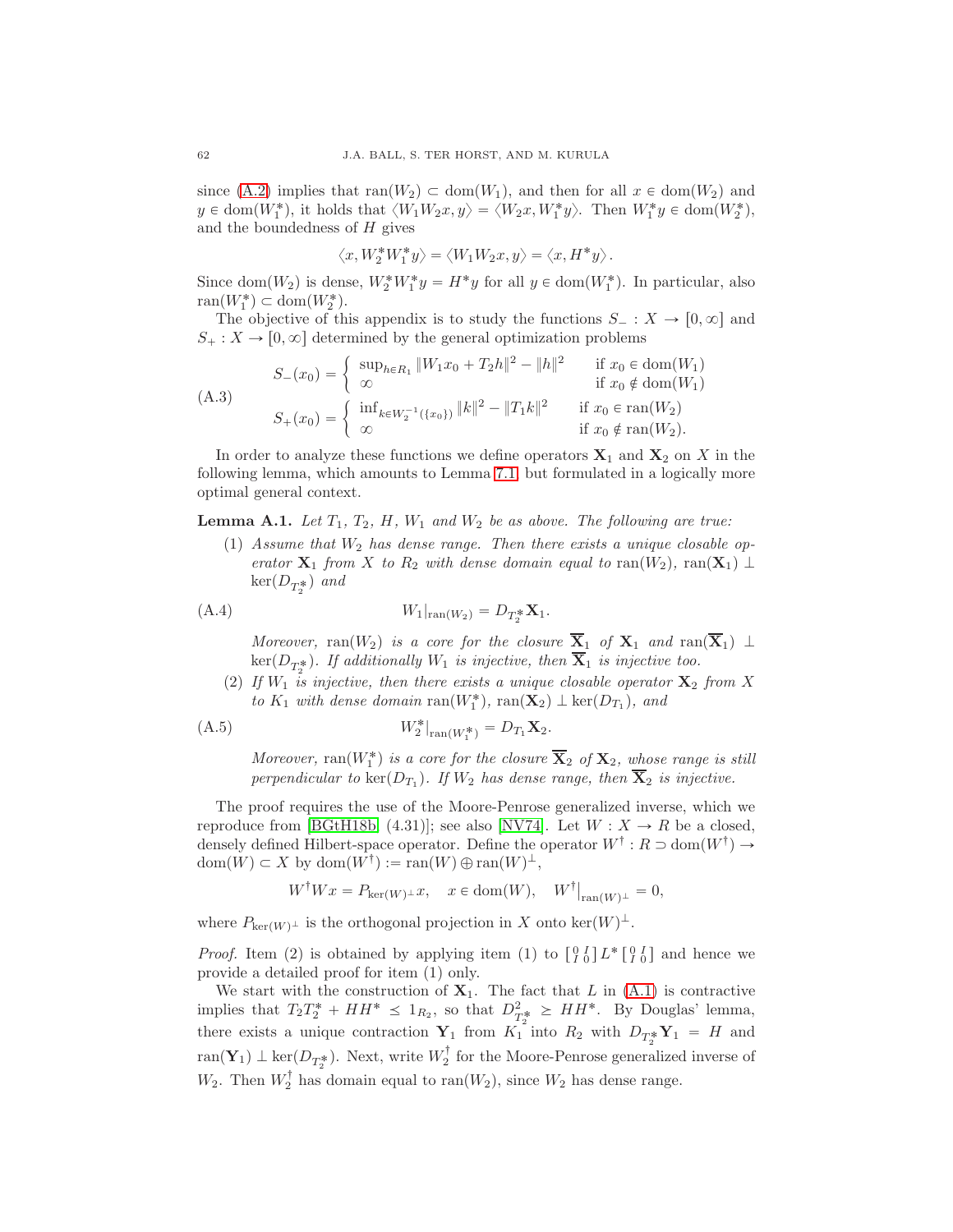since (A.2) implies that $\operatorname{ran}(W_2) \subset \operatorname{dom}(W_1)$, and then for all $x \in \operatorname{dom}(W_2)$ and $y \in \operatorname{dom}(W_1^*)$, it holds that $\langle W_1 W_2 x, y\rangle = \langle W_2 x, W_1^* y\rangle$. Then $W_1^* y \in \operatorname{dom}(W_2^*)$, and the boundedness of $H$ gives

$$\langle x, W_2^* W_1^* y\rangle = \langle W_1 W_2 x, y\rangle = \langle x, H^* y\rangle .$$

Since $\operatorname{dom}(W_2)$ is dense, $W_2^* W_1^* y = H^* y$ for all $y \in \operatorname{dom}(W_1^*)$. In particular, also $\operatorname{ran}(W_1^*) \subset \operatorname{dom}(W_2^*)$.

The objective of this appendix is to study the functions $S_- : X \to [0,\infty]$ and $S_+ : X \to [0,\infty]$ determined by the general optimization problems

$$\text{(A.3)} \qquad \begin{aligned} S_-(x_0) &= \begin{cases} \sup_{h\in R_1} \|W_1 x_0 + T_2 h\|^2 - \|h\|^2 & \text{if } x_0 \in \operatorname{dom}(W_1) \\ \infty & \text{if } x_0 \notin \operatorname{dom}(W_1) \end{cases} \\ S_+(x_0) &= \begin{cases} \inf_{k\in W_2^{-1}(\{x_0\})} \|k\|^2 - \|T_1 k\|^2 & \text{if } x_0 \in \operatorname{ran}(W_2) \\ \infty & \text{if } x_0 \notin \operatorname{ran}(W_2). \end{cases} \end{aligned}$$

In order to analyze these functions we define operators $\mathbf{X}_1$ and $\mathbf{X}_2$ on $X$ in the following lemma, which amounts to Lemma 7.1 but formulated in a logically more optimal general context.

**Lemma A.1.** *Let $T_1$, $T_2$, $H$, $W_1$ and $W_2$ be as above. The following are true:*

1. *Assume that $W_2$ has dense range. Then there exists a unique closable operator $\mathbf{X}_1$ from $X$ to $R_2$ with dense domain equal to $\operatorname{ran}(W_2)$, $\operatorname{ran}(\mathbf{X}_1) \perp \ker(D_{T_2^*})$ and*

$$\text{(A.4)} \qquad W_1|_{\operatorname{ran}(W_2)} = D_{T_2^*} \mathbf{X}_1.$$

   *Moreover, $\operatorname{ran}(W_2)$ is a core for the closure $\overline{\mathbf{X}}_1$ of $\mathbf{X}_1$ and $\operatorname{ran}(\overline{\mathbf{X}}_1) \perp \ker(D_{T_2^*})$. If additionally $W_1$ is injective, then $\overline{\mathbf{X}}_1$ is injective too.*

2. *If $W_1$ is injective, then there exists a unique closable operator $\mathbf{X}_2$ from $X$ to $K_1$ with dense domain $\operatorname{ran}(W_1^*)$, $\operatorname{ran}(\mathbf{X}_2) \perp \ker(D_{T_1})$, and*

$$\text{(A.5)} \qquad W_2^*|_{\operatorname{ran}(W_1^*)} = D_{T_1} \mathbf{X}_2.$$

   *Moreover, $\operatorname{ran}(W_1^*)$ is a core for the closure $\overline{\mathbf{X}}_2$ of $\mathbf{X}_2$, whose range is still perpendicular to $\ker(D_{T_1})$. If $W_2$ has dense range, then $\overline{\mathbf{X}}_2$ is injective.*

The proof requires the use of the Moore-Penrose generalized inverse, which we reproduce from [BGtH18b] (4.31)]; see also [NV74]. Let $W : X \to R$ be a closed, densely defined Hilbert-space operator. Define the operator $W^\dagger : R \supset \operatorname{dom}(W^\dagger) \to \operatorname{dom}(W) \subset X$ by $\operatorname{dom}(W^\dagger) := \operatorname{ran}(W) \oplus \operatorname{ran}(W)^\perp$,

$$W^\dagger W x = P_{\ker(W)^\perp} x, \quad x \in \operatorname{dom}(W), \quad W^\dagger|_{\operatorname{ran}(W)^\perp} = 0,$$

where $P_{\ker(W)^\perp}$ is the orthogonal projection in $X$ onto $\ker(W)^\perp$.

*Proof.* Item (2) is obtained by applying item (1) to $\left[\begin{smallmatrix} 0 & I \\ I & 0 \end{smallmatrix}\right] L^* \left[\begin{smallmatrix} 0 & I \\ I & 0 \end{smallmatrix}\right]$ and hence we provide a detailed proof for item (1) only.

We start with the construction of $\mathbf{X}_1$. The fact that $L$ in (A.1) is contractive implies that $T_2 T_2^* + HH^* \preceq 1_{R_2}$, so that $D_{T_2^*}^2 \succeq HH^*$. By Douglas' lemma, there exists a unique contraction $\mathbf{Y}_1$ from $K_1$ into $R_2$ with $D_{T_2^*}\mathbf{Y}_1 = H$ and $\operatorname{ran}(\mathbf{Y}_1) \perp \ker(D_{T_2^*})$. Next, write $W_2^\dagger$ for the Moore-Penrose generalized inverse of $W_2$. Then $W_2^\dagger$ has domain equal to $\operatorname{ran}(W_2)$, since $W_2$ has dense range.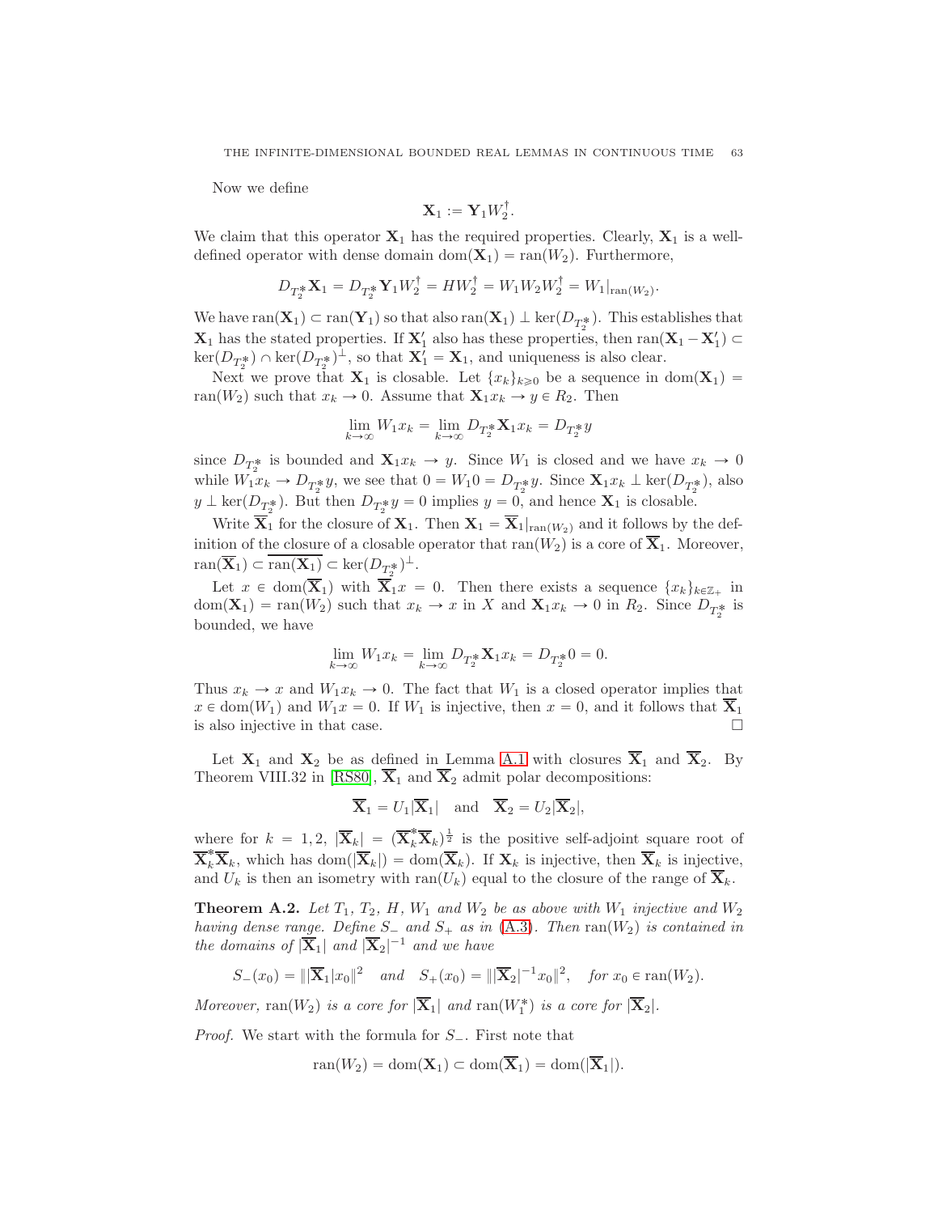Now we define

$$\mathbf{X}_1 := \mathbf{Y}_1 W_2^\dagger.$$

We claim that this operator $\mathbf{X}_1$ has the required properties. Clearly, $\mathbf{X}_1$ is a well-defined operator with dense domain $\mathrm{dom}(\mathbf{X}_1) = \mathrm{ran}(W_2)$. Furthermore,

$$D_{T_2^*}\mathbf{X}_1 = D_{T_2^*}\mathbf{Y}_1 W_2^\dagger = H W_2^\dagger = W_1 W_2 W_2^\dagger = W_1|_{\mathrm{ran}(W_2)}.$$

We have $\mathrm{ran}(\mathbf{X}_1) \subset \mathrm{ran}(\mathbf{Y}_1)$ so that also $\mathrm{ran}(\mathbf{X}_1) \perp \ker(D_{T_2^*})$. This establishes that $\mathbf{X}_1$ has the stated properties. If $\mathbf{X}_1'$ also has these properties, then $\mathrm{ran}(\mathbf{X}_1 - \mathbf{X}_1') \subset \ker(D_{T_2^*}) \cap \ker(D_{T_2^*})^\perp$, so that $\mathbf{X}_1' = \mathbf{X}_1$, and uniqueness is also clear.

Next we prove that $\mathbf{X}_1$ is closable. Let $\{x_k\}_{k \geqslant 0}$ be a sequence in $\mathrm{dom}(\mathbf{X}_1) = \mathrm{ran}(W_2)$ such that $x_k \to 0$. Assume that $\mathbf{X}_1 x_k \to y \in R_2$. Then

$$\lim_{k\to\infty} W_1 x_k = \lim_{k\to\infty} D_{T_2^*}\mathbf{X}_1 x_k = D_{T_2^*} y$$

since $D_{T_2^*}$ is bounded and $\mathbf{X}_1 x_k \to y$. Since $W_1$ is closed and we have $x_k \to 0$ while $W_1 x_k \to D_{T_2^*} y$, we see that $0 = W_1 0 = D_{T_2^*} y$. Since $\mathbf{X}_1 x_k \perp \ker(D_{T_2^*})$, also $y \perp \ker(D_{T_2^*})$. But then $D_{T_2^*} y = 0$ implies $y = 0$, and hence $\mathbf{X}_1$ is closable.

Write $\overline{\mathbf{X}}_1$ for the closure of $\mathbf{X}_1$. Then $\mathbf{X}_1 = \overline{\mathbf{X}}_1|_{\mathrm{ran}(W_2)}$ and it follows by the definition of the closure of a closable operator that $\mathrm{ran}(W_2)$ is a core of $\overline{\mathbf{X}}_1$. Moreover, $\mathrm{ran}(\overline{\mathbf{X}}_1) \subset \overline{\mathrm{ran}(\mathbf{X}_1)} \subset \ker(D_{T_2^*})^\perp$.

Let $x \in \mathrm{dom}(\overline{\mathbf{X}}_1)$ with $\overline{\mathbf{X}}_1 x = 0$. Then there exists a sequence $\{x_k\}_{k\in\mathbb{Z}_+}$ in $\mathrm{dom}(\mathbf{X}_1) = \mathrm{ran}(W_2)$ such that $x_k \to x$ in $X$ and $\mathbf{X}_1 x_k \to 0$ in $R_2$. Since $D_{T_2^*}$ is bounded, we have

$$\lim_{k\to\infty} W_1 x_k = \lim_{k\to\infty} D_{T_2^*}\mathbf{X}_1 x_k = D_{T_2^*} 0 = 0.$$

Thus $x_k \to x$ and $W_1 x_k \to 0$. The fact that $W_1$ is a closed operator implies that $x \in \mathrm{dom}(W_1)$ and $W_1 x = 0$. If $W_1$ is injective, then $x = 0$, and it follows that $\overline{\mathbf{X}}_1$ is also injective in that case. □

Let $\mathbf{X}_1$ and $\mathbf{X}_2$ be as defined in Lemma A.1 with closures $\overline{\mathbf{X}}_1$ and $\overline{\mathbf{X}}_2$. By Theorem VIII.32 in [RS80], $\overline{\mathbf{X}}_1$ and $\overline{\mathbf{X}}_2$ admit polar decompositions:

$$\overline{\mathbf{X}}_1 = U_1|\overline{\mathbf{X}}_1| \quad \text{and} \quad \overline{\mathbf{X}}_2 = U_2|\overline{\mathbf{X}}_2|,$$

where for $k = 1, 2$, $|\overline{\mathbf{X}}_k| = (\overline{\mathbf{X}}_k^*\overline{\mathbf{X}}_k)^{\frac{1}{2}}$ is the positive self-adjoint square root of $\overline{\mathbf{X}}_k^*\overline{\mathbf{X}}_k$, which has $\mathrm{dom}(|\overline{\mathbf{X}}_k|) = \mathrm{dom}(\overline{\mathbf{X}}_k)$. If $\mathbf{X}_k$ is injective, then $\overline{\mathbf{X}}_k$ is injective, and $U_k$ is then an isometry with $\mathrm{ran}(U_k)$ equal to the closure of the range of $\overline{\mathbf{X}}_k$.

**Theorem A.2.** *Let $T_1$, $T_2$, $H$, $W_1$ and $W_2$ be as above with $W_1$ injective and $W_2$ having dense range. Define $S_-$ and $S_+$ as in (A.3). Then $\mathrm{ran}(W_2)$ is contained in the domains of $|\overline{\mathbf{X}}_1|$ and $|\overline{\mathbf{X}}_2|^{-1}$ and we have*

$$S_-(x_0) = \||\overline{\mathbf{X}}_1|x_0\|^2 \quad \text{and} \quad S_+(x_0) = \||\overline{\mathbf{X}}_2|^{-1}x_0\|^2, \quad \text{for } x_0 \in \mathrm{ran}(W_2).$$

*Moreover, $\mathrm{ran}(W_2)$ is a core for $|\overline{\mathbf{X}}_1|$ and $\mathrm{ran}(W_1^*)$ is a core for $|\overline{\mathbf{X}}_2|$.*

*Proof.* We start with the formula for $S_-$. First note that

$$\mathrm{ran}(W_2) = \mathrm{dom}(\mathbf{X}_1) \subset \mathrm{dom}(\overline{\mathbf{X}}_1) = \mathrm{dom}(|\overline{\mathbf{X}}_1|).$$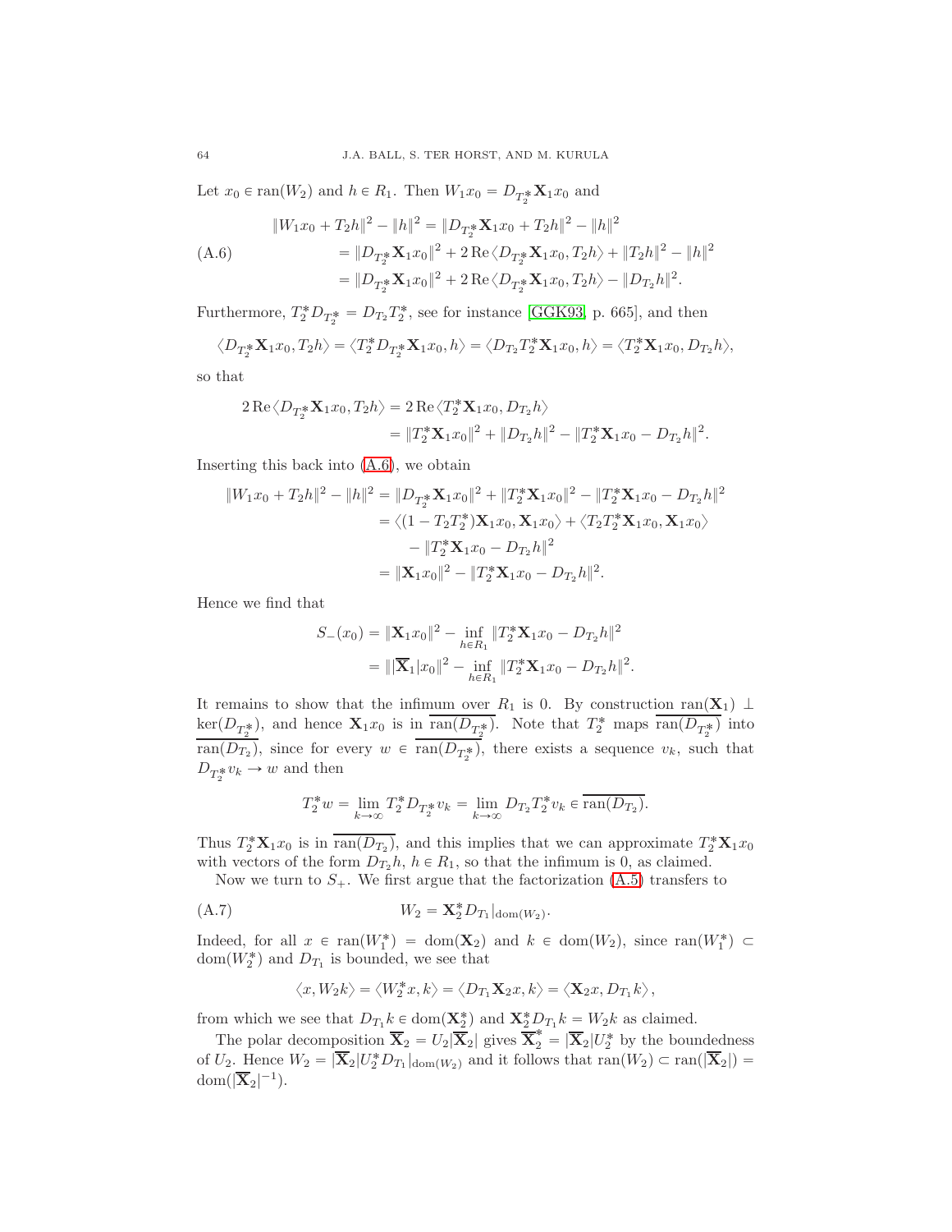Let $x_0 \in \operatorname{ran}(W_2)$ and $h \in R_1$. Then $W_1 x_0 = D_{T_2^*}\mathbf{X}_1 x_0$ and

$$
\begin{aligned}
\|W_1 x_0 + T_2 h\|^2 - \|h\|^2 &= \|D_{T_2^*}\mathbf{X}_1 x_0 + T_2 h\|^2 - \|h\|^2 \\
&= \|D_{T_2^*}\mathbf{X}_1 x_0\|^2 + 2\operatorname{Re}\langle D_{T_2^*}\mathbf{X}_1 x_0, T_2 h\rangle + \|T_2 h\|^2 - \|h\|^2 \\
&= \|D_{T_2^*}\mathbf{X}_1 x_0\|^2 + 2\operatorname{Re}\langle D_{T_2^*}\mathbf{X}_1 x_0, T_2 h\rangle - \|D_{T_2} h\|^2.
\end{aligned}
\tag{A.6}
$$

Furthermore, $T_2^* D_{T_2^*} = D_{T_2} T_2^*$, see for instance [GGK93, p. 665], and then

$$
\langle D_{T_2^*}\mathbf{X}_1 x_0, T_2 h\rangle = \langle T_2^* D_{T_2^*}\mathbf{X}_1 x_0, h\rangle = \langle D_{T_2} T_2^* \mathbf{X}_1 x_0, h\rangle = \langle T_2^* \mathbf{X}_1 x_0, D_{T_2} h\rangle,
$$

so that

$$
\begin{aligned}
2\operatorname{Re}\langle D_{T_2^*}\mathbf{X}_1 x_0, T_2 h\rangle &= 2\operatorname{Re}\langle T_2^*\mathbf{X}_1 x_0, D_{T_2} h\rangle \\
&= \|T_2^*\mathbf{X}_1 x_0\|^2 + \|D_{T_2} h\|^2 - \|T_2^*\mathbf{X}_1 x_0 - D_{T_2} h\|^2.
\end{aligned}
$$

Inserting this back into (A.6), we obtain

$$
\begin{aligned}
\|W_1 x_0 + T_2 h\|^2 - \|h\|^2 &= \|D_{T_2^*}\mathbf{X}_1 x_0\|^2 + \|T_2^*\mathbf{X}_1 x_0\|^2 - \|T_2^*\mathbf{X}_1 x_0 - D_{T_2} h\|^2 \\
&= \langle (1 - T_2 T_2^*)\mathbf{X}_1 x_0, \mathbf{X}_1 x_0\rangle + \langle T_2 T_2^* \mathbf{X}_1 x_0, \mathbf{X}_1 x_0\rangle \\
&\quad - \|T_2^*\mathbf{X}_1 x_0 - D_{T_2} h\|^2 \\
&= \|\mathbf{X}_1 x_0\|^2 - \|T_2^*\mathbf{X}_1 x_0 - D_{T_2} h\|^2.
\end{aligned}
$$

Hence we find that

$$
\begin{aligned}
S_-(x_0) &= \|\mathbf{X}_1 x_0\|^2 - \inf_{h \in R_1} \|T_2^*\mathbf{X}_1 x_0 - D_{T_2} h\|^2 \\
&= \||\overline{\mathbf{X}}_1| x_0\|^2 - \inf_{h \in R_1} \|T_2^*\mathbf{X}_1 x_0 - D_{T_2} h\|^2.
\end{aligned}
$$

It remains to show that the infimum over $R_1$ is 0. By construction $\operatorname{ran}(\mathbf{X}_1) \perp \ker(D_{T_2^*})$, and hence $\mathbf{X}_1 x_0$ is in $\overline{\operatorname{ran}(D_{T_2^*})}$. Note that $T_2^*$ maps $\overline{\operatorname{ran}(D_{T_2^*})}$ into $\overline{\operatorname{ran}(D_{T_2})}$, since for every $w \in \overline{\operatorname{ran}(D_{T_2^*})}$, there exists a sequence $v_k$, such that $D_{T_2^*} v_k \to w$ and then

$$
T_2^* w = \lim_{k\to\infty} T_2^* D_{T_2^*} v_k = \lim_{k\to\infty} D_{T_2} T_2^* v_k \in \overline{\operatorname{ran}(D_{T_2})}.
$$

Thus $T_2^*\mathbf{X}_1 x_0$ is in $\overline{\operatorname{ran}(D_{T_2})}$, and this implies that we can approximate $T_2^*\mathbf{X}_1 x_0$ with vectors of the form $D_{T_2} h$, $h \in R_1$, so that the infimum is 0, as claimed.

Now we turn to $S_+$. We first argue that the factorization (A.5) transfers to

$$
W_2 = \mathbf{X}_2^* D_{T_1}|_{\operatorname{dom}(W_2)}. \tag{A.7}
$$

Indeed, for all $x \in \operatorname{ran}(W_1^*) = \operatorname{dom}(\mathbf{X}_2)$ and $k \in \operatorname{dom}(W_2)$, since $\operatorname{ran}(W_1^*) \subset \operatorname{dom}(W_2^*)$ and $D_{T_1}$ is bounded, we see that

$$
\langle x, W_2 k\rangle = \langle W_2^* x, k\rangle = \langle D_{T_1}\mathbf{X}_2 x, k\rangle = \langle \mathbf{X}_2 x, D_{T_1} k\rangle,
$$

from which we see that $D_{T_1} k \in \operatorname{dom}(\mathbf{X}_2^*)$ and $\mathbf{X}_2^* D_{T_1} k = W_2 k$ as claimed.

The polar decomposition $\overline{\mathbf{X}}_2 = U_2 |\overline{\mathbf{X}}_2|$ gives $\overline{\mathbf{X}}_2^* = |\overline{\mathbf{X}}_2| U_2^*$ by the boundedness of $U_2$. Hence $W_2 = |\overline{\mathbf{X}}_2| U_2^* D_{T_1}|_{\operatorname{dom}(W_2)}$ and it follows that $\operatorname{ran}(W_2) \subset \operatorname{ran}(|\overline{\mathbf{X}}_2|) = \operatorname{dom}(|\overline{\mathbf{X}}_2|^{-1})$.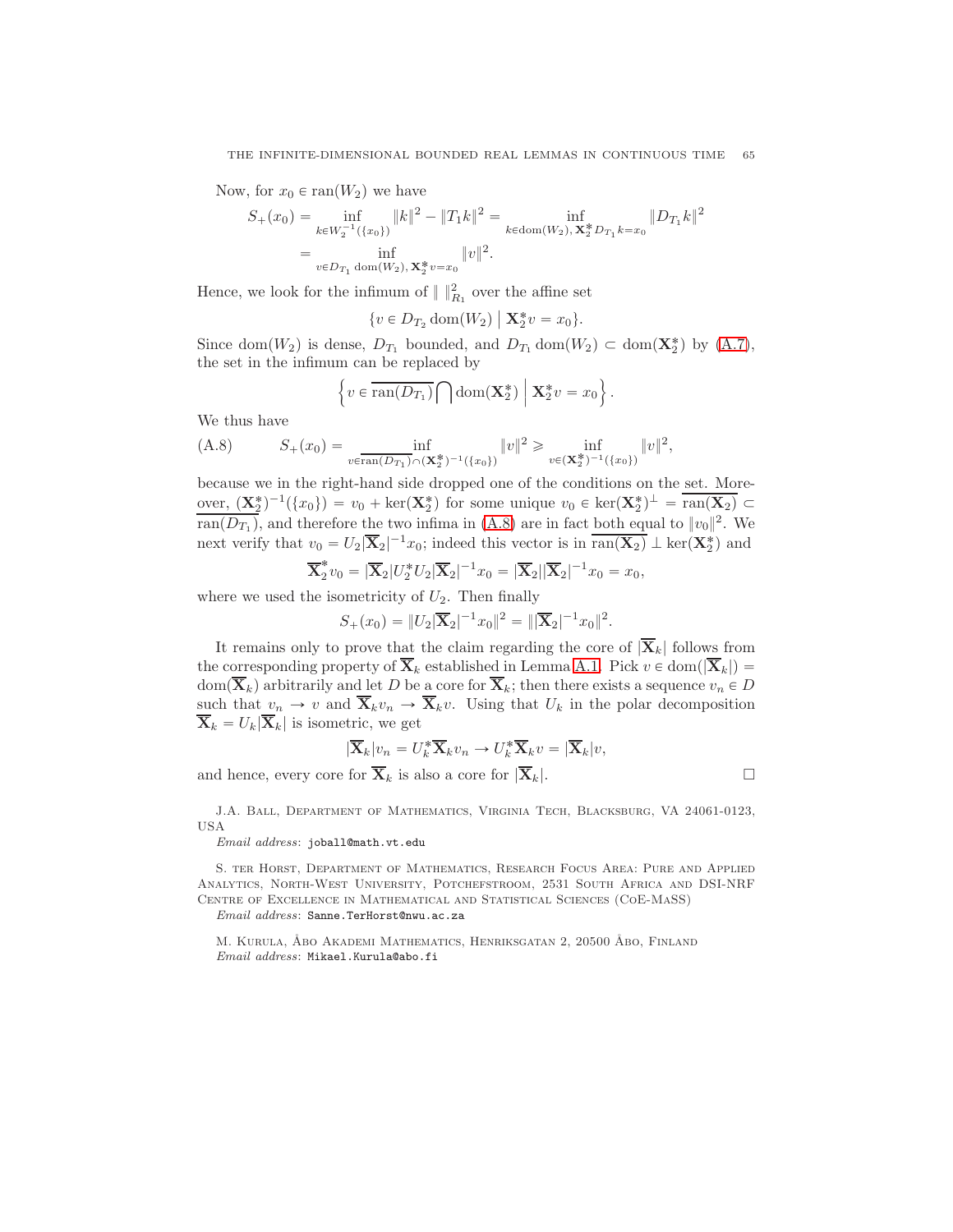Now, for $x_0 \in \operatorname{ran}(W_2)$ we have

$$
\begin{aligned}
S_+(x_0) &= \inf_{k \in W_2^{-1}(\{x_0\})} \|k\|^2 - \|T_1 k\|^2 = \inf_{k \in \operatorname{dom}(W_2),\, \mathbf{X}_2^* D_{T_1} k = x_0} \|D_{T_1} k\|^2 \\
&= \inf_{v \in D_{T_1} \operatorname{dom}(W_2),\, \mathbf{X}_2^* v = x_0} \|v\|^2.
\end{aligned}
$$

Hence, we look for the infimum of $\| \ \|_{R_1}^2$ over the affine set

$$
\{ v \in D_{T_2} \operatorname{dom}(W_2) \mid \mathbf{X}_2^* v = x_0 \}.
$$

Since $\operatorname{dom}(W_2)$ is dense, $D_{T_1}$ bounded, and $D_{T_1} \operatorname{dom}(W_2) \subset \operatorname{dom}(\mathbf{X}_2^*)$ by (A.7), the set in the infimum can be replaced by

$$
\left\{ v \in \overline{\operatorname{ran}(D_{T_1})} \bigcap \operatorname{dom}(\mathbf{X}_2^*) \;\middle|\; \mathbf{X}_2^* v = x_0 \right\}.
$$

We thus have

$$
S_+(x_0) = \inf_{v \in \overline{\operatorname{ran}(D_{T_1})} \cap (\mathbf{X}_2^*)^{-1}(\{x_0\})} \|v\|^2 \geqslant \inf_{v \in (\mathbf{X}_2^*)^{-1}(\{x_0\})} \|v\|^2, \tag{A.8}
$$

because we in the right-hand side dropped one of the conditions on the set. Moreover, $(\mathbf{X}_2^*)^{-1}(\{x_0\}) = v_0 + \ker(\mathbf{X}_2^*)$ for some unique $v_0 \in \ker(\mathbf{X}_2^*)^\perp = \overline{\operatorname{ran}(\mathbf{X}_2)} \subset \overline{\operatorname{ran}(D_{T_1})}$, and therefore the two infima in (A.8) are in fact both equal to $\|v_0\|^2$. We next verify that $v_0 = U_2 |\overline{\mathbf{X}}_2|^{-1} x_0$; indeed this vector is in $\overline{\operatorname{ran}(\mathbf{X}_2)} \perp \ker(\mathbf{X}_2^*)$ and

$$
\overline{\mathbf{X}}_2^* v_0 = |\overline{\mathbf{X}}_2| U_2^* U_2 |\overline{\mathbf{X}}_2|^{-1} x_0 = |\overline{\mathbf{X}}_2| |\overline{\mathbf{X}}_2|^{-1} x_0 = x_0,
$$

where we used the isometricity of $U_2$. Then finally

$$
S_+(x_0) = \|U_2 |\overline{\mathbf{X}}_2|^{-1} x_0\|^2 = \||\overline{\mathbf{X}}_2|^{-1} x_0\|^2.
$$

It remains only to prove that the claim regarding the core of $|\overline{\mathbf{X}}_k|$ follows from the corresponding property of $\overline{\mathbf{X}}_k$ established in Lemma A.1. Pick $v \in \operatorname{dom}(|\overline{\mathbf{X}}_k|) = \operatorname{dom}(\overline{\mathbf{X}}_k)$ arbitrarily and let $D$ be a core for $\overline{\mathbf{X}}_k$; then there exists a sequence $v_n \in D$ such that $v_n \to v$ and $\overline{\mathbf{X}}_k v_n \to \overline{\mathbf{X}}_k v$. Using that $U_k$ in the polar decomposition $\overline{\mathbf{X}}_k = U_k |\overline{\mathbf{X}}_k|$ is isometric, we get

$$
|\overline{\mathbf{X}}_k| v_n = U_k^* \overline{\mathbf{X}}_k v_n \to U_k^* \overline{\mathbf{X}}_k v = |\overline{\mathbf{X}}_k| v,
$$

and hence, every core for $\overline{\mathbf{X}}_k$ is also a core for $|\overline{\mathbf{X}}_k|$. $\square$

J.A. Ball, Department of Mathematics, Virginia Tech, Blacksburg, VA 24061-0123, USA

*Email address*: joball@math.vt.edu

S. ter Horst, Department of Mathematics, Research Focus Area: Pure and Applied Analytics, North-West University, Potchefstroom, 2531 South Africa and DSI-NRF Centre of Excellence in Mathematical and Statistical Sciences (CoE-MaSS)

*Email address*: Sanne.TerHorst@nwu.ac.za

M. Kurula, Åbo Akademi Mathematics, Henriksgatan 2, 20500 Åbo, Finland

*Email address*: Mikael.Kurula@abo.fi